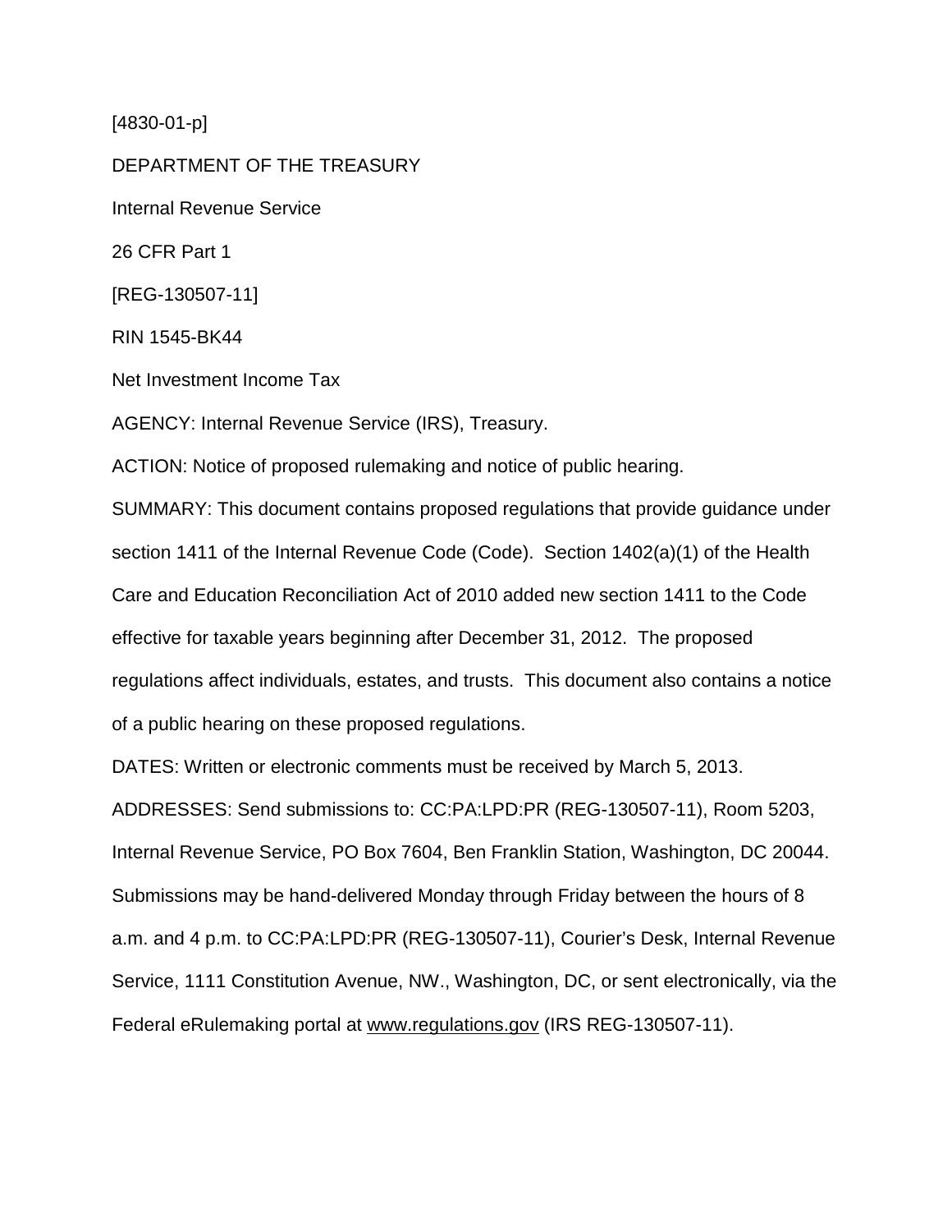[4830-01-p]

DEPARTMENT OF THE TREASURY

Internal Revenue Service

26 CFR Part 1

[REG-130507-11]

RIN 1545-BK44

Net Investment Income Tax

AGENCY: Internal Revenue Service (IRS), Treasury.

ACTION: Notice of proposed rulemaking and notice of public hearing.

SUMMARY: This document contains proposed regulations that provide guidance under section 1411 of the Internal Revenue Code (Code). Section 1402(a)(1) of the Health Care and Education Reconciliation Act of 2010 added new section 1411 to the Code effective for taxable years beginning after December 31, 2012. The proposed regulations affect individuals, estates, and trusts. This document also contains a notice of a public hearing on these proposed regulations.

DATES: Written or electronic comments must be received by March 5, 2013.

ADDRESSES: Send submissions to: CC:PA:LPD:PR (REG-130507-11), Room 5203, Internal Revenue Service, PO Box 7604, Ben Franklin Station, Washington, DC 20044. Submissions may be hand-delivered Monday through Friday between the hours of 8 a.m. and 4 p.m. to CC:PA:LPD:PR (REG-130507-11), Courier's Desk, Internal Revenue Service, 1111 Constitution Avenue, NW., Washington, DC, or sent electronically, via the Federal eRulemaking portal at www.regulations.gov (IRS REG-130507-11).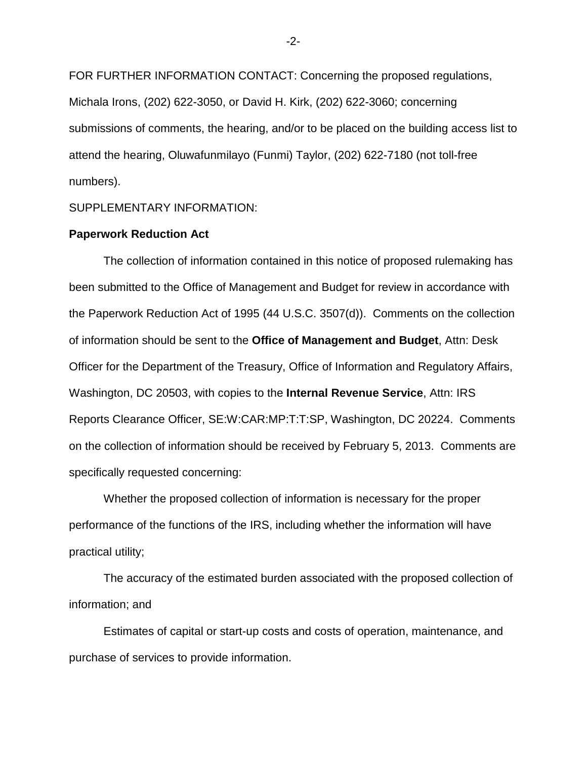FOR FURTHER INFORMATION CONTACT: Concerning the proposed regulations, Michala Irons, (202) 622-3050, or David H. Kirk, (202) 622-3060; concerning submissions of comments, the hearing, and/or to be placed on the building access list to attend the hearing, Oluwafunmilayo (Funmi) Taylor, (202) 622-7180 (not toll-free numbers).

SUPPLEMENTARY INFORMATION:

**Paperwork Reduction Act**

The collection of information contained in this notice of proposed rulemaking has been submitted to the Office of Management and Budget for review in accordance with the Paperwork Reduction Act of 1995 (44 U.S.C. 3507(d)). Comments on the collection of information should be sent to the **Office of Management and Budget**, Attn: Desk Officer for the Department of the Treasury, Office of Information and Regulatory Affairs, Washington, DC 20503, with copies to the **Internal Revenue Service**, Attn: IRS Reports Clearance Officer, SE:W:CAR:MP:T:T:SP, Washington, DC 20224. Comments on the collection of information should be received by February 5, 2013. Comments are specifically requested concerning:

Whether the proposed collection of information is necessary for the proper performance of the functions of the IRS, including whether the information will have practical utility;

The accuracy of the estimated burden associated with the proposed collection of information; and

Estimates of capital or start-up costs and costs of operation, maintenance, and purchase of services to provide information.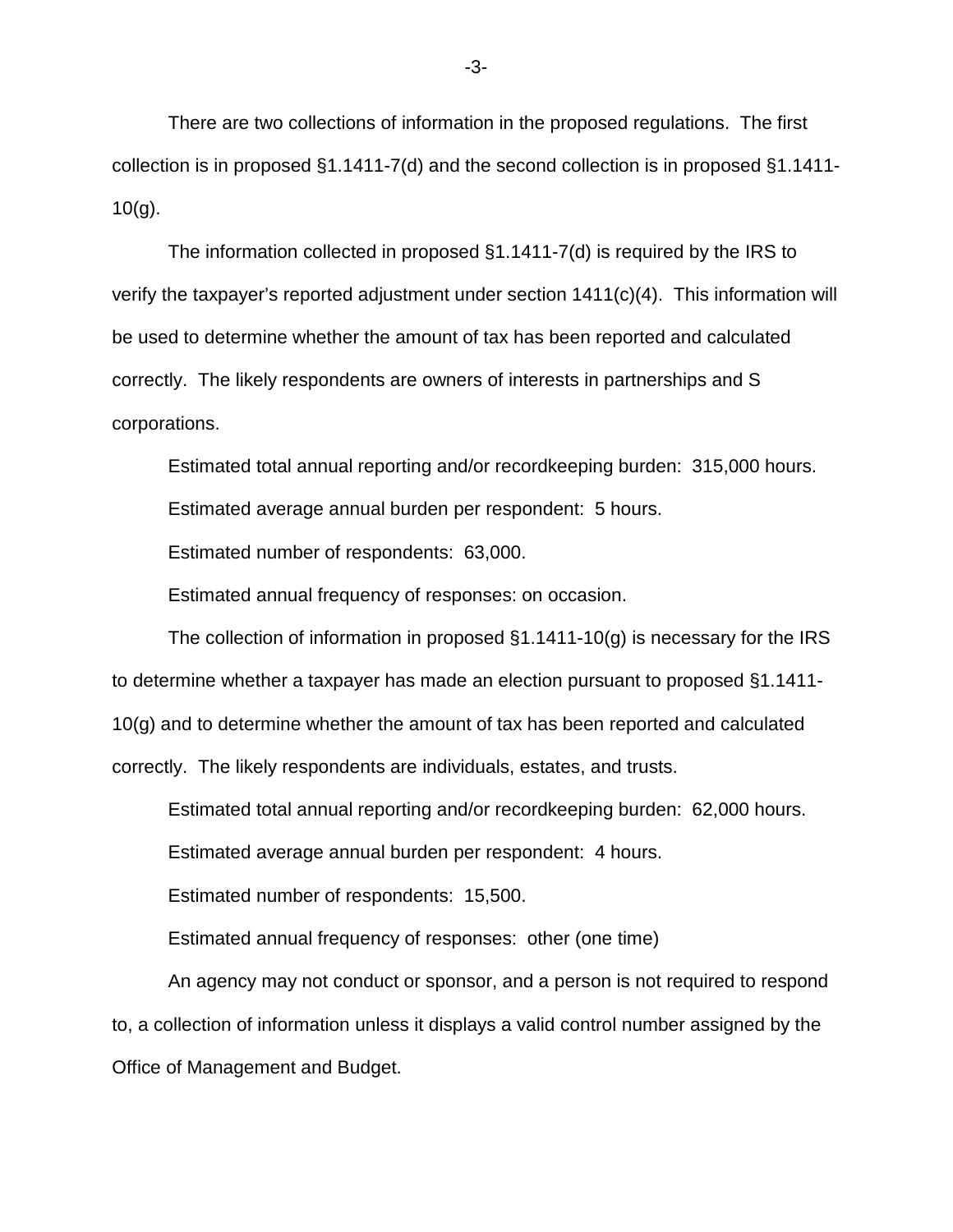There are two collections of information in the proposed regulations. The first collection is in proposed §1.1411-7(d) and the second collection is in proposed §1.1411-10(g).

The information collected in proposed §1.1411-7(d) is required by the IRS to verify the taxpayer's reported adjustment under section 1411(c)(4). This information will be used to determine whether the amount of tax has been reported and calculated correctly. The likely respondents are owners of interests in partnerships and S corporations.

Estimated total annual reporting and/or recordkeeping burden: 315,000 hours.

Estimated average annual burden per respondent: 5 hours.

Estimated number of respondents: 63,000.

Estimated annual frequency of responses: on occasion.

The collection of information in proposed §1.1411-10(g) is necessary for the IRS to determine whether a taxpayer has made an election pursuant to proposed §1.1411-10(g) and to determine whether the amount of tax has been reported and calculated correctly. The likely respondents are individuals, estates, and trusts.

Estimated total annual reporting and/or recordkeeping burden: 62,000 hours.

Estimated average annual burden per respondent: 4 hours.

Estimated number of respondents: 15,500.

Estimated annual frequency of responses: other (one time)

An agency may not conduct or sponsor, and a person is not required to respond to, a collection of information unless it displays a valid control number assigned by the Office of Management and Budget.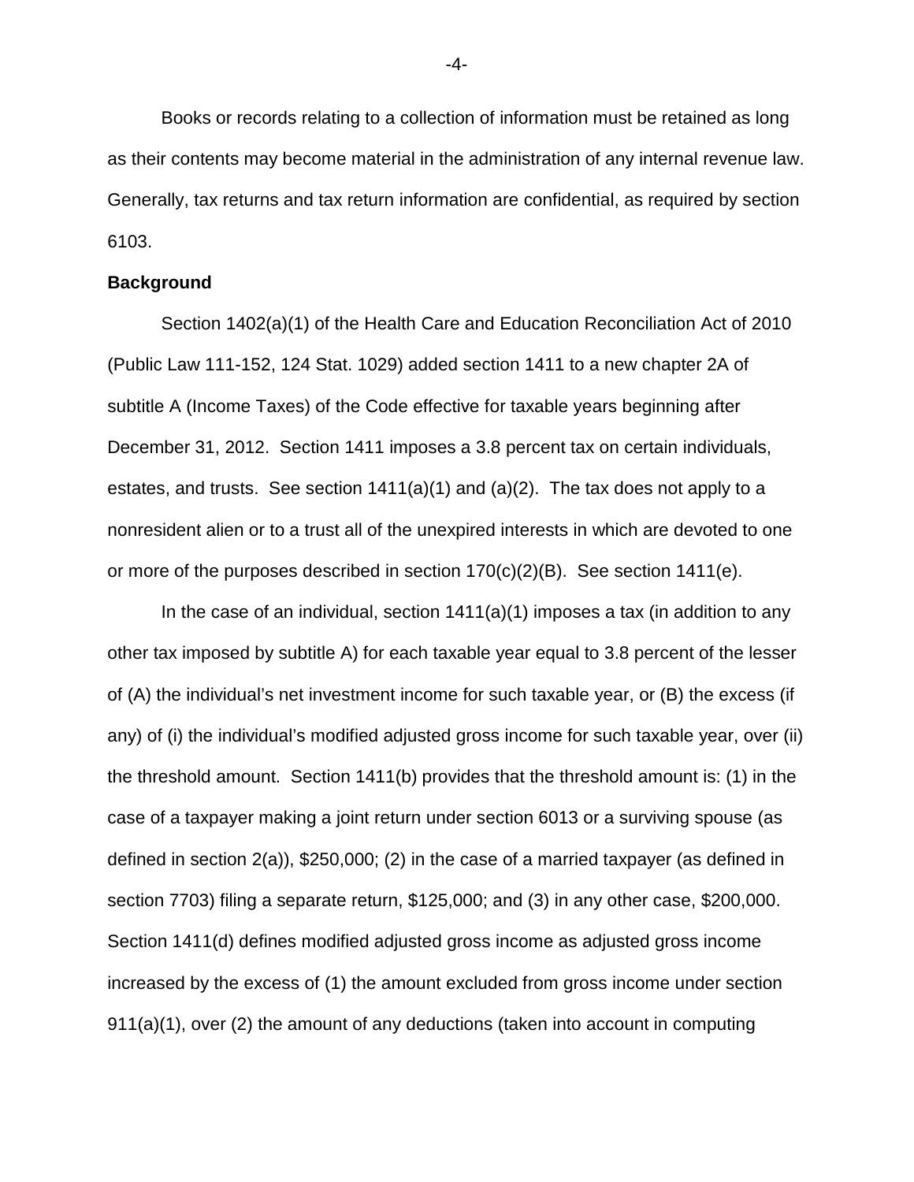Books or records relating to a collection of information must be retained as long as their contents may become material in the administration of any internal revenue law. Generally, tax returns and tax return information are confidential, as required by section 6103.

**Background**

Section 1402(a)(1) of the Health Care and Education Reconciliation Act of 2010 (Public Law 111-152, 124 Stat. 1029) added section 1411 to a new chapter 2A of subtitle A (Income Taxes) of the Code effective for taxable years beginning after December 31, 2012. Section 1411 imposes a 3.8 percent tax on certain individuals, estates, and trusts. See section 1411(a)(1) and (a)(2). The tax does not apply to a nonresident alien or to a trust all of the unexpired interests in which are devoted to one or more of the purposes described in section 170(c)(2)(B). See section 1411(e).

In the case of an individual, section 1411(a)(1) imposes a tax (in addition to any other tax imposed by subtitle A) for each taxable year equal to 3.8 percent of the lesser of (A) the individual's net investment income for such taxable year, or (B) the excess (if any) of (i) the individual's modified adjusted gross income for such taxable year, over (ii) the threshold amount. Section 1411(b) provides that the threshold amount is: (1) in the case of a taxpayer making a joint return under section 6013 or a surviving spouse (as defined in section 2(a)), $250,000; (2) in the case of a married taxpayer (as defined in section 7703) filing a separate return, $125,000; and (3) in any other case, $200,000. Section 1411(d) defines modified adjusted gross income as adjusted gross income increased by the excess of (1) the amount excluded from gross income under section 911(a)(1), over (2) the amount of any deductions (taken into account in computing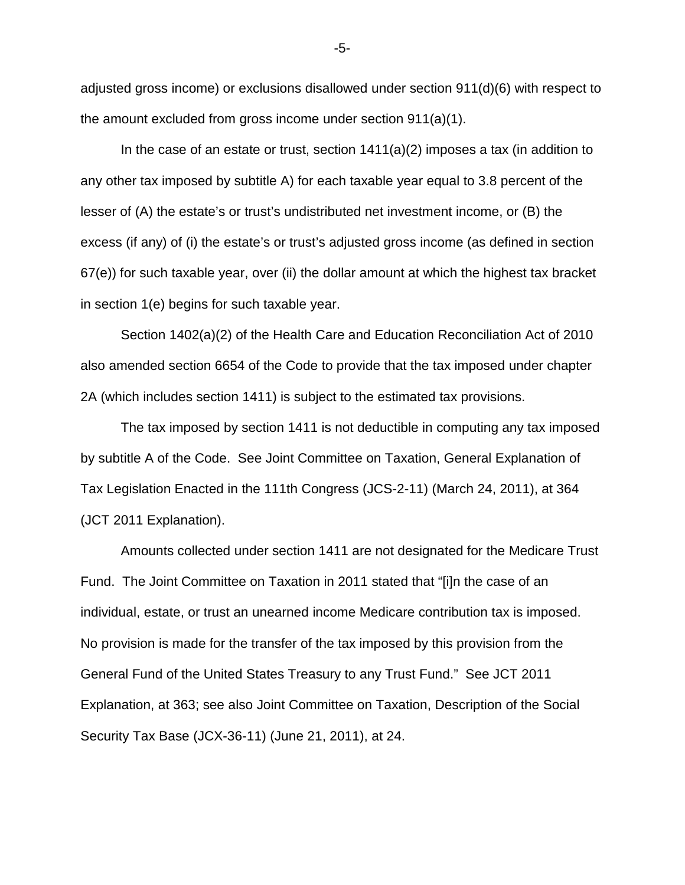adjusted gross income) or exclusions disallowed under section 911(d)(6) with respect to the amount excluded from gross income under section 911(a)(1).

In the case of an estate or trust, section 1411(a)(2) imposes a tax (in addition to any other tax imposed by subtitle A) for each taxable year equal to 3.8 percent of the lesser of (A) the estate's or trust's undistributed net investment income, or (B) the excess (if any) of (i) the estate's or trust's adjusted gross income (as defined in section 67(e)) for such taxable year, over (ii) the dollar amount at which the highest tax bracket in section 1(e) begins for such taxable year.

Section 1402(a)(2) of the Health Care and Education Reconciliation Act of 2010 also amended section 6654 of the Code to provide that the tax imposed under chapter 2A (which includes section 1411) is subject to the estimated tax provisions.

The tax imposed by section 1411 is not deductible in computing any tax imposed by subtitle A of the Code. See Joint Committee on Taxation, General Explanation of Tax Legislation Enacted in the 111th Congress (JCS-2-11) (March 24, 2011), at 364 (JCT 2011 Explanation).

Amounts collected under section 1411 are not designated for the Medicare Trust Fund. The Joint Committee on Taxation in 2011 stated that "[i]n the case of an individual, estate, or trust an unearned income Medicare contribution tax is imposed. No provision is made for the transfer of the tax imposed by this provision from the General Fund of the United States Treasury to any Trust Fund." See JCT 2011 Explanation, at 363; see also Joint Committee on Taxation, Description of the Social Security Tax Base (JCX-36-11) (June 21, 2011), at 24.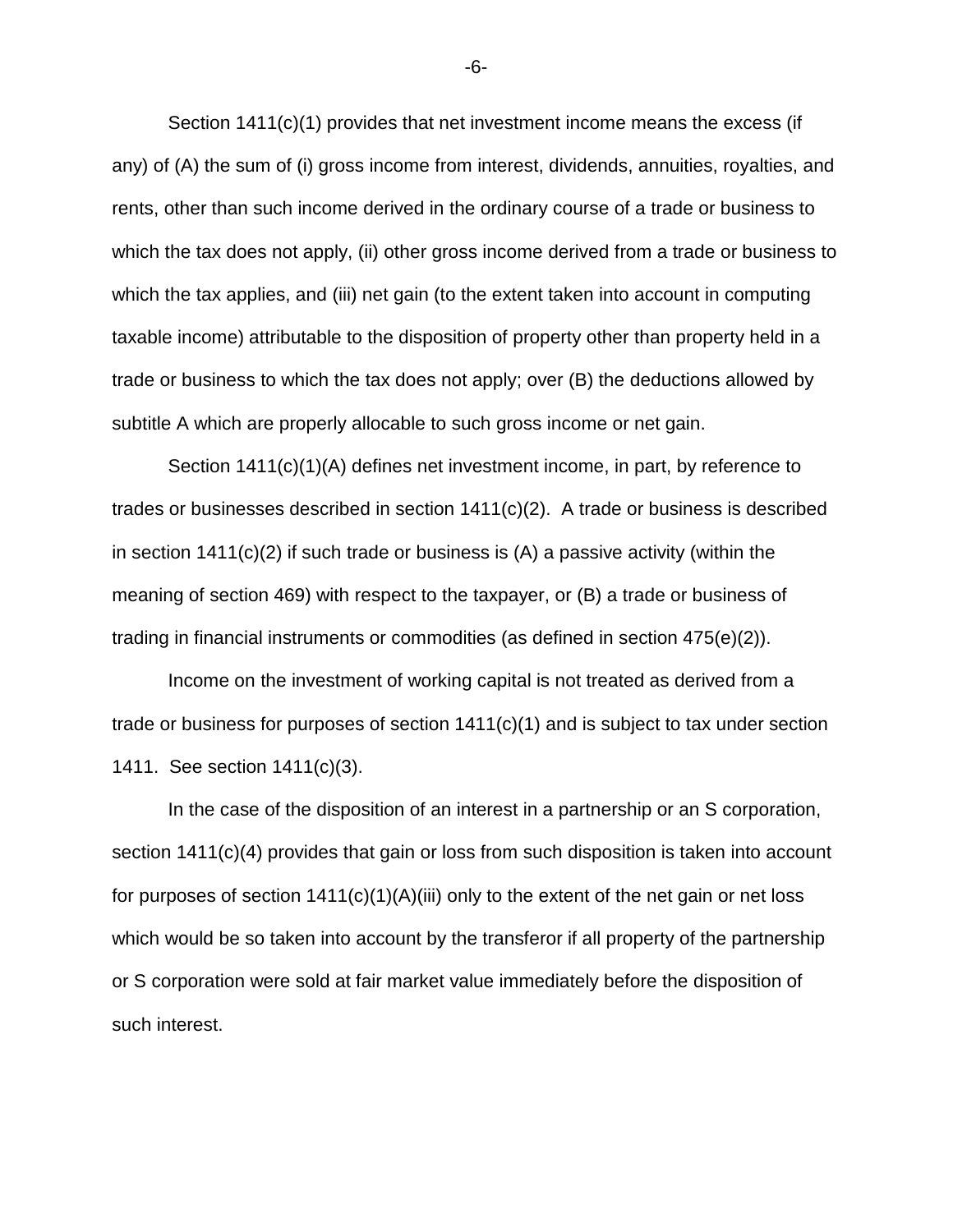Section 1411(c)(1) provides that net investment income means the excess (if any) of (A) the sum of (i) gross income from interest, dividends, annuities, royalties, and rents, other than such income derived in the ordinary course of a trade or business to which the tax does not apply, (ii) other gross income derived from a trade or business to which the tax applies, and (iii) net gain (to the extent taken into account in computing taxable income) attributable to the disposition of property other than property held in a trade or business to which the tax does not apply; over (B) the deductions allowed by subtitle A which are properly allocable to such gross income or net gain.

Section 1411(c)(1)(A) defines net investment income, in part, by reference to trades or businesses described in section 1411(c)(2). A trade or business is described in section 1411(c)(2) if such trade or business is (A) a passive activity (within the meaning of section 469) with respect to the taxpayer, or (B) a trade or business of trading in financial instruments or commodities (as defined in section 475(e)(2)).

Income on the investment of working capital is not treated as derived from a trade or business for purposes of section 1411(c)(1) and is subject to tax under section 1411. See section 1411(c)(3).

In the case of the disposition of an interest in a partnership or an S corporation, section 1411(c)(4) provides that gain or loss from such disposition is taken into account for purposes of section 1411(c)(1)(A)(iii) only to the extent of the net gain or net loss which would be so taken into account by the transferor if all property of the partnership or S corporation were sold at fair market value immediately before the disposition of such interest.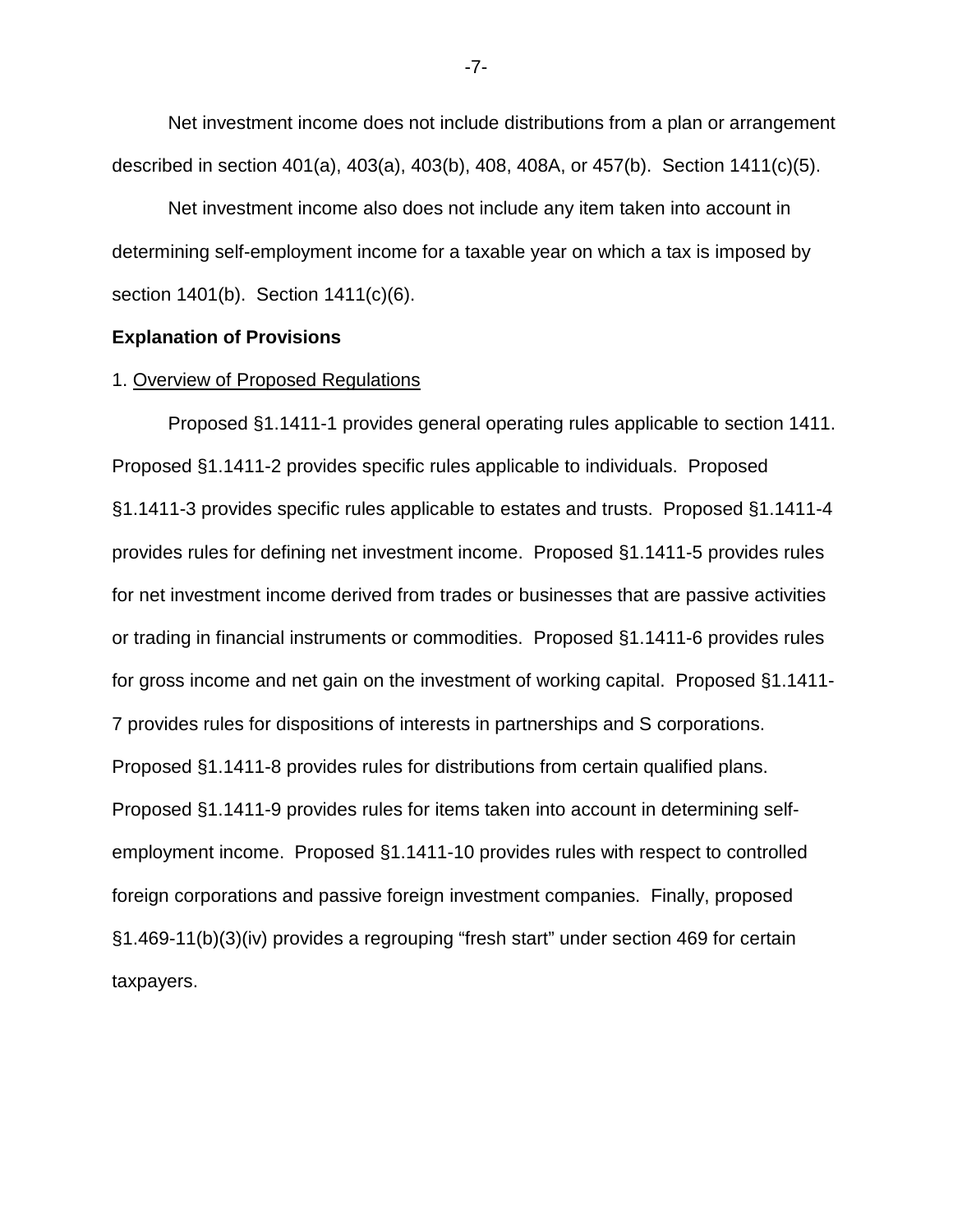Net investment income does not include distributions from a plan or arrangement described in section 401(a), 403(a), 403(b), 408, 408A, or 457(b). Section 1411(c)(5).

Net investment income also does not include any item taken into account in determining self-employment income for a taxable year on which a tax is imposed by section 1401(b). Section 1411(c)(6).

**Explanation of Provisions**

1. Overview of Proposed Regulations

Proposed §1.1411-1 provides general operating rules applicable to section 1411. Proposed §1.1411-2 provides specific rules applicable to individuals. Proposed §1.1411-3 provides specific rules applicable to estates and trusts. Proposed §1.1411-4 provides rules for defining net investment income. Proposed §1.1411-5 provides rules for net investment income derived from trades or businesses that are passive activities or trading in financial instruments or commodities. Proposed §1.1411-6 provides rules for gross income and net gain on the investment of working capital. Proposed §1.1411-7 provides rules for dispositions of interests in partnerships and S corporations. Proposed §1.1411-8 provides rules for distributions from certain qualified plans. Proposed §1.1411-9 provides rules for items taken into account in determining self-employment income. Proposed §1.1411-10 provides rules with respect to controlled foreign corporations and passive foreign investment companies. Finally, proposed §1.469-11(b)(3)(iv) provides a regrouping "fresh start" under section 469 for certain taxpayers.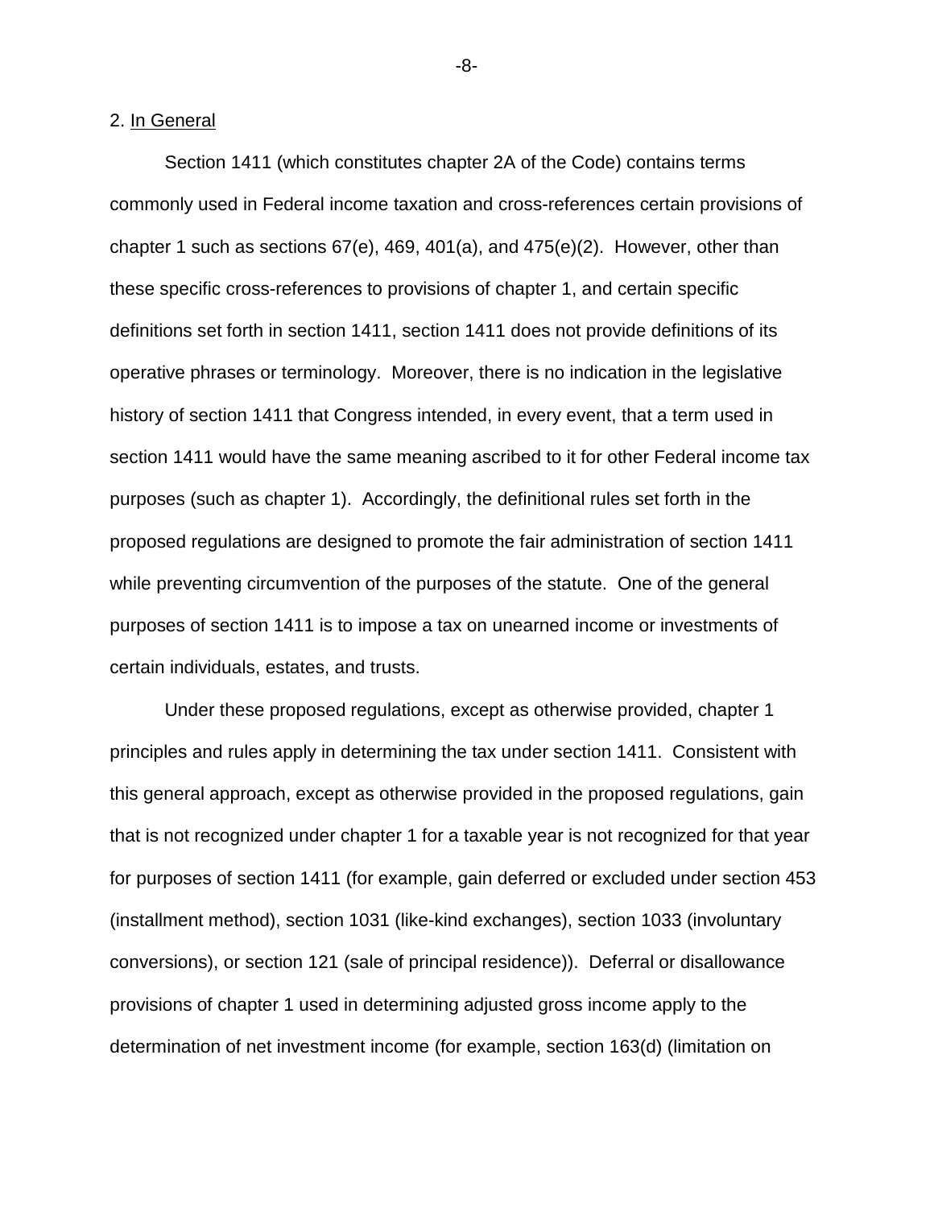2. In General

Section 1411 (which constitutes chapter 2A of the Code) contains terms commonly used in Federal income taxation and cross-references certain provisions of chapter 1 such as sections 67(e), 469, 401(a), and 475(e)(2). However, other than these specific cross-references to provisions of chapter 1, and certain specific definitions set forth in section 1411, section 1411 does not provide definitions of its operative phrases or terminology. Moreover, there is no indication in the legislative history of section 1411 that Congress intended, in every event, that a term used in section 1411 would have the same meaning ascribed to it for other Federal income tax purposes (such as chapter 1). Accordingly, the definitional rules set forth in the proposed regulations are designed to promote the fair administration of section 1411 while preventing circumvention of the purposes of the statute. One of the general purposes of section 1411 is to impose a tax on unearned income or investments of certain individuals, estates, and trusts.

Under these proposed regulations, except as otherwise provided, chapter 1 principles and rules apply in determining the tax under section 1411. Consistent with this general approach, except as otherwise provided in the proposed regulations, gain that is not recognized under chapter 1 for a taxable year is not recognized for that year for purposes of section 1411 (for example, gain deferred or excluded under section 453 (installment method), section 1031 (like-kind exchanges), section 1033 (involuntary conversions), or section 121 (sale of principal residence)). Deferral or disallowance provisions of chapter 1 used in determining adjusted gross income apply to the determination of net investment income (for example, section 163(d) (limitation on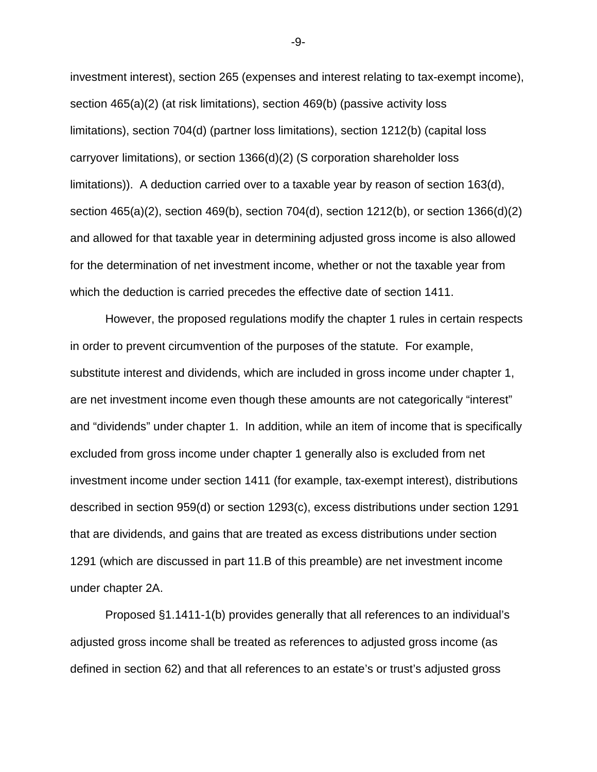investment interest), section 265 (expenses and interest relating to tax-exempt income), section 465(a)(2) (at risk limitations), section 469(b) (passive activity loss limitations), section 704(d) (partner loss limitations), section 1212(b) (capital loss carryover limitations), or section 1366(d)(2) (S corporation shareholder loss limitations)). A deduction carried over to a taxable year by reason of section 163(d), section 465(a)(2), section 469(b), section 704(d), section 1212(b), or section 1366(d)(2) and allowed for that taxable year in determining adjusted gross income is also allowed for the determination of net investment income, whether or not the taxable year from which the deduction is carried precedes the effective date of section 1411.

However, the proposed regulations modify the chapter 1 rules in certain respects in order to prevent circumvention of the purposes of the statute. For example, substitute interest and dividends, which are included in gross income under chapter 1, are net investment income even though these amounts are not categorically "interest" and "dividends" under chapter 1. In addition, while an item of income that is specifically excluded from gross income under chapter 1 generally also is excluded from net investment income under section 1411 (for example, tax-exempt interest), distributions described in section 959(d) or section 1293(c), excess distributions under section 1291 that are dividends, and gains that are treated as excess distributions under section 1291 (which are discussed in part 11.B of this preamble) are net investment income under chapter 2A.

Proposed §1.1411-1(b) provides generally that all references to an individual's adjusted gross income shall be treated as references to adjusted gross income (as defined in section 62) and that all references to an estate's or trust's adjusted gross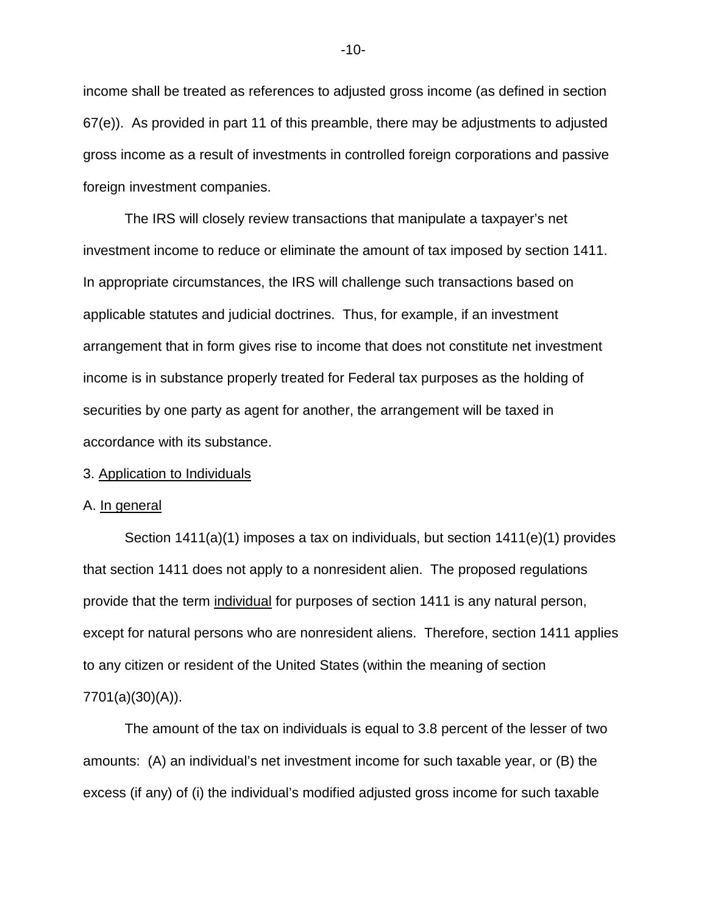income shall be treated as references to adjusted gross income (as defined in section 67(e)). As provided in part 11 of this preamble, there may be adjustments to adjusted gross income as a result of investments in controlled foreign corporations and passive foreign investment companies.

The IRS will closely review transactions that manipulate a taxpayer's net investment income to reduce or eliminate the amount of tax imposed by section 1411. In appropriate circumstances, the IRS will challenge such transactions based on applicable statutes and judicial doctrines. Thus, for example, if an investment arrangement that in form gives rise to income that does not constitute net investment income is in substance properly treated for Federal tax purposes as the holding of securities by one party as agent for another, the arrangement will be taxed in accordance with its substance.

3. Application to Individuals

A. In general

Section 1411(a)(1) imposes a tax on individuals, but section 1411(e)(1) provides that section 1411 does not apply to a nonresident alien. The proposed regulations provide that the term individual for purposes of section 1411 is any natural person, except for natural persons who are nonresident aliens. Therefore, section 1411 applies to any citizen or resident of the United States (within the meaning of section 7701(a)(30)(A)).

The amount of the tax on individuals is equal to 3.8 percent of the lesser of two amounts: (A) an individual's net investment income for such taxable year, or (B) the excess (if any) of (i) the individual's modified adjusted gross income for such taxable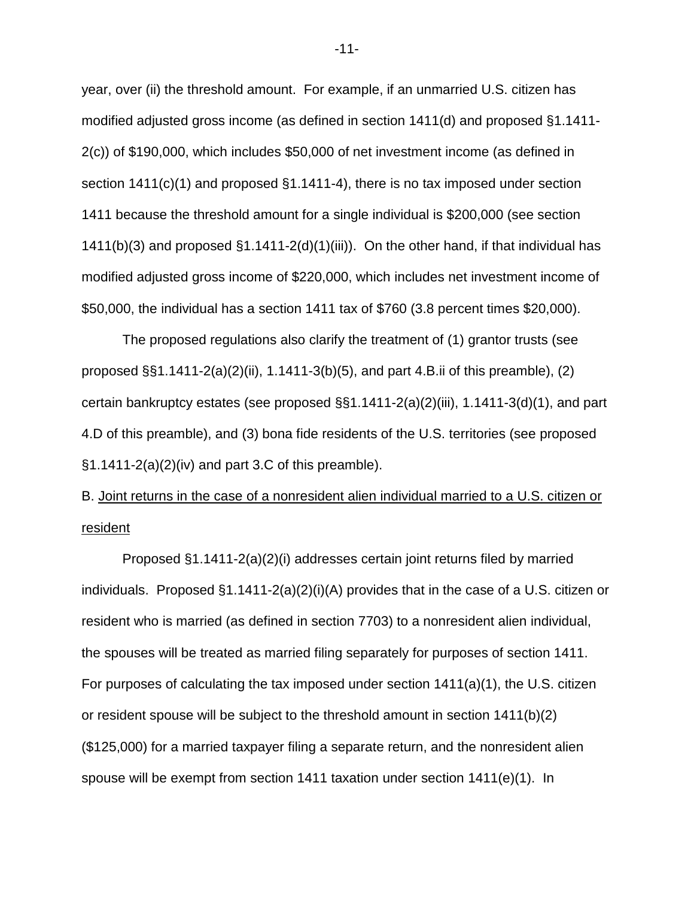year, over (ii) the threshold amount. For example, if an unmarried U.S. citizen has modified adjusted gross income (as defined in section 1411(d) and proposed §1.1411-2(c)) of $190,000, which includes $50,000 of net investment income (as defined in section 1411(c)(1) and proposed §1.1411-4), there is no tax imposed under section 1411 because the threshold amount for a single individual is $200,000 (see section 1411(b)(3) and proposed §1.1411-2(d)(1)(iii)). On the other hand, if that individual has modified adjusted gross income of $220,000, which includes net investment income of $50,000, the individual has a section 1411 tax of $760 (3.8 percent times $20,000).

The proposed regulations also clarify the treatment of (1) grantor trusts (see proposed §§1.1411-2(a)(2)(ii), 1.1411-3(b)(5), and part 4.B.ii of this preamble), (2) certain bankruptcy estates (see proposed §§1.1411-2(a)(2)(iii), 1.1411-3(d)(1), and part 4.D of this preamble), and (3) bona fide residents of the U.S. territories (see proposed §1.1411-2(a)(2)(iv) and part 3.C of this preamble).

B. Joint returns in the case of a nonresident alien individual married to a U.S. citizen or resident

Proposed §1.1411-2(a)(2)(i) addresses certain joint returns filed by married individuals. Proposed §1.1411-2(a)(2)(i)(A) provides that in the case of a U.S. citizen or resident who is married (as defined in section 7703) to a nonresident alien individual, the spouses will be treated as married filing separately for purposes of section 1411. For purposes of calculating the tax imposed under section 1411(a)(1), the U.S. citizen or resident spouse will be subject to the threshold amount in section 1411(b)(2) ($125,000) for a married taxpayer filing a separate return, and the nonresident alien spouse will be exempt from section 1411 taxation under section 1411(e)(1). In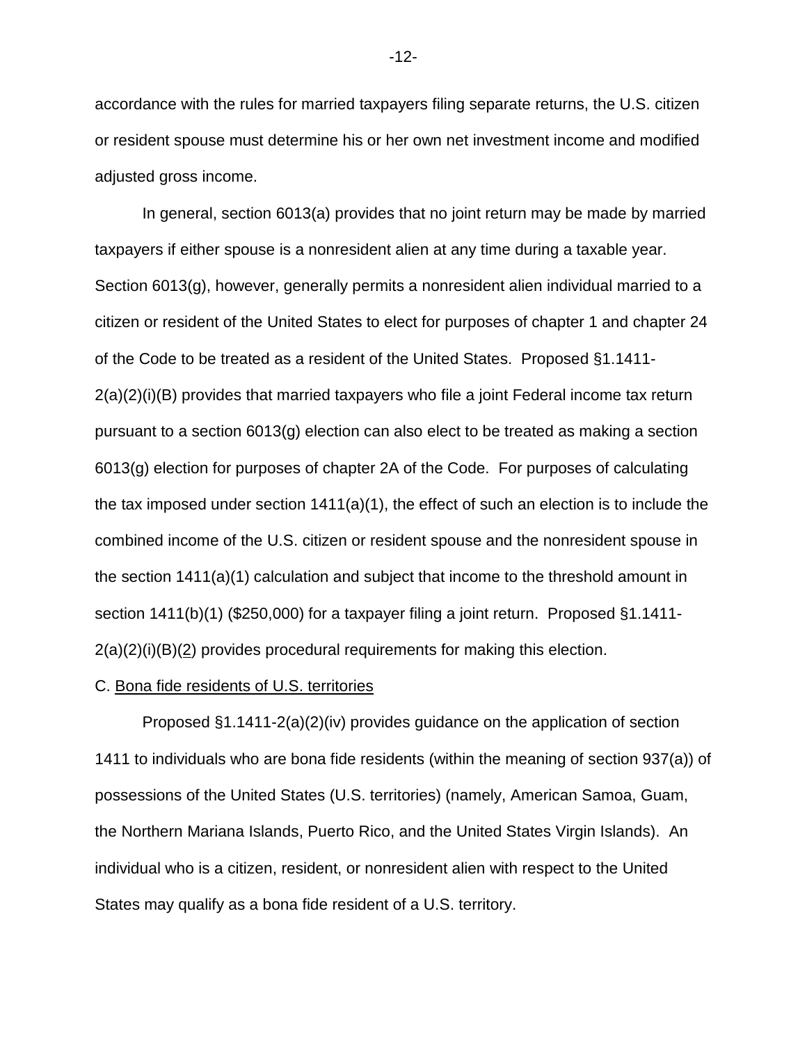accordance with the rules for married taxpayers filing separate returns, the U.S. citizen or resident spouse must determine his or her own net investment income and modified adjusted gross income.

In general, section 6013(a) provides that no joint return may be made by married taxpayers if either spouse is a nonresident alien at any time during a taxable year. Section 6013(g), however, generally permits a nonresident alien individual married to a citizen or resident of the United States to elect for purposes of chapter 1 and chapter 24 of the Code to be treated as a resident of the United States. Proposed §1.1411-2(a)(2)(i)(B) provides that married taxpayers who file a joint Federal income tax return pursuant to a section 6013(g) election can also elect to be treated as making a section 6013(g) election for purposes of chapter 2A of the Code. For purposes of calculating the tax imposed under section 1411(a)(1), the effect of such an election is to include the combined income of the U.S. citizen or resident spouse and the nonresident spouse in the section 1411(a)(1) calculation and subject that income to the threshold amount in section 1411(b)(1) ($250,000) for a taxpayer filing a joint return. Proposed §1.1411-2(a)(2)(i)(B)(2) provides procedural requirements for making this election.

C. Bona fide residents of U.S. territories

Proposed §1.1411-2(a)(2)(iv) provides guidance on the application of section 1411 to individuals who are bona fide residents (within the meaning of section 937(a)) of possessions of the United States (U.S. territories) (namely, American Samoa, Guam, the Northern Mariana Islands, Puerto Rico, and the United States Virgin Islands). An individual who is a citizen, resident, or nonresident alien with respect to the United States may qualify as a bona fide resident of a U.S. territory.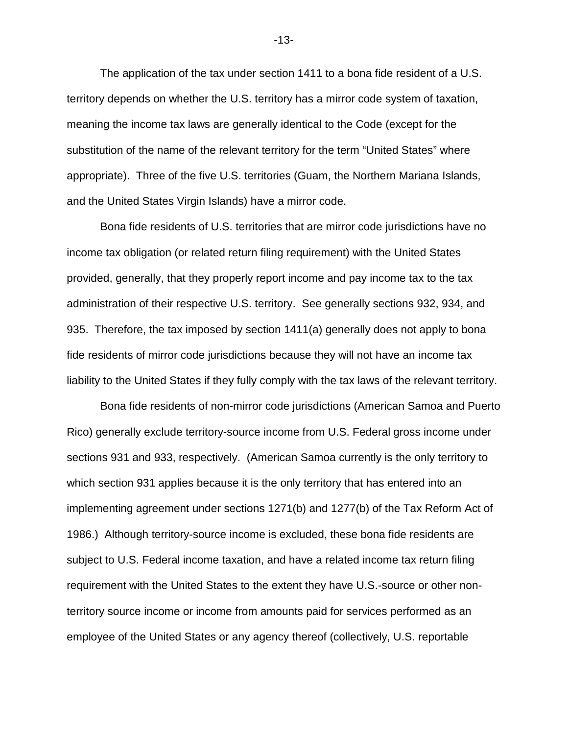The application of the tax under section 1411 to a bona fide resident of a U.S. territory depends on whether the U.S. territory has a mirror code system of taxation, meaning the income tax laws are generally identical to the Code (except for the substitution of the name of the relevant territory for the term "United States" where appropriate). Three of the five U.S. territories (Guam, the Northern Mariana Islands, and the United States Virgin Islands) have a mirror code.

Bona fide residents of U.S. territories that are mirror code jurisdictions have no income tax obligation (or related return filing requirement) with the United States provided, generally, that they properly report income and pay income tax to the tax administration of their respective U.S. territory. See generally sections 932, 934, and 935. Therefore, the tax imposed by section 1411(a) generally does not apply to bona fide residents of mirror code jurisdictions because they will not have an income tax liability to the United States if they fully comply with the tax laws of the relevant territory.

Bona fide residents of non-mirror code jurisdictions (American Samoa and Puerto Rico) generally exclude territory-source income from U.S. Federal gross income under sections 931 and 933, respectively. (American Samoa currently is the only territory to which section 931 applies because it is the only territory that has entered into an implementing agreement under sections 1271(b) and 1277(b) of the Tax Reform Act of 1986.) Although territory-source income is excluded, these bona fide residents are subject to U.S. Federal income taxation, and have a related income tax return filing requirement with the United States to the extent they have U.S.-source or other non-territory source income or income from amounts paid for services performed as an employee of the United States or any agency thereof (collectively, U.S. reportable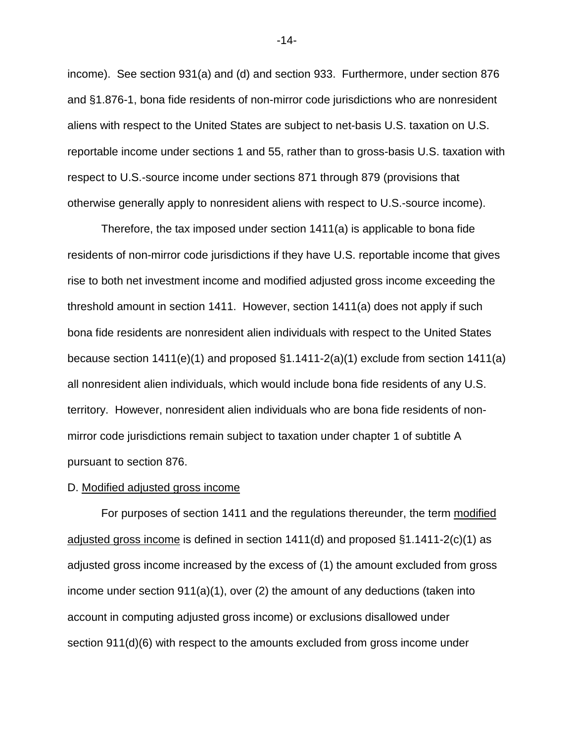income). See section 931(a) and (d) and section 933. Furthermore, under section 876 and §1.876-1, bona fide residents of non-mirror code jurisdictions who are nonresident aliens with respect to the United States are subject to net-basis U.S. taxation on U.S. reportable income under sections 1 and 55, rather than to gross-basis U.S. taxation with respect to U.S.-source income under sections 871 through 879 (provisions that otherwise generally apply to nonresident aliens with respect to U.S.-source income).

Therefore, the tax imposed under section 1411(a) is applicable to bona fide residents of non-mirror code jurisdictions if they have U.S. reportable income that gives rise to both net investment income and modified adjusted gross income exceeding the threshold amount in section 1411. However, section 1411(a) does not apply if such bona fide residents are nonresident alien individuals with respect to the United States because section 1411(e)(1) and proposed §1.1411-2(a)(1) exclude from section 1411(a) all nonresident alien individuals, which would include bona fide residents of any U.S. territory. However, nonresident alien individuals who are bona fide residents of non-mirror code jurisdictions remain subject to taxation under chapter 1 of subtitle A pursuant to section 876.

D. Modified adjusted gross income

For purposes of section 1411 and the regulations thereunder, the term modified adjusted gross income is defined in section 1411(d) and proposed §1.1411-2(c)(1) as adjusted gross income increased by the excess of (1) the amount excluded from gross income under section 911(a)(1), over (2) the amount of any deductions (taken into account in computing adjusted gross income) or exclusions disallowed under section 911(d)(6) with respect to the amounts excluded from gross income under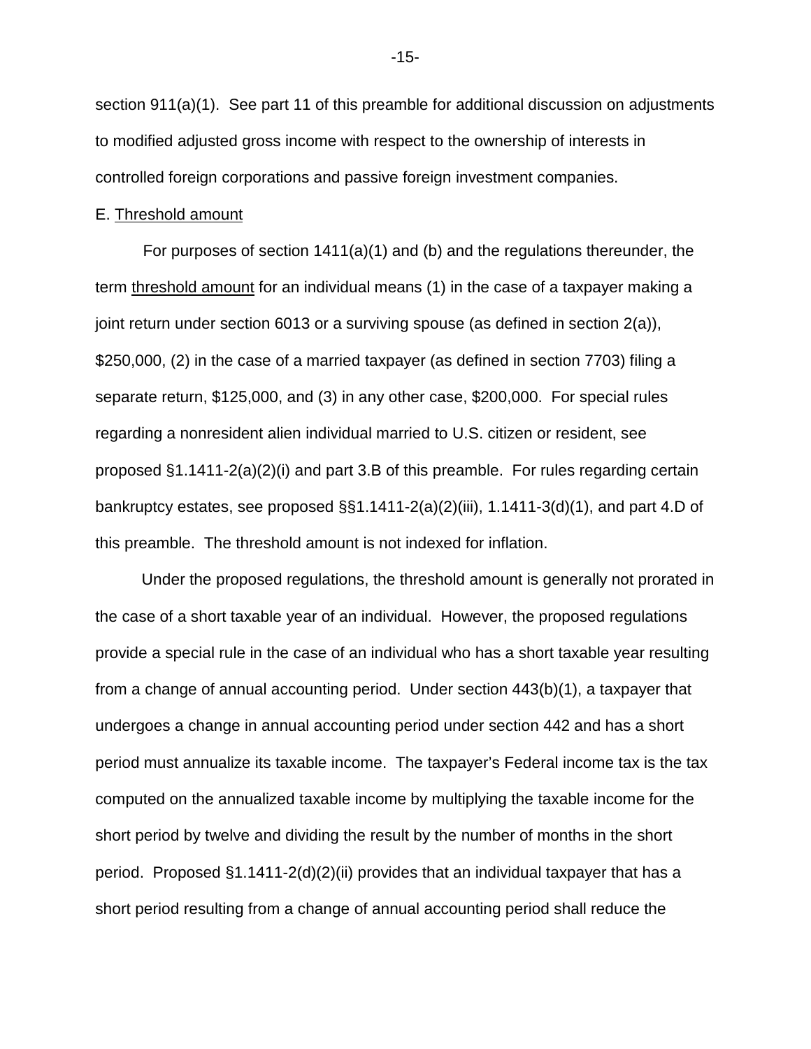section 911(a)(1). See part 11 of this preamble for additional discussion on adjustments to modified adjusted gross income with respect to the ownership of interests in controlled foreign corporations and passive foreign investment companies.

E. Threshold amount

For purposes of section 1411(a)(1) and (b) and the regulations thereunder, the term threshold amount for an individual means (1) in the case of a taxpayer making a joint return under section 6013 or a surviving spouse (as defined in section 2(a)), $250,000, (2) in the case of a married taxpayer (as defined in section 7703) filing a separate return, $125,000, and (3) in any other case, $200,000. For special rules regarding a nonresident alien individual married to U.S. citizen or resident, see proposed §1.1411-2(a)(2)(i) and part 3.B of this preamble. For rules regarding certain bankruptcy estates, see proposed §§1.1411-2(a)(2)(iii), 1.1411-3(d)(1), and part 4.D of this preamble. The threshold amount is not indexed for inflation.

Under the proposed regulations, the threshold amount is generally not prorated in the case of a short taxable year of an individual. However, the proposed regulations provide a special rule in the case of an individual who has a short taxable year resulting from a change of annual accounting period. Under section 443(b)(1), a taxpayer that undergoes a change in annual accounting period under section 442 and has a short period must annualize its taxable income. The taxpayer's Federal income tax is the tax computed on the annualized taxable income by multiplying the taxable income for the short period by twelve and dividing the result by the number of months in the short period. Proposed §1.1411-2(d)(2)(ii) provides that an individual taxpayer that has a short period resulting from a change of annual accounting period shall reduce the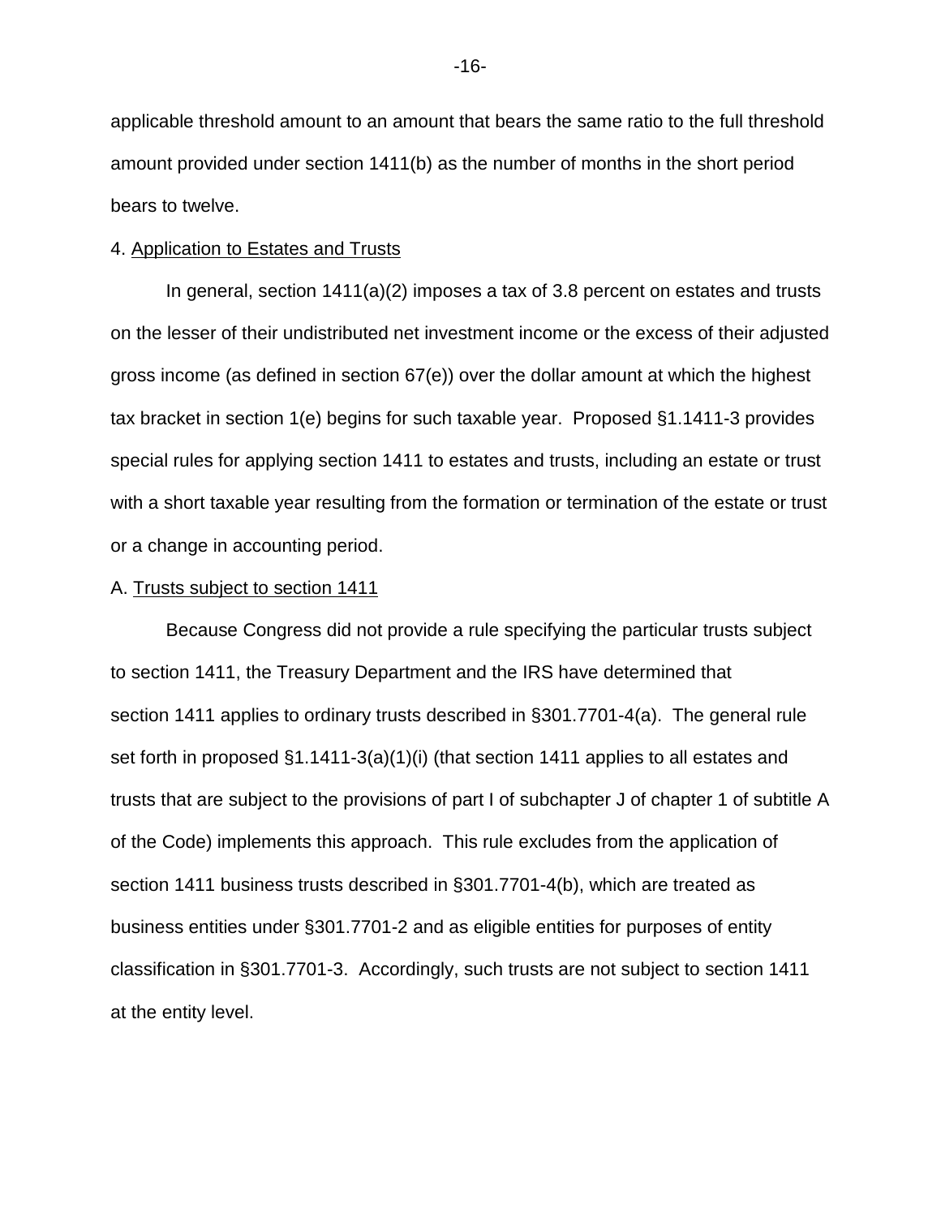applicable threshold amount to an amount that bears the same ratio to the full threshold amount provided under section 1411(b) as the number of months in the short period bears to twelve.

4. <u>Application to Estates and Trusts</u>

In general, section 1411(a)(2) imposes a tax of 3.8 percent on estates and trusts on the lesser of their undistributed net investment income or the excess of their adjusted gross income (as defined in section 67(e)) over the dollar amount at which the highest tax bracket in section 1(e) begins for such taxable year. Proposed §1.1411-3 provides special rules for applying section 1411 to estates and trusts, including an estate or trust with a short taxable year resulting from the formation or termination of the estate or trust or a change in accounting period.

A. <u>Trusts subject to section 1411</u>

Because Congress did not provide a rule specifying the particular trusts subject to section 1411, the Treasury Department and the IRS have determined that section 1411 applies to ordinary trusts described in §301.7701-4(a). The general rule set forth in proposed §1.1411-3(a)(1)(i) (that section 1411 applies to all estates and trusts that are subject to the provisions of part I of subchapter J of chapter 1 of subtitle A of the Code) implements this approach. This rule excludes from the application of section 1411 business trusts described in §301.7701-4(b), which are treated as business entities under §301.7701-2 and as eligible entities for purposes of entity classification in §301.7701-3. Accordingly, such trusts are not subject to section 1411 at the entity level.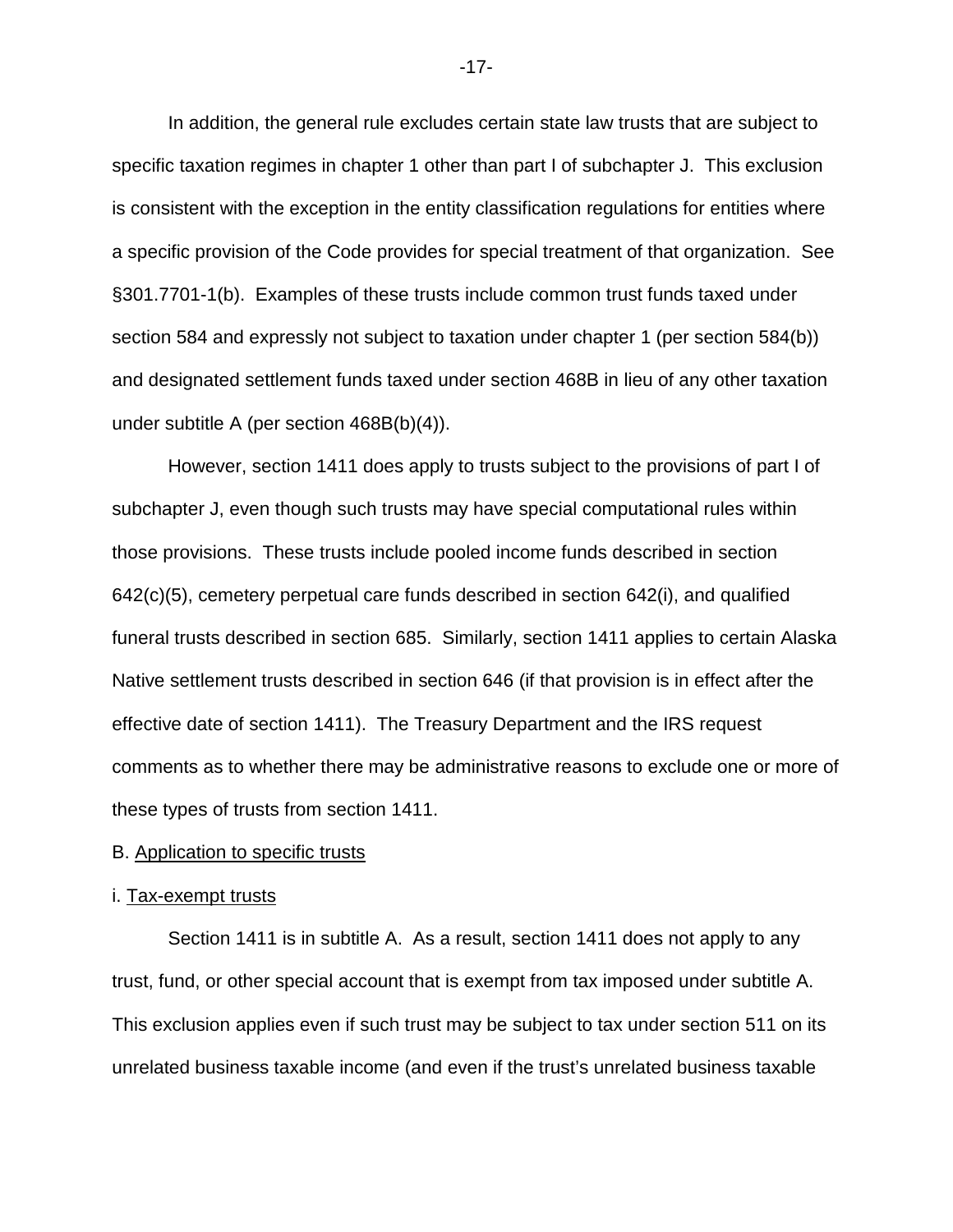In addition, the general rule excludes certain state law trusts that are subject to specific taxation regimes in chapter 1 other than part I of subchapter J. This exclusion is consistent with the exception in the entity classification regulations for entities where a specific provision of the Code provides for special treatment of that organization. See §301.7701-1(b). Examples of these trusts include common trust funds taxed under section 584 and expressly not subject to taxation under chapter 1 (per section 584(b)) and designated settlement funds taxed under section 468B in lieu of any other taxation under subtitle A (per section 468B(b)(4)).

However, section 1411 does apply to trusts subject to the provisions of part I of subchapter J, even though such trusts may have special computational rules within those provisions. These trusts include pooled income funds described in section 642(c)(5), cemetery perpetual care funds described in section 642(i), and qualified funeral trusts described in section 685. Similarly, section 1411 applies to certain Alaska Native settlement trusts described in section 646 (if that provision is in effect after the effective date of section 1411). The Treasury Department and the IRS request comments as to whether there may be administrative reasons to exclude one or more of these types of trusts from section 1411.

B. Application to specific trusts

i. Tax-exempt trusts

Section 1411 is in subtitle A. As a result, section 1411 does not apply to any trust, fund, or other special account that is exempt from tax imposed under subtitle A. This exclusion applies even if such trust may be subject to tax under section 511 on its unrelated business taxable income (and even if the trust's unrelated business taxable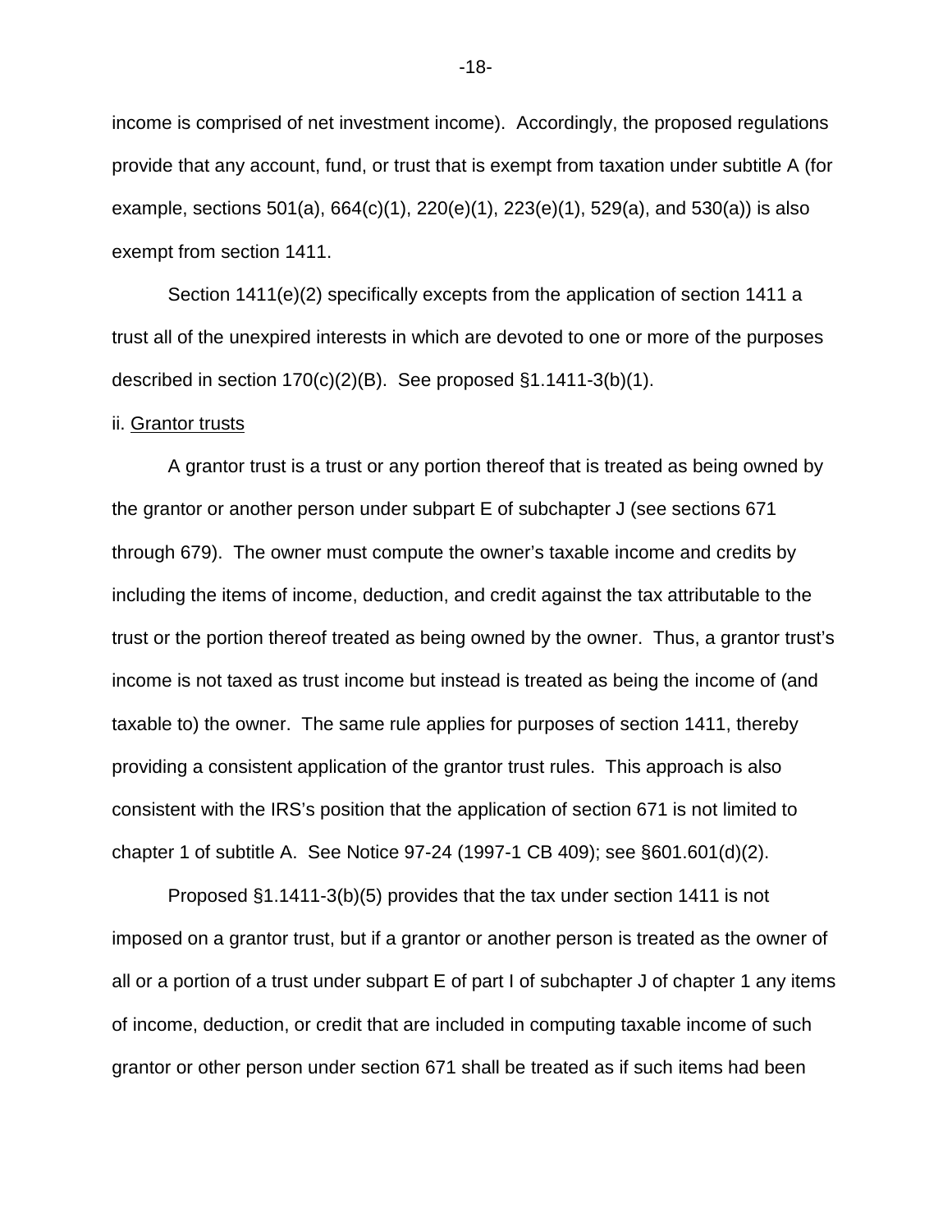income is comprised of net investment income). Accordingly, the proposed regulations provide that any account, fund, or trust that is exempt from taxation under subtitle A (for example, sections 501(a), 664(c)(1), 220(e)(1), 223(e)(1), 529(a), and 530(a)) is also exempt from section 1411.

Section 1411(e)(2) specifically excepts from the application of section 1411 a trust all of the unexpired interests in which are devoted to one or more of the purposes described in section 170(c)(2)(B). See proposed §1.1411-3(b)(1).

ii. Grantor trusts

A grantor trust is a trust or any portion thereof that is treated as being owned by the grantor or another person under subpart E of subchapter J (see sections 671 through 679). The owner must compute the owner's taxable income and credits by including the items of income, deduction, and credit against the tax attributable to the trust or the portion thereof treated as being owned by the owner. Thus, a grantor trust's income is not taxed as trust income but instead is treated as being the income of (and taxable to) the owner. The same rule applies for purposes of section 1411, thereby providing a consistent application of the grantor trust rules. This approach is also consistent with the IRS's position that the application of section 671 is not limited to chapter 1 of subtitle A. See Notice 97-24 (1997-1 CB 409); see §601.601(d)(2).

Proposed §1.1411-3(b)(5) provides that the tax under section 1411 is not imposed on a grantor trust, but if a grantor or another person is treated as the owner of all or a portion of a trust under subpart E of part I of subchapter J of chapter 1 any items of income, deduction, or credit that are included in computing taxable income of such grantor or other person under section 671 shall be treated as if such items had been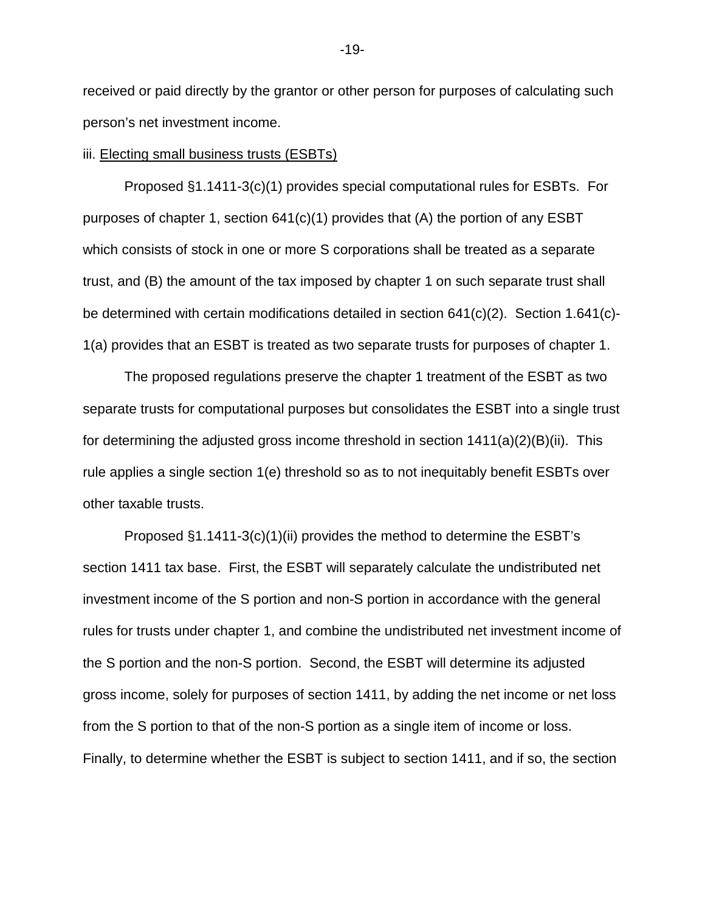received or paid directly by the grantor or other person for purposes of calculating such person's net investment income.

iii. Electing small business trusts (ESBTs)

Proposed §1.1411-3(c)(1) provides special computational rules for ESBTs. For purposes of chapter 1, section 641(c)(1) provides that (A) the portion of any ESBT which consists of stock in one or more S corporations shall be treated as a separate trust, and (B) the amount of the tax imposed by chapter 1 on such separate trust shall be determined with certain modifications detailed in section 641(c)(2). Section 1.641(c)-1(a) provides that an ESBT is treated as two separate trusts for purposes of chapter 1.

The proposed regulations preserve the chapter 1 treatment of the ESBT as two separate trusts for computational purposes but consolidates the ESBT into a single trust for determining the adjusted gross income threshold in section 1411(a)(2)(B)(ii). This rule applies a single section 1(e) threshold so as to not inequitably benefit ESBTs over other taxable trusts.

Proposed §1.1411-3(c)(1)(ii) provides the method to determine the ESBT's section 1411 tax base. First, the ESBT will separately calculate the undistributed net investment income of the S portion and non-S portion in accordance with the general rules for trusts under chapter 1, and combine the undistributed net investment income of the S portion and the non-S portion. Second, the ESBT will determine its adjusted gross income, solely for purposes of section 1411, by adding the net income or net loss from the S portion to that of the non-S portion as a single item of income or loss. Finally, to determine whether the ESBT is subject to section 1411, and if so, the section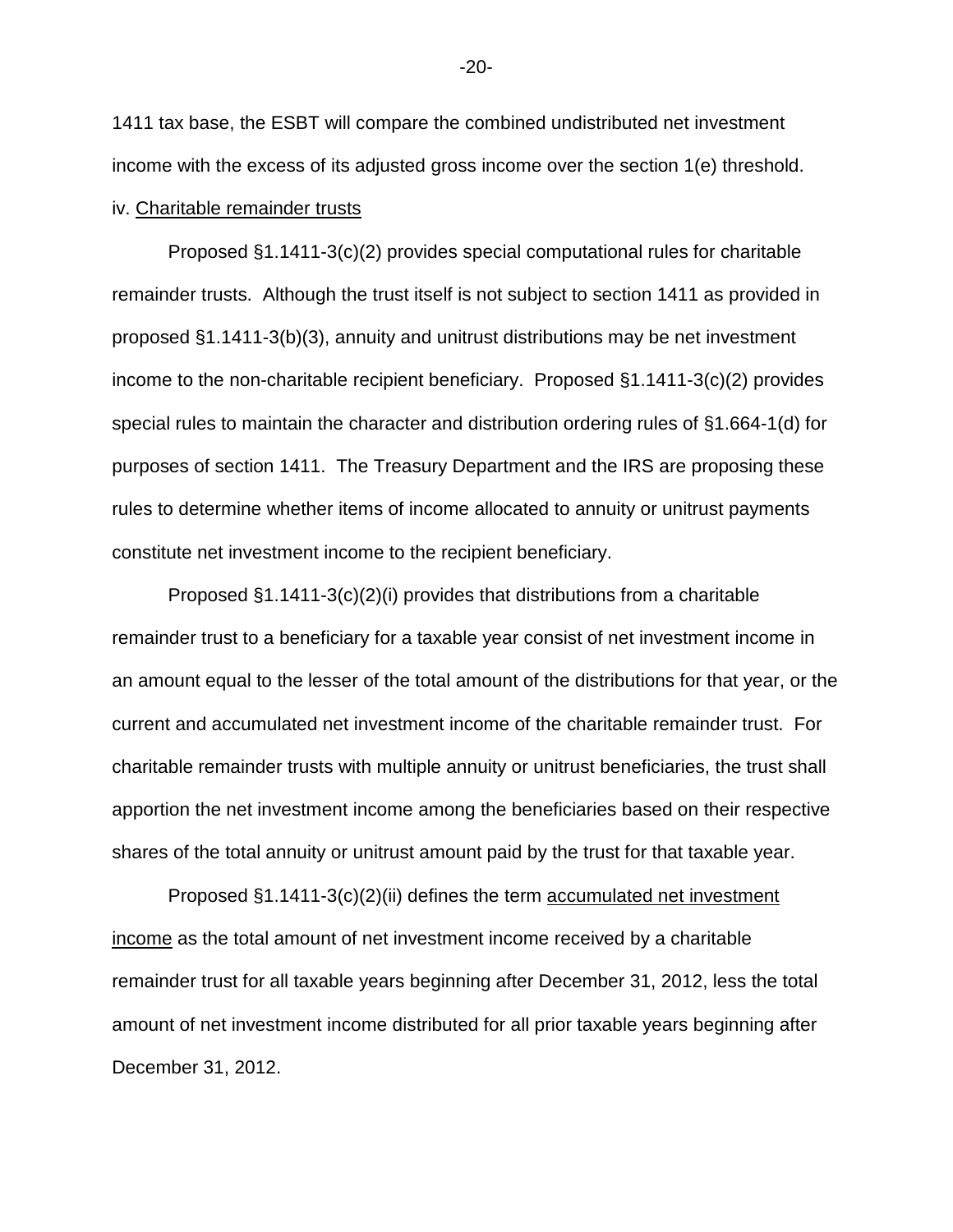1411 tax base, the ESBT will compare the combined undistributed net investment income with the excess of its adjusted gross income over the section 1(e) threshold.

iv. Charitable remainder trusts

Proposed §1.1411-3(c)(2) provides special computational rules for charitable remainder trusts. Although the trust itself is not subject to section 1411 as provided in proposed §1.1411-3(b)(3), annuity and unitrust distributions may be net investment income to the non-charitable recipient beneficiary. Proposed §1.1411-3(c)(2) provides special rules to maintain the character and distribution ordering rules of §1.664-1(d) for purposes of section 1411. The Treasury Department and the IRS are proposing these rules to determine whether items of income allocated to annuity or unitrust payments constitute net investment income to the recipient beneficiary.

Proposed §1.1411-3(c)(2)(i) provides that distributions from a charitable remainder trust to a beneficiary for a taxable year consist of net investment income in an amount equal to the lesser of the total amount of the distributions for that year, or the current and accumulated net investment income of the charitable remainder trust. For charitable remainder trusts with multiple annuity or unitrust beneficiaries, the trust shall apportion the net investment income among the beneficiaries based on their respective shares of the total annuity or unitrust amount paid by the trust for that taxable year.

Proposed §1.1411-3(c)(2)(ii) defines the term accumulated net investment income as the total amount of net investment income received by a charitable remainder trust for all taxable years beginning after December 31, 2012, less the total amount of net investment income distributed for all prior taxable years beginning after December 31, 2012.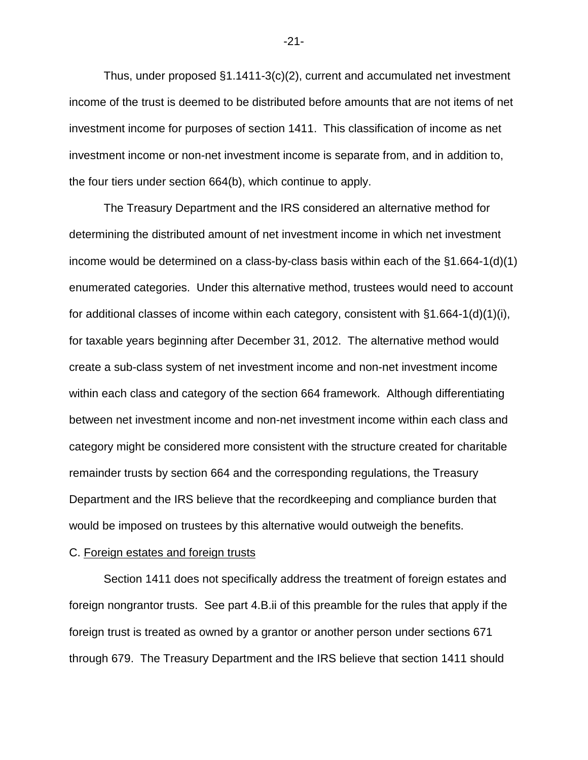Thus, under proposed §1.1411-3(c)(2), current and accumulated net investment income of the trust is deemed to be distributed before amounts that are not items of net investment income for purposes of section 1411. This classification of income as net investment income or non-net investment income is separate from, and in addition to, the four tiers under section 664(b), which continue to apply.

The Treasury Department and the IRS considered an alternative method for determining the distributed amount of net investment income in which net investment income would be determined on a class-by-class basis within each of the §1.664-1(d)(1) enumerated categories. Under this alternative method, trustees would need to account for additional classes of income within each category, consistent with §1.664-1(d)(1)(i), for taxable years beginning after December 31, 2012. The alternative method would create a sub-class system of net investment income and non-net investment income within each class and category of the section 664 framework. Although differentiating between net investment income and non-net investment income within each class and category might be considered more consistent with the structure created for charitable remainder trusts by section 664 and the corresponding regulations, the Treasury Department and the IRS believe that the recordkeeping and compliance burden that would be imposed on trustees by this alternative would outweigh the benefits.

C. Foreign estates and foreign trusts

Section 1411 does not specifically address the treatment of foreign estates and foreign nongrantor trusts. See part 4.B.ii of this preamble for the rules that apply if the foreign trust is treated as owned by a grantor or another person under sections 671 through 679. The Treasury Department and the IRS believe that section 1411 should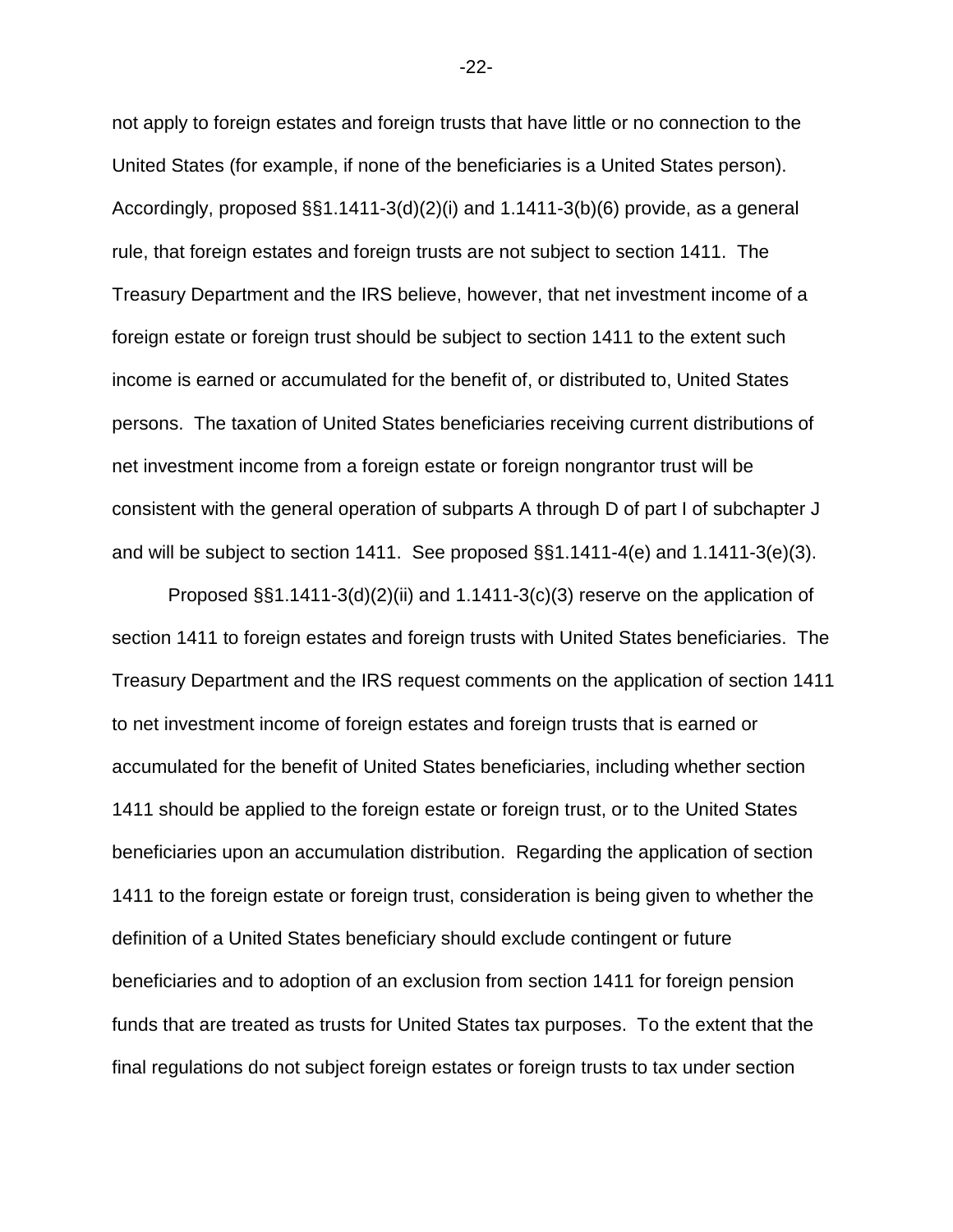not apply to foreign estates and foreign trusts that have little or no connection to the United States (for example, if none of the beneficiaries is a United States person). Accordingly, proposed §§1.1411-3(d)(2)(i) and 1.1411-3(b)(6) provide, as a general rule, that foreign estates and foreign trusts are not subject to section 1411. The Treasury Department and the IRS believe, however, that net investment income of a foreign estate or foreign trust should be subject to section 1411 to the extent such income is earned or accumulated for the benefit of, or distributed to, United States persons. The taxation of United States beneficiaries receiving current distributions of net investment income from a foreign estate or foreign nongrantor trust will be consistent with the general operation of subparts A through D of part I of subchapter J and will be subject to section 1411. See proposed §§1.1411-4(e) and 1.1411-3(e)(3).

Proposed §§1.1411-3(d)(2)(ii) and 1.1411-3(c)(3) reserve on the application of section 1411 to foreign estates and foreign trusts with United States beneficiaries. The Treasury Department and the IRS request comments on the application of section 1411 to net investment income of foreign estates and foreign trusts that is earned or accumulated for the benefit of United States beneficiaries, including whether section 1411 should be applied to the foreign estate or foreign trust, or to the United States beneficiaries upon an accumulation distribution. Regarding the application of section 1411 to the foreign estate or foreign trust, consideration is being given to whether the definition of a United States beneficiary should exclude contingent or future beneficiaries and to adoption of an exclusion from section 1411 for foreign pension funds that are treated as trusts for United States tax purposes. To the extent that the final regulations do not subject foreign estates or foreign trusts to tax under section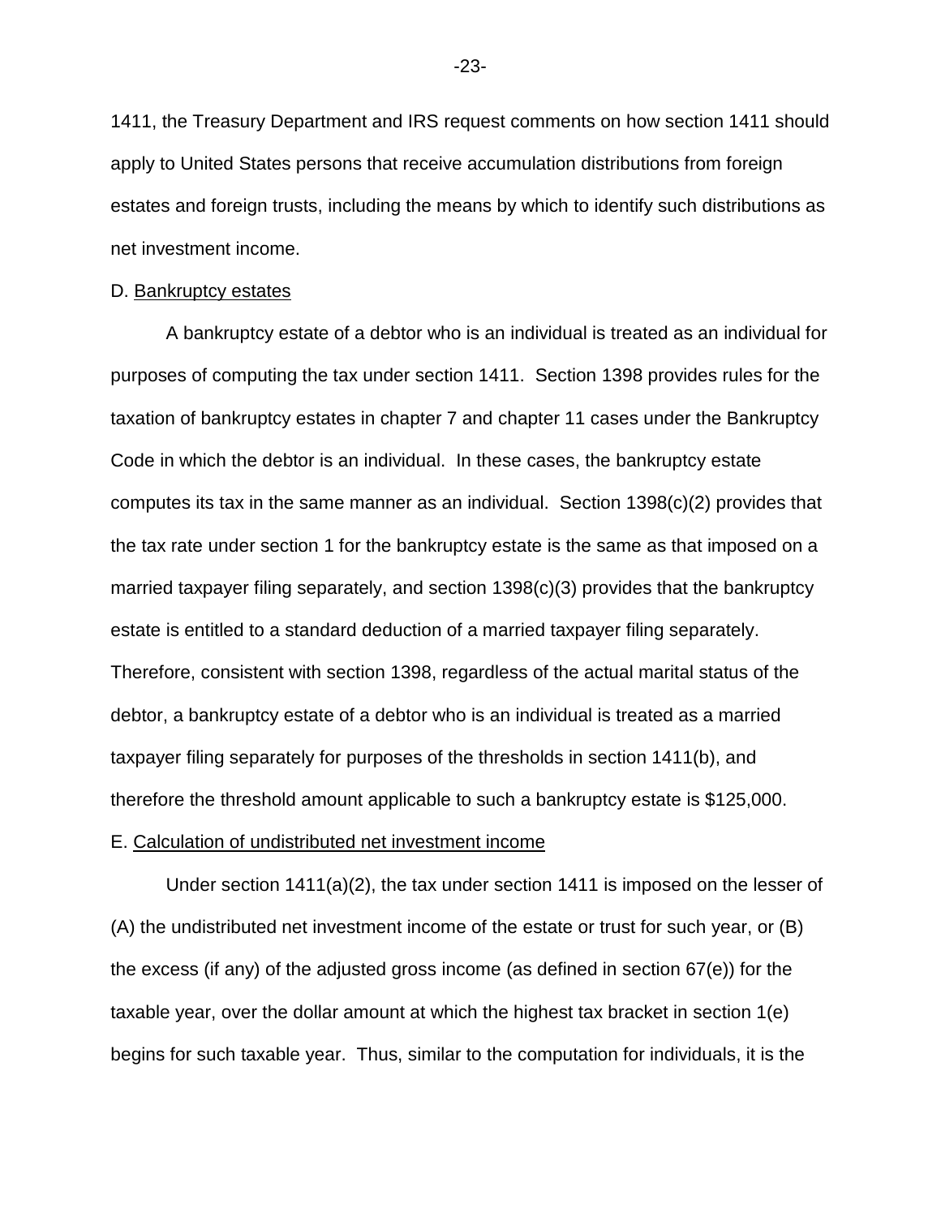1411, the Treasury Department and IRS request comments on how section 1411 should apply to United States persons that receive accumulation distributions from foreign estates and foreign trusts, including the means by which to identify such distributions as net investment income.

D. Bankruptcy estates

A bankruptcy estate of a debtor who is an individual is treated as an individual for purposes of computing the tax under section 1411. Section 1398 provides rules for the taxation of bankruptcy estates in chapter 7 and chapter 11 cases under the Bankruptcy Code in which the debtor is an individual. In these cases, the bankruptcy estate computes its tax in the same manner as an individual. Section 1398(c)(2) provides that the tax rate under section 1 for the bankruptcy estate is the same as that imposed on a married taxpayer filing separately, and section 1398(c)(3) provides that the bankruptcy estate is entitled to a standard deduction of a married taxpayer filing separately. Therefore, consistent with section 1398, regardless of the actual marital status of the debtor, a bankruptcy estate of a debtor who is an individual is treated as a married taxpayer filing separately for purposes of the thresholds in section 1411(b), and therefore the threshold amount applicable to such a bankruptcy estate is $125,000.

E. Calculation of undistributed net investment income

Under section 1411(a)(2), the tax under section 1411 is imposed on the lesser of (A) the undistributed net investment income of the estate or trust for such year, or (B) the excess (if any) of the adjusted gross income (as defined in section 67(e)) for the taxable year, over the dollar amount at which the highest tax bracket in section 1(e) begins for such taxable year. Thus, similar to the computation for individuals, it is the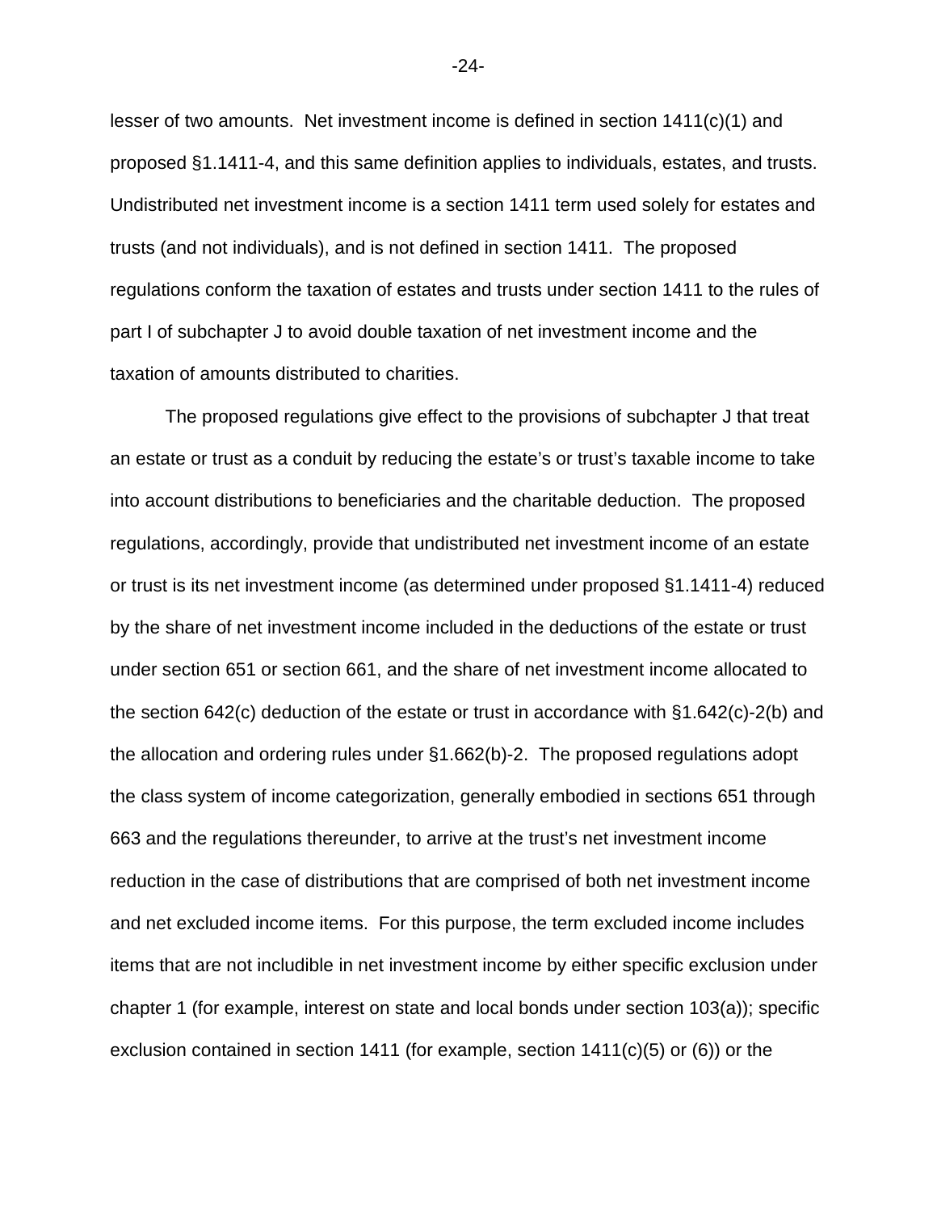lesser of two amounts. Net investment income is defined in section 1411(c)(1) and proposed §1.1411-4, and this same definition applies to individuals, estates, and trusts. Undistributed net investment income is a section 1411 term used solely for estates and trusts (and not individuals), and is not defined in section 1411. The proposed regulations conform the taxation of estates and trusts under section 1411 to the rules of part I of subchapter J to avoid double taxation of net investment income and the taxation of amounts distributed to charities.

The proposed regulations give effect to the provisions of subchapter J that treat an estate or trust as a conduit by reducing the estate's or trust's taxable income to take into account distributions to beneficiaries and the charitable deduction. The proposed regulations, accordingly, provide that undistributed net investment income of an estate or trust is its net investment income (as determined under proposed §1.1411-4) reduced by the share of net investment income included in the deductions of the estate or trust under section 651 or section 661, and the share of net investment income allocated to the section 642(c) deduction of the estate or trust in accordance with §1.642(c)-2(b) and the allocation and ordering rules under §1.662(b)-2. The proposed regulations adopt the class system of income categorization, generally embodied in sections 651 through 663 and the regulations thereunder, to arrive at the trust's net investment income reduction in the case of distributions that are comprised of both net investment income and net excluded income items. For this purpose, the term excluded income includes items that are not includible in net investment income by either specific exclusion under chapter 1 (for example, interest on state and local bonds under section 103(a)); specific exclusion contained in section 1411 (for example, section 1411(c)(5) or (6)) or the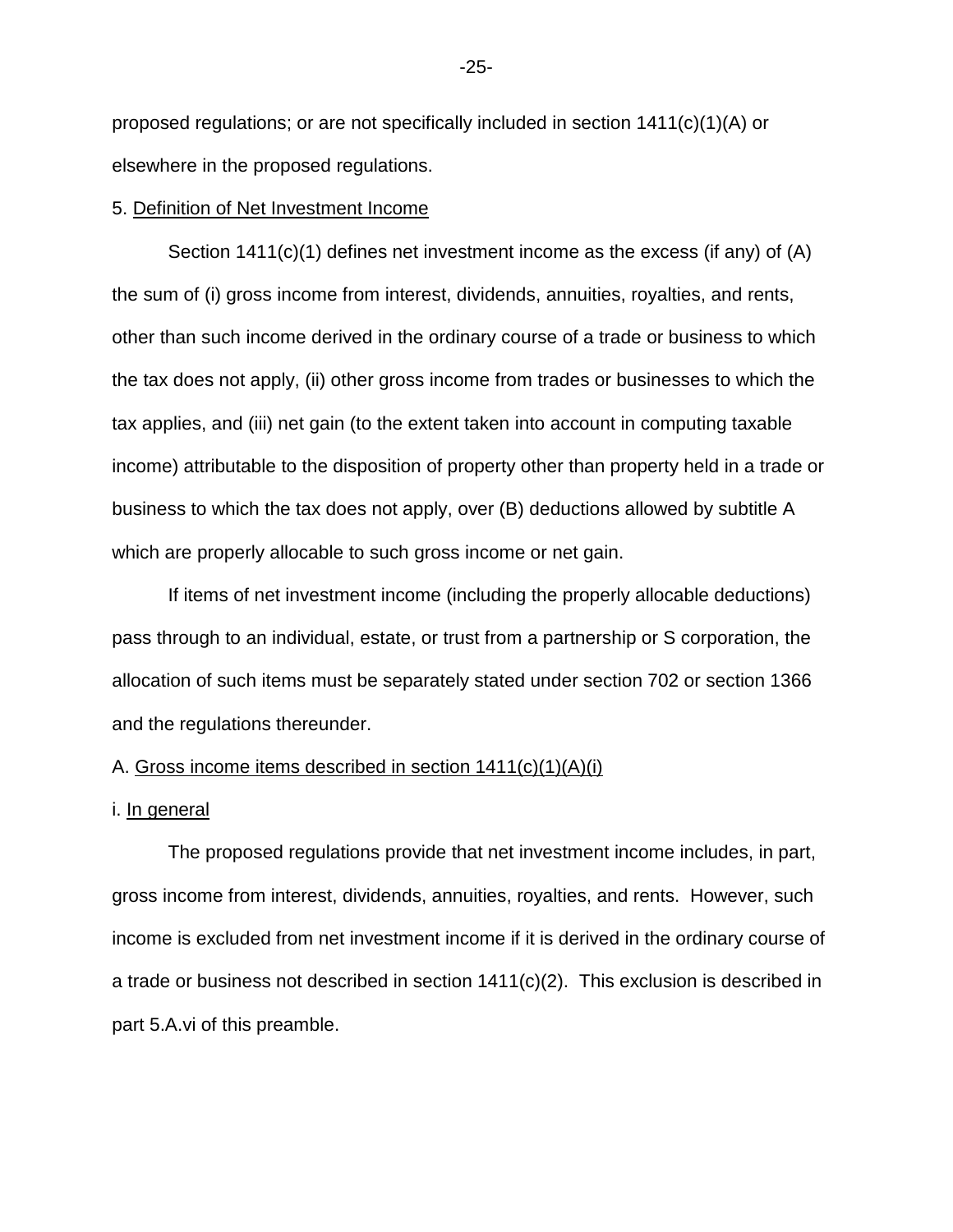proposed regulations; or are not specifically included in section 1411(c)(1)(A) or elsewhere in the proposed regulations.

5. Definition of Net Investment Income

Section 1411(c)(1) defines net investment income as the excess (if any) of (A) the sum of (i) gross income from interest, dividends, annuities, royalties, and rents, other than such income derived in the ordinary course of a trade or business to which the tax does not apply, (ii) other gross income from trades or businesses to which the tax applies, and (iii) net gain (to the extent taken into account in computing taxable income) attributable to the disposition of property other than property held in a trade or business to which the tax does not apply, over (B) deductions allowed by subtitle A which are properly allocable to such gross income or net gain.

If items of net investment income (including the properly allocable deductions) pass through to an individual, estate, or trust from a partnership or S corporation, the allocation of such items must be separately stated under section 702 or section 1366 and the regulations thereunder.

A. Gross income items described in section 1411(c)(1)(A)(i)

i. In general

The proposed regulations provide that net investment income includes, in part, gross income from interest, dividends, annuities, royalties, and rents. However, such income is excluded from net investment income if it is derived in the ordinary course of a trade or business not described in section 1411(c)(2). This exclusion is described in part 5.A.vi of this preamble.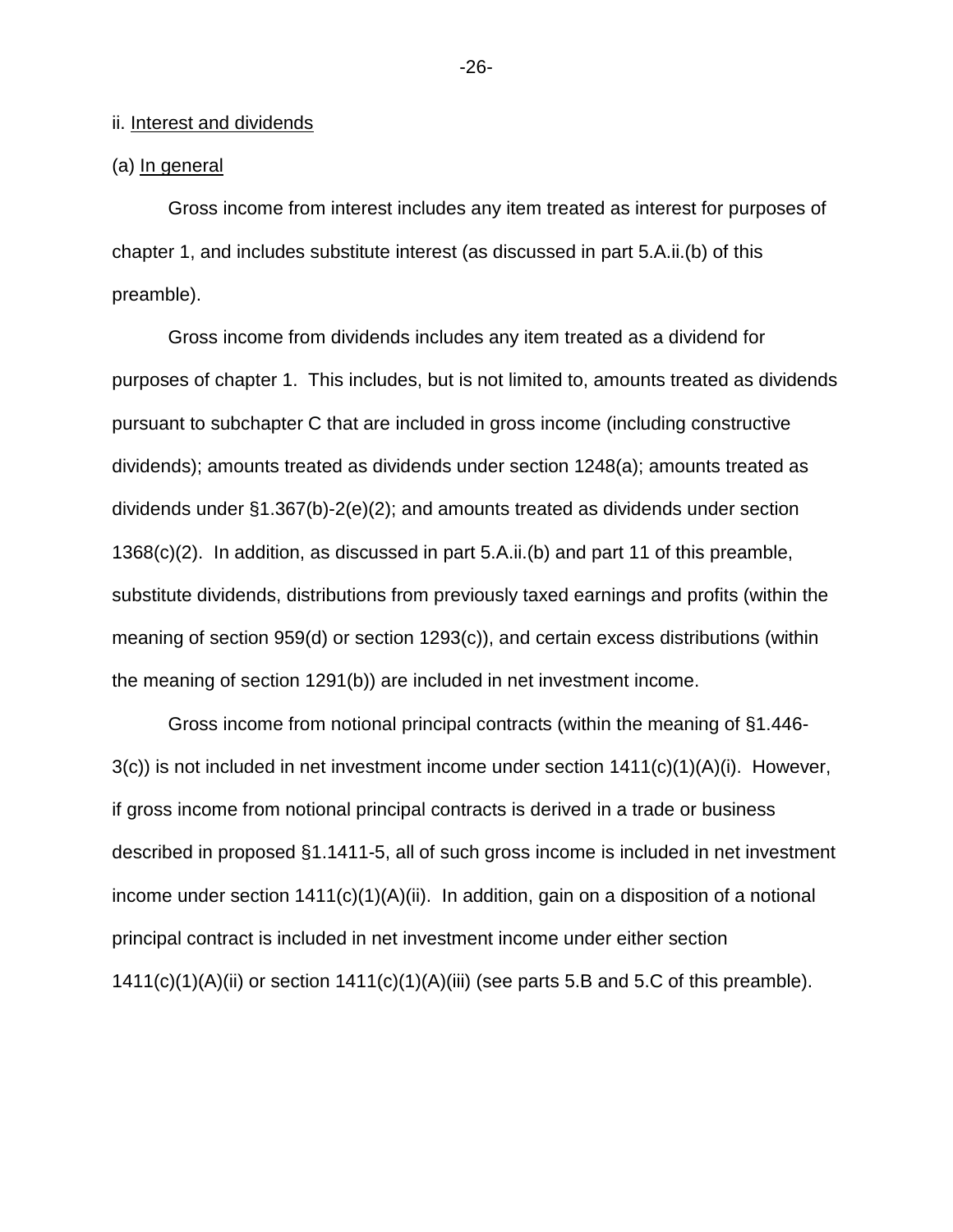ii. Interest and dividends

(a) In general

Gross income from interest includes any item treated as interest for purposes of chapter 1, and includes substitute interest (as discussed in part 5.A.ii.(b) of this preamble).

Gross income from dividends includes any item treated as a dividend for purposes of chapter 1. This includes, but is not limited to, amounts treated as dividends pursuant to subchapter C that are included in gross income (including constructive dividends); amounts treated as dividends under section 1248(a); amounts treated as dividends under §1.367(b)-2(e)(2); and amounts treated as dividends under section 1368(c)(2). In addition, as discussed in part 5.A.ii.(b) and part 11 of this preamble, substitute dividends, distributions from previously taxed earnings and profits (within the meaning of section 959(d) or section 1293(c)), and certain excess distributions (within the meaning of section 1291(b)) are included in net investment income.

Gross income from notional principal contracts (within the meaning of §1.446-3(c)) is not included in net investment income under section 1411(c)(1)(A)(i). However, if gross income from notional principal contracts is derived in a trade or business described in proposed §1.1411-5, all of such gross income is included in net investment income under section 1411(c)(1)(A)(ii). In addition, gain on a disposition of a notional principal contract is included in net investment income under either section 1411(c)(1)(A)(ii) or section 1411(c)(1)(A)(iii) (see parts 5.B and 5.C of this preamble).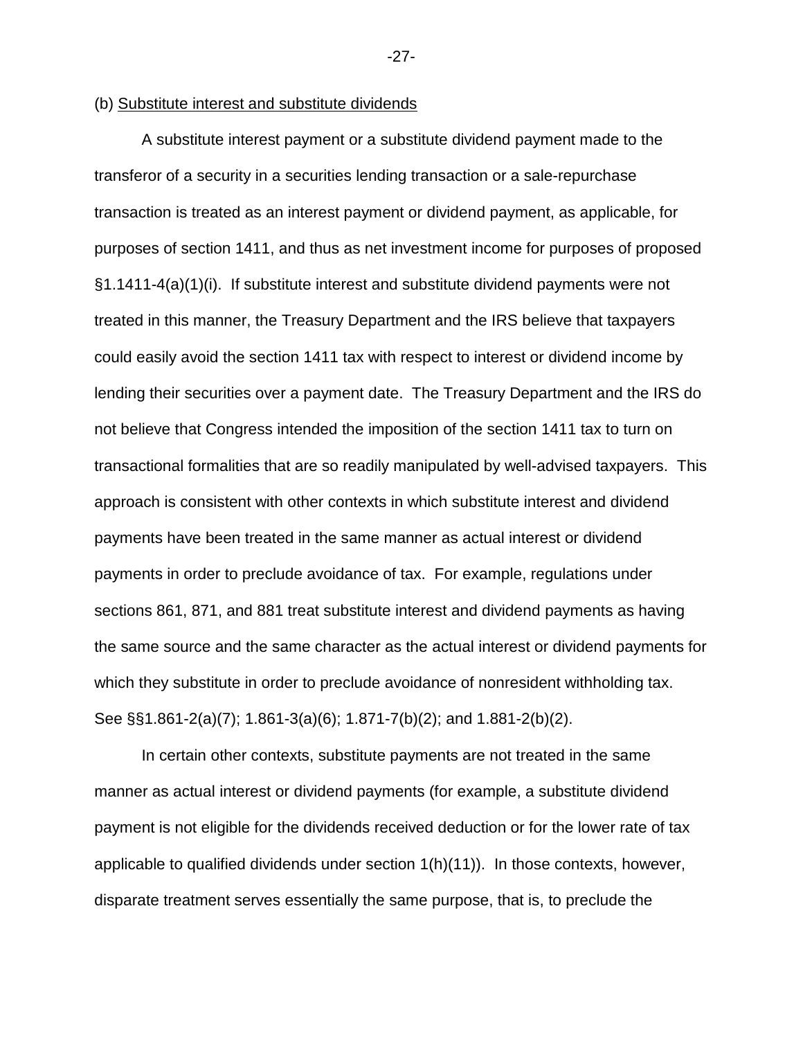(b) Substitute interest and substitute dividends

A substitute interest payment or a substitute dividend payment made to the transferor of a security in a securities lending transaction or a sale-repurchase transaction is treated as an interest payment or dividend payment, as applicable, for purposes of section 1411, and thus as net investment income for purposes of proposed §1.1411-4(a)(1)(i). If substitute interest and substitute dividend payments were not treated in this manner, the Treasury Department and the IRS believe that taxpayers could easily avoid the section 1411 tax with respect to interest or dividend income by lending their securities over a payment date. The Treasury Department and the IRS do not believe that Congress intended the imposition of the section 1411 tax to turn on transactional formalities that are so readily manipulated by well-advised taxpayers. This approach is consistent with other contexts in which substitute interest and dividend payments have been treated in the same manner as actual interest or dividend payments in order to preclude avoidance of tax. For example, regulations under sections 861, 871, and 881 treat substitute interest and dividend payments as having the same source and the same character as the actual interest or dividend payments for which they substitute in order to preclude avoidance of nonresident withholding tax. See §§1.861-2(a)(7); 1.861-3(a)(6); 1.871-7(b)(2); and 1.881-2(b)(2).

In certain other contexts, substitute payments are not treated in the same manner as actual interest or dividend payments (for example, a substitute dividend payment is not eligible for the dividends received deduction or for the lower rate of tax applicable to qualified dividends under section 1(h)(11)). In those contexts, however, disparate treatment serves essentially the same purpose, that is, to preclude the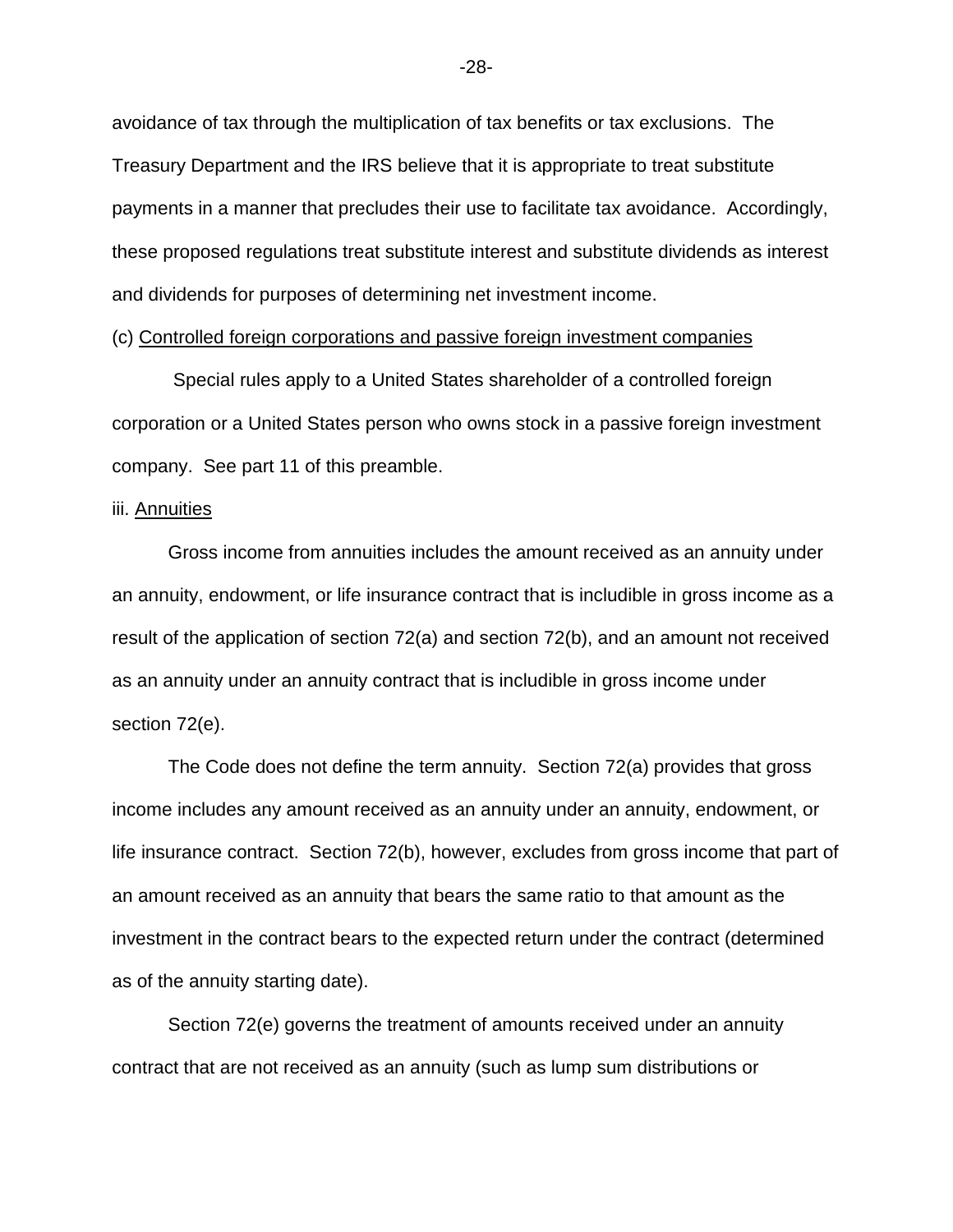avoidance of tax through the multiplication of tax benefits or tax exclusions. The Treasury Department and the IRS believe that it is appropriate to treat substitute payments in a manner that precludes their use to facilitate tax avoidance. Accordingly, these proposed regulations treat substitute interest and substitute dividends as interest and dividends for purposes of determining net investment income.

(c) Controlled foreign corporations and passive foreign investment companies

Special rules apply to a United States shareholder of a controlled foreign corporation or a United States person who owns stock in a passive foreign investment company. See part 11 of this preamble.

iii. Annuities

Gross income from annuities includes the amount received as an annuity under an annuity, endowment, or life insurance contract that is includible in gross income as a result of the application of section 72(a) and section 72(b), and an amount not received as an annuity under an annuity contract that is includible in gross income under section 72(e).

The Code does not define the term annuity. Section 72(a) provides that gross income includes any amount received as an annuity under an annuity, endowment, or life insurance contract. Section 72(b), however, excludes from gross income that part of an amount received as an annuity that bears the same ratio to that amount as the investment in the contract bears to the expected return under the contract (determined as of the annuity starting date).

Section 72(e) governs the treatment of amounts received under an annuity contract that are not received as an annuity (such as lump sum distributions or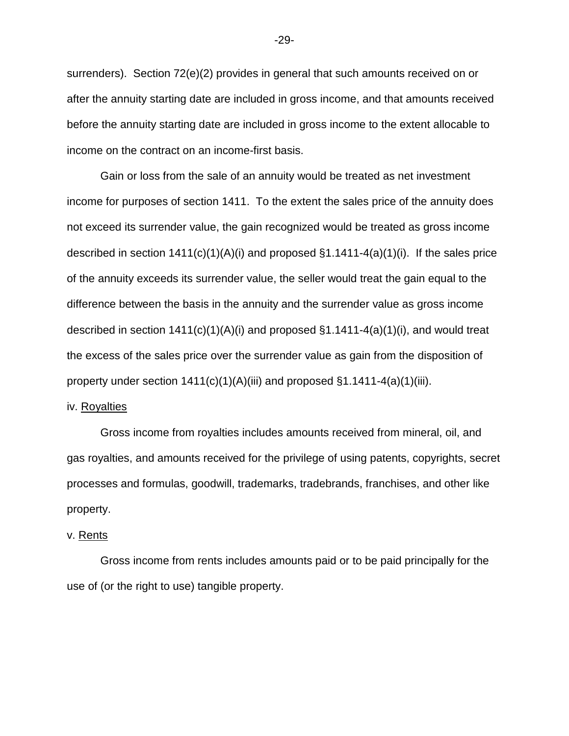surrenders). Section 72(e)(2) provides in general that such amounts received on or after the annuity starting date are included in gross income, and that amounts received before the annuity starting date are included in gross income to the extent allocable to income on the contract on an income-first basis.

Gain or loss from the sale of an annuity would be treated as net investment income for purposes of section 1411. To the extent the sales price of the annuity does not exceed its surrender value, the gain recognized would be treated as gross income described in section 1411(c)(1)(A)(i) and proposed §1.1411-4(a)(1)(i). If the sales price of the annuity exceeds its surrender value, the seller would treat the gain equal to the difference between the basis in the annuity and the surrender value as gross income described in section 1411(c)(1)(A)(i) and proposed §1.1411-4(a)(1)(i), and would treat the excess of the sales price over the surrender value as gain from the disposition of property under section 1411(c)(1)(A)(iii) and proposed §1.1411-4(a)(1)(iii).

iv. Royalties

Gross income from royalties includes amounts received from mineral, oil, and gas royalties, and amounts received for the privilege of using patents, copyrights, secret processes and formulas, goodwill, trademarks, tradebrands, franchises, and other like property.

v. Rents

Gross income from rents includes amounts paid or to be paid principally for the use of (or the right to use) tangible property.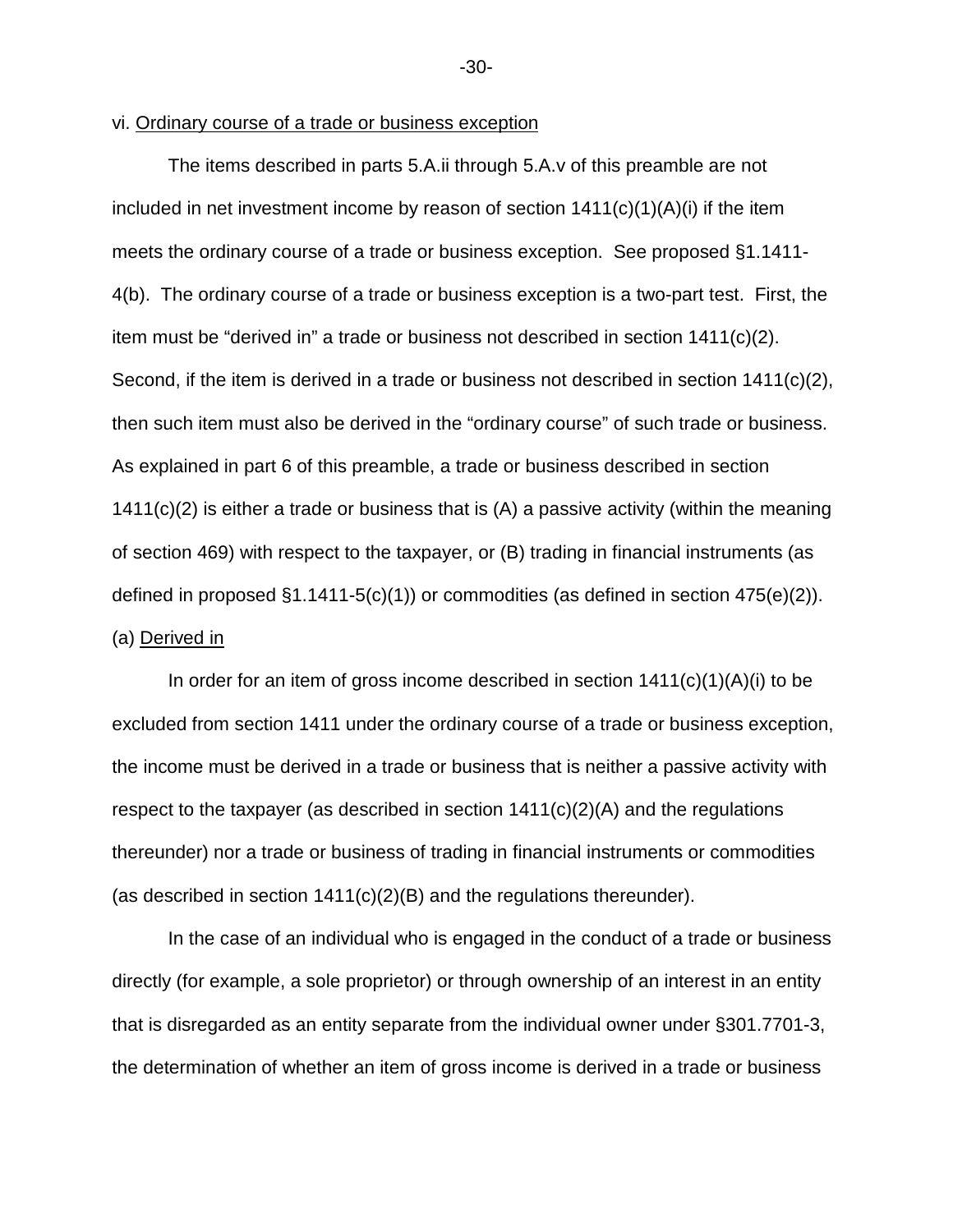vi. Ordinary course of a trade or business exception

The items described in parts 5.A.ii through 5.A.v of this preamble are not included in net investment income by reason of section 1411(c)(1)(A)(i) if the item meets the ordinary course of a trade or business exception. See proposed §1.1411-4(b). The ordinary course of a trade or business exception is a two-part test. First, the item must be "derived in" a trade or business not described in section 1411(c)(2). Second, if the item is derived in a trade or business not described in section 1411(c)(2), then such item must also be derived in the "ordinary course" of such trade or business. As explained in part 6 of this preamble, a trade or business described in section 1411(c)(2) is either a trade or business that is (A) a passive activity (within the meaning of section 469) with respect to the taxpayer, or (B) trading in financial instruments (as defined in proposed §1.1411-5(c)(1)) or commodities (as defined in section 475(e)(2)).

(a) Derived in

In order for an item of gross income described in section 1411(c)(1)(A)(i) to be excluded from section 1411 under the ordinary course of a trade or business exception, the income must be derived in a trade or business that is neither a passive activity with respect to the taxpayer (as described in section 1411(c)(2)(A) and the regulations thereunder) nor a trade or business of trading in financial instruments or commodities (as described in section 1411(c)(2)(B) and the regulations thereunder).

In the case of an individual who is engaged in the conduct of a trade or business directly (for example, a sole proprietor) or through ownership of an interest in an entity that is disregarded as an entity separate from the individual owner under §301.7701-3, the determination of whether an item of gross income is derived in a trade or business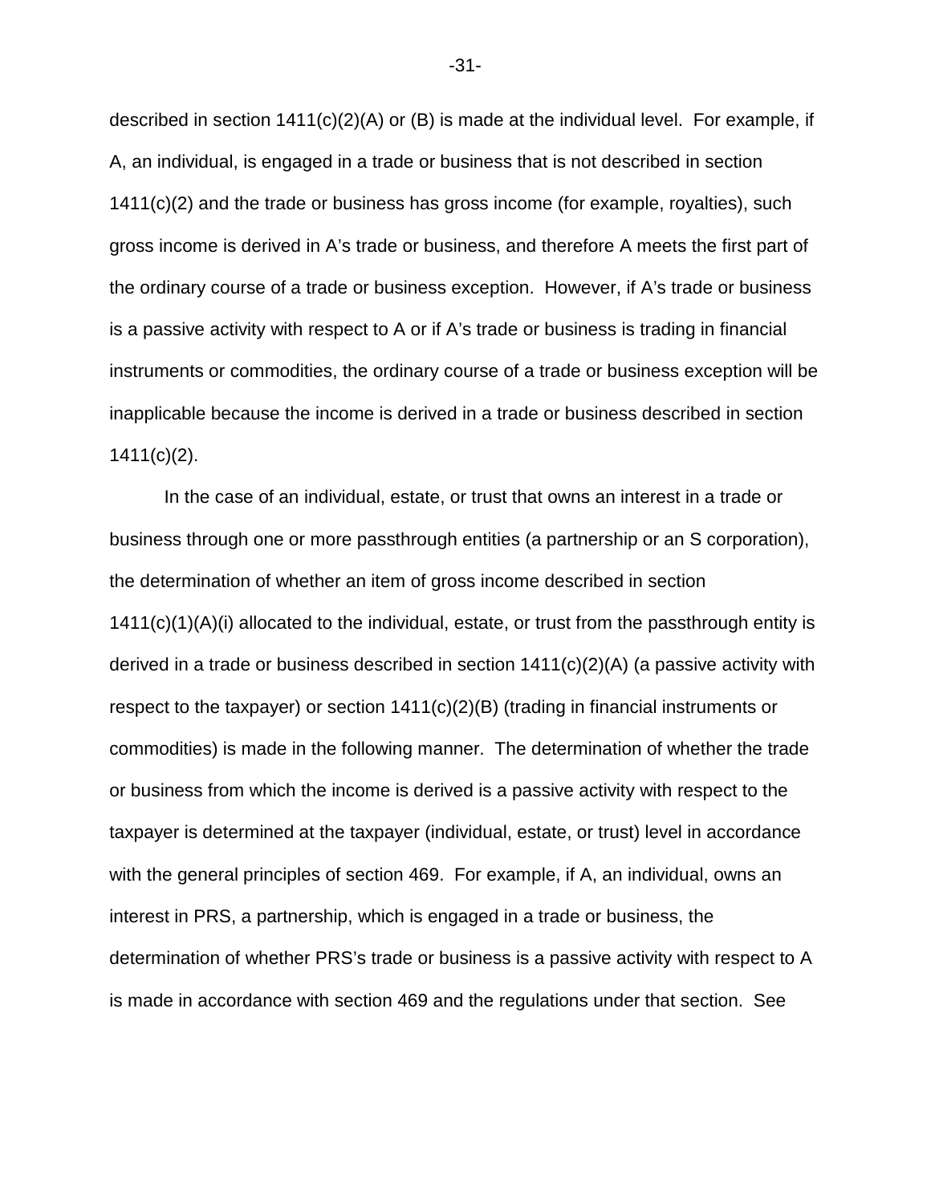described in section 1411(c)(2)(A) or (B) is made at the individual level. For example, if A, an individual, is engaged in a trade or business that is not described in section 1411(c)(2) and the trade or business has gross income (for example, royalties), such gross income is derived in A's trade or business, and therefore A meets the first part of the ordinary course of a trade or business exception. However, if A's trade or business is a passive activity with respect to A or if A's trade or business is trading in financial instruments or commodities, the ordinary course of a trade or business exception will be inapplicable because the income is derived in a trade or business described in section 1411(c)(2).

In the case of an individual, estate, or trust that owns an interest in a trade or business through one or more passthrough entities (a partnership or an S corporation), the determination of whether an item of gross income described in section 1411(c)(1)(A)(i) allocated to the individual, estate, or trust from the passthrough entity is derived in a trade or business described in section 1411(c)(2)(A) (a passive activity with respect to the taxpayer) or section 1411(c)(2)(B) (trading in financial instruments or commodities) is made in the following manner. The determination of whether the trade or business from which the income is derived is a passive activity with respect to the taxpayer is determined at the taxpayer (individual, estate, or trust) level in accordance with the general principles of section 469. For example, if A, an individual, owns an interest in PRS, a partnership, which is engaged in a trade or business, the determination of whether PRS's trade or business is a passive activity with respect to A is made in accordance with section 469 and the regulations under that section. See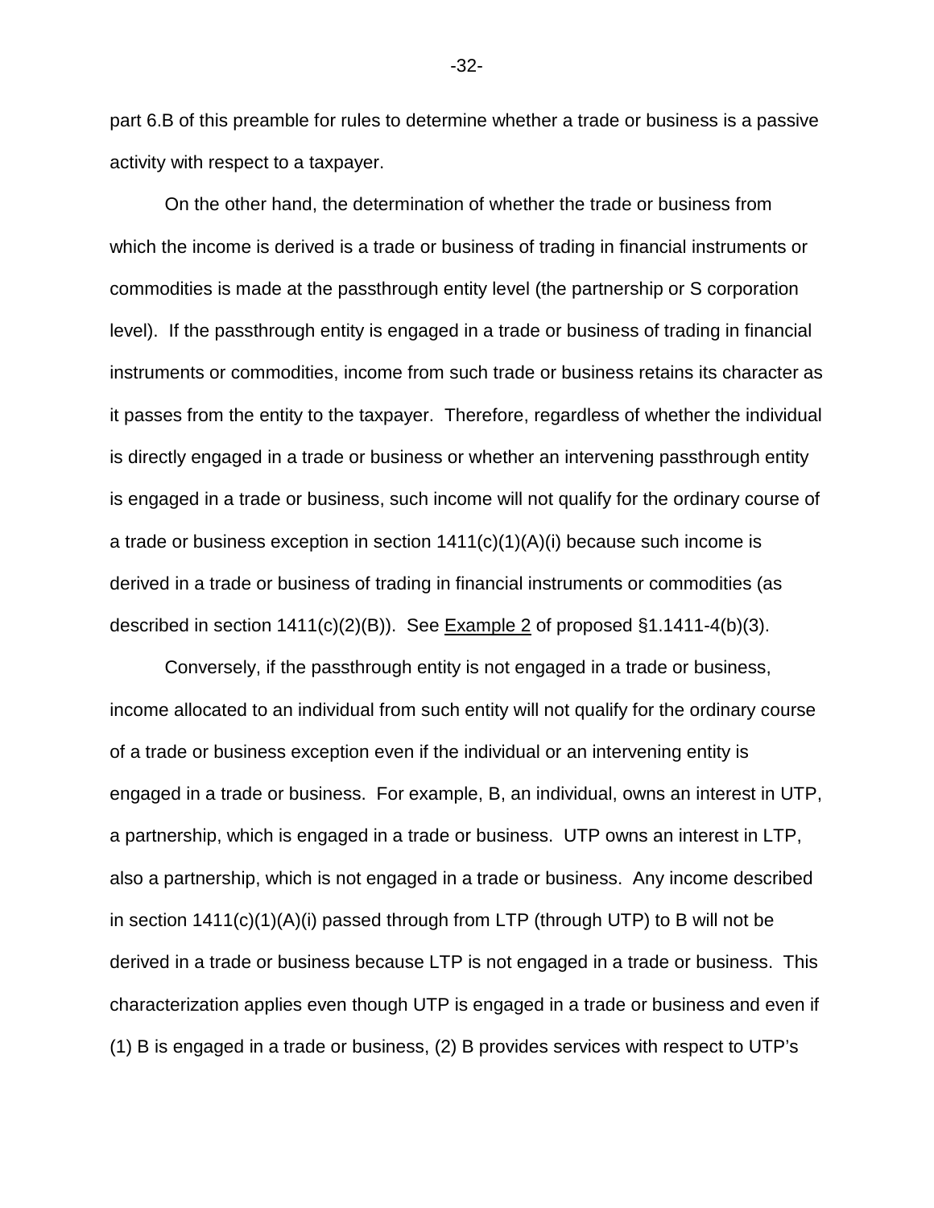part 6.B of this preamble for rules to determine whether a trade or business is a passive activity with respect to a taxpayer.

On the other hand, the determination of whether the trade or business from which the income is derived is a trade or business of trading in financial instruments or commodities is made at the passthrough entity level (the partnership or S corporation level). If the passthrough entity is engaged in a trade or business of trading in financial instruments or commodities, income from such trade or business retains its character as it passes from the entity to the taxpayer. Therefore, regardless of whether the individual is directly engaged in a trade or business or whether an intervening passthrough entity is engaged in a trade or business, such income will not qualify for the ordinary course of a trade or business exception in section 1411(c)(1)(A)(i) because such income is derived in a trade or business of trading in financial instruments or commodities (as described in section 1411(c)(2)(B)). See Example 2 of proposed §1.1411-4(b)(3).

Conversely, if the passthrough entity is not engaged in a trade or business, income allocated to an individual from such entity will not qualify for the ordinary course of a trade or business exception even if the individual or an intervening entity is engaged in a trade or business. For example, B, an individual, owns an interest in UTP, a partnership, which is engaged in a trade or business. UTP owns an interest in LTP, also a partnership, which is not engaged in a trade or business. Any income described in section 1411(c)(1)(A)(i) passed through from LTP (through UTP) to B will not be derived in a trade or business because LTP is not engaged in a trade or business. This characterization applies even though UTP is engaged in a trade or business and even if (1) B is engaged in a trade or business, (2) B provides services with respect to UTP's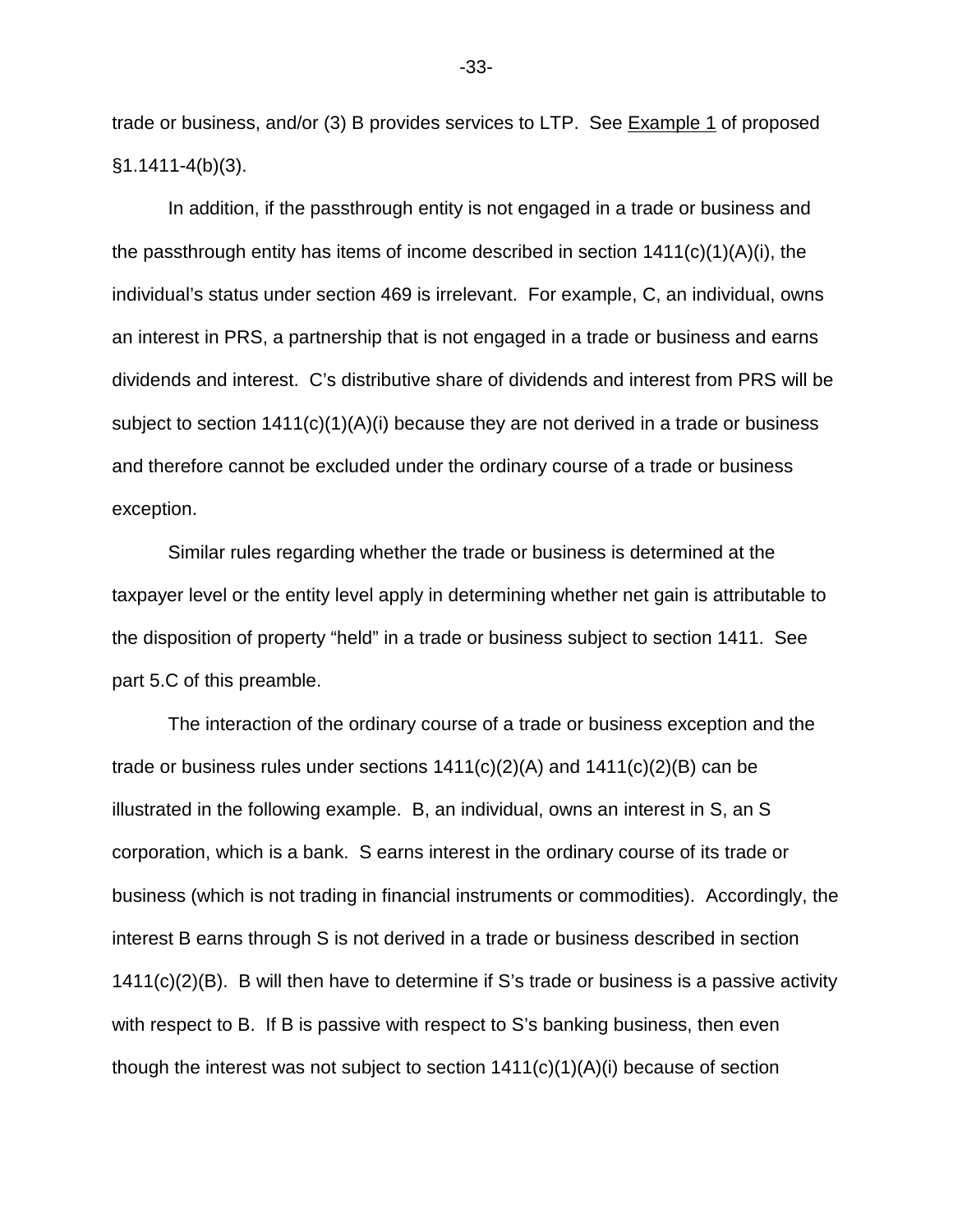trade or business, and/or (3) B provides services to LTP. See Example 1 of proposed §1.1411-4(b)(3).

In addition, if the passthrough entity is not engaged in a trade or business and the passthrough entity has items of income described in section 1411(c)(1)(A)(i), the individual's status under section 469 is irrelevant. For example, C, an individual, owns an interest in PRS, a partnership that is not engaged in a trade or business and earns dividends and interest. C's distributive share of dividends and interest from PRS will be subject to section 1411(c)(1)(A)(i) because they are not derived in a trade or business and therefore cannot be excluded under the ordinary course of a trade or business exception.

Similar rules regarding whether the trade or business is determined at the taxpayer level or the entity level apply in determining whether net gain is attributable to the disposition of property "held" in a trade or business subject to section 1411. See part 5.C of this preamble.

The interaction of the ordinary course of a trade or business exception and the trade or business rules under sections 1411(c)(2)(A) and 1411(c)(2)(B) can be illustrated in the following example. B, an individual, owns an interest in S, an S corporation, which is a bank. S earns interest in the ordinary course of its trade or business (which is not trading in financial instruments or commodities). Accordingly, the interest B earns through S is not derived in a trade or business described in section 1411(c)(2)(B). B will then have to determine if S's trade or business is a passive activity with respect to B. If B is passive with respect to S's banking business, then even though the interest was not subject to section 1411(c)(1)(A)(i) because of section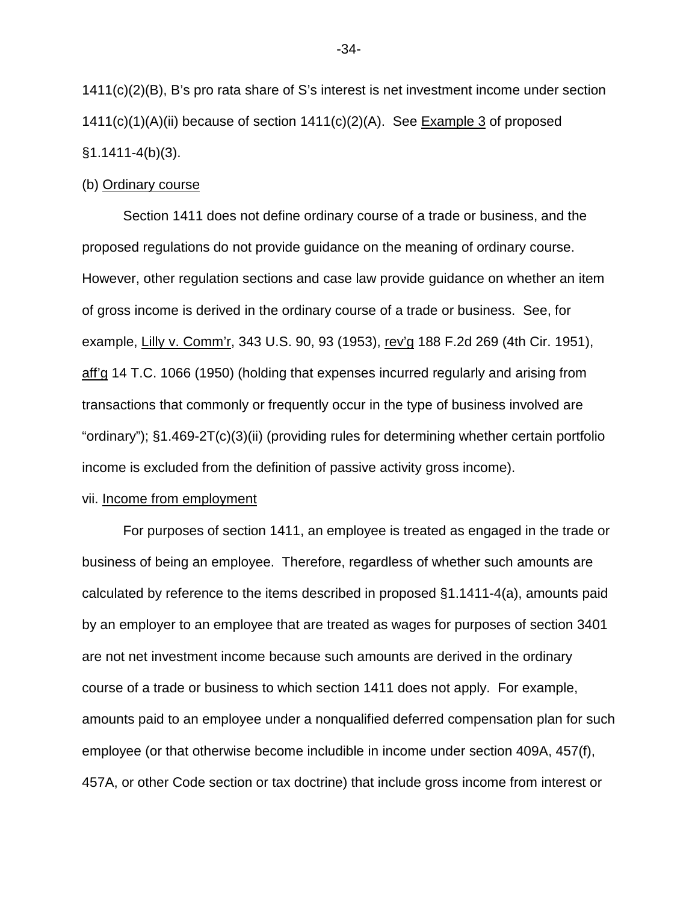1411(c)(2)(B), B's pro rata share of S's interest is net investment income under section 1411(c)(1)(A)(ii) because of section 1411(c)(2)(A). See Example 3 of proposed §1.1411-4(b)(3).

(b) Ordinary course

Section 1411 does not define ordinary course of a trade or business, and the proposed regulations do not provide guidance on the meaning of ordinary course. However, other regulation sections and case law provide guidance on whether an item of gross income is derived in the ordinary course of a trade or business. See, for example, Lilly v. Comm'r, 343 U.S. 90, 93 (1953), rev'g 188 F.2d 269 (4th Cir. 1951), aff'g 14 T.C. 1066 (1950) (holding that expenses incurred regularly and arising from transactions that commonly or frequently occur in the type of business involved are "ordinary"); §1.469-2T(c)(3)(ii) (providing rules for determining whether certain portfolio income is excluded from the definition of passive activity gross income).

vii. Income from employment

For purposes of section 1411, an employee is treated as engaged in the trade or business of being an employee. Therefore, regardless of whether such amounts are calculated by reference to the items described in proposed §1.1411-4(a), amounts paid by an employer to an employee that are treated as wages for purposes of section 3401 are not net investment income because such amounts are derived in the ordinary course of a trade or business to which section 1411 does not apply. For example, amounts paid to an employee under a nonqualified deferred compensation plan for such employee (or that otherwise become includible in income under section 409A, 457(f), 457A, or other Code section or tax doctrine) that include gross income from interest or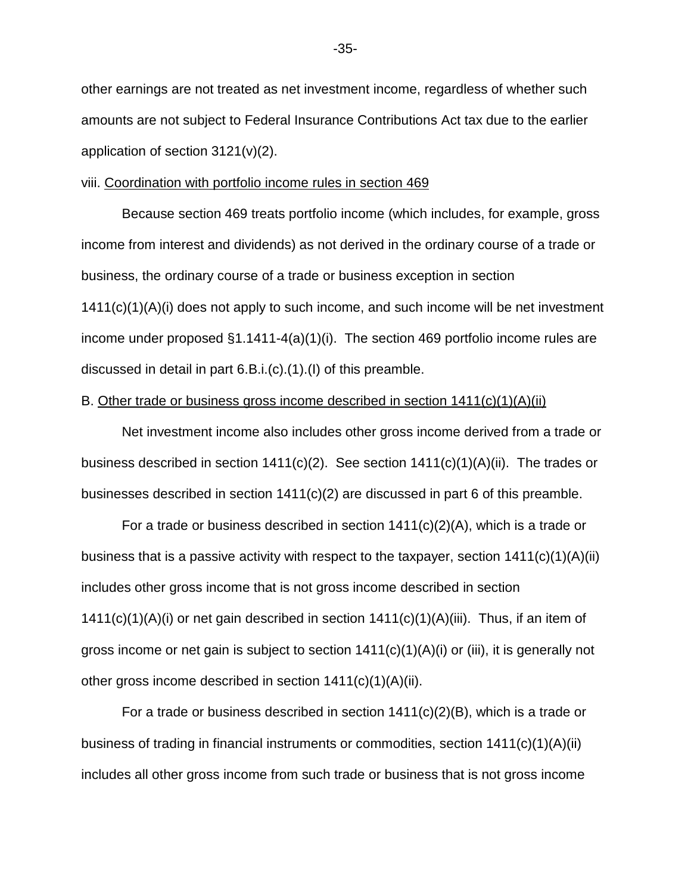other earnings are not treated as net investment income, regardless of whether such amounts are not subject to Federal Insurance Contributions Act tax due to the earlier application of section 3121(v)(2).

viii. <u>Coordination with portfolio income rules in section 469</u>

Because section 469 treats portfolio income (which includes, for example, gross income from interest and dividends) as not derived in the ordinary course of a trade or business, the ordinary course of a trade or business exception in section 1411(c)(1)(A)(i) does not apply to such income, and such income will be net investment income under proposed §1.1411-4(a)(1)(i). The section 469 portfolio income rules are discussed in detail in part 6.B.i.(c).(1).(I) of this preamble.

B. <u>Other trade or business gross income described in section 1411(c)(1)(A)(ii)</u>

Net investment income also includes other gross income derived from a trade or business described in section 1411(c)(2). See section 1411(c)(1)(A)(ii). The trades or businesses described in section 1411(c)(2) are discussed in part 6 of this preamble.

For a trade or business described in section 1411(c)(2)(A), which is a trade or business that is a passive activity with respect to the taxpayer, section 1411(c)(1)(A)(ii) includes other gross income that is not gross income described in section 1411(c)(1)(A)(i) or net gain described in section 1411(c)(1)(A)(iii). Thus, if an item of gross income or net gain is subject to section 1411(c)(1)(A)(i) or (iii), it is generally not other gross income described in section 1411(c)(1)(A)(ii).

For a trade or business described in section 1411(c)(2)(B), which is a trade or business of trading in financial instruments or commodities, section 1411(c)(1)(A)(ii) includes all other gross income from such trade or business that is not gross income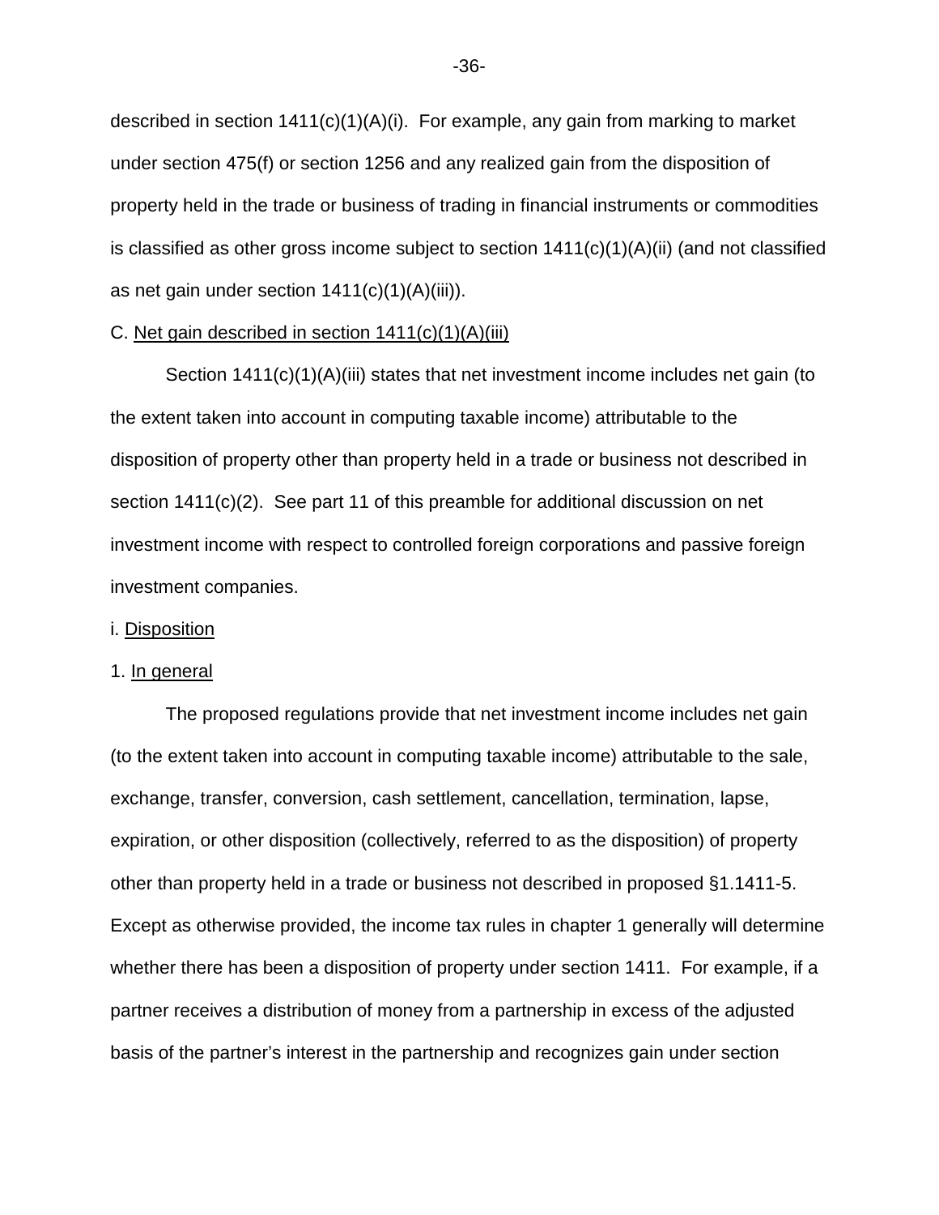described in section 1411(c)(1)(A)(i). For example, any gain from marking to market under section 475(f) or section 1256 and any realized gain from the disposition of property held in the trade or business of trading in financial instruments or commodities is classified as other gross income subject to section 1411(c)(1)(A)(ii) (and not classified as net gain under section 1411(c)(1)(A)(iii)).

C. Net gain described in section 1411(c)(1)(A)(iii)

Section 1411(c)(1)(A)(iii) states that net investment income includes net gain (to the extent taken into account in computing taxable income) attributable to the disposition of property other than property held in a trade or business not described in section 1411(c)(2). See part 11 of this preamble for additional discussion on net investment income with respect to controlled foreign corporations and passive foreign investment companies.

i. Disposition

1. In general

The proposed regulations provide that net investment income includes net gain (to the extent taken into account in computing taxable income) attributable to the sale, exchange, transfer, conversion, cash settlement, cancellation, termination, lapse, expiration, or other disposition (collectively, referred to as the disposition) of property other than property held in a trade or business not described in proposed §1.1411-5. Except as otherwise provided, the income tax rules in chapter 1 generally will determine whether there has been a disposition of property under section 1411. For example, if a partner receives a distribution of money from a partnership in excess of the adjusted basis of the partner's interest in the partnership and recognizes gain under section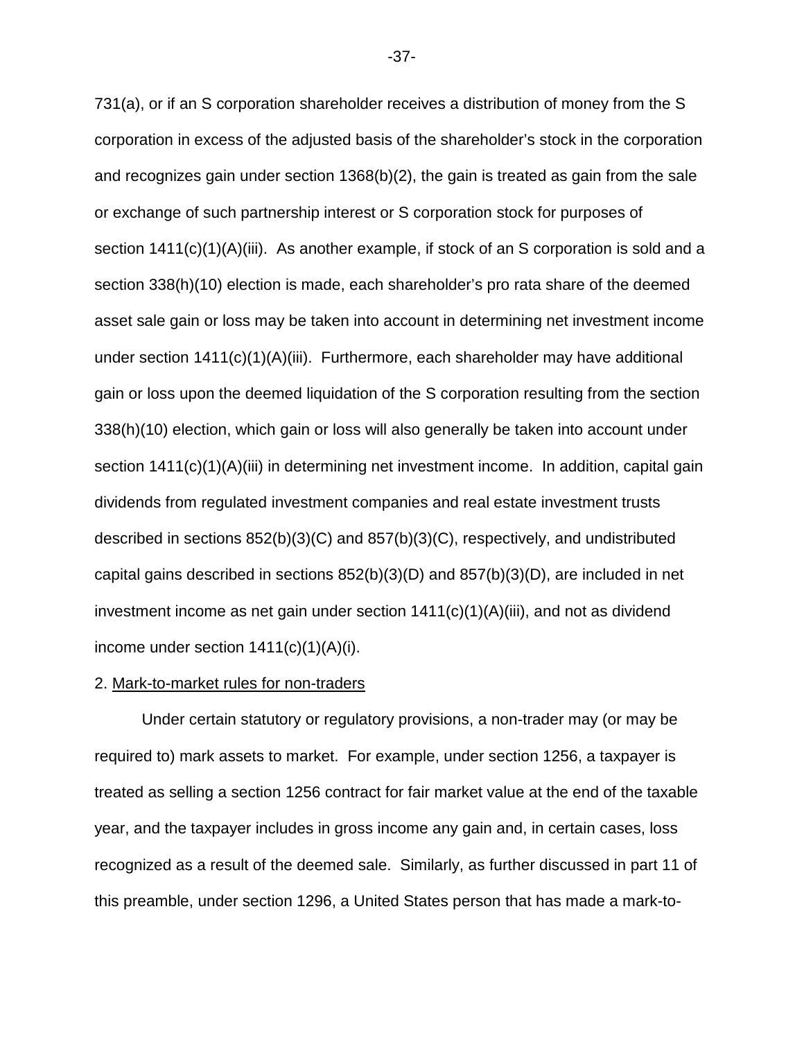731(a), or if an S corporation shareholder receives a distribution of money from the S corporation in excess of the adjusted basis of the shareholder's stock in the corporation and recognizes gain under section 1368(b)(2), the gain is treated as gain from the sale or exchange of such partnership interest or S corporation stock for purposes of section 1411(c)(1)(A)(iii). As another example, if stock of an S corporation is sold and a section 338(h)(10) election is made, each shareholder's pro rata share of the deemed asset sale gain or loss may be taken into account in determining net investment income under section 1411(c)(1)(A)(iii). Furthermore, each shareholder may have additional gain or loss upon the deemed liquidation of the S corporation resulting from the section 338(h)(10) election, which gain or loss will also generally be taken into account under section 1411(c)(1)(A)(iii) in determining net investment income. In addition, capital gain dividends from regulated investment companies and real estate investment trusts described in sections 852(b)(3)(C) and 857(b)(3)(C), respectively, and undistributed capital gains described in sections 852(b)(3)(D) and 857(b)(3)(D), are included in net investment income as net gain under section 1411(c)(1)(A)(iii), and not as dividend income under section 1411(c)(1)(A)(i).

2. Mark-to-market rules for non-traders

Under certain statutory or regulatory provisions, a non-trader may (or may be required to) mark assets to market. For example, under section 1256, a taxpayer is treated as selling a section 1256 contract for fair market value at the end of the taxable year, and the taxpayer includes in gross income any gain and, in certain cases, loss recognized as a result of the deemed sale. Similarly, as further discussed in part 11 of this preamble, under section 1296, a United States person that has made a mark-to-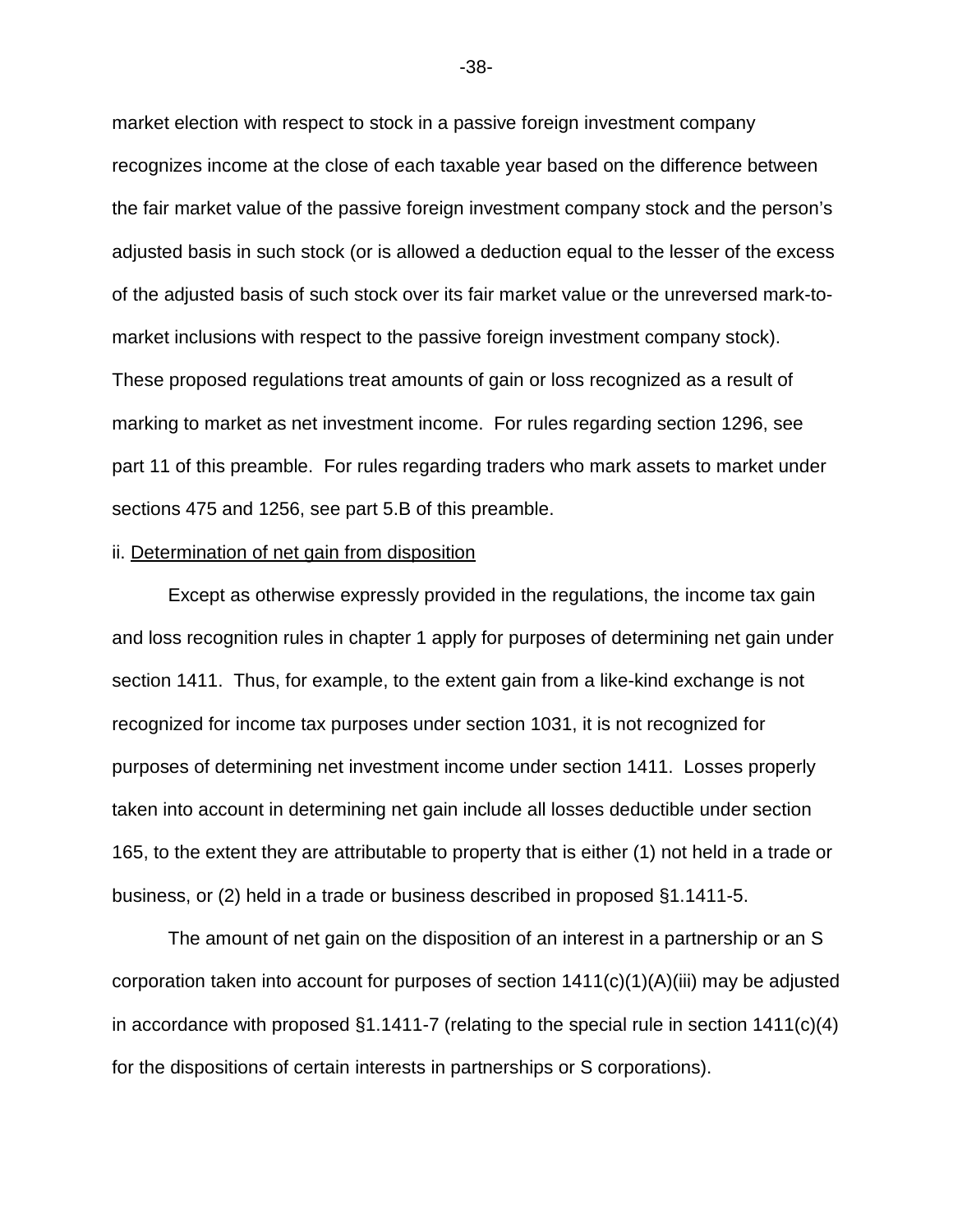market election with respect to stock in a passive foreign investment company recognizes income at the close of each taxable year based on the difference between the fair market value of the passive foreign investment company stock and the person's adjusted basis in such stock (or is allowed a deduction equal to the lesser of the excess of the adjusted basis of such stock over its fair market value or the unreversed mark-to-market inclusions with respect to the passive foreign investment company stock). These proposed regulations treat amounts of gain or loss recognized as a result of marking to market as net investment income. For rules regarding section 1296, see part 11 of this preamble. For rules regarding traders who mark assets to market under sections 475 and 1256, see part 5.B of this preamble.

ii. Determination of net gain from disposition

Except as otherwise expressly provided in the regulations, the income tax gain and loss recognition rules in chapter 1 apply for purposes of determining net gain under section 1411. Thus, for example, to the extent gain from a like-kind exchange is not recognized for income tax purposes under section 1031, it is not recognized for purposes of determining net investment income under section 1411. Losses properly taken into account in determining net gain include all losses deductible under section 165, to the extent they are attributable to property that is either (1) not held in a trade or business, or (2) held in a trade or business described in proposed §1.1411-5.

The amount of net gain on the disposition of an interest in a partnership or an S corporation taken into account for purposes of section 1411(c)(1)(A)(iii) may be adjusted in accordance with proposed §1.1411-7 (relating to the special rule in section 1411(c)(4) for the dispositions of certain interests in partnerships or S corporations).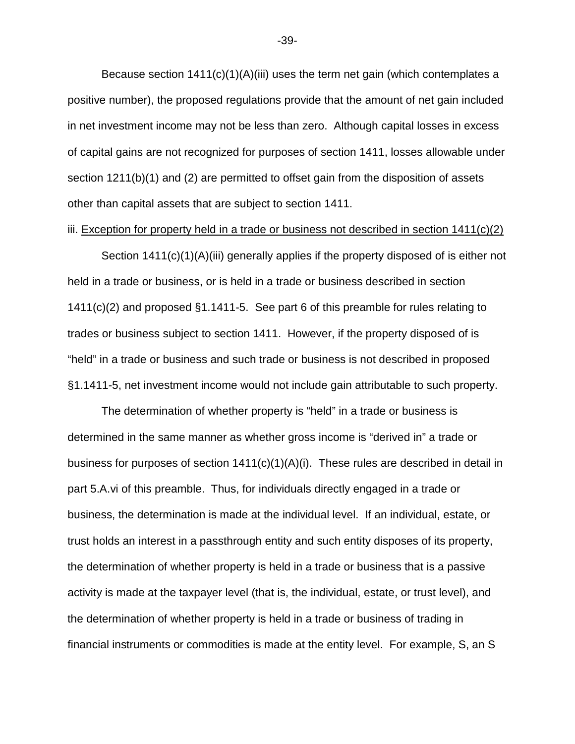Because section 1411(c)(1)(A)(iii) uses the term net gain (which contemplates a positive number), the proposed regulations provide that the amount of net gain included in net investment income may not be less than zero. Although capital losses in excess of capital gains are not recognized for purposes of section 1411, losses allowable under section 1211(b)(1) and (2) are permitted to offset gain from the disposition of assets other than capital assets that are subject to section 1411.

iii. Exception for property held in a trade or business not described in section 1411(c)(2)

Section 1411(c)(1)(A)(iii) generally applies if the property disposed of is either not held in a trade or business, or is held in a trade or business described in section 1411(c)(2) and proposed §1.1411-5. See part 6 of this preamble for rules relating to trades or business subject to section 1411. However, if the property disposed of is "held" in a trade or business and such trade or business is not described in proposed §1.1411-5, net investment income would not include gain attributable to such property.

The determination of whether property is "held" in a trade or business is determined in the same manner as whether gross income is "derived in" a trade or business for purposes of section 1411(c)(1)(A)(i). These rules are described in detail in part 5.A.vi of this preamble. Thus, for individuals directly engaged in a trade or business, the determination is made at the individual level. If an individual, estate, or trust holds an interest in a passthrough entity and such entity disposes of its property, the determination of whether property is held in a trade or business that is a passive activity is made at the taxpayer level (that is, the individual, estate, or trust level), and the determination of whether property is held in a trade or business of trading in financial instruments or commodities is made at the entity level. For example, S, an S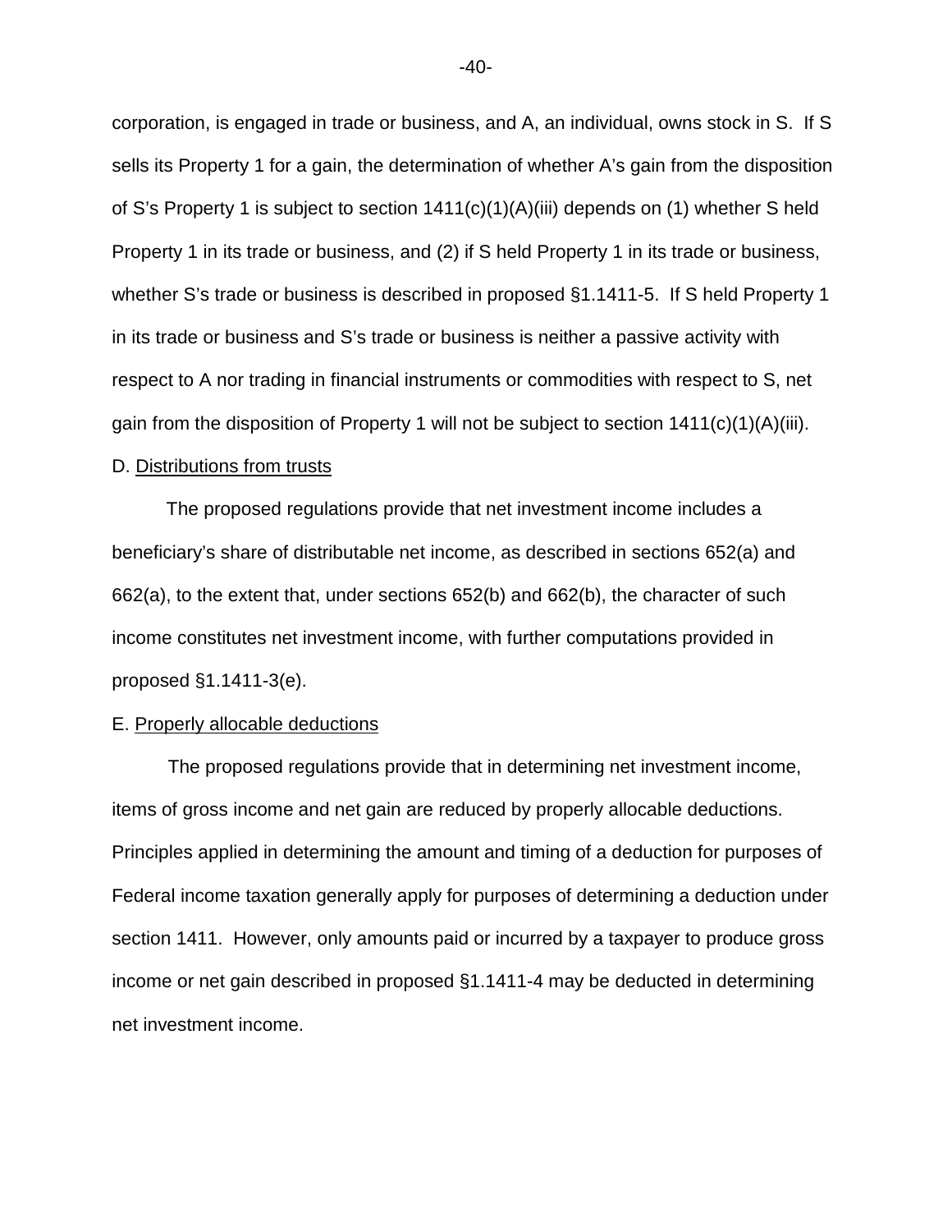corporation, is engaged in trade or business, and A, an individual, owns stock in S. If S sells its Property 1 for a gain, the determination of whether A's gain from the disposition of S's Property 1 is subject to section 1411(c)(1)(A)(iii) depends on (1) whether S held Property 1 in its trade or business, and (2) if S held Property 1 in its trade or business, whether S's trade or business is described in proposed §1.1411-5. If S held Property 1 in its trade or business and S's trade or business is neither a passive activity with respect to A nor trading in financial instruments or commodities with respect to S, net gain from the disposition of Property 1 will not be subject to section 1411(c)(1)(A)(iii).

D. Distributions from trusts

The proposed regulations provide that net investment income includes a beneficiary's share of distributable net income, as described in sections 652(a) and 662(a), to the extent that, under sections 652(b) and 662(b), the character of such income constitutes net investment income, with further computations provided in proposed §1.1411-3(e).

E. Properly allocable deductions

The proposed regulations provide that in determining net investment income, items of gross income and net gain are reduced by properly allocable deductions. Principles applied in determining the amount and timing of a deduction for purposes of Federal income taxation generally apply for purposes of determining a deduction under section 1411. However, only amounts paid or incurred by a taxpayer to produce gross income or net gain described in proposed §1.1411-4 may be deducted in determining net investment income.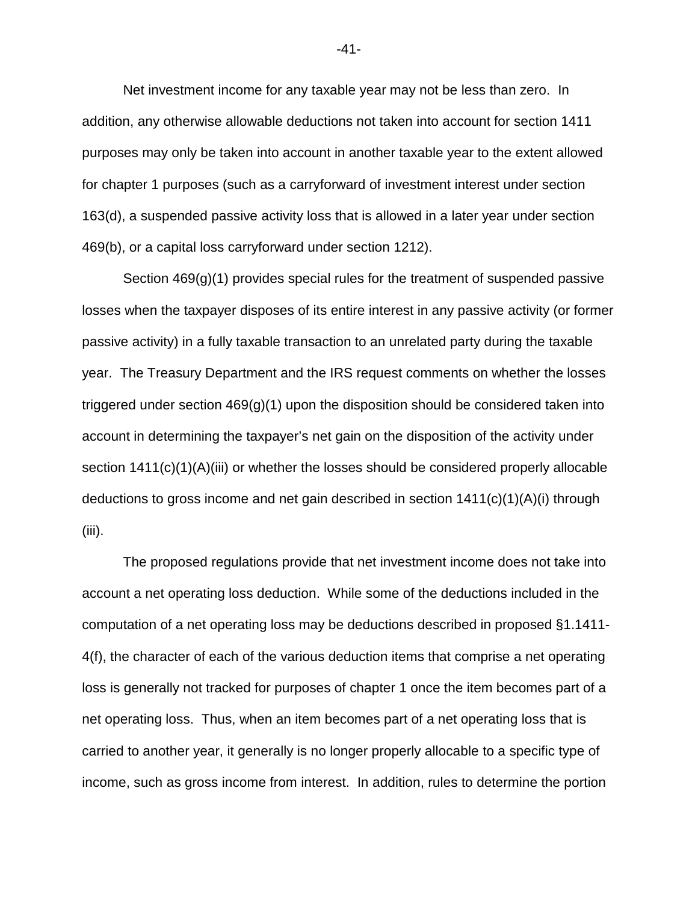Net investment income for any taxable year may not be less than zero. In addition, any otherwise allowable deductions not taken into account for section 1411 purposes may only be taken into account in another taxable year to the extent allowed for chapter 1 purposes (such as a carryforward of investment interest under section 163(d), a suspended passive activity loss that is allowed in a later year under section 469(b), or a capital loss carryforward under section 1212).

Section 469(g)(1) provides special rules for the treatment of suspended passive losses when the taxpayer disposes of its entire interest in any passive activity (or former passive activity) in a fully taxable transaction to an unrelated party during the taxable year. The Treasury Department and the IRS request comments on whether the losses triggered under section 469(g)(1) upon the disposition should be considered taken into account in determining the taxpayer's net gain on the disposition of the activity under section 1411(c)(1)(A)(iii) or whether the losses should be considered properly allocable deductions to gross income and net gain described in section 1411(c)(1)(A)(i) through (iii).

The proposed regulations provide that net investment income does not take into account a net operating loss deduction. While some of the deductions included in the computation of a net operating loss may be deductions described in proposed §1.1411-4(f), the character of each of the various deduction items that comprise a net operating loss is generally not tracked for purposes of chapter 1 once the item becomes part of a net operating loss. Thus, when an item becomes part of a net operating loss that is carried to another year, it generally is no longer properly allocable to a specific type of income, such as gross income from interest. In addition, rules to determine the portion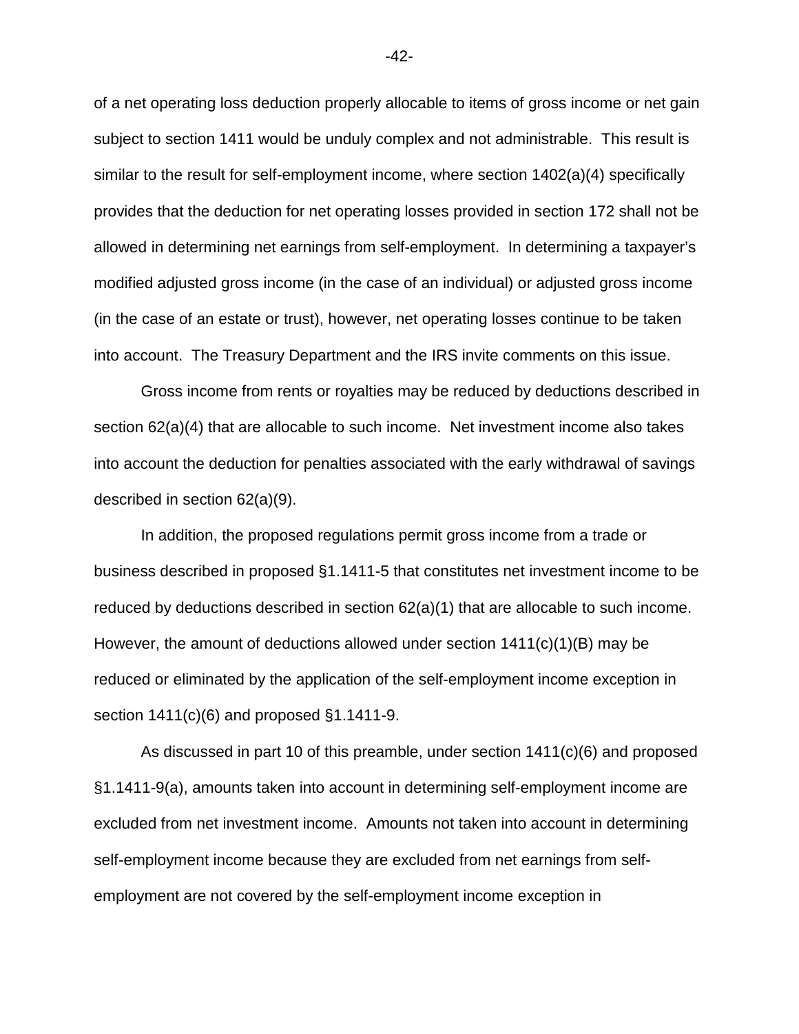of a net operating loss deduction properly allocable to items of gross income or net gain subject to section 1411 would be unduly complex and not administrable. This result is similar to the result for self-employment income, where section 1402(a)(4) specifically provides that the deduction for net operating losses provided in section 172 shall not be allowed in determining net earnings from self-employment. In determining a taxpayer's modified adjusted gross income (in the case of an individual) or adjusted gross income (in the case of an estate or trust), however, net operating losses continue to be taken into account. The Treasury Department and the IRS invite comments on this issue.

Gross income from rents or royalties may be reduced by deductions described in section 62(a)(4) that are allocable to such income. Net investment income also takes into account the deduction for penalties associated with the early withdrawal of savings described in section 62(a)(9).

In addition, the proposed regulations permit gross income from a trade or business described in proposed §1.1411-5 that constitutes net investment income to be reduced by deductions described in section 62(a)(1) that are allocable to such income. However, the amount of deductions allowed under section 1411(c)(1)(B) may be reduced or eliminated by the application of the self-employment income exception in section 1411(c)(6) and proposed §1.1411-9.

As discussed in part 10 of this preamble, under section 1411(c)(6) and proposed §1.1411-9(a), amounts taken into account in determining self-employment income are excluded from net investment income. Amounts not taken into account in determining self-employment income because they are excluded from net earnings from self-employment are not covered by the self-employment income exception in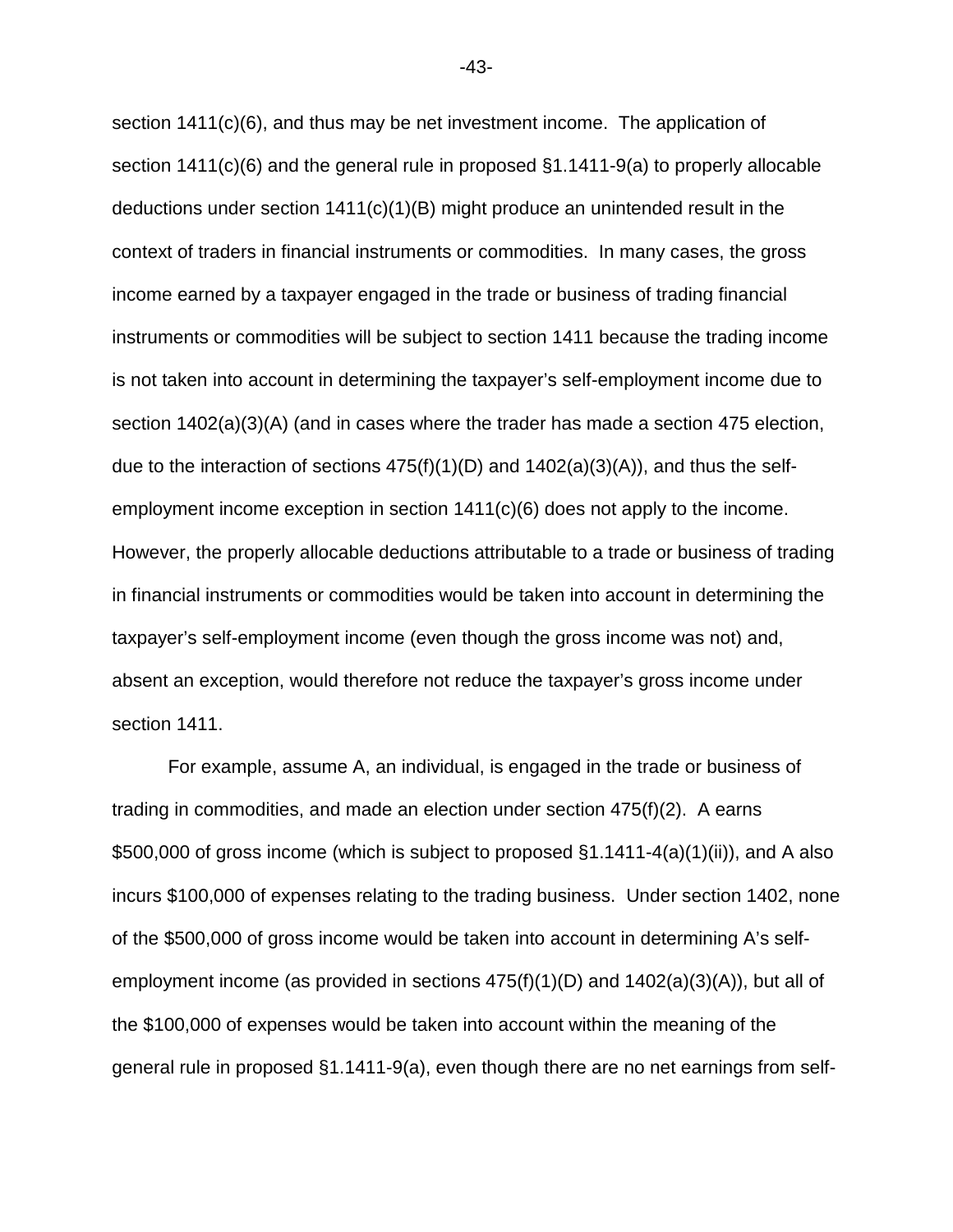section 1411(c)(6), and thus may be net investment income. The application of section 1411(c)(6) and the general rule in proposed §1.1411-9(a) to properly allocable deductions under section 1411(c)(1)(B) might produce an unintended result in the context of traders in financial instruments or commodities. In many cases, the gross income earned by a taxpayer engaged in the trade or business of trading financial instruments or commodities will be subject to section 1411 because the trading income is not taken into account in determining the taxpayer's self-employment income due to section 1402(a)(3)(A) (and in cases where the trader has made a section 475 election, due to the interaction of sections 475(f)(1)(D) and 1402(a)(3)(A)), and thus the self-employment income exception in section 1411(c)(6) does not apply to the income. However, the properly allocable deductions attributable to a trade or business of trading in financial instruments or commodities would be taken into account in determining the taxpayer's self-employment income (even though the gross income was not) and, absent an exception, would therefore not reduce the taxpayer's gross income under section 1411.

For example, assume A, an individual, is engaged in the trade or business of trading in commodities, and made an election under section 475(f)(2). A earns $500,000 of gross income (which is subject to proposed §1.1411-4(a)(1)(ii)), and A also incurs $100,000 of expenses relating to the trading business. Under section 1402, none of the $500,000 of gross income would be taken into account in determining A's self-employment income (as provided in sections 475(f)(1)(D) and 1402(a)(3)(A)), but all of the $100,000 of expenses would be taken into account within the meaning of the general rule in proposed §1.1411-9(a), even though there are no net earnings from self-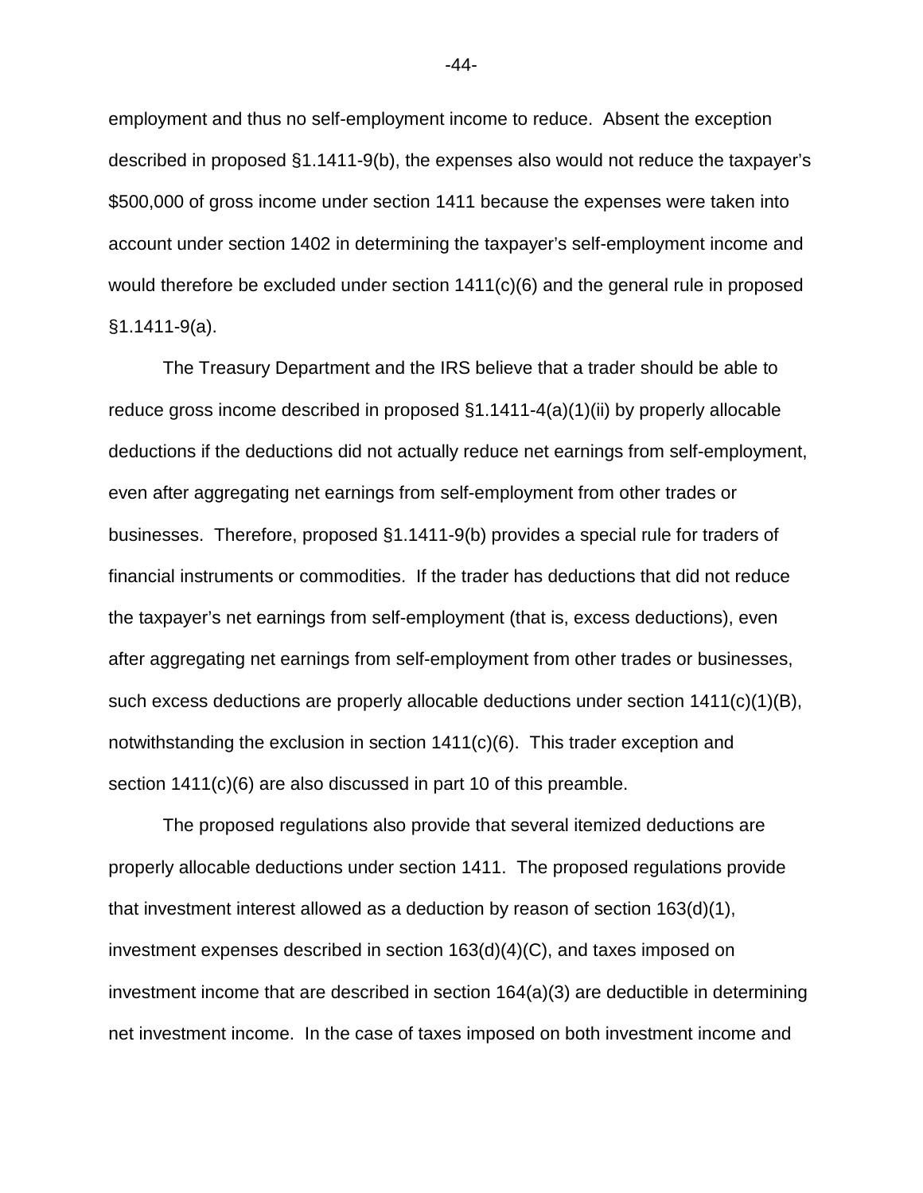employment and thus no self-employment income to reduce. Absent the exception described in proposed §1.1411-9(b), the expenses also would not reduce the taxpayer's $500,000 of gross income under section 1411 because the expenses were taken into account under section 1402 in determining the taxpayer's self-employment income and would therefore be excluded under section 1411(c)(6) and the general rule in proposed §1.1411-9(a).

The Treasury Department and the IRS believe that a trader should be able to reduce gross income described in proposed §1.1411-4(a)(1)(ii) by properly allocable deductions if the deductions did not actually reduce net earnings from self-employment, even after aggregating net earnings from self-employment from other trades or businesses. Therefore, proposed §1.1411-9(b) provides a special rule for traders of financial instruments or commodities. If the trader has deductions that did not reduce the taxpayer's net earnings from self-employment (that is, excess deductions), even after aggregating net earnings from self-employment from other trades or businesses, such excess deductions are properly allocable deductions under section 1411(c)(1)(B), notwithstanding the exclusion in section 1411(c)(6). This trader exception and section 1411(c)(6) are also discussed in part 10 of this preamble.

The proposed regulations also provide that several itemized deductions are properly allocable deductions under section 1411. The proposed regulations provide that investment interest allowed as a deduction by reason of section 163(d)(1), investment expenses described in section 163(d)(4)(C), and taxes imposed on investment income that are described in section 164(a)(3) are deductible in determining net investment income. In the case of taxes imposed on both investment income and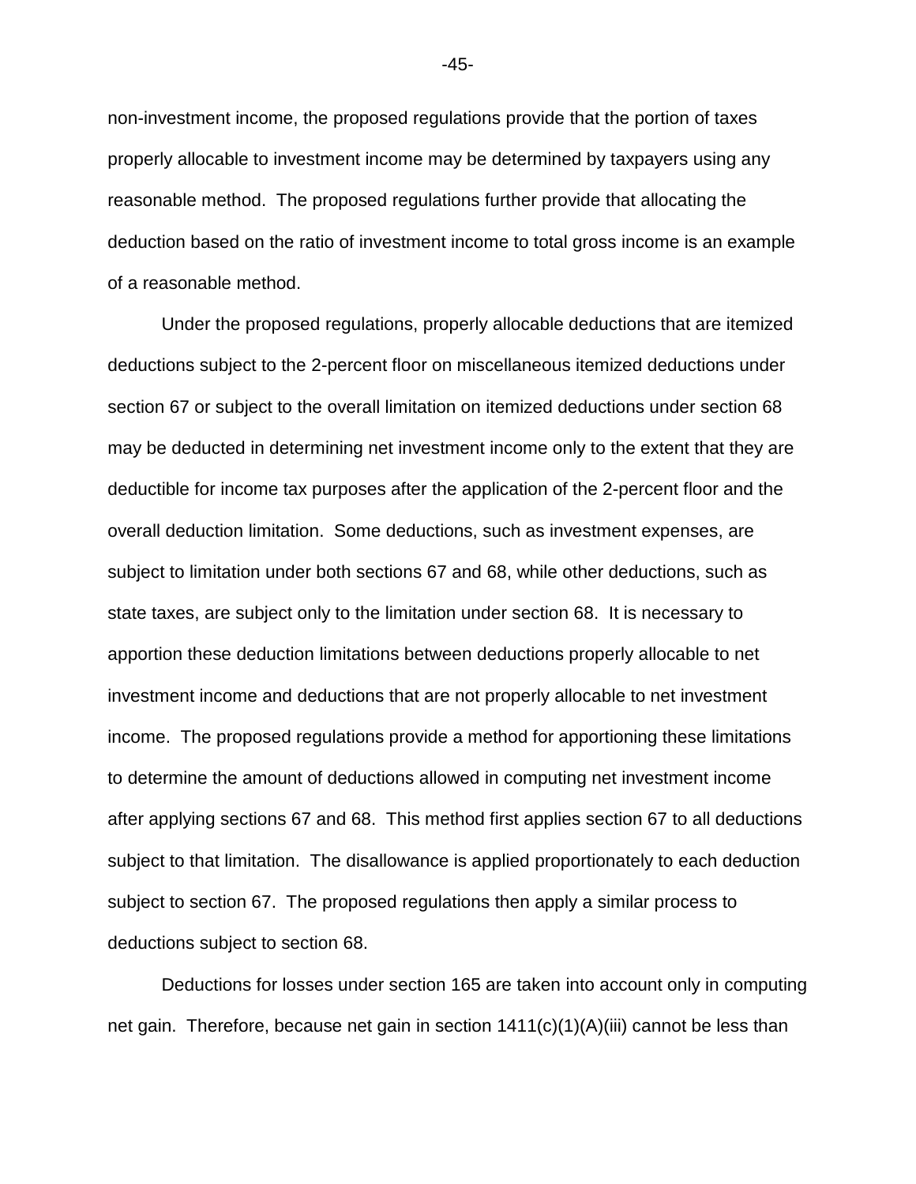non-investment income, the proposed regulations provide that the portion of taxes properly allocable to investment income may be determined by taxpayers using any reasonable method. The proposed regulations further provide that allocating the deduction based on the ratio of investment income to total gross income is an example of a reasonable method.

Under the proposed regulations, properly allocable deductions that are itemized deductions subject to the 2-percent floor on miscellaneous itemized deductions under section 67 or subject to the overall limitation on itemized deductions under section 68 may be deducted in determining net investment income only to the extent that they are deductible for income tax purposes after the application of the 2-percent floor and the overall deduction limitation. Some deductions, such as investment expenses, are subject to limitation under both sections 67 and 68, while other deductions, such as state taxes, are subject only to the limitation under section 68. It is necessary to apportion these deduction limitations between deductions properly allocable to net investment income and deductions that are not properly allocable to net investment income. The proposed regulations provide a method for apportioning these limitations to determine the amount of deductions allowed in computing net investment income after applying sections 67 and 68. This method first applies section 67 to all deductions subject to that limitation. The disallowance is applied proportionately to each deduction subject to section 67. The proposed regulations then apply a similar process to deductions subject to section 68.

Deductions for losses under section 165 are taken into account only in computing net gain. Therefore, because net gain in section 1411(c)(1)(A)(iii) cannot be less than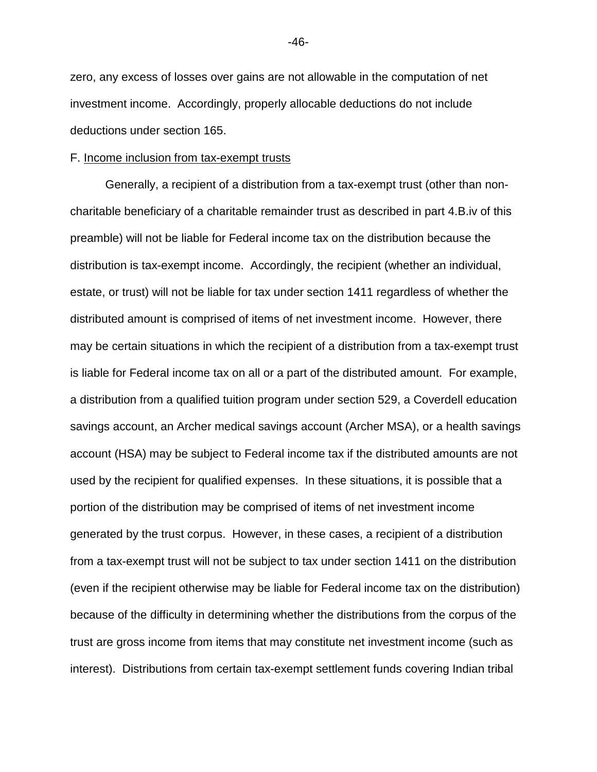zero, any excess of losses over gains are not allowable in the computation of net investment income. Accordingly, properly allocable deductions do not include deductions under section 165.

F. Income inclusion from tax-exempt trusts

Generally, a recipient of a distribution from a tax-exempt trust (other than non-charitable beneficiary of a charitable remainder trust as described in part 4.B.iv of this preamble) will not be liable for Federal income tax on the distribution because the distribution is tax-exempt income. Accordingly, the recipient (whether an individual, estate, or trust) will not be liable for tax under section 1411 regardless of whether the distributed amount is comprised of items of net investment income. However, there may be certain situations in which the recipient of a distribution from a tax-exempt trust is liable for Federal income tax on all or a part of the distributed amount. For example, a distribution from a qualified tuition program under section 529, a Coverdell education savings account, an Archer medical savings account (Archer MSA), or a health savings account (HSA) may be subject to Federal income tax if the distributed amounts are not used by the recipient for qualified expenses. In these situations, it is possible that a portion of the distribution may be comprised of items of net investment income generated by the trust corpus. However, in these cases, a recipient of a distribution from a tax-exempt trust will not be subject to tax under section 1411 on the distribution (even if the recipient otherwise may be liable for Federal income tax on the distribution) because of the difficulty in determining whether the distributions from the corpus of the trust are gross income from items that may constitute net investment income (such as interest). Distributions from certain tax-exempt settlement funds covering Indian tribal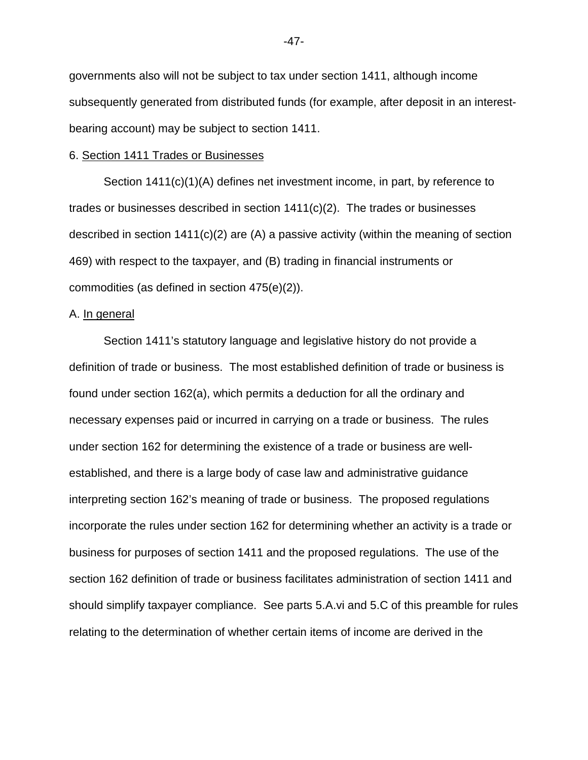governments also will not be subject to tax under section 1411, although income subsequently generated from distributed funds (for example, after deposit in an interest-bearing account) may be subject to section 1411.

6. Section 1411 Trades or Businesses

Section 1411(c)(1)(A) defines net investment income, in part, by reference to trades or businesses described in section 1411(c)(2). The trades or businesses described in section 1411(c)(2) are (A) a passive activity (within the meaning of section 469) with respect to the taxpayer, and (B) trading in financial instruments or commodities (as defined in section 475(e)(2)).

A. In general

Section 1411's statutory language and legislative history do not provide a definition of trade or business. The most established definition of trade or business is found under section 162(a), which permits a deduction for all the ordinary and necessary expenses paid or incurred in carrying on a trade or business. The rules under section 162 for determining the existence of a trade or business are well-established, and there is a large body of case law and administrative guidance interpreting section 162's meaning of trade or business. The proposed regulations incorporate the rules under section 162 for determining whether an activity is a trade or business for purposes of section 1411 and the proposed regulations. The use of the section 162 definition of trade or business facilitates administration of section 1411 and should simplify taxpayer compliance. See parts 5.A.vi and 5.C of this preamble for rules relating to the determination of whether certain items of income are derived in the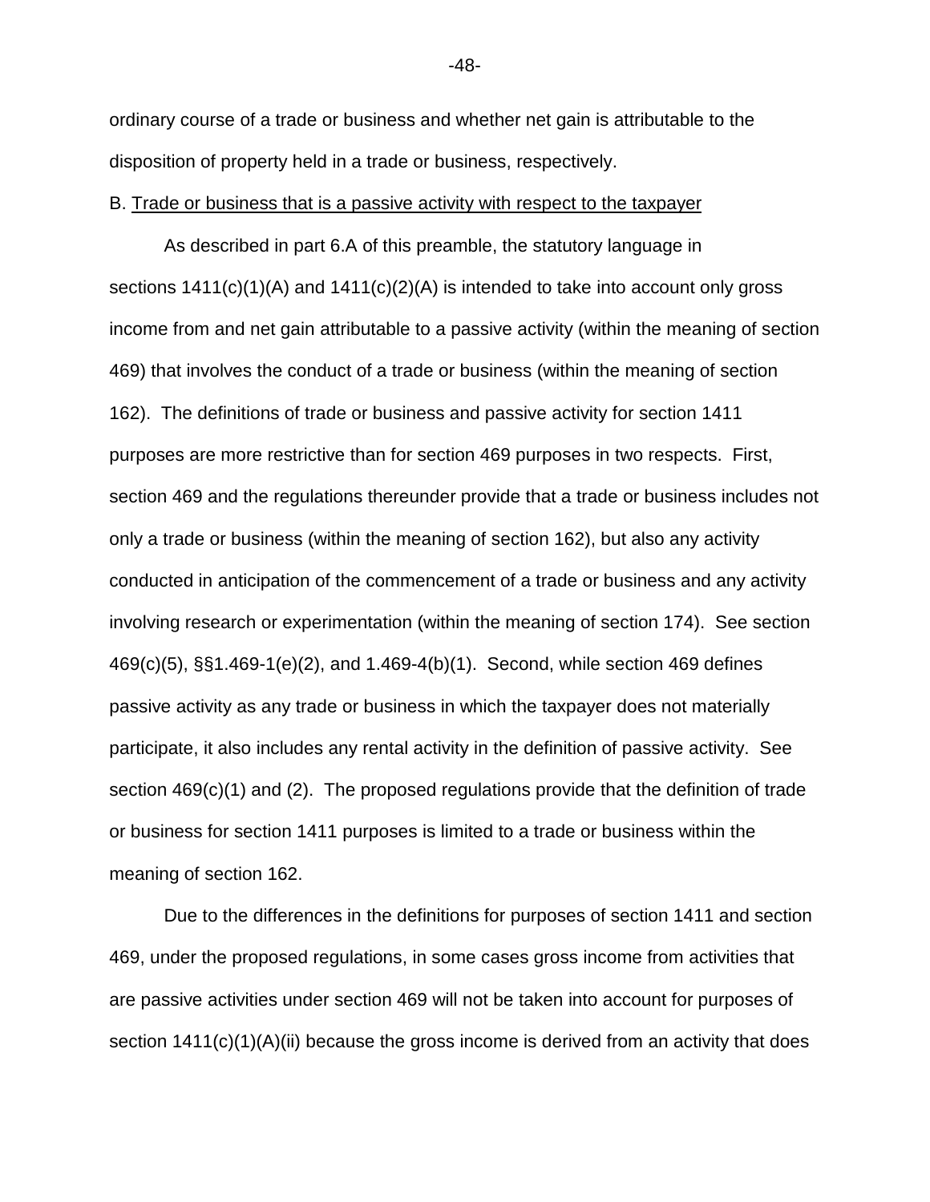ordinary course of a trade or business and whether net gain is attributable to the disposition of property held in a trade or business, respectively.

B. Trade or business that is a passive activity with respect to the taxpayer

As described in part 6.A of this preamble, the statutory language in sections 1411(c)(1)(A) and 1411(c)(2)(A) is intended to take into account only gross income from and net gain attributable to a passive activity (within the meaning of section 469) that involves the conduct of a trade or business (within the meaning of section 162). The definitions of trade or business and passive activity for section 1411 purposes are more restrictive than for section 469 purposes in two respects. First, section 469 and the regulations thereunder provide that a trade or business includes not only a trade or business (within the meaning of section 162), but also any activity conducted in anticipation of the commencement of a trade or business and any activity involving research or experimentation (within the meaning of section 174). See section 469(c)(5), §§1.469-1(e)(2), and 1.469-4(b)(1). Second, while section 469 defines passive activity as any trade or business in which the taxpayer does not materially participate, it also includes any rental activity in the definition of passive activity. See section 469(c)(1) and (2). The proposed regulations provide that the definition of trade or business for section 1411 purposes is limited to a trade or business within the meaning of section 162.

Due to the differences in the definitions for purposes of section 1411 and section 469, under the proposed regulations, in some cases gross income from activities that are passive activities under section 469 will not be taken into account for purposes of section 1411(c)(1)(A)(ii) because the gross income is derived from an activity that does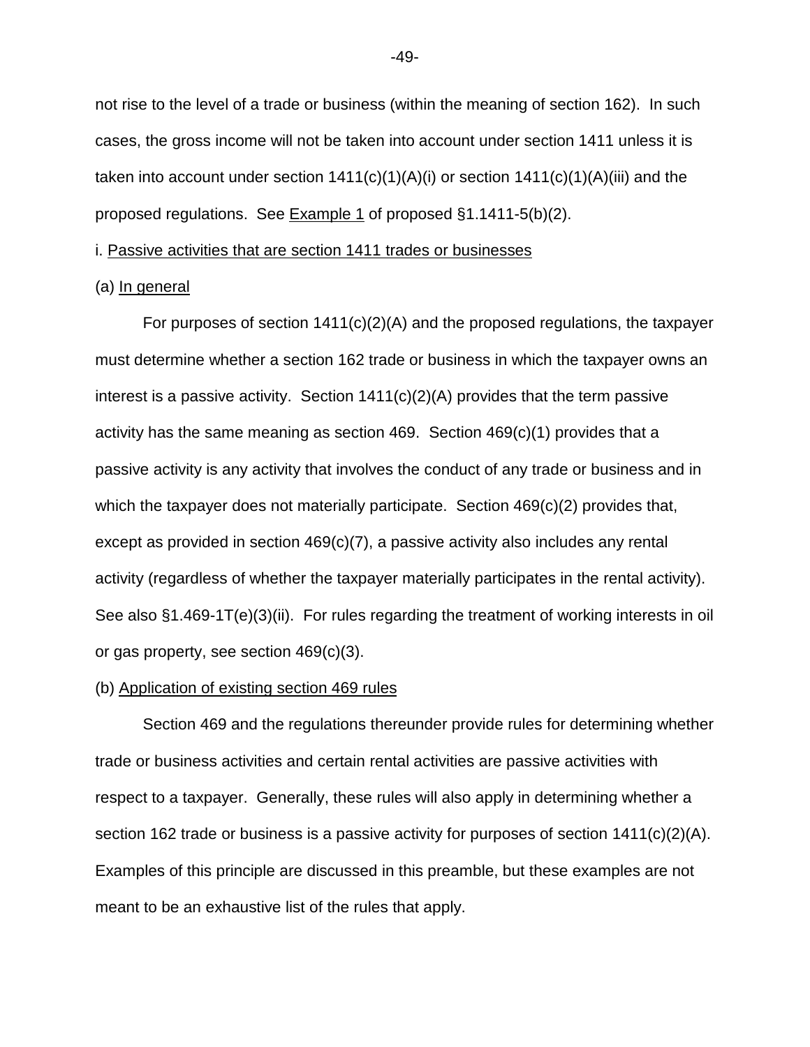not rise to the level of a trade or business (within the meaning of section 162). In such cases, the gross income will not be taken into account under section 1411 unless it is taken into account under section 1411(c)(1)(A)(i) or section 1411(c)(1)(A)(iii) and the proposed regulations. See Example 1 of proposed §1.1411-5(b)(2).

i. Passive activities that are section 1411 trades or businesses

(a) In general

For purposes of section 1411(c)(2)(A) and the proposed regulations, the taxpayer must determine whether a section 162 trade or business in which the taxpayer owns an interest is a passive activity. Section 1411(c)(2)(A) provides that the term passive activity has the same meaning as section 469. Section 469(c)(1) provides that a passive activity is any activity that involves the conduct of any trade or business and in which the taxpayer does not materially participate. Section 469(c)(2) provides that, except as provided in section 469(c)(7), a passive activity also includes any rental activity (regardless of whether the taxpayer materially participates in the rental activity). See also §1.469-1T(e)(3)(ii). For rules regarding the treatment of working interests in oil or gas property, see section 469(c)(3).

(b) Application of existing section 469 rules

Section 469 and the regulations thereunder provide rules for determining whether trade or business activities and certain rental activities are passive activities with respect to a taxpayer. Generally, these rules will also apply in determining whether a section 162 trade or business is a passive activity for purposes of section 1411(c)(2)(A). Examples of this principle are discussed in this preamble, but these examples are not meant to be an exhaustive list of the rules that apply.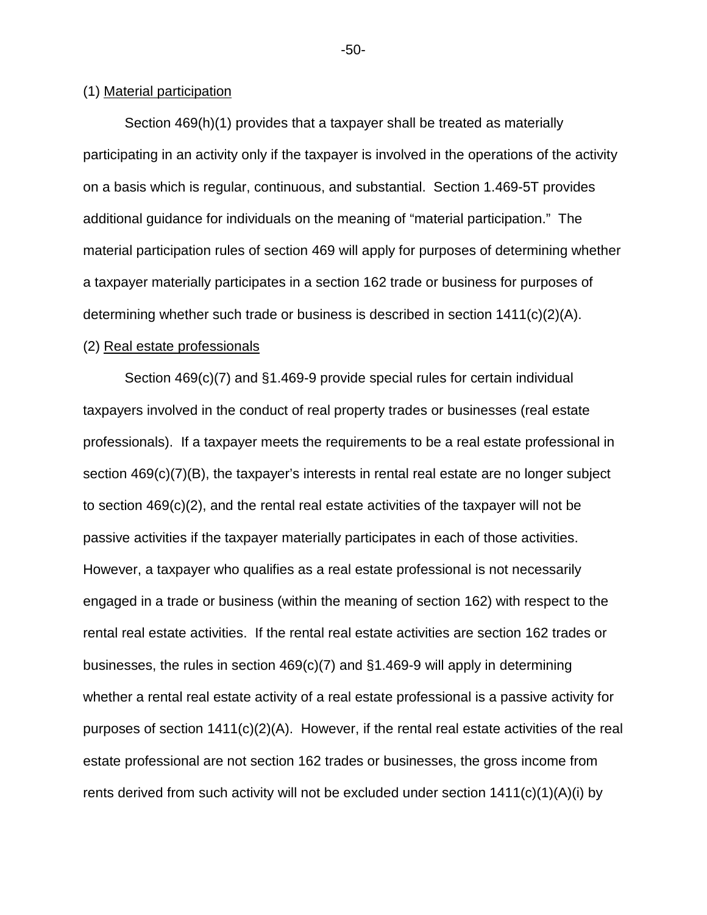(1) Material participation

Section 469(h)(1) provides that a taxpayer shall be treated as materially participating in an activity only if the taxpayer is involved in the operations of the activity on a basis which is regular, continuous, and substantial. Section 1.469-5T provides additional guidance for individuals on the meaning of "material participation." The material participation rules of section 469 will apply for purposes of determining whether a taxpayer materially participates in a section 162 trade or business for purposes of determining whether such trade or business is described in section 1411(c)(2)(A).

(2) Real estate professionals

Section 469(c)(7) and §1.469-9 provide special rules for certain individual taxpayers involved in the conduct of real property trades or businesses (real estate professionals). If a taxpayer meets the requirements to be a real estate professional in section 469(c)(7)(B), the taxpayer's interests in rental real estate are no longer subject to section 469(c)(2), and the rental real estate activities of the taxpayer will not be passive activities if the taxpayer materially participates in each of those activities. However, a taxpayer who qualifies as a real estate professional is not necessarily engaged in a trade or business (within the meaning of section 162) with respect to the rental real estate activities. If the rental real estate activities are section 162 trades or businesses, the rules in section 469(c)(7) and §1.469-9 will apply in determining whether a rental real estate activity of a real estate professional is a passive activity for purposes of section 1411(c)(2)(A). However, if the rental real estate activities of the real estate professional are not section 162 trades or businesses, the gross income from rents derived from such activity will not be excluded under section 1411(c)(1)(A)(i) by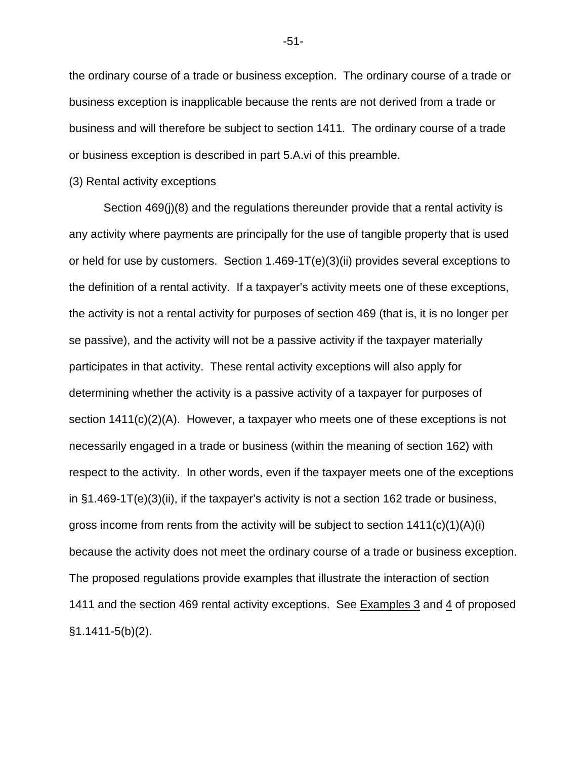the ordinary course of a trade or business exception. The ordinary course of a trade or business exception is inapplicable because the rents are not derived from a trade or business and will therefore be subject to section 1411. The ordinary course of a trade or business exception is described in part 5.A.vi of this preamble.

(3) Rental activity exceptions

Section 469(j)(8) and the regulations thereunder provide that a rental activity is any activity where payments are principally for the use of tangible property that is used or held for use by customers. Section 1.469-1T(e)(3)(ii) provides several exceptions to the definition of a rental activity. If a taxpayer's activity meets one of these exceptions, the activity is not a rental activity for purposes of section 469 (that is, it is no longer per se passive), and the activity will not be a passive activity if the taxpayer materially participates in that activity. These rental activity exceptions will also apply for determining whether the activity is a passive activity of a taxpayer for purposes of section 1411(c)(2)(A). However, a taxpayer who meets one of these exceptions is not necessarily engaged in a trade or business (within the meaning of section 162) with respect to the activity. In other words, even if the taxpayer meets one of the exceptions in §1.469-1T(e)(3)(ii), if the taxpayer's activity is not a section 162 trade or business, gross income from rents from the activity will be subject to section 1411(c)(1)(A)(i) because the activity does not meet the ordinary course of a trade or business exception. The proposed regulations provide examples that illustrate the interaction of section 1411 and the section 469 rental activity exceptions. See Examples 3 and 4 of proposed §1.1411-5(b)(2).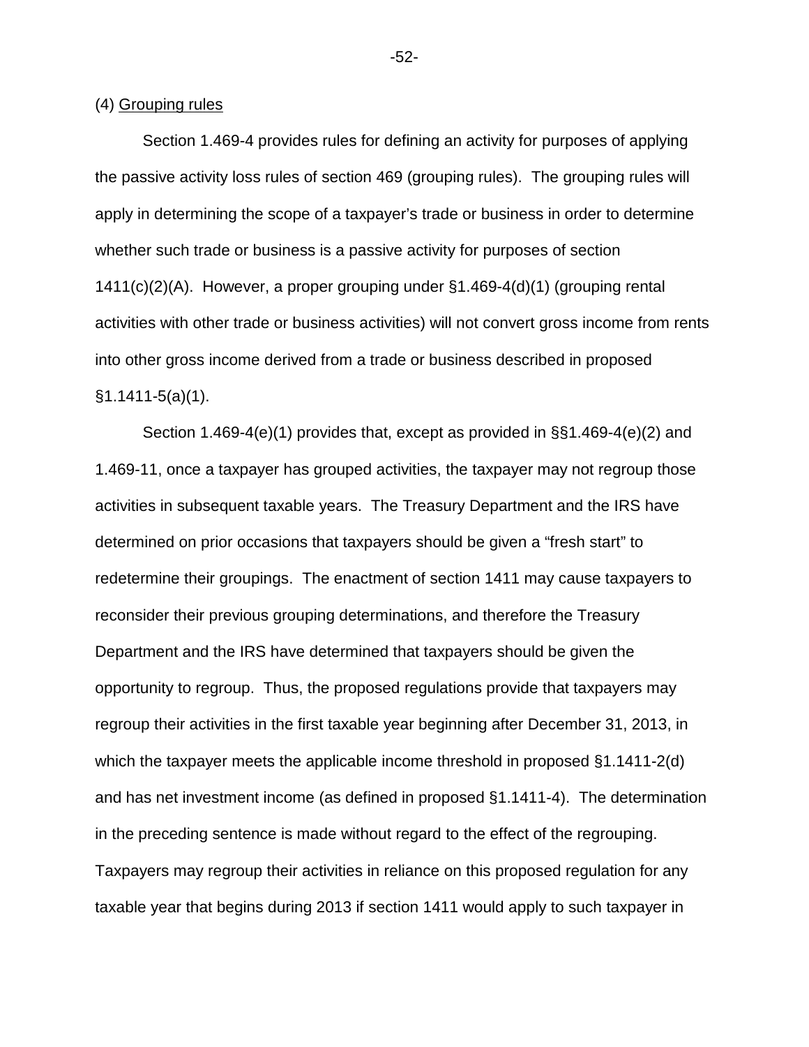(4) Grouping rules

Section 1.469-4 provides rules for defining an activity for purposes of applying the passive activity loss rules of section 469 (grouping rules). The grouping rules will apply in determining the scope of a taxpayer's trade or business in order to determine whether such trade or business is a passive activity for purposes of section 1411(c)(2)(A). However, a proper grouping under §1.469-4(d)(1) (grouping rental activities with other trade or business activities) will not convert gross income from rents into other gross income derived from a trade or business described in proposed §1.1411-5(a)(1).

Section 1.469-4(e)(1) provides that, except as provided in §§1.469-4(e)(2) and 1.469-11, once a taxpayer has grouped activities, the taxpayer may not regroup those activities in subsequent taxable years. The Treasury Department and the IRS have determined on prior occasions that taxpayers should be given a "fresh start" to redetermine their groupings. The enactment of section 1411 may cause taxpayers to reconsider their previous grouping determinations, and therefore the Treasury Department and the IRS have determined that taxpayers should be given the opportunity to regroup. Thus, the proposed regulations provide that taxpayers may regroup their activities in the first taxable year beginning after December 31, 2013, in which the taxpayer meets the applicable income threshold in proposed §1.1411-2(d) and has net investment income (as defined in proposed §1.1411-4). The determination in the preceding sentence is made without regard to the effect of the regrouping. Taxpayers may regroup their activities in reliance on this proposed regulation for any taxable year that begins during 2013 if section 1411 would apply to such taxpayer in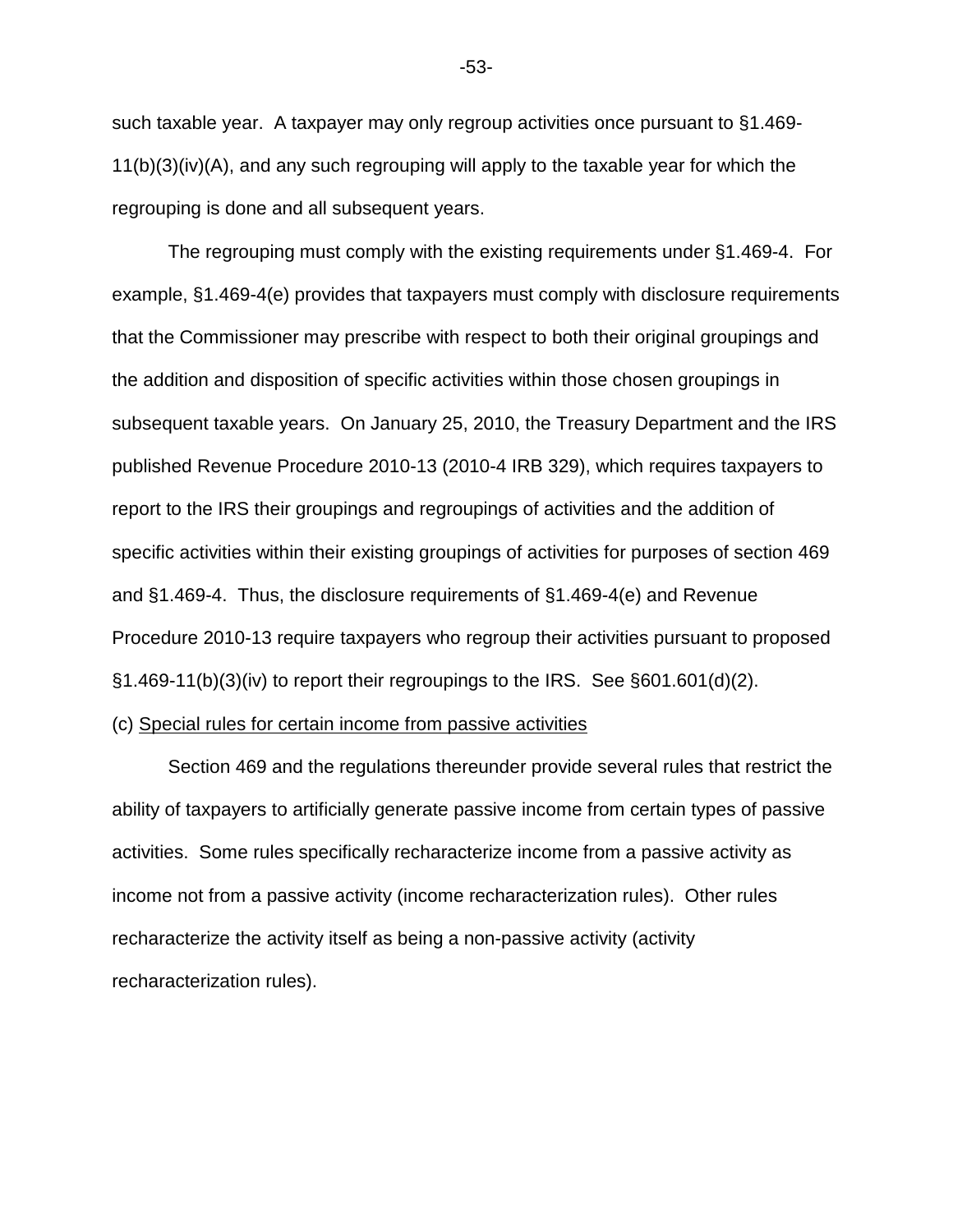such taxable year. A taxpayer may only regroup activities once pursuant to §1.469-11(b)(3)(iv)(A), and any such regrouping will apply to the taxable year for which the regrouping is done and all subsequent years.

The regrouping must comply with the existing requirements under §1.469-4. For example, §1.469-4(e) provides that taxpayers must comply with disclosure requirements that the Commissioner may prescribe with respect to both their original groupings and the addition and disposition of specific activities within those chosen groupings in subsequent taxable years. On January 25, 2010, the Treasury Department and the IRS published Revenue Procedure 2010-13 (2010-4 IRB 329), which requires taxpayers to report to the IRS their groupings and regroupings of activities and the addition of specific activities within their existing groupings of activities for purposes of section 469 and §1.469-4. Thus, the disclosure requirements of §1.469-4(e) and Revenue Procedure 2010-13 require taxpayers who regroup their activities pursuant to proposed §1.469-11(b)(3)(iv) to report their regroupings to the IRS. See §601.601(d)(2).

(c) Special rules for certain income from passive activities

Section 469 and the regulations thereunder provide several rules that restrict the ability of taxpayers to artificially generate passive income from certain types of passive activities. Some rules specifically recharacterize income from a passive activity as income not from a passive activity (income recharacterization rules). Other rules recharacterize the activity itself as being a non-passive activity (activity recharacterization rules).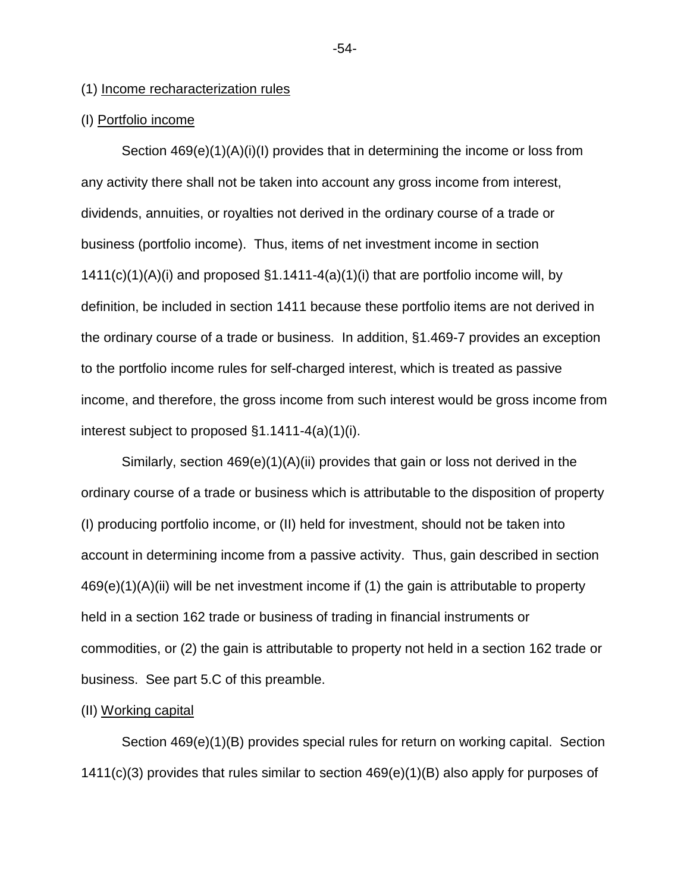(1) Income recharacterization rules

(I) Portfolio income

Section 469(e)(1)(A)(i)(I) provides that in determining the income or loss from any activity there shall not be taken into account any gross income from interest, dividends, annuities, or royalties not derived in the ordinary course of a trade or business (portfolio income). Thus, items of net investment income in section 1411(c)(1)(A)(i) and proposed §1.1411-4(a)(1)(i) that are portfolio income will, by definition, be included in section 1411 because these portfolio items are not derived in the ordinary course of a trade or business. In addition, §1.469-7 provides an exception to the portfolio income rules for self-charged interest, which is treated as passive income, and therefore, the gross income from such interest would be gross income from interest subject to proposed §1.1411-4(a)(1)(i).

Similarly, section 469(e)(1)(A)(ii) provides that gain or loss not derived in the ordinary course of a trade or business which is attributable to the disposition of property (I) producing portfolio income, or (II) held for investment, should not be taken into account in determining income from a passive activity. Thus, gain described in section 469(e)(1)(A)(ii) will be net investment income if (1) the gain is attributable to property held in a section 162 trade or business of trading in financial instruments or commodities, or (2) the gain is attributable to property not held in a section 162 trade or business. See part 5.C of this preamble.

(II) Working capital

Section 469(e)(1)(B) provides special rules for return on working capital. Section 1411(c)(3) provides that rules similar to section 469(e)(1)(B) also apply for purposes of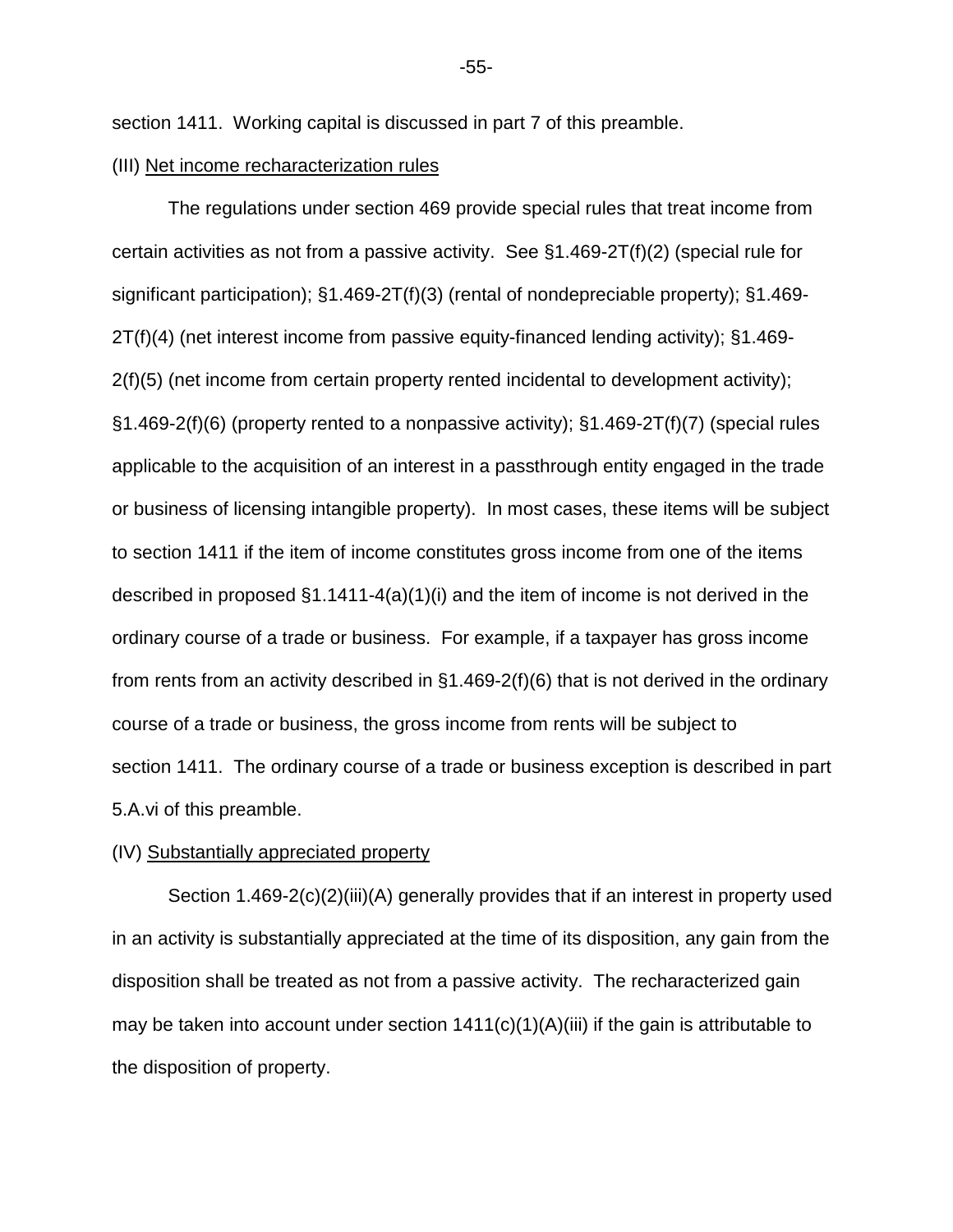section 1411. Working capital is discussed in part 7 of this preamble.

(III) Net income recharacterization rules

The regulations under section 469 provide special rules that treat income from certain activities as not from a passive activity. See §1.469-2T(f)(2) (special rule for significant participation); §1.469-2T(f)(3) (rental of nondepreciable property); §1.469-2T(f)(4) (net interest income from passive equity-financed lending activity); §1.469-2(f)(5) (net income from certain property rented incidental to development activity); §1.469-2(f)(6) (property rented to a nonpassive activity); §1.469-2T(f)(7) (special rules applicable to the acquisition of an interest in a passthrough entity engaged in the trade or business of licensing intangible property). In most cases, these items will be subject to section 1411 if the item of income constitutes gross income from one of the items described in proposed §1.1411-4(a)(1)(i) and the item of income is not derived in the ordinary course of a trade or business. For example, if a taxpayer has gross income from rents from an activity described in §1.469-2(f)(6) that is not derived in the ordinary course of a trade or business, the gross income from rents will be subject to section 1411. The ordinary course of a trade or business exception is described in part 5.A.vi of this preamble.

(IV) Substantially appreciated property

Section 1.469-2(c)(2)(iii)(A) generally provides that if an interest in property used in an activity is substantially appreciated at the time of its disposition, any gain from the disposition shall be treated as not from a passive activity. The recharacterized gain may be taken into account under section 1411(c)(1)(A)(iii) if the gain is attributable to the disposition of property.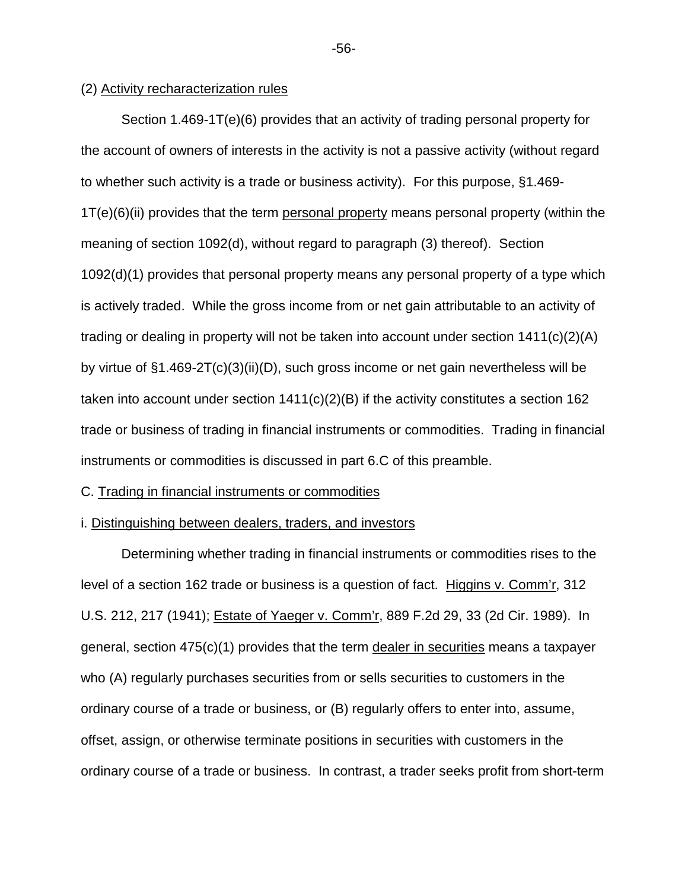(2) Activity recharacterization rules

Section 1.469-1T(e)(6) provides that an activity of trading personal property for the account of owners of interests in the activity is not a passive activity (without regard to whether such activity is a trade or business activity). For this purpose, §1.469-1T(e)(6)(ii) provides that the term personal property means personal property (within the meaning of section 1092(d), without regard to paragraph (3) thereof). Section 1092(d)(1) provides that personal property means any personal property of a type which is actively traded. While the gross income from or net gain attributable to an activity of trading or dealing in property will not be taken into account under section 1411(c)(2)(A) by virtue of §1.469-2T(c)(3)(ii)(D), such gross income or net gain nevertheless will be taken into account under section 1411(c)(2)(B) if the activity constitutes a section 162 trade or business of trading in financial instruments or commodities. Trading in financial instruments or commodities is discussed in part 6.C of this preamble.

C. Trading in financial instruments or commodities

i. Distinguishing between dealers, traders, and investors

Determining whether trading in financial instruments or commodities rises to the level of a section 162 trade or business is a question of fact. Higgins v. Comm'r, 312 U.S. 212, 217 (1941); Estate of Yaeger v. Comm'r, 889 F.2d 29, 33 (2d Cir. 1989). In general, section 475(c)(1) provides that the term dealer in securities means a taxpayer who (A) regularly purchases securities from or sells securities to customers in the ordinary course of a trade or business, or (B) regularly offers to enter into, assume, offset, assign, or otherwise terminate positions in securities with customers in the ordinary course of a trade or business. In contrast, a trader seeks profit from short-term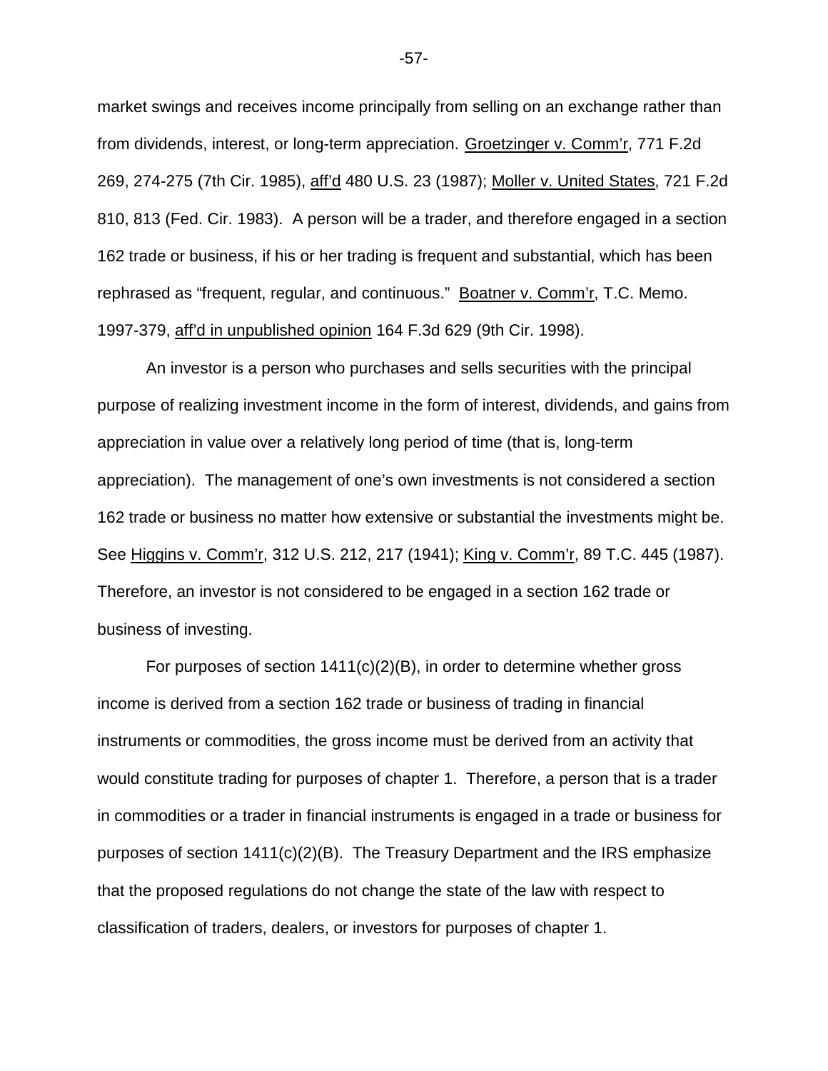market swings and receives income principally from selling on an exchange rather than from dividends, interest, or long-term appreciation. Groetzinger v. Comm'r, 771 F.2d 269, 274-275 (7th Cir. 1985), aff'd 480 U.S. 23 (1987); Moller v. United States, 721 F.2d 810, 813 (Fed. Cir. 1983). A person will be a trader, and therefore engaged in a section 162 trade or business, if his or her trading is frequent and substantial, which has been rephrased as "frequent, regular, and continuous." Boatner v. Comm'r, T.C. Memo. 1997-379, aff'd in unpublished opinion 164 F.3d 629 (9th Cir. 1998).

An investor is a person who purchases and sells securities with the principal purpose of realizing investment income in the form of interest, dividends, and gains from appreciation in value over a relatively long period of time (that is, long-term appreciation). The management of one's own investments is not considered a section 162 trade or business no matter how extensive or substantial the investments might be. See Higgins v. Comm'r, 312 U.S. 212, 217 (1941); King v. Comm'r, 89 T.C. 445 (1987). Therefore, an investor is not considered to be engaged in a section 162 trade or business of investing.

For purposes of section 1411(c)(2)(B), in order to determine whether gross income is derived from a section 162 trade or business of trading in financial instruments or commodities, the gross income must be derived from an activity that would constitute trading for purposes of chapter 1. Therefore, a person that is a trader in commodities or a trader in financial instruments is engaged in a trade or business for purposes of section 1411(c)(2)(B). The Treasury Department and the IRS emphasize that the proposed regulations do not change the state of the law with respect to classification of traders, dealers, or investors for purposes of chapter 1.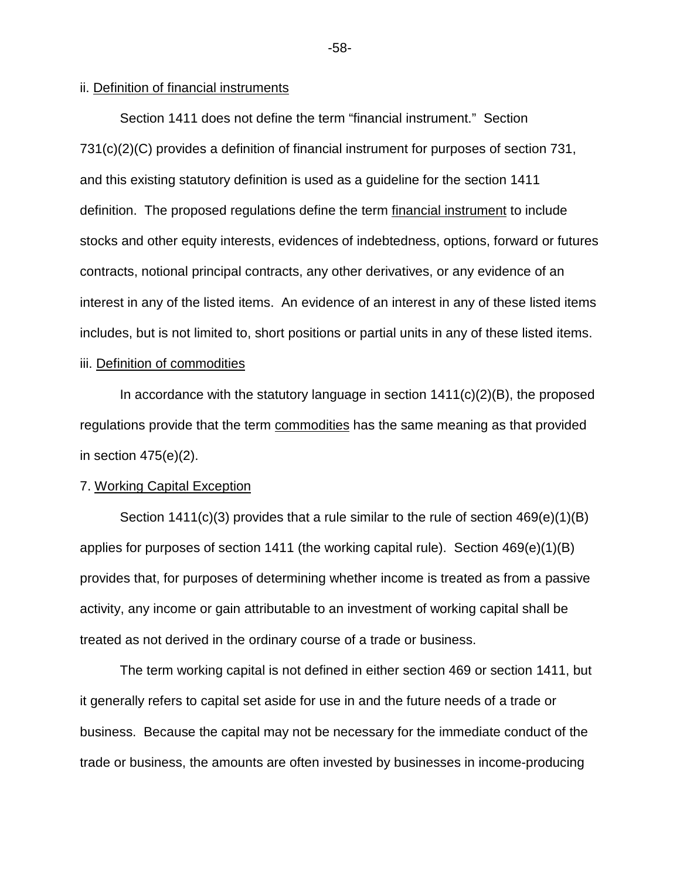ii. Definition of financial instruments

Section 1411 does not define the term "financial instrument." Section 731(c)(2)(C) provides a definition of financial instrument for purposes of section 731, and this existing statutory definition is used as a guideline for the section 1411 definition. The proposed regulations define the term financial instrument to include stocks and other equity interests, evidences of indebtedness, options, forward or futures contracts, notional principal contracts, any other derivatives, or any evidence of an interest in any of the listed items. An evidence of an interest in any of these listed items includes, but is not limited to, short positions or partial units in any of these listed items.

iii. Definition of commodities

In accordance with the statutory language in section 1411(c)(2)(B), the proposed regulations provide that the term commodities has the same meaning as that provided in section 475(e)(2).

7. Working Capital Exception

Section 1411(c)(3) provides that a rule similar to the rule of section 469(e)(1)(B) applies for purposes of section 1411 (the working capital rule). Section 469(e)(1)(B) provides that, for purposes of determining whether income is treated as from a passive activity, any income or gain attributable to an investment of working capital shall be treated as not derived in the ordinary course of a trade or business.

The term working capital is not defined in either section 469 or section 1411, but it generally refers to capital set aside for use in and the future needs of a trade or business. Because the capital may not be necessary for the immediate conduct of the trade or business, the amounts are often invested by businesses in income-producing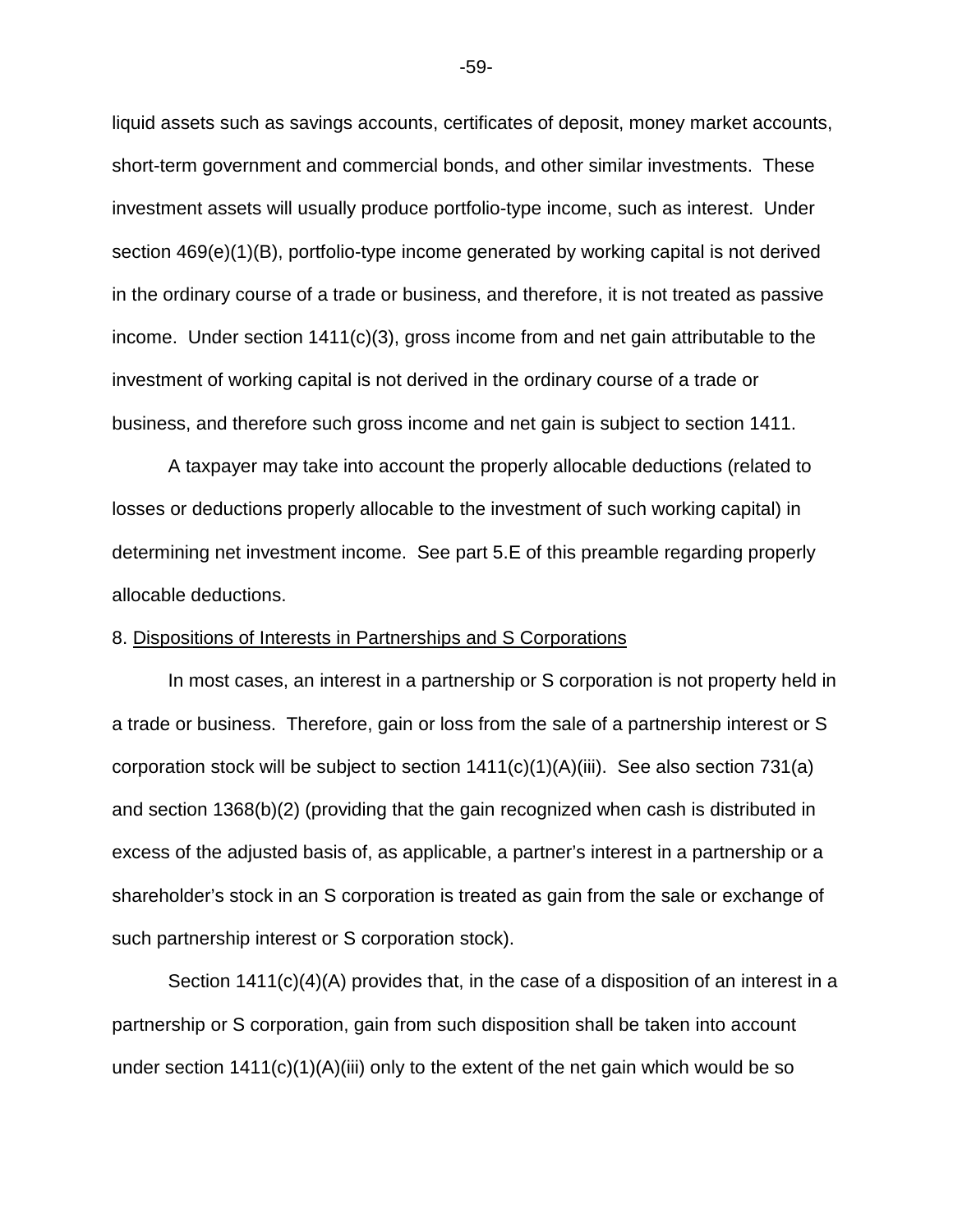liquid assets such as savings accounts, certificates of deposit, money market accounts, short-term government and commercial bonds, and other similar investments. These investment assets will usually produce portfolio-type income, such as interest. Under section 469(e)(1)(B), portfolio-type income generated by working capital is not derived in the ordinary course of a trade or business, and therefore, it is not treated as passive income. Under section 1411(c)(3), gross income from and net gain attributable to the investment of working capital is not derived in the ordinary course of a trade or business, and therefore such gross income and net gain is subject to section 1411.

A taxpayer may take into account the properly allocable deductions (related to losses or deductions properly allocable to the investment of such working capital) in determining net investment income. See part 5.E of this preamble regarding properly allocable deductions.

8. Dispositions of Interests in Partnerships and S Corporations

In most cases, an interest in a partnership or S corporation is not property held in a trade or business. Therefore, gain or loss from the sale of a partnership interest or S corporation stock will be subject to section 1411(c)(1)(A)(iii). See also section 731(a) and section 1368(b)(2) (providing that the gain recognized when cash is distributed in excess of the adjusted basis of, as applicable, a partner's interest in a partnership or a shareholder's stock in an S corporation is treated as gain from the sale or exchange of such partnership interest or S corporation stock).

Section 1411(c)(4)(A) provides that, in the case of a disposition of an interest in a partnership or S corporation, gain from such disposition shall be taken into account under section 1411(c)(1)(A)(iii) only to the extent of the net gain which would be so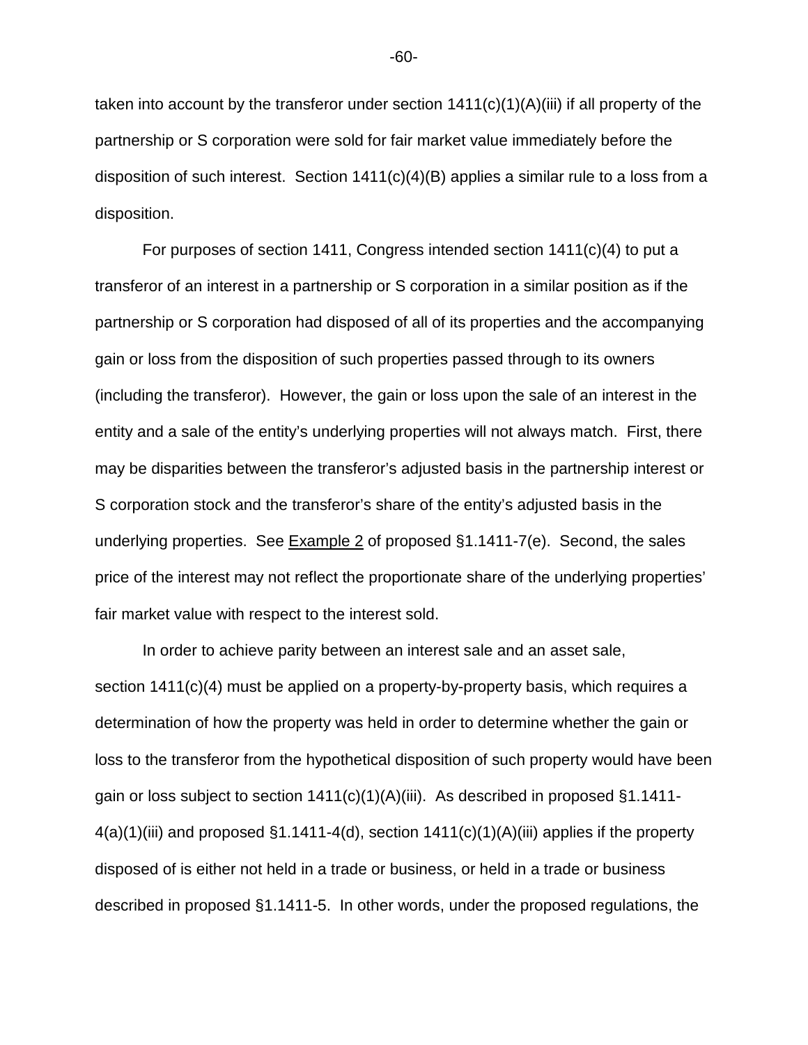taken into account by the transferor under section 1411(c)(1)(A)(iii) if all property of the partnership or S corporation were sold for fair market value immediately before the disposition of such interest. Section 1411(c)(4)(B) applies a similar rule to a loss from a disposition.

For purposes of section 1411, Congress intended section 1411(c)(4) to put a transferor of an interest in a partnership or S corporation in a similar position as if the partnership or S corporation had disposed of all of its properties and the accompanying gain or loss from the disposition of such properties passed through to its owners (including the transferor). However, the gain or loss upon the sale of an interest in the entity and a sale of the entity's underlying properties will not always match. First, there may be disparities between the transferor's adjusted basis in the partnership interest or S corporation stock and the transferor's share of the entity's adjusted basis in the underlying properties. See Example 2 of proposed §1.1411-7(e). Second, the sales price of the interest may not reflect the proportionate share of the underlying properties' fair market value with respect to the interest sold.

In order to achieve parity between an interest sale and an asset sale, section 1411(c)(4) must be applied on a property-by-property basis, which requires a determination of how the property was held in order to determine whether the gain or loss to the transferor from the hypothetical disposition of such property would have been gain or loss subject to section 1411(c)(1)(A)(iii). As described in proposed §1.1411-4(a)(1)(iii) and proposed §1.1411-4(d), section 1411(c)(1)(A)(iii) applies if the property disposed of is either not held in a trade or business, or held in a trade or business described in proposed §1.1411-5. In other words, under the proposed regulations, the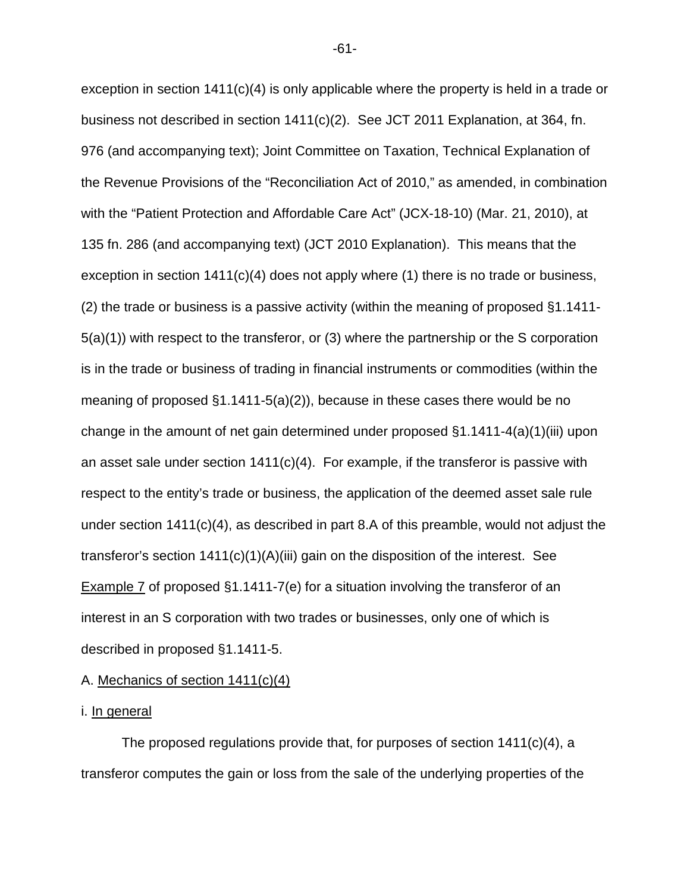exception in section 1411(c)(4) is only applicable where the property is held in a trade or business not described in section 1411(c)(2). See JCT 2011 Explanation, at 364, fn. 976 (and accompanying text); Joint Committee on Taxation, Technical Explanation of the Revenue Provisions of the "Reconciliation Act of 2010," as amended, in combination with the "Patient Protection and Affordable Care Act" (JCX-18-10) (Mar. 21, 2010), at 135 fn. 286 (and accompanying text) (JCT 2010 Explanation). This means that the exception in section 1411(c)(4) does not apply where (1) there is no trade or business, (2) the trade or business is a passive activity (within the meaning of proposed §1.1411-5(a)(1)) with respect to the transferor, or (3) where the partnership or the S corporation is in the trade or business of trading in financial instruments or commodities (within the meaning of proposed §1.1411-5(a)(2)), because in these cases there would be no change in the amount of net gain determined under proposed §1.1411-4(a)(1)(iii) upon an asset sale under section 1411(c)(4). For example, if the transferor is passive with respect to the entity's trade or business, the application of the deemed asset sale rule under section 1411(c)(4), as described in part 8.A of this preamble, would not adjust the transferor's section 1411(c)(1)(A)(iii) gain on the disposition of the interest. See Example 7 of proposed §1.1411-7(e) for a situation involving the transferor of an interest in an S corporation with two trades or businesses, only one of which is described in proposed §1.1411-5.

A. Mechanics of section 1411(c)(4)

i. In general

The proposed regulations provide that, for purposes of section 1411(c)(4), a transferor computes the gain or loss from the sale of the underlying properties of the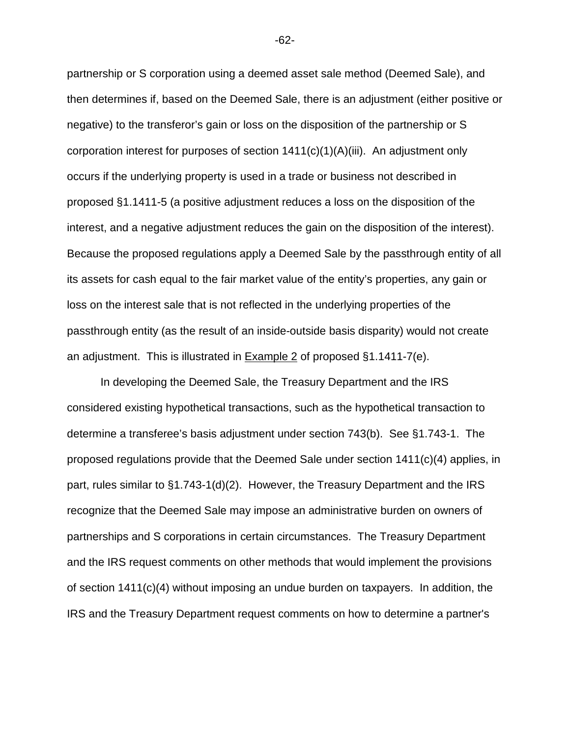partnership or S corporation using a deemed asset sale method (Deemed Sale), and then determines if, based on the Deemed Sale, there is an adjustment (either positive or negative) to the transferor's gain or loss on the disposition of the partnership or S corporation interest for purposes of section 1411(c)(1)(A)(iii). An adjustment only occurs if the underlying property is used in a trade or business not described in proposed §1.1411-5 (a positive adjustment reduces a loss on the disposition of the interest, and a negative adjustment reduces the gain on the disposition of the interest). Because the proposed regulations apply a Deemed Sale by the passthrough entity of all its assets for cash equal to the fair market value of the entity's properties, any gain or loss on the interest sale that is not reflected in the underlying properties of the passthrough entity (as the result of an inside-outside basis disparity) would not create an adjustment. This is illustrated in Example 2 of proposed §1.1411-7(e).

In developing the Deemed Sale, the Treasury Department and the IRS considered existing hypothetical transactions, such as the hypothetical transaction to determine a transferee's basis adjustment under section 743(b). See §1.743-1. The proposed regulations provide that the Deemed Sale under section 1411(c)(4) applies, in part, rules similar to §1.743-1(d)(2). However, the Treasury Department and the IRS recognize that the Deemed Sale may impose an administrative burden on owners of partnerships and S corporations in certain circumstances. The Treasury Department and the IRS request comments on other methods that would implement the provisions of section 1411(c)(4) without imposing an undue burden on taxpayers. In addition, the IRS and the Treasury Department request comments on how to determine a partner's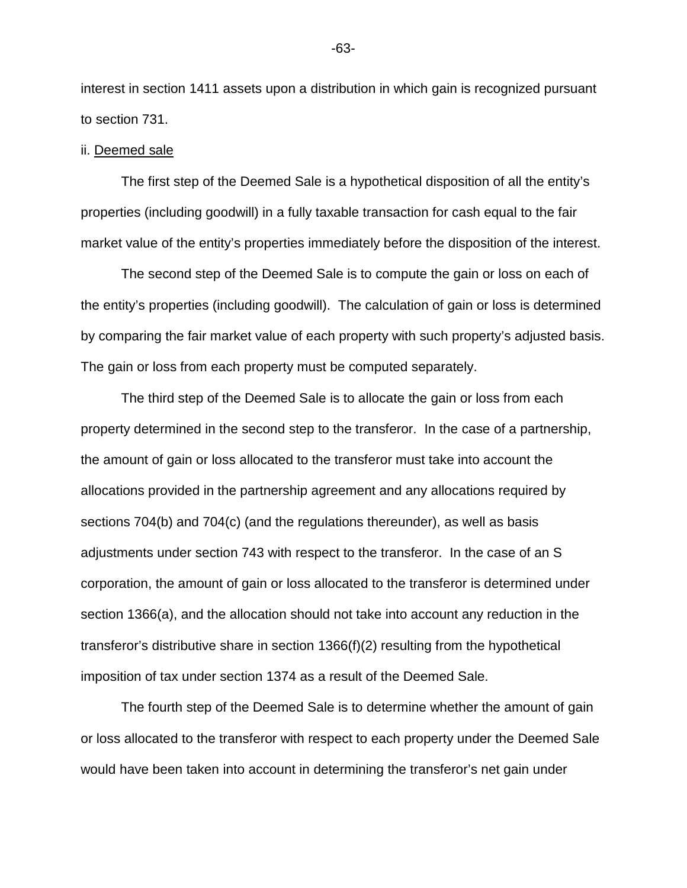interest in section 1411 assets upon a distribution in which gain is recognized pursuant to section 731.

ii. <u>Deemed sale</u>

The first step of the Deemed Sale is a hypothetical disposition of all the entity's properties (including goodwill) in a fully taxable transaction for cash equal to the fair market value of the entity's properties immediately before the disposition of the interest.

The second step of the Deemed Sale is to compute the gain or loss on each of the entity's properties (including goodwill). The calculation of gain or loss is determined by comparing the fair market value of each property with such property's adjusted basis. The gain or loss from each property must be computed separately.

The third step of the Deemed Sale is to allocate the gain or loss from each property determined in the second step to the transferor. In the case of a partnership, the amount of gain or loss allocated to the transferor must take into account the allocations provided in the partnership agreement and any allocations required by sections 704(b) and 704(c) (and the regulations thereunder), as well as basis adjustments under section 743 with respect to the transferor. In the case of an S corporation, the amount of gain or loss allocated to the transferor is determined under section 1366(a), and the allocation should not take into account any reduction in the transferor's distributive share in section 1366(f)(2) resulting from the hypothetical imposition of tax under section 1374 as a result of the Deemed Sale.

The fourth step of the Deemed Sale is to determine whether the amount of gain or loss allocated to the transferor with respect to each property under the Deemed Sale would have been taken into account in determining the transferor's net gain under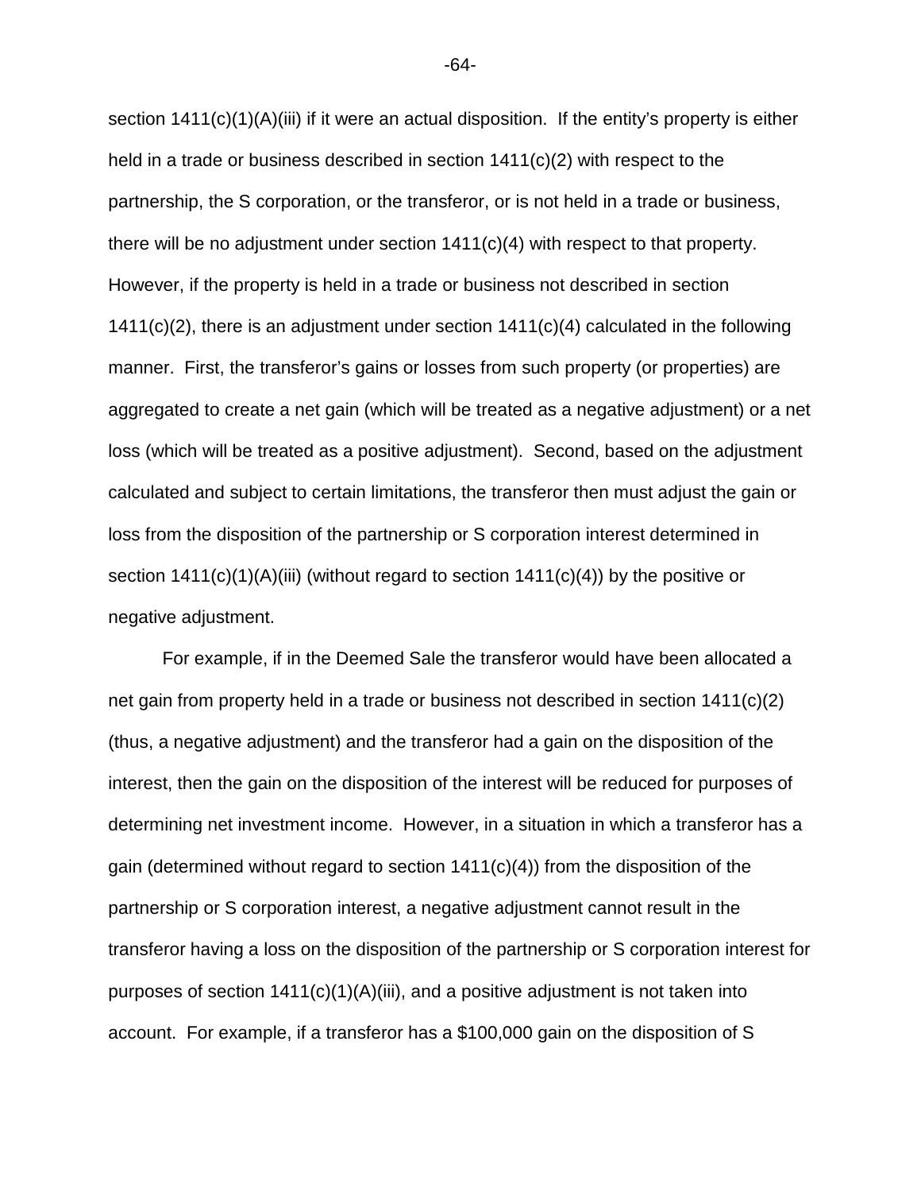section 1411(c)(1)(A)(iii) if it were an actual disposition. If the entity's property is either held in a trade or business described in section 1411(c)(2) with respect to the partnership, the S corporation, or the transferor, or is not held in a trade or business, there will be no adjustment under section 1411(c)(4) with respect to that property. However, if the property is held in a trade or business not described in section 1411(c)(2), there is an adjustment under section 1411(c)(4) calculated in the following manner. First, the transferor's gains or losses from such property (or properties) are aggregated to create a net gain (which will be treated as a negative adjustment) or a net loss (which will be treated as a positive adjustment). Second, based on the adjustment calculated and subject to certain limitations, the transferor then must adjust the gain or loss from the disposition of the partnership or S corporation interest determined in section 1411(c)(1)(A)(iii) (without regard to section 1411(c)(4)) by the positive or negative adjustment.

For example, if in the Deemed Sale the transferor would have been allocated a net gain from property held in a trade or business not described in section 1411(c)(2) (thus, a negative adjustment) and the transferor had a gain on the disposition of the interest, then the gain on the disposition of the interest will be reduced for purposes of determining net investment income. However, in a situation in which a transferor has a gain (determined without regard to section 1411(c)(4)) from the disposition of the partnership or S corporation interest, a negative adjustment cannot result in the transferor having a loss on the disposition of the partnership or S corporation interest for purposes of section 1411(c)(1)(A)(iii), and a positive adjustment is not taken into account. For example, if a transferor has a $100,000 gain on the disposition of S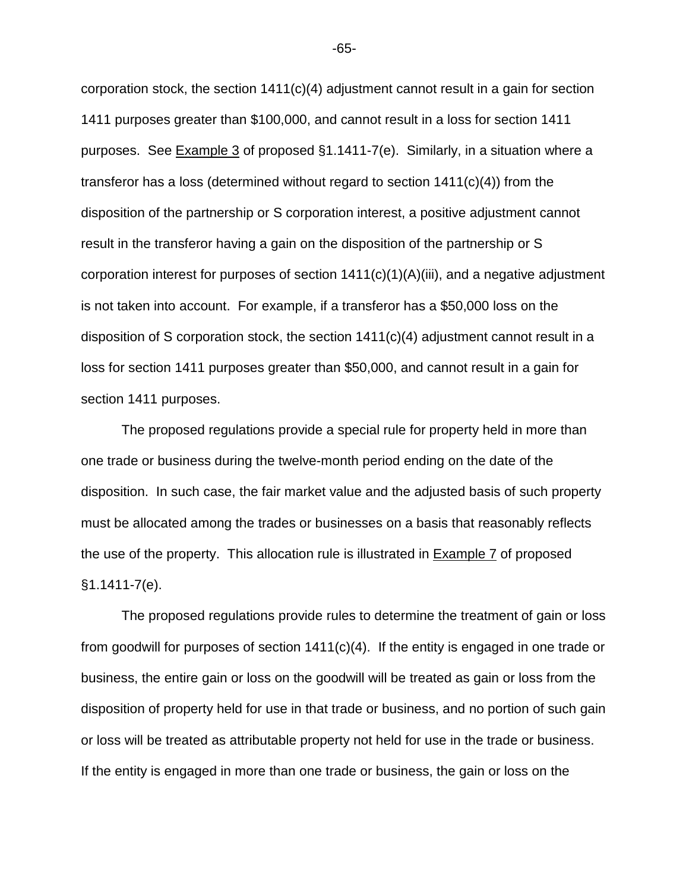corporation stock, the section 1411(c)(4) adjustment cannot result in a gain for section 1411 purposes greater than $100,000, and cannot result in a loss for section 1411 purposes. See Example 3 of proposed §1.1411-7(e). Similarly, in a situation where a transferor has a loss (determined without regard to section 1411(c)(4)) from the disposition of the partnership or S corporation interest, a positive adjustment cannot result in the transferor having a gain on the disposition of the partnership or S corporation interest for purposes of section 1411(c)(1)(A)(iii), and a negative adjustment is not taken into account. For example, if a transferor has a $50,000 loss on the disposition of S corporation stock, the section 1411(c)(4) adjustment cannot result in a loss for section 1411 purposes greater than $50,000, and cannot result in a gain for section 1411 purposes.

The proposed regulations provide a special rule for property held in more than one trade or business during the twelve-month period ending on the date of the disposition. In such case, the fair market value and the adjusted basis of such property must be allocated among the trades or businesses on a basis that reasonably reflects the use of the property. This allocation rule is illustrated in Example 7 of proposed §1.1411-7(e).

The proposed regulations provide rules to determine the treatment of gain or loss from goodwill for purposes of section 1411(c)(4). If the entity is engaged in one trade or business, the entire gain or loss on the goodwill will be treated as gain or loss from the disposition of property held for use in that trade or business, and no portion of such gain or loss will be treated as attributable property not held for use in the trade or business. If the entity is engaged in more than one trade or business, the gain or loss on the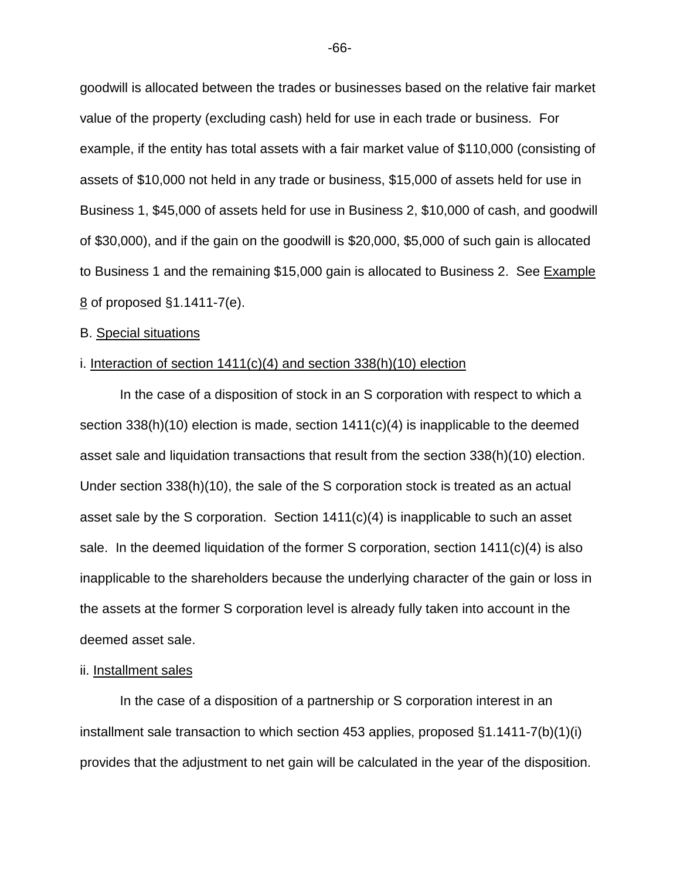goodwill is allocated between the trades or businesses based on the relative fair market value of the property (excluding cash) held for use in each trade or business. For example, if the entity has total assets with a fair market value of $110,000 (consisting of assets of $10,000 not held in any trade or business, $15,000 of assets held for use in Business 1, $45,000 of assets held for use in Business 2, $10,000 of cash, and goodwill of $30,000), and if the gain on the goodwill is $20,000, $5,000 of such gain is allocated to Business 1 and the remaining $15,000 gain is allocated to Business 2. See Example 8 of proposed §1.1411-7(e).

B. Special situations

i. Interaction of section 1411(c)(4) and section 338(h)(10) election

In the case of a disposition of stock in an S corporation with respect to which a section 338(h)(10) election is made, section 1411(c)(4) is inapplicable to the deemed asset sale and liquidation transactions that result from the section 338(h)(10) election. Under section 338(h)(10), the sale of the S corporation stock is treated as an actual asset sale by the S corporation. Section 1411(c)(4) is inapplicable to such an asset sale. In the deemed liquidation of the former S corporation, section 1411(c)(4) is also inapplicable to the shareholders because the underlying character of the gain or loss in the assets at the former S corporation level is already fully taken into account in the deemed asset sale.

ii. Installment sales

In the case of a disposition of a partnership or S corporation interest in an installment sale transaction to which section 453 applies, proposed §1.1411-7(b)(1)(i) provides that the adjustment to net gain will be calculated in the year of the disposition.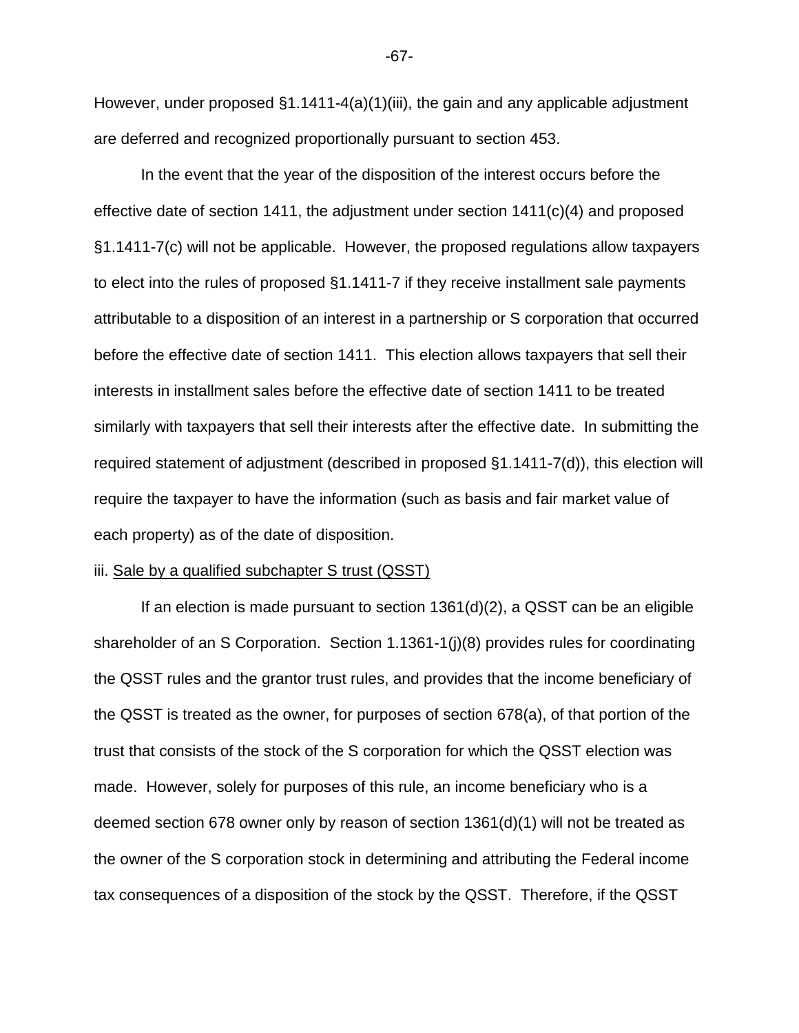However, under proposed §1.1411-4(a)(1)(iii), the gain and any applicable adjustment are deferred and recognized proportionally pursuant to section 453.

In the event that the year of the disposition of the interest occurs before the effective date of section 1411, the adjustment under section 1411(c)(4) and proposed §1.1411-7(c) will not be applicable. However, the proposed regulations allow taxpayers to elect into the rules of proposed §1.1411-7 if they receive installment sale payments attributable to a disposition of an interest in a partnership or S corporation that occurred before the effective date of section 1411. This election allows taxpayers that sell their interests in installment sales before the effective date of section 1411 to be treated similarly with taxpayers that sell their interests after the effective date. In submitting the required statement of adjustment (described in proposed §1.1411-7(d)), this election will require the taxpayer to have the information (such as basis and fair market value of each property) as of the date of disposition.

iii. Sale by a qualified subchapter S trust (QSST)

If an election is made pursuant to section 1361(d)(2), a QSST can be an eligible shareholder of an S Corporation. Section 1.1361-1(j)(8) provides rules for coordinating the QSST rules and the grantor trust rules, and provides that the income beneficiary of the QSST is treated as the owner, for purposes of section 678(a), of that portion of the trust that consists of the stock of the S corporation for which the QSST election was made. However, solely for purposes of this rule, an income beneficiary who is a deemed section 678 owner only by reason of section 1361(d)(1) will not be treated as the owner of the S corporation stock in determining and attributing the Federal income tax consequences of a disposition of the stock by the QSST. Therefore, if the QSST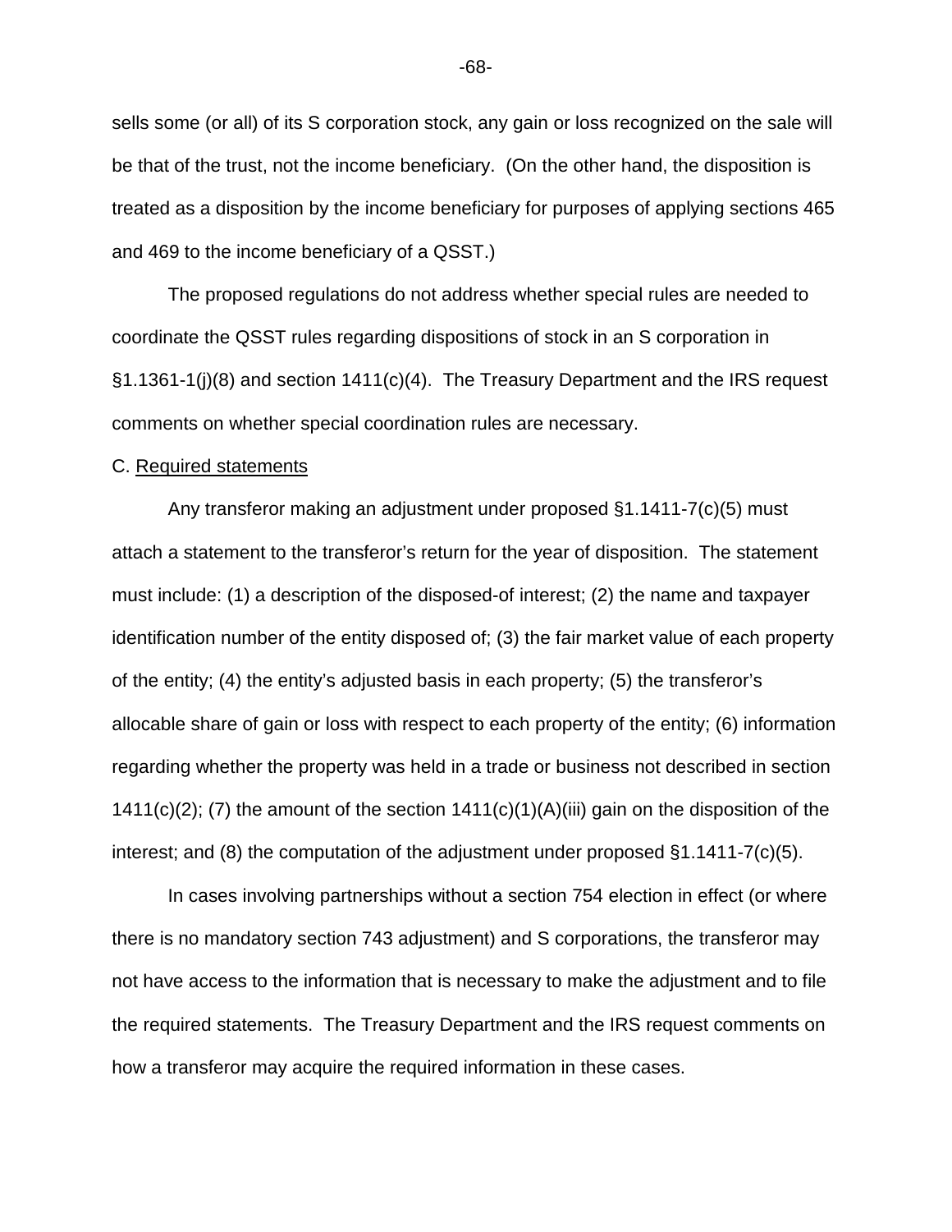sells some (or all) of its S corporation stock, any gain or loss recognized on the sale will be that of the trust, not the income beneficiary. (On the other hand, the disposition is treated as a disposition by the income beneficiary for purposes of applying sections 465 and 469 to the income beneficiary of a QSST.)

The proposed regulations do not address whether special rules are needed to coordinate the QSST rules regarding dispositions of stock in an S corporation in §1.1361-1(j)(8) and section 1411(c)(4). The Treasury Department and the IRS request comments on whether special coordination rules are necessary.

C. Required statements

Any transferor making an adjustment under proposed §1.1411-7(c)(5) must attach a statement to the transferor's return for the year of disposition. The statement must include: (1) a description of the disposed-of interest; (2) the name and taxpayer identification number of the entity disposed of; (3) the fair market value of each property of the entity; (4) the entity's adjusted basis in each property; (5) the transferor's allocable share of gain or loss with respect to each property of the entity; (6) information regarding whether the property was held in a trade or business not described in section 1411(c)(2); (7) the amount of the section 1411(c)(1)(A)(iii) gain on the disposition of the interest; and (8) the computation of the adjustment under proposed §1.1411-7(c)(5).

In cases involving partnerships without a section 754 election in effect (or where there is no mandatory section 743 adjustment) and S corporations, the transferor may not have access to the information that is necessary to make the adjustment and to file the required statements. The Treasury Department and the IRS request comments on how a transferor may acquire the required information in these cases.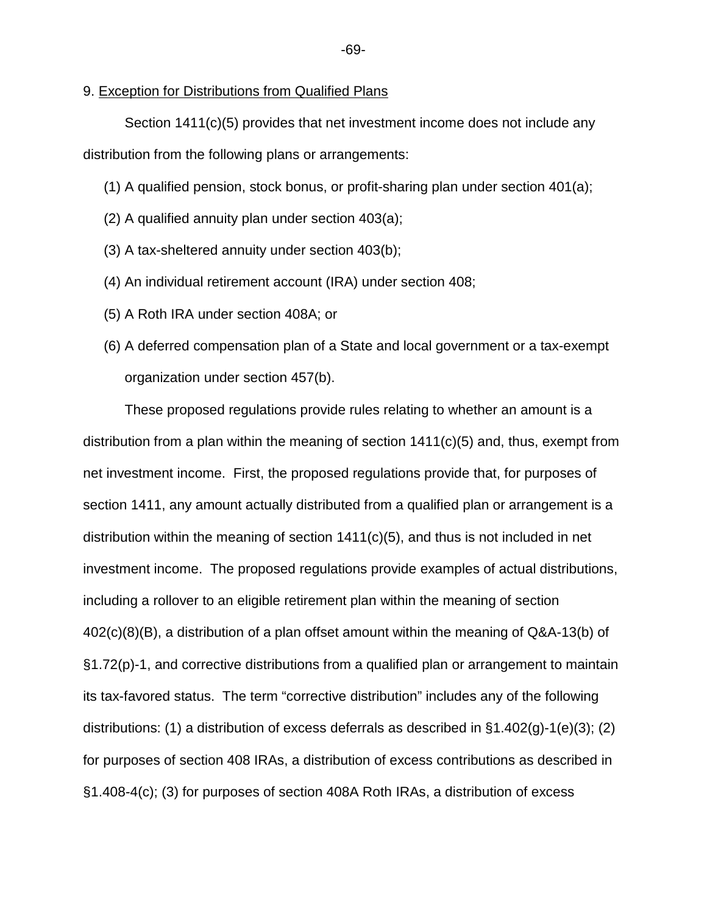9. Exception for Distributions from Qualified Plans

Section 1411(c)(5) provides that net investment income does not include any distribution from the following plans or arrangements:

(1) A qualified pension, stock bonus, or profit-sharing plan under section 401(a);

(2) A qualified annuity plan under section 403(a);

(3) A tax-sheltered annuity under section 403(b);

(4) An individual retirement account (IRA) under section 408;

(5) A Roth IRA under section 408A; or

(6) A deferred compensation plan of a State and local government or a tax-exempt organization under section 457(b).

These proposed regulations provide rules relating to whether an amount is a distribution from a plan within the meaning of section 1411(c)(5) and, thus, exempt from net investment income. First, the proposed regulations provide that, for purposes of section 1411, any amount actually distributed from a qualified plan or arrangement is a distribution within the meaning of section 1411(c)(5), and thus is not included in net investment income. The proposed regulations provide examples of actual distributions, including a rollover to an eligible retirement plan within the meaning of section 402(c)(8)(B), a distribution of a plan offset amount within the meaning of Q&A-13(b) of §1.72(p)-1, and corrective distributions from a qualified plan or arrangement to maintain its tax-favored status. The term "corrective distribution" includes any of the following distributions: (1) a distribution of excess deferrals as described in §1.402(g)-1(e)(3); (2) for purposes of section 408 IRAs, a distribution of excess contributions as described in §1.408-4(c); (3) for purposes of section 408A Roth IRAs, a distribution of excess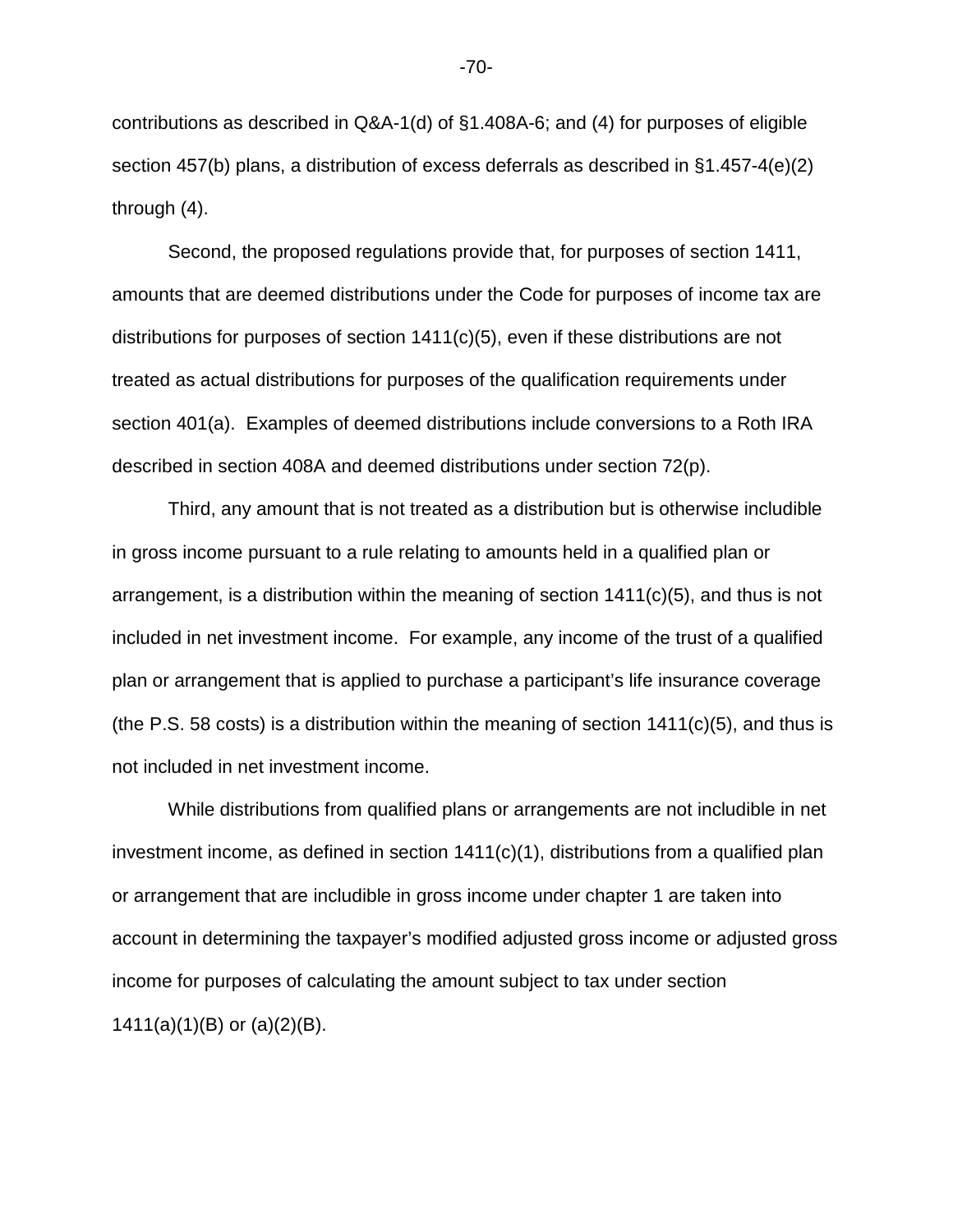contributions as described in Q&A-1(d) of §1.408A-6; and (4) for purposes of eligible section 457(b) plans, a distribution of excess deferrals as described in §1.457-4(e)(2) through (4).

Second, the proposed regulations provide that, for purposes of section 1411, amounts that are deemed distributions under the Code for purposes of income tax are distributions for purposes of section 1411(c)(5), even if these distributions are not treated as actual distributions for purposes of the qualification requirements under section 401(a). Examples of deemed distributions include conversions to a Roth IRA described in section 408A and deemed distributions under section 72(p).

Third, any amount that is not treated as a distribution but is otherwise includible in gross income pursuant to a rule relating to amounts held in a qualified plan or arrangement, is a distribution within the meaning of section 1411(c)(5), and thus is not included in net investment income. For example, any income of the trust of a qualified plan or arrangement that is applied to purchase a participant's life insurance coverage (the P.S. 58 costs) is a distribution within the meaning of section 1411(c)(5), and thus is not included in net investment income.

While distributions from qualified plans or arrangements are not includible in net investment income, as defined in section 1411(c)(1), distributions from a qualified plan or arrangement that are includible in gross income under chapter 1 are taken into account in determining the taxpayer's modified adjusted gross income or adjusted gross income for purposes of calculating the amount subject to tax under section 1411(a)(1)(B) or (a)(2)(B).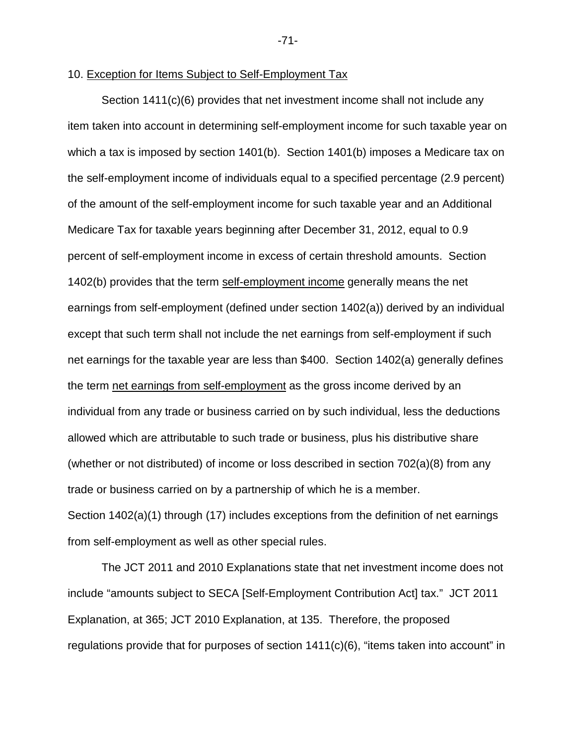10. Exception for Items Subject to Self-Employment Tax

Section 1411(c)(6) provides that net investment income shall not include any item taken into account in determining self-employment income for such taxable year on which a tax is imposed by section 1401(b). Section 1401(b) imposes a Medicare tax on the self-employment income of individuals equal to a specified percentage (2.9 percent) of the amount of the self-employment income for such taxable year and an Additional Medicare Tax for taxable years beginning after December 31, 2012, equal to 0.9 percent of self-employment income in excess of certain threshold amounts. Section 1402(b) provides that the term self-employment income generally means the net earnings from self-employment (defined under section 1402(a)) derived by an individual except that such term shall not include the net earnings from self-employment if such net earnings for the taxable year are less than $400. Section 1402(a) generally defines the term net earnings from self-employment as the gross income derived by an individual from any trade or business carried on by such individual, less the deductions allowed which are attributable to such trade or business, plus his distributive share (whether or not distributed) of income or loss described in section 702(a)(8) from any trade or business carried on by a partnership of which he is a member. Section 1402(a)(1) through (17) includes exceptions from the definition of net earnings from self-employment as well as other special rules.

The JCT 2011 and 2010 Explanations state that net investment income does not include "amounts subject to SECA [Self-Employment Contribution Act] tax." JCT 2011 Explanation, at 365; JCT 2010 Explanation, at 135. Therefore, the proposed regulations provide that for purposes of section 1411(c)(6), "items taken into account" in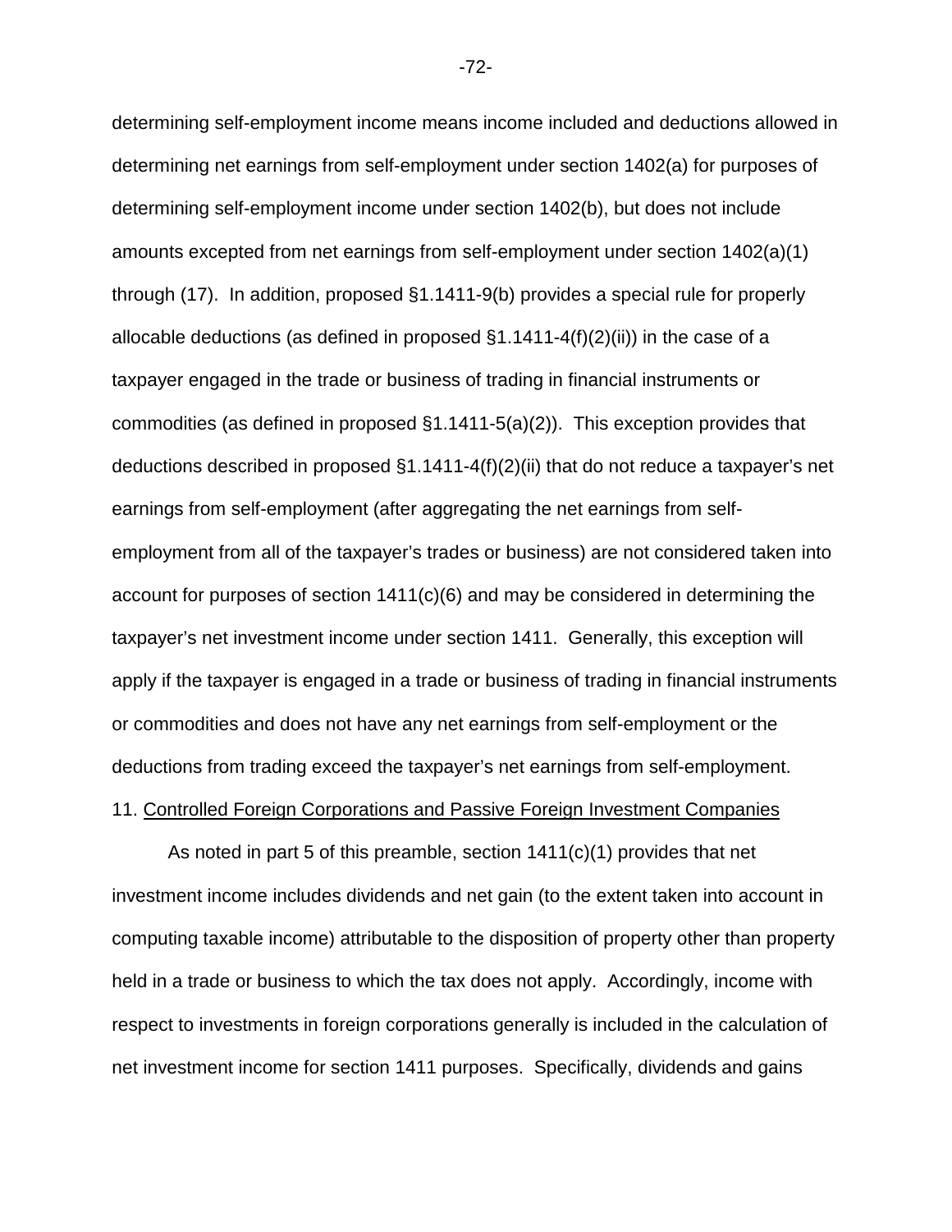determining self-employment income means income included and deductions allowed in determining net earnings from self-employment under section 1402(a) for purposes of determining self-employment income under section 1402(b), but does not include amounts excepted from net earnings from self-employment under section 1402(a)(1) through (17). In addition, proposed §1.1411-9(b) provides a special rule for properly allocable deductions (as defined in proposed §1.1411-4(f)(2)(ii)) in the case of a taxpayer engaged in the trade or business of trading in financial instruments or commodities (as defined in proposed §1.1411-5(a)(2)). This exception provides that deductions described in proposed §1.1411-4(f)(2)(ii) that do not reduce a taxpayer's net earnings from self-employment (after aggregating the net earnings from self-employment from all of the taxpayer's trades or business) are not considered taken into account for purposes of section 1411(c)(6) and may be considered in determining the taxpayer's net investment income under section 1411. Generally, this exception will apply if the taxpayer is engaged in a trade or business of trading in financial instruments or commodities and does not have any net earnings from self-employment or the deductions from trading exceed the taxpayer's net earnings from self-employment.

11. Controlled Foreign Corporations and Passive Foreign Investment Companies

As noted in part 5 of this preamble, section 1411(c)(1) provides that net investment income includes dividends and net gain (to the extent taken into account in computing taxable income) attributable to the disposition of property other than property held in a trade or business to which the tax does not apply. Accordingly, income with respect to investments in foreign corporations generally is included in the calculation of net investment income for section 1411 purposes. Specifically, dividends and gains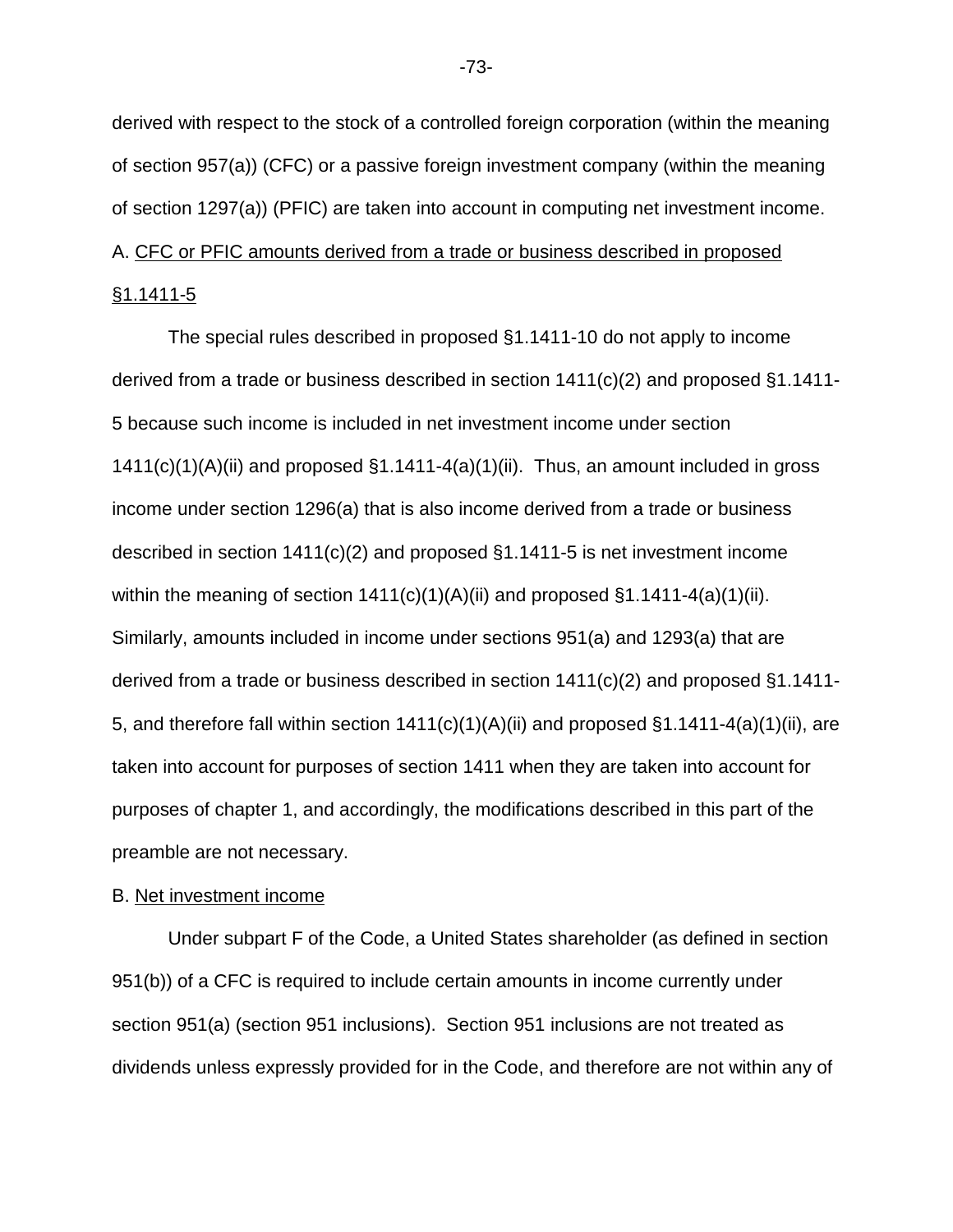derived with respect to the stock of a controlled foreign corporation (within the meaning of section 957(a)) (CFC) or a passive foreign investment company (within the meaning of section 1297(a)) (PFIC) are taken into account in computing net investment income.

A. CFC or PFIC amounts derived from a trade or business described in proposed §1.1411-5

The special rules described in proposed §1.1411-10 do not apply to income derived from a trade or business described in section 1411(c)(2) and proposed §1.1411-5 because such income is included in net investment income under section 1411(c)(1)(A)(ii) and proposed §1.1411-4(a)(1)(ii). Thus, an amount included in gross income under section 1296(a) that is also income derived from a trade or business described in section 1411(c)(2) and proposed §1.1411-5 is net investment income within the meaning of section 1411(c)(1)(A)(ii) and proposed §1.1411-4(a)(1)(ii). Similarly, amounts included in income under sections 951(a) and 1293(a) that are derived from a trade or business described in section 1411(c)(2) and proposed §1.1411-5, and therefore fall within section 1411(c)(1)(A)(ii) and proposed §1.1411-4(a)(1)(ii), are taken into account for purposes of section 1411 when they are taken into account for purposes of chapter 1, and accordingly, the modifications described in this part of the preamble are not necessary.

B. Net investment income

Under subpart F of the Code, a United States shareholder (as defined in section 951(b)) of a CFC is required to include certain amounts in income currently under section 951(a) (section 951 inclusions). Section 951 inclusions are not treated as dividends unless expressly provided for in the Code, and therefore are not within any of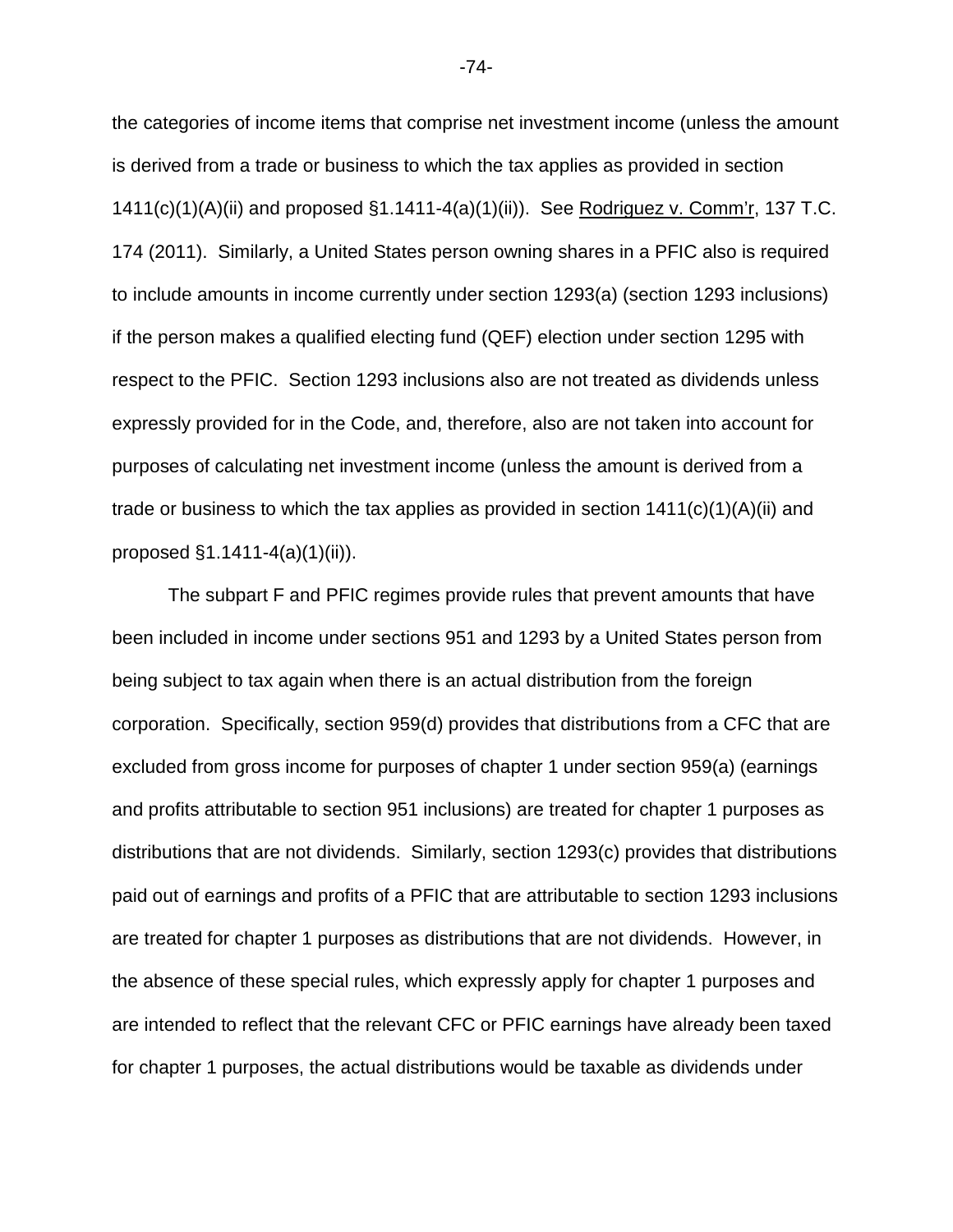the categories of income items that comprise net investment income (unless the amount is derived from a trade or business to which the tax applies as provided in section 1411(c)(1)(A)(ii) and proposed §1.1411-4(a)(1)(ii)). See Rodriguez v. Comm'r, 137 T.C. 174 (2011). Similarly, a United States person owning shares in a PFIC also is required to include amounts in income currently under section 1293(a) (section 1293 inclusions) if the person makes a qualified electing fund (QEF) election under section 1295 with respect to the PFIC. Section 1293 inclusions also are not treated as dividends unless expressly provided for in the Code, and, therefore, also are not taken into account for purposes of calculating net investment income (unless the amount is derived from a trade or business to which the tax applies as provided in section 1411(c)(1)(A)(ii) and proposed §1.1411-4(a)(1)(ii)).

The subpart F and PFIC regimes provide rules that prevent amounts that have been included in income under sections 951 and 1293 by a United States person from being subject to tax again when there is an actual distribution from the foreign corporation. Specifically, section 959(d) provides that distributions from a CFC that are excluded from gross income for purposes of chapter 1 under section 959(a) (earnings and profits attributable to section 951 inclusions) are treated for chapter 1 purposes as distributions that are not dividends. Similarly, section 1293(c) provides that distributions paid out of earnings and profits of a PFIC that are attributable to section 1293 inclusions are treated for chapter 1 purposes as distributions that are not dividends. However, in the absence of these special rules, which expressly apply for chapter 1 purposes and are intended to reflect that the relevant CFC or PFIC earnings have already been taxed for chapter 1 purposes, the actual distributions would be taxable as dividends under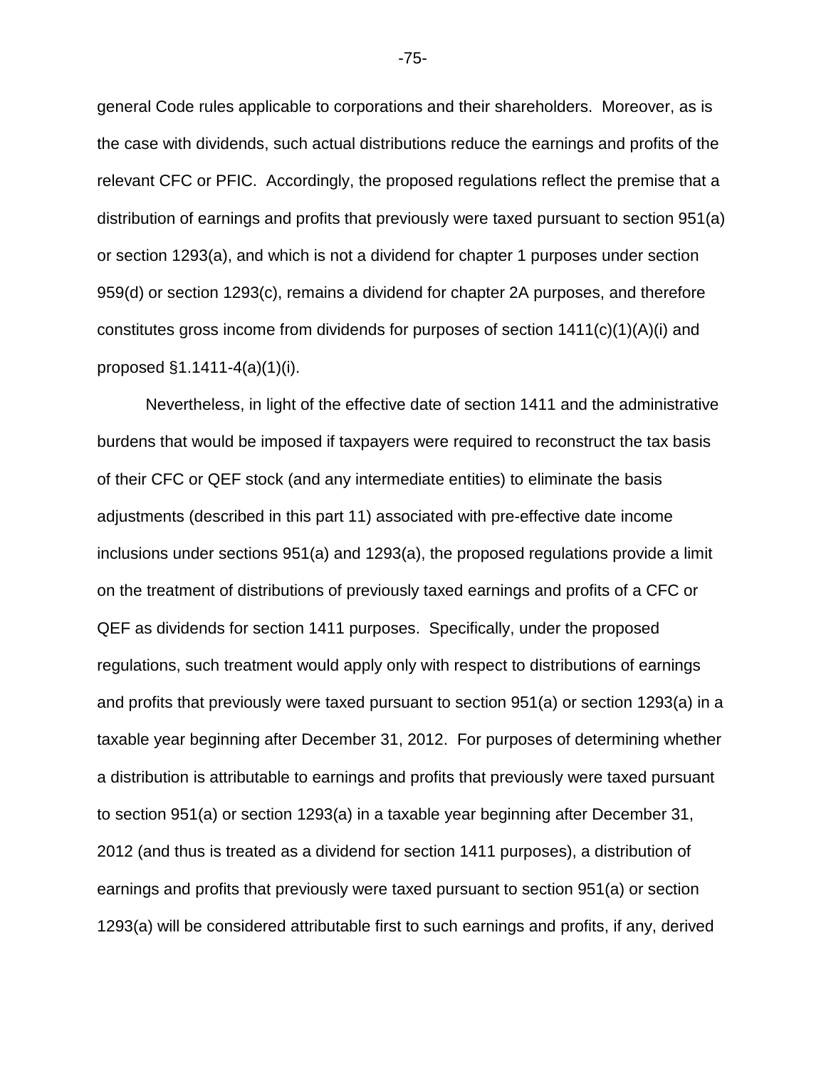general Code rules applicable to corporations and their shareholders. Moreover, as is the case with dividends, such actual distributions reduce the earnings and profits of the relevant CFC or PFIC. Accordingly, the proposed regulations reflect the premise that a distribution of earnings and profits that previously were taxed pursuant to section 951(a) or section 1293(a), and which is not a dividend for chapter 1 purposes under section 959(d) or section 1293(c), remains a dividend for chapter 2A purposes, and therefore constitutes gross income from dividends for purposes of section 1411(c)(1)(A)(i) and proposed §1.1411-4(a)(1)(i).

Nevertheless, in light of the effective date of section 1411 and the administrative burdens that would be imposed if taxpayers were required to reconstruct the tax basis of their CFC or QEF stock (and any intermediate entities) to eliminate the basis adjustments (described in this part 11) associated with pre-effective date income inclusions under sections 951(a) and 1293(a), the proposed regulations provide a limit on the treatment of distributions of previously taxed earnings and profits of a CFC or QEF as dividends for section 1411 purposes. Specifically, under the proposed regulations, such treatment would apply only with respect to distributions of earnings and profits that previously were taxed pursuant to section 951(a) or section 1293(a) in a taxable year beginning after December 31, 2012. For purposes of determining whether a distribution is attributable to earnings and profits that previously were taxed pursuant to section 951(a) or section 1293(a) in a taxable year beginning after December 31, 2012 (and thus is treated as a dividend for section 1411 purposes), a distribution of earnings and profits that previously were taxed pursuant to section 951(a) or section 1293(a) will be considered attributable first to such earnings and profits, if any, derived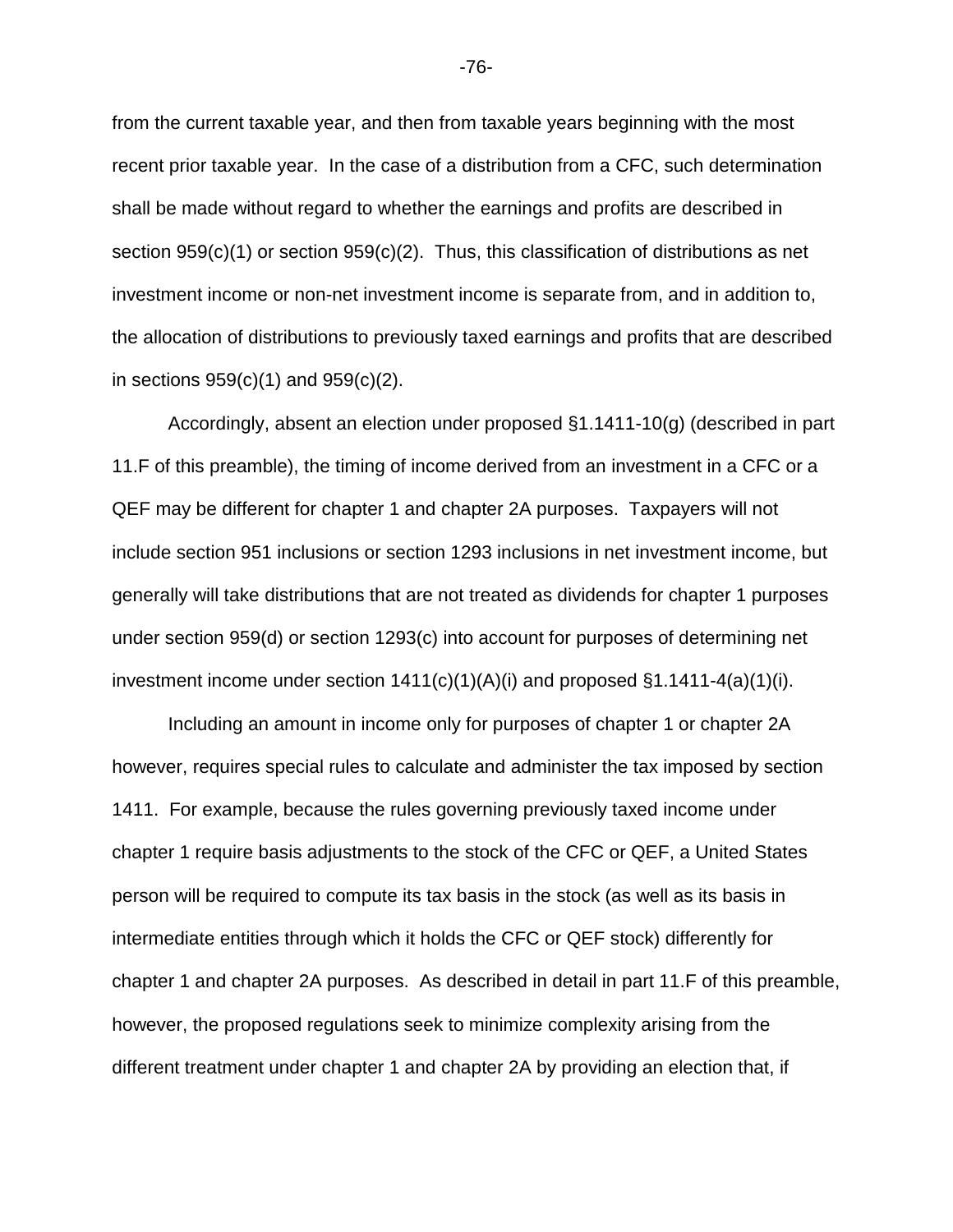from the current taxable year, and then from taxable years beginning with the most recent prior taxable year. In the case of a distribution from a CFC, such determination shall be made without regard to whether the earnings and profits are described in section 959(c)(1) or section 959(c)(2). Thus, this classification of distributions as net investment income or non-net investment income is separate from, and in addition to, the allocation of distributions to previously taxed earnings and profits that are described in sections 959(c)(1) and 959(c)(2).

Accordingly, absent an election under proposed §1.1411-10(g) (described in part 11.F of this preamble), the timing of income derived from an investment in a CFC or a QEF may be different for chapter 1 and chapter 2A purposes. Taxpayers will not include section 951 inclusions or section 1293 inclusions in net investment income, but generally will take distributions that are not treated as dividends for chapter 1 purposes under section 959(d) or section 1293(c) into account for purposes of determining net investment income under section 1411(c)(1)(A)(i) and proposed §1.1411-4(a)(1)(i).

Including an amount in income only for purposes of chapter 1 or chapter 2A however, requires special rules to calculate and administer the tax imposed by section 1411. For example, because the rules governing previously taxed income under chapter 1 require basis adjustments to the stock of the CFC or QEF, a United States person will be required to compute its tax basis in the stock (as well as its basis in intermediate entities through which it holds the CFC or QEF stock) differently for chapter 1 and chapter 2A purposes. As described in detail in part 11.F of this preamble, however, the proposed regulations seek to minimize complexity arising from the different treatment under chapter 1 and chapter 2A by providing an election that, if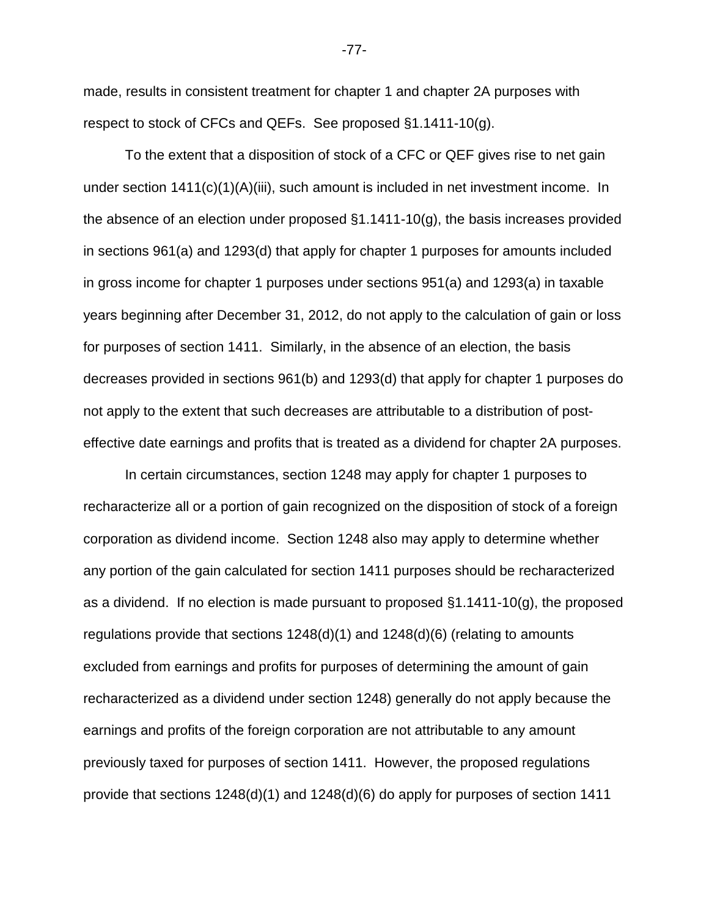made, results in consistent treatment for chapter 1 and chapter 2A purposes with respect to stock of CFCs and QEFs. See proposed §1.1411-10(g).

To the extent that a disposition of stock of a CFC or QEF gives rise to net gain under section 1411(c)(1)(A)(iii), such amount is included in net investment income. In the absence of an election under proposed §1.1411-10(g), the basis increases provided in sections 961(a) and 1293(d) that apply for chapter 1 purposes for amounts included in gross income for chapter 1 purposes under sections 951(a) and 1293(a) in taxable years beginning after December 31, 2012, do not apply to the calculation of gain or loss for purposes of section 1411. Similarly, in the absence of an election, the basis decreases provided in sections 961(b) and 1293(d) that apply for chapter 1 purposes do not apply to the extent that such decreases are attributable to a distribution of post-effective date earnings and profits that is treated as a dividend for chapter 2A purposes.

In certain circumstances, section 1248 may apply for chapter 1 purposes to recharacterize all or a portion of gain recognized on the disposition of stock of a foreign corporation as dividend income. Section 1248 also may apply to determine whether any portion of the gain calculated for section 1411 purposes should be recharacterized as a dividend. If no election is made pursuant to proposed §1.1411-10(g), the proposed regulations provide that sections 1248(d)(1) and 1248(d)(6) (relating to amounts excluded from earnings and profits for purposes of determining the amount of gain recharacterized as a dividend under section 1248) generally do not apply because the earnings and profits of the foreign corporation are not attributable to any amount previously taxed for purposes of section 1411. However, the proposed regulations provide that sections 1248(d)(1) and 1248(d)(6) do apply for purposes of section 1411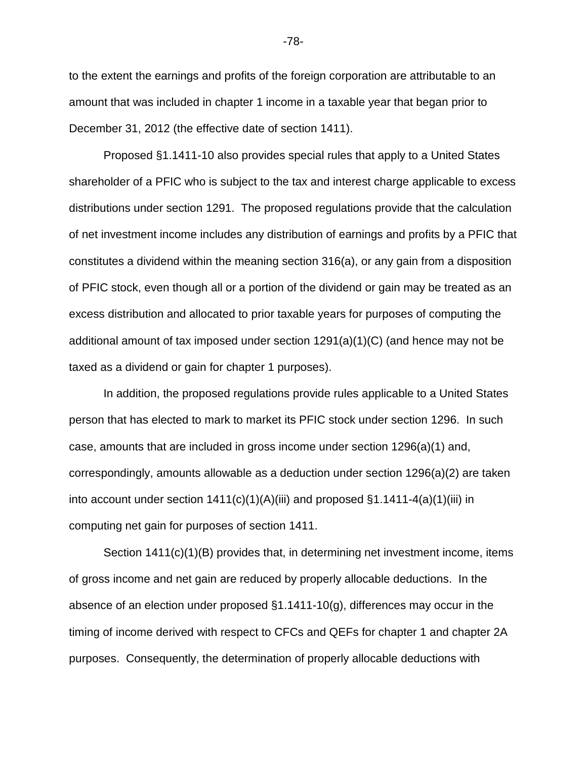to the extent the earnings and profits of the foreign corporation are attributable to an amount that was included in chapter 1 income in a taxable year that began prior to December 31, 2012 (the effective date of section 1411).

Proposed §1.1411-10 also provides special rules that apply to a United States shareholder of a PFIC who is subject to the tax and interest charge applicable to excess distributions under section 1291. The proposed regulations provide that the calculation of net investment income includes any distribution of earnings and profits by a PFIC that constitutes a dividend within the meaning section 316(a), or any gain from a disposition of PFIC stock, even though all or a portion of the dividend or gain may be treated as an excess distribution and allocated to prior taxable years for purposes of computing the additional amount of tax imposed under section 1291(a)(1)(C) (and hence may not be taxed as a dividend or gain for chapter 1 purposes).

In addition, the proposed regulations provide rules applicable to a United States person that has elected to mark to market its PFIC stock under section 1296. In such case, amounts that are included in gross income under section 1296(a)(1) and, correspondingly, amounts allowable as a deduction under section 1296(a)(2) are taken into account under section 1411(c)(1)(A)(iii) and proposed §1.1411-4(a)(1)(iii) in computing net gain for purposes of section 1411.

Section 1411(c)(1)(B) provides that, in determining net investment income, items of gross income and net gain are reduced by properly allocable deductions. In the absence of an election under proposed §1.1411-10(g), differences may occur in the timing of income derived with respect to CFCs and QEFs for chapter 1 and chapter 2A purposes. Consequently, the determination of properly allocable deductions with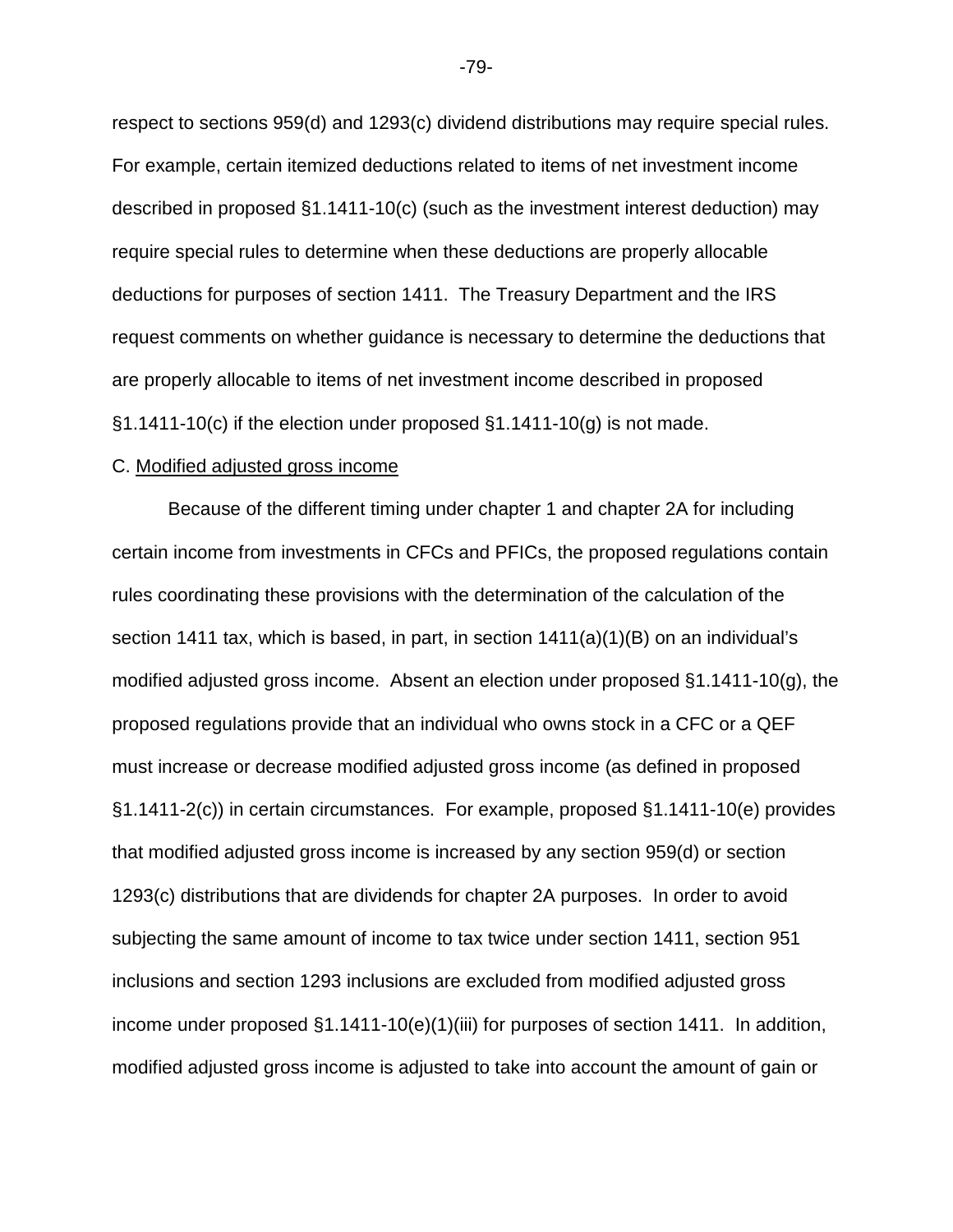respect to sections 959(d) and 1293(c) dividend distributions may require special rules. For example, certain itemized deductions related to items of net investment income described in proposed §1.1411-10(c) (such as the investment interest deduction) may require special rules to determine when these deductions are properly allocable deductions for purposes of section 1411. The Treasury Department and the IRS request comments on whether guidance is necessary to determine the deductions that are properly allocable to items of net investment income described in proposed §1.1411-10(c) if the election under proposed §1.1411-10(g) is not made.

C. Modified adjusted gross income

Because of the different timing under chapter 1 and chapter 2A for including certain income from investments in CFCs and PFICs, the proposed regulations contain rules coordinating these provisions with the determination of the calculation of the section 1411 tax, which is based, in part, in section 1411(a)(1)(B) on an individual's modified adjusted gross income. Absent an election under proposed §1.1411-10(g), the proposed regulations provide that an individual who owns stock in a CFC or a QEF must increase or decrease modified adjusted gross income (as defined in proposed §1.1411-2(c)) in certain circumstances. For example, proposed §1.1411-10(e) provides that modified adjusted gross income is increased by any section 959(d) or section 1293(c) distributions that are dividends for chapter 2A purposes. In order to avoid subjecting the same amount of income to tax twice under section 1411, section 951 inclusions and section 1293 inclusions are excluded from modified adjusted gross income under proposed §1.1411-10(e)(1)(iii) for purposes of section 1411. In addition, modified adjusted gross income is adjusted to take into account the amount of gain or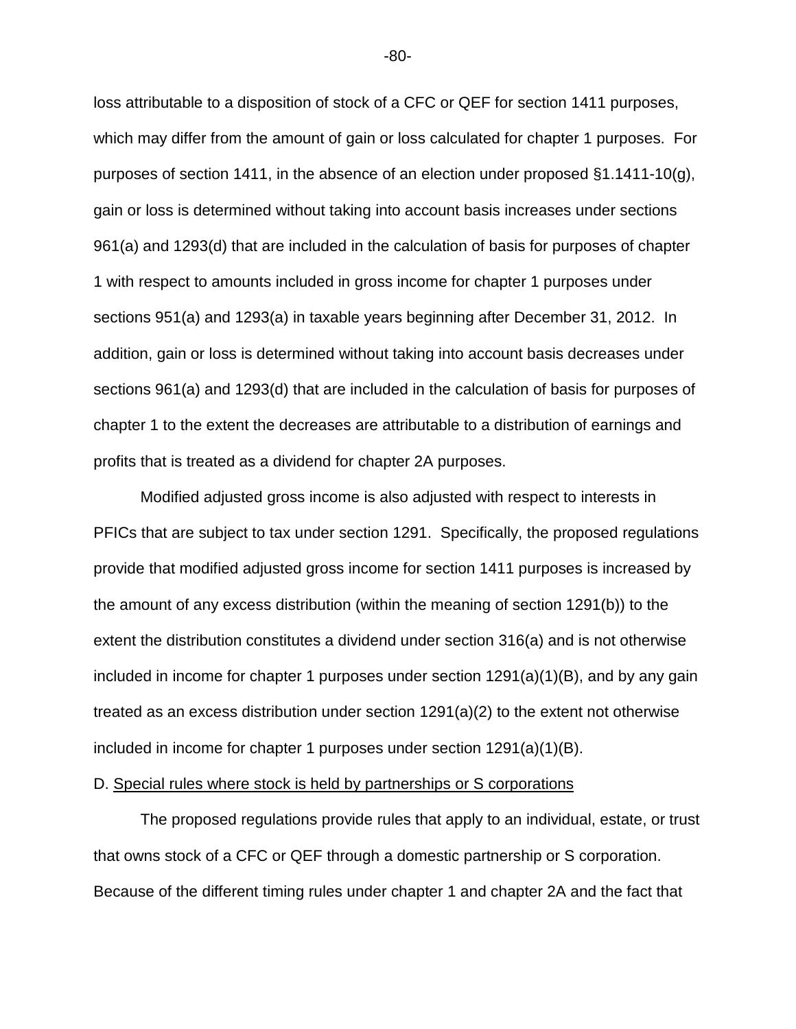loss attributable to a disposition of stock of a CFC or QEF for section 1411 purposes, which may differ from the amount of gain or loss calculated for chapter 1 purposes. For purposes of section 1411, in the absence of an election under proposed §1.1411-10(g), gain or loss is determined without taking into account basis increases under sections 961(a) and 1293(d) that are included in the calculation of basis for purposes of chapter 1 with respect to amounts included in gross income for chapter 1 purposes under sections 951(a) and 1293(a) in taxable years beginning after December 31, 2012. In addition, gain or loss is determined without taking into account basis decreases under sections 961(a) and 1293(d) that are included in the calculation of basis for purposes of chapter 1 to the extent the decreases are attributable to a distribution of earnings and profits that is treated as a dividend for chapter 2A purposes.

Modified adjusted gross income is also adjusted with respect to interests in PFICs that are subject to tax under section 1291. Specifically, the proposed regulations provide that modified adjusted gross income for section 1411 purposes is increased by the amount of any excess distribution (within the meaning of section 1291(b)) to the extent the distribution constitutes a dividend under section 316(a) and is not otherwise included in income for chapter 1 purposes under section 1291(a)(1)(B), and by any gain treated as an excess distribution under section 1291(a)(2) to the extent not otherwise included in income for chapter 1 purposes under section 1291(a)(1)(B).

D. Special rules where stock is held by partnerships or S corporations

The proposed regulations provide rules that apply to an individual, estate, or trust that owns stock of a CFC or QEF through a domestic partnership or S corporation. Because of the different timing rules under chapter 1 and chapter 2A and the fact that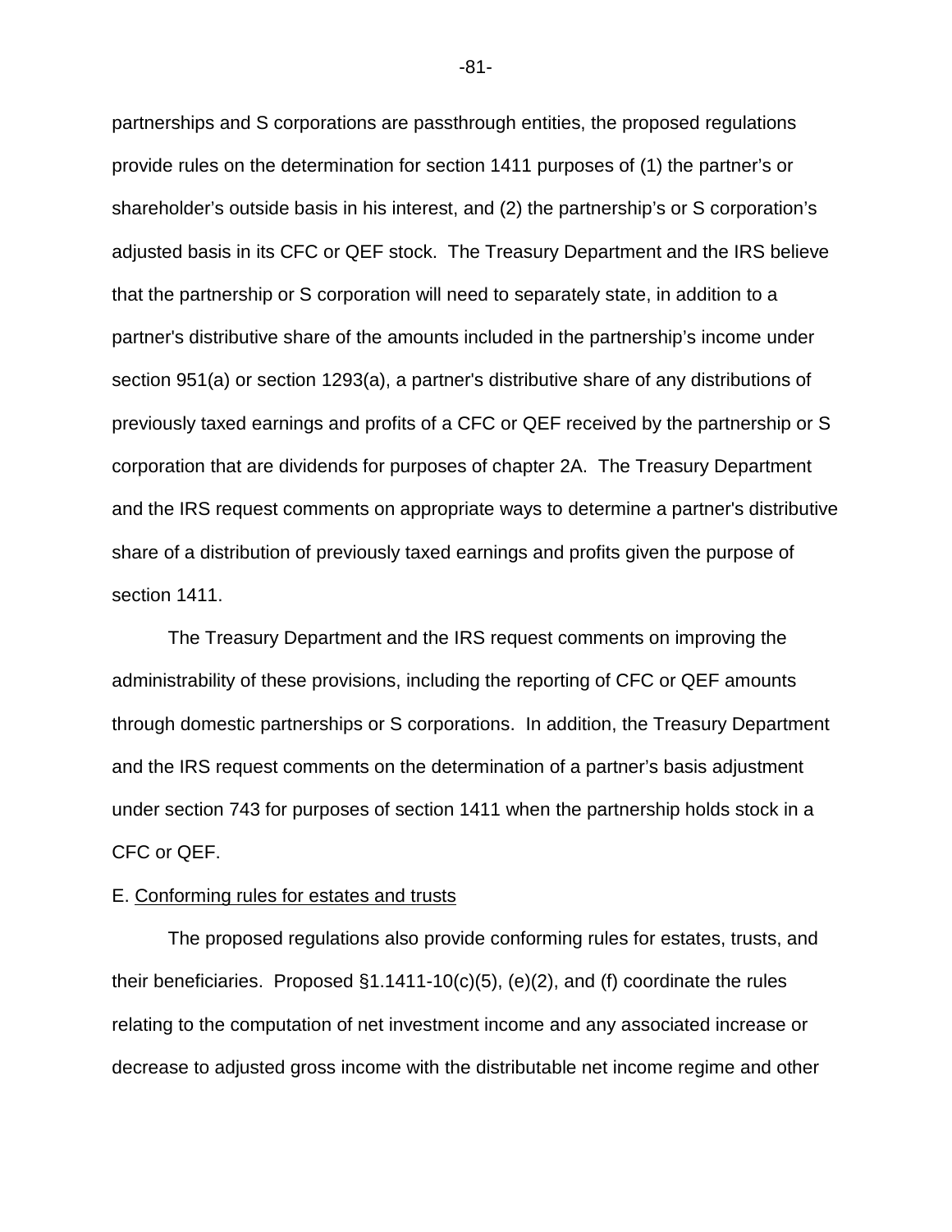partnerships and S corporations are passthrough entities, the proposed regulations provide rules on the determination for section 1411 purposes of (1) the partner's or shareholder's outside basis in his interest, and (2) the partnership's or S corporation's adjusted basis in its CFC or QEF stock. The Treasury Department and the IRS believe that the partnership or S corporation will need to separately state, in addition to a partner's distributive share of the amounts included in the partnership's income under section 951(a) or section 1293(a), a partner's distributive share of any distributions of previously taxed earnings and profits of a CFC or QEF received by the partnership or S corporation that are dividends for purposes of chapter 2A. The Treasury Department and the IRS request comments on appropriate ways to determine a partner's distributive share of a distribution of previously taxed earnings and profits given the purpose of section 1411.

The Treasury Department and the IRS request comments on improving the administrability of these provisions, including the reporting of CFC or QEF amounts through domestic partnerships or S corporations. In addition, the Treasury Department and the IRS request comments on the determination of a partner's basis adjustment under section 743 for purposes of section 1411 when the partnership holds stock in a CFC or QEF.

E. Conforming rules for estates and trusts

The proposed regulations also provide conforming rules for estates, trusts, and their beneficiaries. Proposed §1.1411-10(c)(5), (e)(2), and (f) coordinate the rules relating to the computation of net investment income and any associated increase or decrease to adjusted gross income with the distributable net income regime and other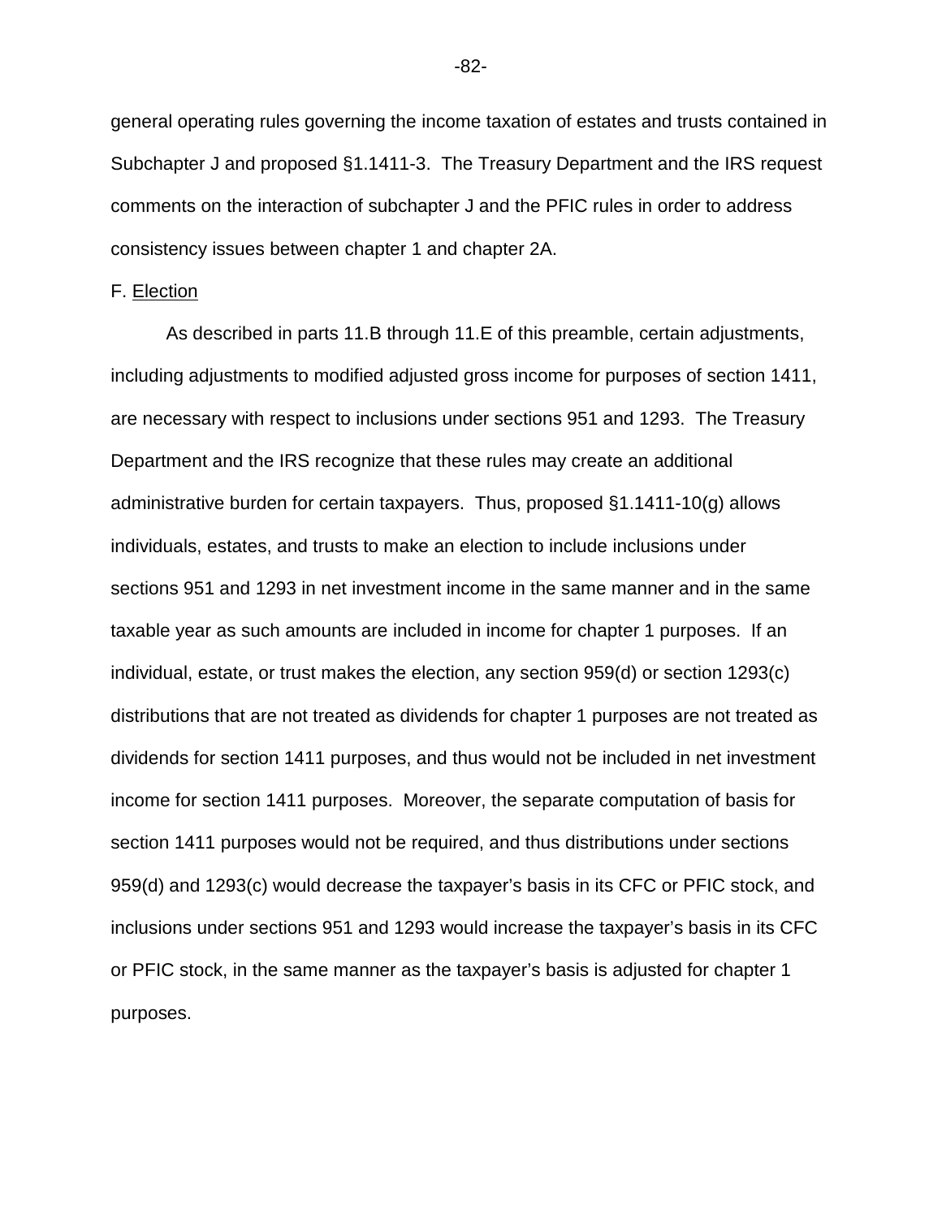general operating rules governing the income taxation of estates and trusts contained in Subchapter J and proposed §1.1411-3. The Treasury Department and the IRS request comments on the interaction of subchapter J and the PFIC rules in order to address consistency issues between chapter 1 and chapter 2A.

F. Election

As described in parts 11.B through 11.E of this preamble, certain adjustments, including adjustments to modified adjusted gross income for purposes of section 1411, are necessary with respect to inclusions under sections 951 and 1293. The Treasury Department and the IRS recognize that these rules may create an additional administrative burden for certain taxpayers. Thus, proposed §1.1411-10(g) allows individuals, estates, and trusts to make an election to include inclusions under sections 951 and 1293 in net investment income in the same manner and in the same taxable year as such amounts are included in income for chapter 1 purposes. If an individual, estate, or trust makes the election, any section 959(d) or section 1293(c) distributions that are not treated as dividends for chapter 1 purposes are not treated as dividends for section 1411 purposes, and thus would not be included in net investment income for section 1411 purposes. Moreover, the separate computation of basis for section 1411 purposes would not be required, and thus distributions under sections 959(d) and 1293(c) would decrease the taxpayer's basis in its CFC or PFIC stock, and inclusions under sections 951 and 1293 would increase the taxpayer's basis in its CFC or PFIC stock, in the same manner as the taxpayer's basis is adjusted for chapter 1 purposes.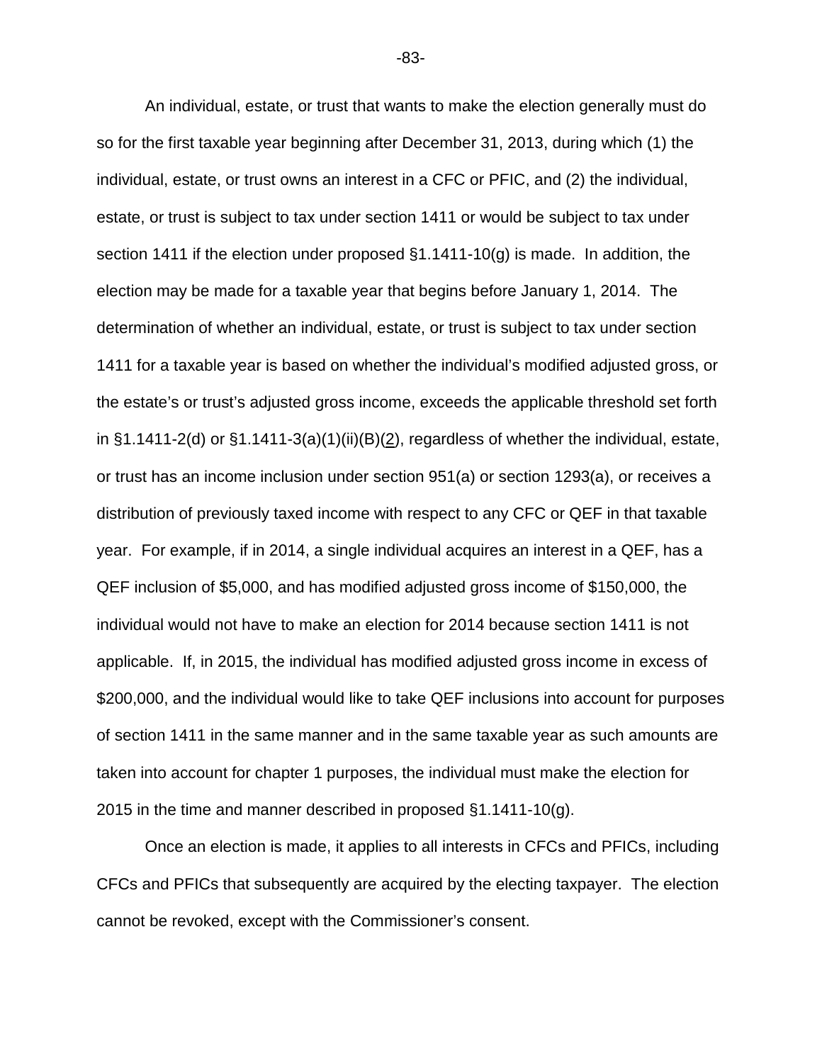An individual, estate, or trust that wants to make the election generally must do so for the first taxable year beginning after December 31, 2013, during which (1) the individual, estate, or trust owns an interest in a CFC or PFIC, and (2) the individual, estate, or trust is subject to tax under section 1411 or would be subject to tax under section 1411 if the election under proposed §1.1411-10(g) is made. In addition, the election may be made for a taxable year that begins before January 1, 2014. The determination of whether an individual, estate, or trust is subject to tax under section 1411 for a taxable year is based on whether the individual's modified adjusted gross, or the estate's or trust's adjusted gross income, exceeds the applicable threshold set forth in §1.1411-2(d) or §1.1411-3(a)(1)(ii)(B)(2), regardless of whether the individual, estate, or trust has an income inclusion under section 951(a) or section 1293(a), or receives a distribution of previously taxed income with respect to any CFC or QEF in that taxable year. For example, if in 2014, a single individual acquires an interest in a QEF, has a QEF inclusion of $5,000, and has modified adjusted gross income of $150,000, the individual would not have to make an election for 2014 because section 1411 is not applicable. If, in 2015, the individual has modified adjusted gross income in excess of $200,000, and the individual would like to take QEF inclusions into account for purposes of section 1411 in the same manner and in the same taxable year as such amounts are taken into account for chapter 1 purposes, the individual must make the election for 2015 in the time and manner described in proposed §1.1411-10(g).

Once an election is made, it applies to all interests in CFCs and PFICs, including CFCs and PFICs that subsequently are acquired by the electing taxpayer. The election cannot be revoked, except with the Commissioner's consent.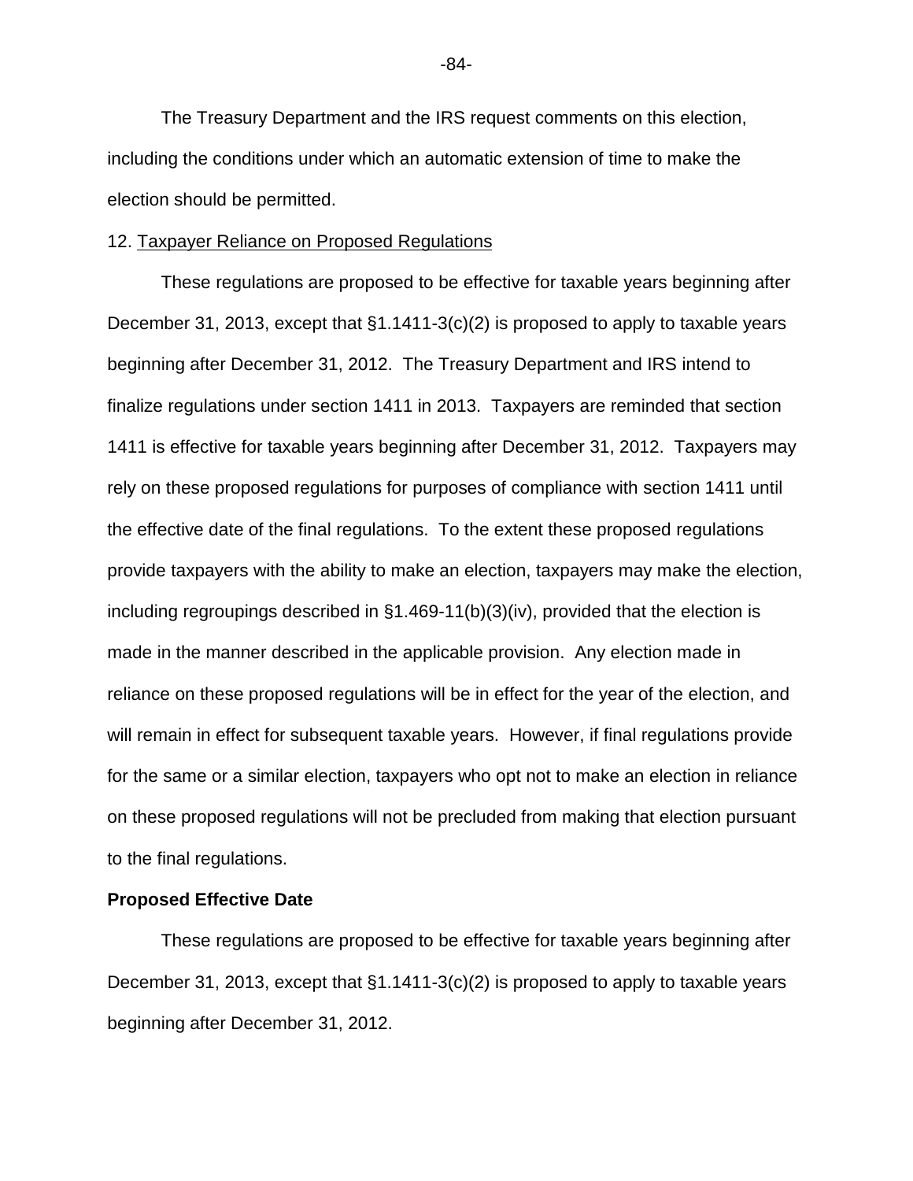The Treasury Department and the IRS request comments on this election, including the conditions under which an automatic extension of time to make the election should be permitted.

12. Taxpayer Reliance on Proposed Regulations

These regulations are proposed to be effective for taxable years beginning after December 31, 2013, except that §1.1411-3(c)(2) is proposed to apply to taxable years beginning after December 31, 2012. The Treasury Department and IRS intend to finalize regulations under section 1411 in 2013. Taxpayers are reminded that section 1411 is effective for taxable years beginning after December 31, 2012. Taxpayers may rely on these proposed regulations for purposes of compliance with section 1411 until the effective date of the final regulations. To the extent these proposed regulations provide taxpayers with the ability to make an election, taxpayers may make the election, including regroupings described in §1.469-11(b)(3)(iv), provided that the election is made in the manner described in the applicable provision. Any election made in reliance on these proposed regulations will be in effect for the year of the election, and will remain in effect for subsequent taxable years. However, if final regulations provide for the same or a similar election, taxpayers who opt not to make an election in reliance on these proposed regulations will not be precluded from making that election pursuant to the final regulations.

**Proposed Effective Date**

These regulations are proposed to be effective for taxable years beginning after December 31, 2013, except that §1.1411-3(c)(2) is proposed to apply to taxable years beginning after December 31, 2012.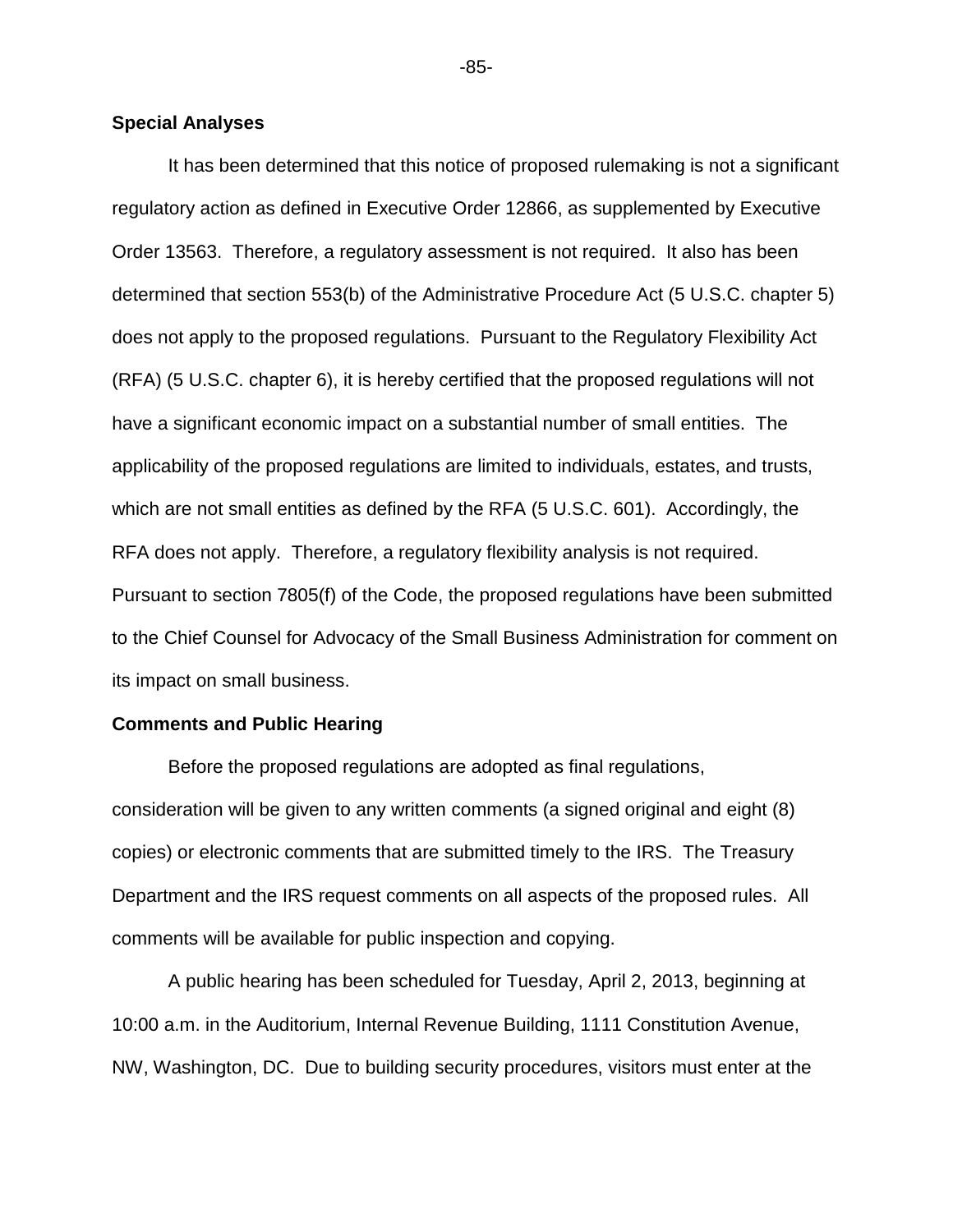**Special Analyses**

It has been determined that this notice of proposed rulemaking is not a significant regulatory action as defined in Executive Order 12866, as supplemented by Executive Order 13563. Therefore, a regulatory assessment is not required. It also has been determined that section 553(b) of the Administrative Procedure Act (5 U.S.C. chapter 5) does not apply to the proposed regulations. Pursuant to the Regulatory Flexibility Act (RFA) (5 U.S.C. chapter 6), it is hereby certified that the proposed regulations will not have a significant economic impact on a substantial number of small entities. The applicability of the proposed regulations are limited to individuals, estates, and trusts, which are not small entities as defined by the RFA (5 U.S.C. 601). Accordingly, the RFA does not apply. Therefore, a regulatory flexibility analysis is not required. Pursuant to section 7805(f) of the Code, the proposed regulations have been submitted to the Chief Counsel for Advocacy of the Small Business Administration for comment on its impact on small business.

**Comments and Public Hearing**

Before the proposed regulations are adopted as final regulations, consideration will be given to any written comments (a signed original and eight (8) copies) or electronic comments that are submitted timely to the IRS. The Treasury Department and the IRS request comments on all aspects of the proposed rules. All comments will be available for public inspection and copying.

A public hearing has been scheduled for Tuesday, April 2, 2013, beginning at 10:00 a.m. in the Auditorium, Internal Revenue Building, 1111 Constitution Avenue, NW, Washington, DC. Due to building security procedures, visitors must enter at the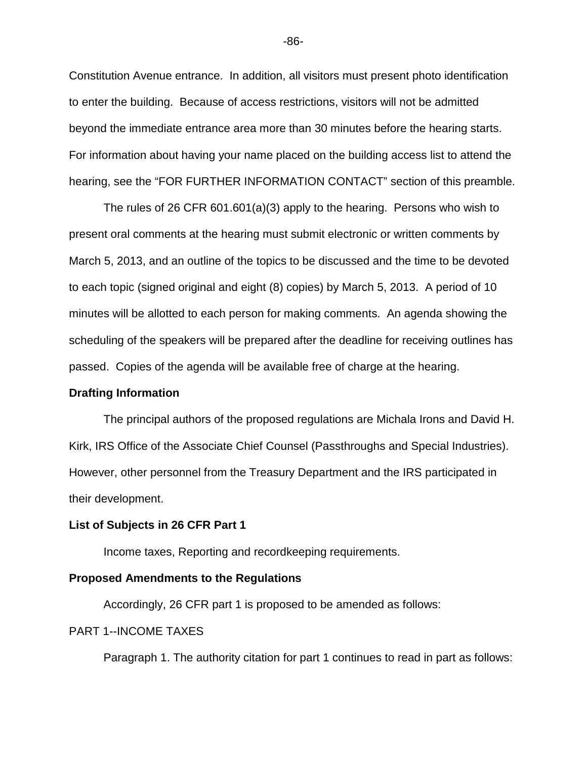Constitution Avenue entrance. In addition, all visitors must present photo identification to enter the building. Because of access restrictions, visitors will not be admitted beyond the immediate entrance area more than 30 minutes before the hearing starts. For information about having your name placed on the building access list to attend the hearing, see the "FOR FURTHER INFORMATION CONTACT" section of this preamble.

The rules of 26 CFR 601.601(a)(3) apply to the hearing. Persons who wish to present oral comments at the hearing must submit electronic or written comments by March 5, 2013, and an outline of the topics to be discussed and the time to be devoted to each topic (signed original and eight (8) copies) by March 5, 2013. A period of 10 minutes will be allotted to each person for making comments. An agenda showing the scheduling of the speakers will be prepared after the deadline for receiving outlines has passed. Copies of the agenda will be available free of charge at the hearing.

**Drafting Information**

The principal authors of the proposed regulations are Michala Irons and David H. Kirk, IRS Office of the Associate Chief Counsel (Passthroughs and Special Industries). However, other personnel from the Treasury Department and the IRS participated in their development.

**List of Subjects in 26 CFR Part 1**

Income taxes, Reporting and recordkeeping requirements.

**Proposed Amendments to the Regulations**

Accordingly, 26 CFR part 1 is proposed to be amended as follows:

PART 1--INCOME TAXES

Paragraph 1. The authority citation for part 1 continues to read in part as follows: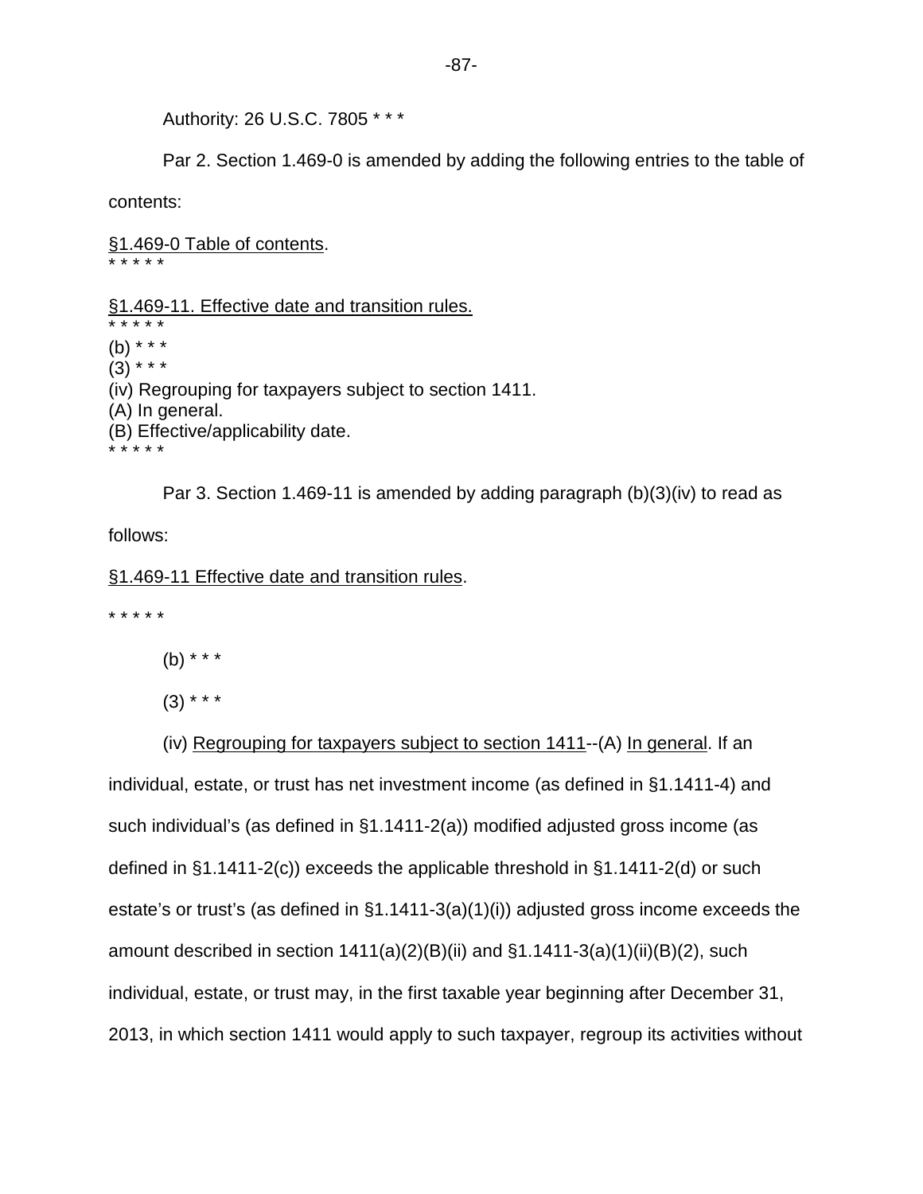Authority: 26 U.S.C. 7805 * * *

Par 2. Section 1.469-0 is amended by adding the following entries to the table of contents:

§1.469-0 Table of contents.
* * * * *

§1.469-11. Effective date and transition rules.
* * * * *
(b) * * *
(3) * * *
(iv) Regrouping for taxpayers subject to section 1411.
(A) In general.
(B) Effective/applicability date.
* * * * *

Par 3. Section 1.469-11 is amended by adding paragraph (b)(3)(iv) to read as follows:

§1.469-11 Effective date and transition rules.

* * * * *

(b) * * *

(3) * * *

(iv) Regrouping for taxpayers subject to section 1411--(A) In general. If an individual, estate, or trust has net investment income (as defined in §1.1411-4) and such individual's (as defined in §1.1411-2(a)) modified adjusted gross income (as defined in §1.1411-2(c)) exceeds the applicable threshold in §1.1411-2(d) or such estate's or trust's (as defined in §1.1411-3(a)(1)(i)) adjusted gross income exceeds the amount described in section 1411(a)(2)(B)(ii) and §1.1411-3(a)(1)(ii)(B)(2), such individual, estate, or trust may, in the first taxable year beginning after December 31, 2013, in which section 1411 would apply to such taxpayer, regroup its activities without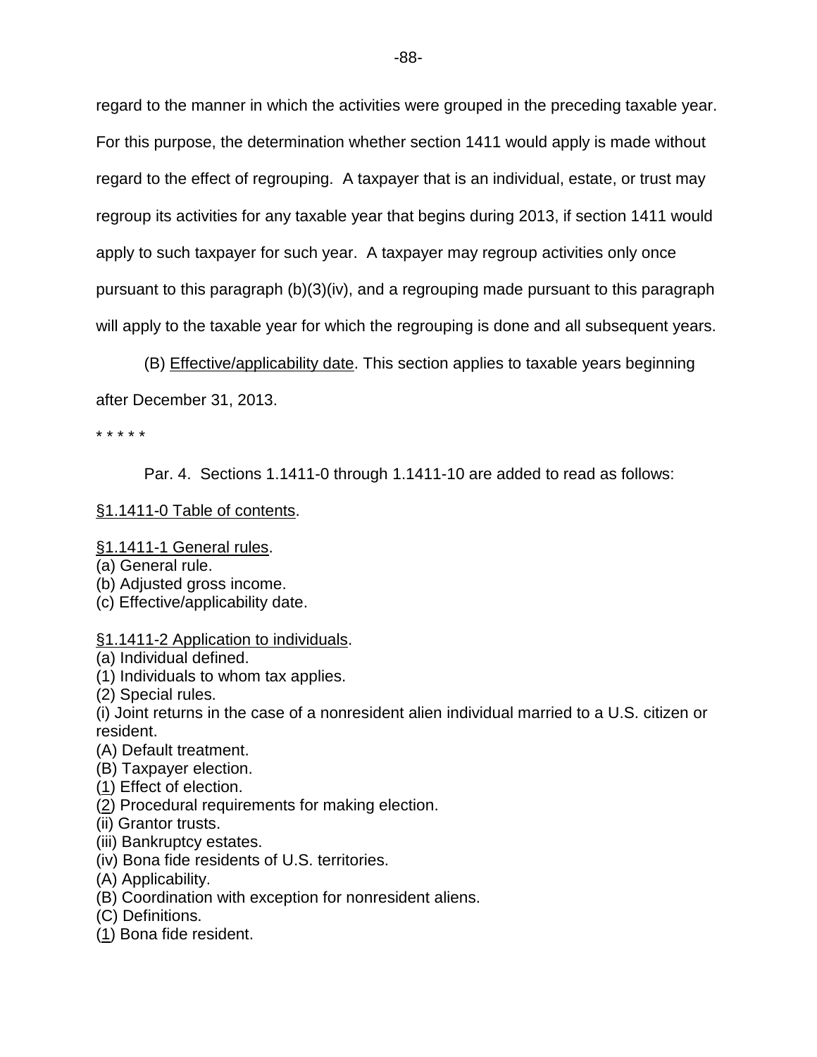regard to the manner in which the activities were grouped in the preceding taxable year. For this purpose, the determination whether section 1411 would apply is made without regard to the effect of regrouping. A taxpayer that is an individual, estate, or trust may regroup its activities for any taxable year that begins during 2013, if section 1411 would apply to such taxpayer for such year. A taxpayer may regroup activities only once pursuant to this paragraph (b)(3)(iv), and a regrouping made pursuant to this paragraph will apply to the taxable year for which the regrouping is done and all subsequent years.

(B) Effective/applicability date. This section applies to taxable years beginning after December 31, 2013.

* * * * *

Par. 4. Sections 1.1411-0 through 1.1411-10 are added to read as follows:

§1.1411-0 Table of contents.

§1.1411-1 General rules.

(a) General rule.
(b) Adjusted gross income.
(c) Effective/applicability date.

§1.1411-2 Application to individuals.

(a) Individual defined.
(1) Individuals to whom tax applies.
(2) Special rules.
(i) Joint returns in the case of a nonresident alien individual married to a U.S. citizen or resident.
(A) Default treatment.
(B) Taxpayer election.
(1) Effect of election.
(2) Procedural requirements for making election.
(ii) Grantor trusts.
(iii) Bankruptcy estates.
(iv) Bona fide residents of U.S. territories.
(A) Applicability.
(B) Coordination with exception for nonresident aliens.
(C) Definitions.
(1) Bona fide resident.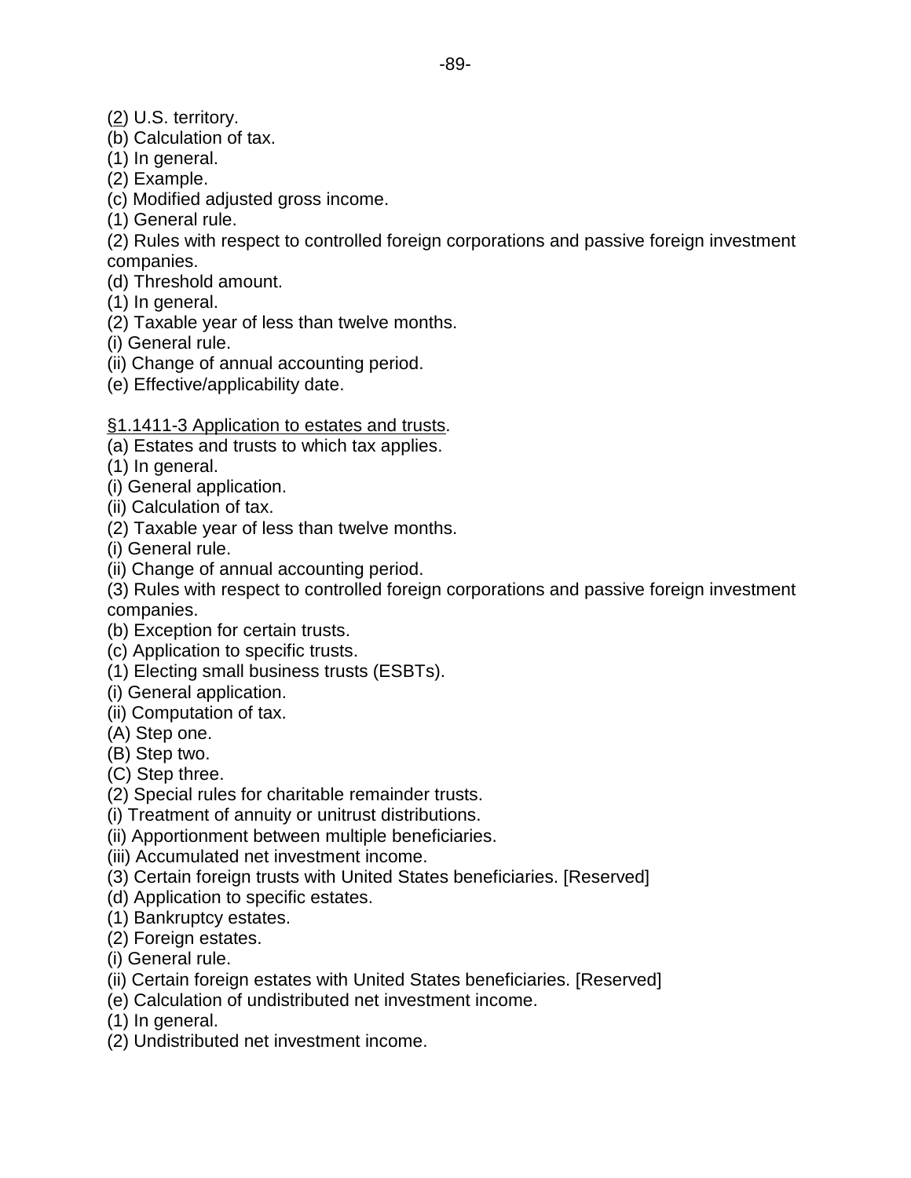(2) U.S. territory.
(b) Calculation of tax.
(1) In general.
(2) Example.
(c) Modified adjusted gross income.
(1) General rule.
(2) Rules with respect to controlled foreign corporations and passive foreign investment companies.
(d) Threshold amount.
(1) In general.
(2) Taxable year of less than twelve months.
(i) General rule.
(ii) Change of annual accounting period.
(e) Effective/applicability date.

§1.1411-3 Application to estates and trusts.
(a) Estates and trusts to which tax applies.
(1) In general.
(i) General application.
(ii) Calculation of tax.
(2) Taxable year of less than twelve months.
(i) General rule.
(ii) Change of annual accounting period.
(3) Rules with respect to controlled foreign corporations and passive foreign investment companies.
(b) Exception for certain trusts.
(c) Application to specific trusts.
(1) Electing small business trusts (ESBTs).
(i) General application.
(ii) Computation of tax.
(A) Step one.
(B) Step two.
(C) Step three.
(2) Special rules for charitable remainder trusts.
(i) Treatment of annuity or unitrust distributions.
(ii) Apportionment between multiple beneficiaries.
(iii) Accumulated net investment income.
(3) Certain foreign trusts with United States beneficiaries. [Reserved]
(d) Application to specific estates.
(1) Bankruptcy estates.
(2) Foreign estates.
(i) General rule.
(ii) Certain foreign estates with United States beneficiaries. [Reserved]
(e) Calculation of undistributed net investment income.
(1) In general.
(2) Undistributed net investment income.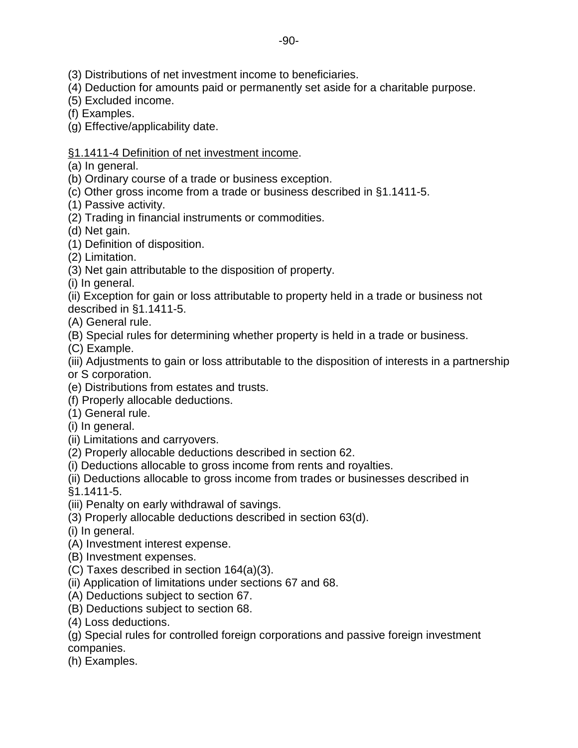(3) Distributions of net investment income to beneficiaries.
(4) Deduction for amounts paid or permanently set aside for a charitable purpose.
(5) Excluded income.
(f) Examples.
(g) Effective/applicability date.

§1.1411-4 Definition of net investment income.
(a) In general.
(b) Ordinary course of a trade or business exception.
(c) Other gross income from a trade or business described in §1.1411-5.
(1) Passive activity.
(2) Trading in financial instruments or commodities.
(d) Net gain.
(1) Definition of disposition.
(2) Limitation.
(3) Net gain attributable to the disposition of property.
(i) In general.
(ii) Exception for gain or loss attributable to property held in a trade or business not described in §1.1411-5.
(A) General rule.
(B) Special rules for determining whether property is held in a trade or business.
(C) Example.
(iii) Adjustments to gain or loss attributable to the disposition of interests in a partnership or S corporation.
(e) Distributions from estates and trusts.
(f) Properly allocable deductions.
(1) General rule.
(i) In general.
(ii) Limitations and carryovers.
(2) Properly allocable deductions described in section 62.
(i) Deductions allocable to gross income from rents and royalties.
(ii) Deductions allocable to gross income from trades or businesses described in §1.1411-5.
(iii) Penalty on early withdrawal of savings.
(3) Properly allocable deductions described in section 63(d).
(i) In general.
(A) Investment interest expense.
(B) Investment expenses.
(C) Taxes described in section 164(a)(3).
(ii) Application of limitations under sections 67 and 68.
(A) Deductions subject to section 67.
(B) Deductions subject to section 68.
(4) Loss deductions.
(g) Special rules for controlled foreign corporations and passive foreign investment companies.
(h) Examples.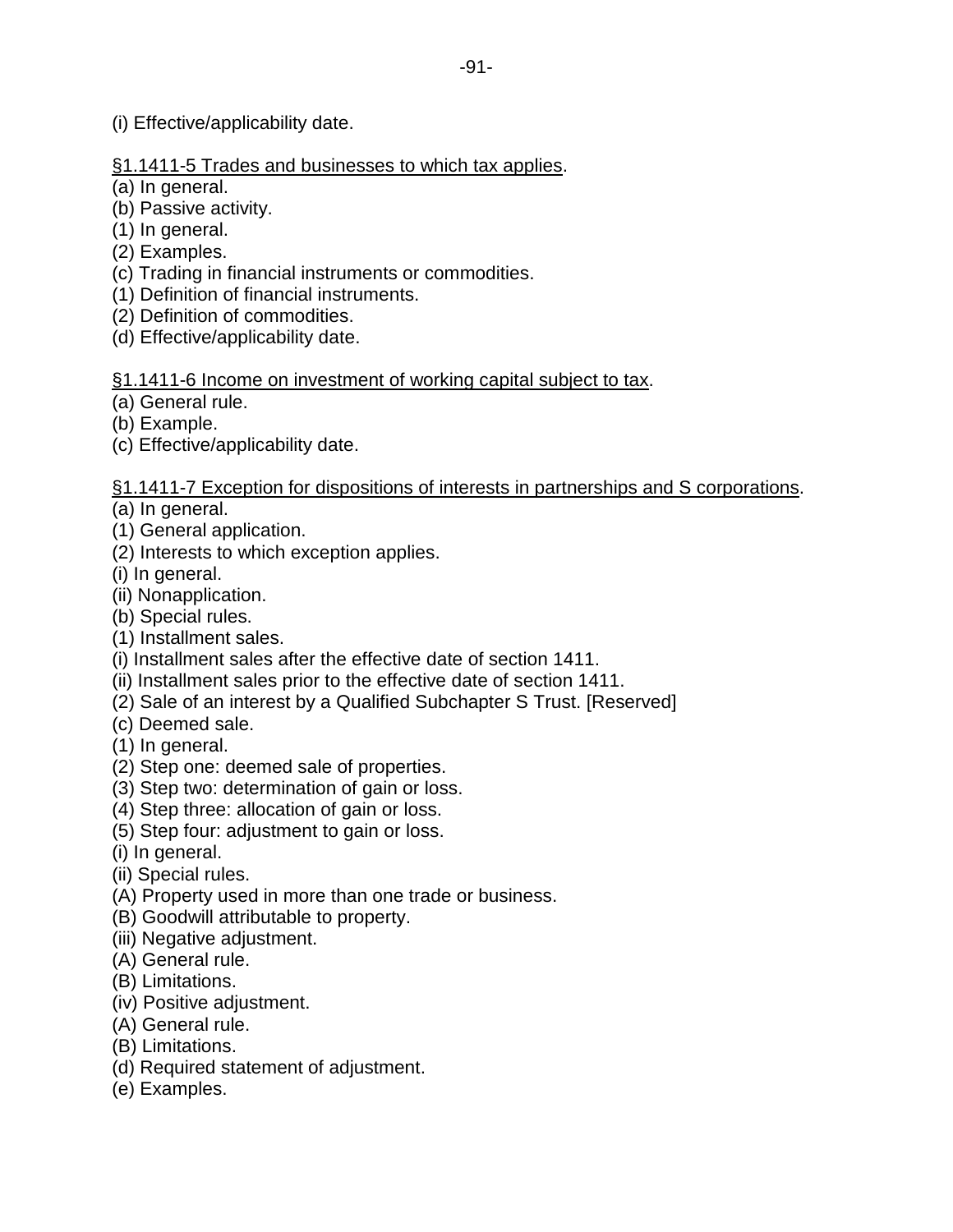(i) Effective/applicability date.

<u>§1.1411-5 Trades and businesses to which tax applies</u>.

(a) In general.
(b) Passive activity.
(1) In general.
(2) Examples.
(c) Trading in financial instruments or commodities.
(1) Definition of financial instruments.
(2) Definition of commodities.
(d) Effective/applicability date.

<u>§1.1411-6 Income on investment of working capital subject to tax</u>.

(a) General rule.
(b) Example.
(c) Effective/applicability date.

<u>§1.1411-7 Exception for dispositions of interests in partnerships and S corporations</u>.

(a) In general.
(1) General application.
(2) Interests to which exception applies.
(i) In general.
(ii) Nonapplication.
(b) Special rules.
(1) Installment sales.
(i) Installment sales after the effective date of section 1411.
(ii) Installment sales prior to the effective date of section 1411.
(2) Sale of an interest by a Qualified Subchapter S Trust. [Reserved]
(c) Deemed sale.
(1) In general.
(2) Step one: deemed sale of properties.
(3) Step two: determination of gain or loss.
(4) Step three: allocation of gain or loss.
(5) Step four: adjustment to gain or loss.
(i) In general.
(ii) Special rules.
(A) Property used in more than one trade or business.
(B) Goodwill attributable to property.
(iii) Negative adjustment.
(A) General rule.
(B) Limitations.
(iv) Positive adjustment.
(A) General rule.
(B) Limitations.
(d) Required statement of adjustment.
(e) Examples.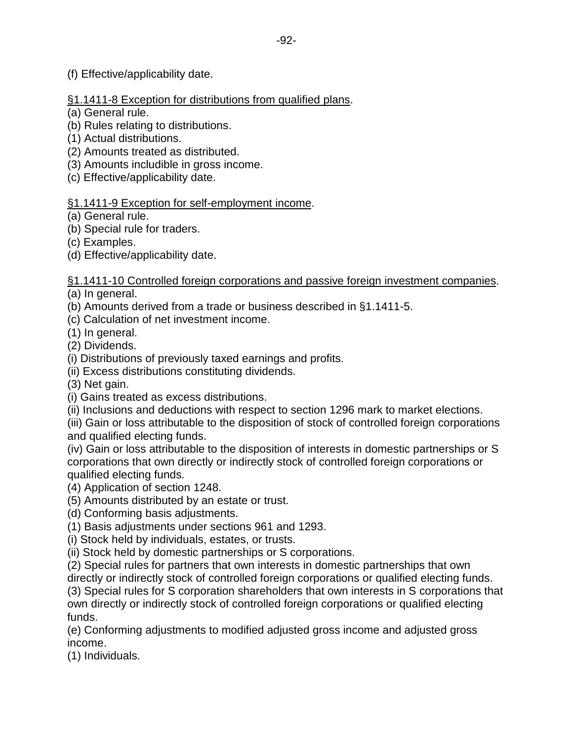(f) Effective/applicability date.

<u>§1.1411-8 Exception for distributions from qualified plans</u>.

(a) General rule.
(b) Rules relating to distributions.
(1) Actual distributions.
(2) Amounts treated as distributed.
(3) Amounts includible in gross income.
(c) Effective/applicability date.

<u>§1.1411-9 Exception for self-employment income</u>.

(a) General rule.
(b) Special rule for traders.
(c) Examples.
(d) Effective/applicability date.

<u>§1.1411-10 Controlled foreign corporations and passive foreign investment companies</u>.

(a) In general.
(b) Amounts derived from a trade or business described in §1.1411-5.
(c) Calculation of net investment income.
(1) In general.
(2) Dividends.
(i) Distributions of previously taxed earnings and profits.
(ii) Excess distributions constituting dividends.
(3) Net gain.
(i) Gains treated as excess distributions.
(ii) Inclusions and deductions with respect to section 1296 mark to market elections.
(iii) Gain or loss attributable to the disposition of stock of controlled foreign corporations and qualified electing funds.
(iv) Gain or loss attributable to the disposition of interests in domestic partnerships or S corporations that own directly or indirectly stock of controlled foreign corporations or qualified electing funds.
(4) Application of section 1248.
(5) Amounts distributed by an estate or trust.
(d) Conforming basis adjustments.
(1) Basis adjustments under sections 961 and 1293.
(i) Stock held by individuals, estates, or trusts.
(ii) Stock held by domestic partnerships or S corporations.
(2) Special rules for partners that own interests in domestic partnerships that own directly or indirectly stock of controlled foreign corporations or qualified electing funds.
(3) Special rules for S corporation shareholders that own interests in S corporations that own directly or indirectly stock of controlled foreign corporations or qualified electing funds.
(e) Conforming adjustments to modified adjusted gross income and adjusted gross income.
(1) Individuals.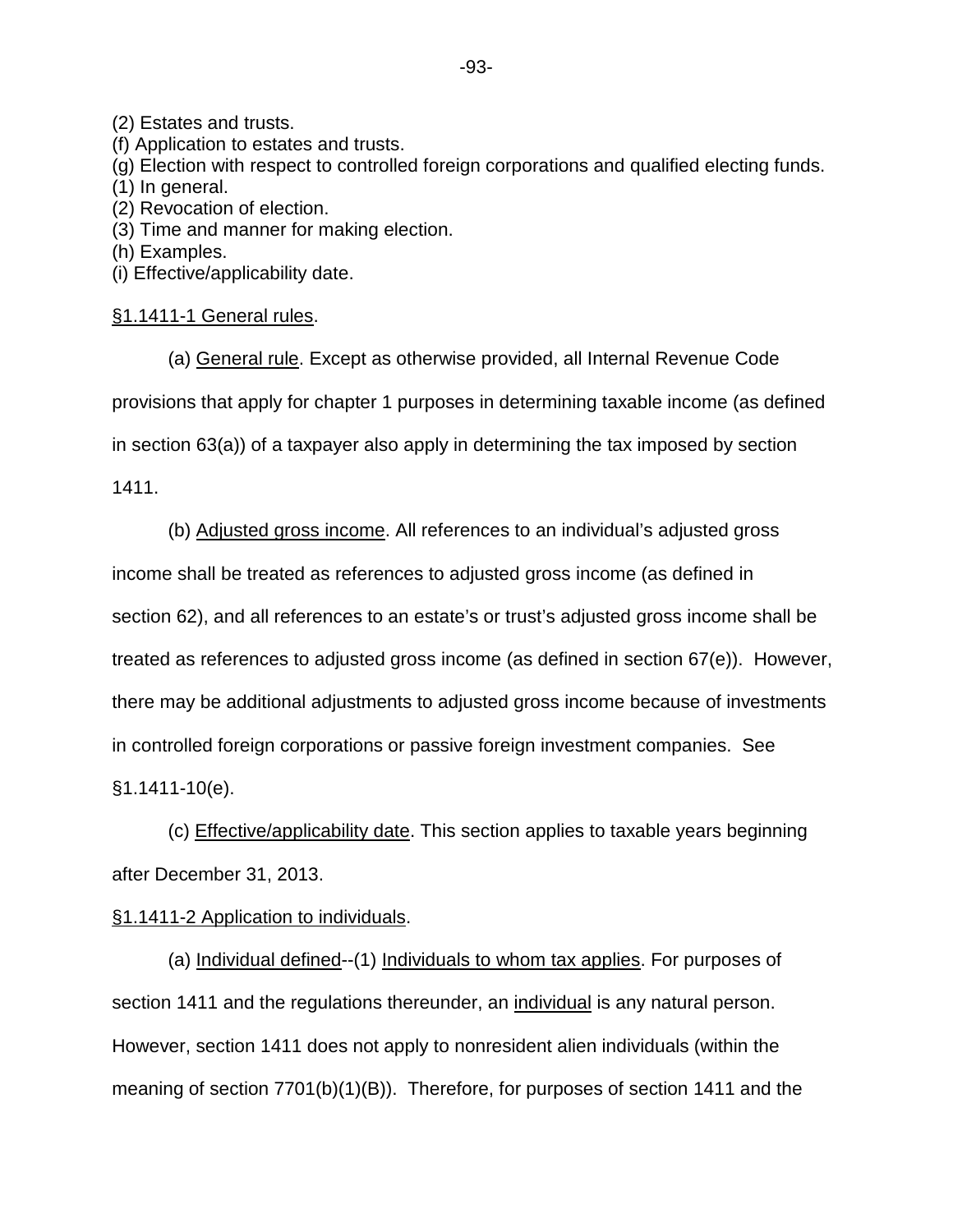(2) Estates and trusts.
(f) Application to estates and trusts.
(g) Election with respect to controlled foreign corporations and qualified electing funds.
(1) In general.
(2) Revocation of election.
(3) Time and manner for making election.
(h) Examples.
(i) Effective/applicability date.

§1.1411-1 General rules.

(a) General rule. Except as otherwise provided, all Internal Revenue Code provisions that apply for chapter 1 purposes in determining taxable income (as defined in section 63(a)) of a taxpayer also apply in determining the tax imposed by section 1411.

(b) Adjusted gross income. All references to an individual's adjusted gross income shall be treated as references to adjusted gross income (as defined in section 62), and all references to an estate's or trust's adjusted gross income shall be treated as references to adjusted gross income (as defined in section 67(e)). However, there may be additional adjustments to adjusted gross income because of investments in controlled foreign corporations or passive foreign investment companies. See §1.1411-10(e).

(c) Effective/applicability date. This section applies to taxable years beginning after December 31, 2013.

§1.1411-2 Application to individuals.

(a) Individual defined--(1) Individuals to whom tax applies. For purposes of section 1411 and the regulations thereunder, an individual is any natural person. However, section 1411 does not apply to nonresident alien individuals (within the meaning of section 7701(b)(1)(B)). Therefore, for purposes of section 1411 and the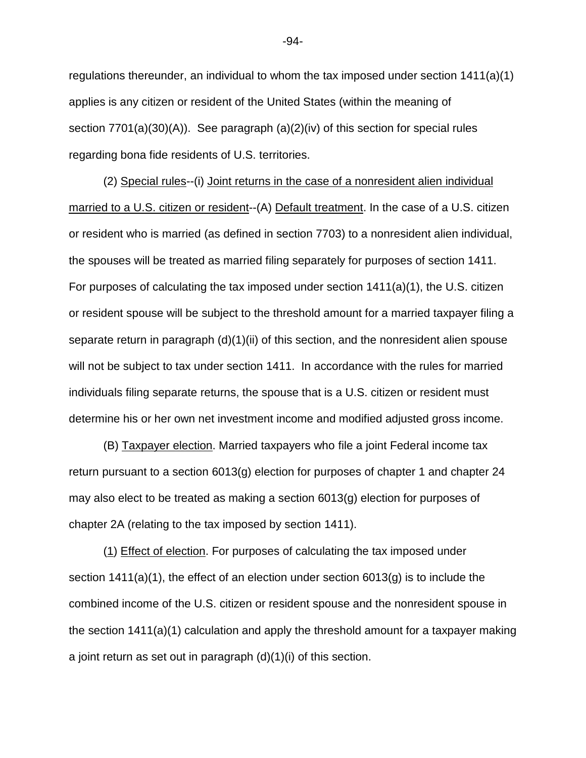regulations thereunder, an individual to whom the tax imposed under section 1411(a)(1) applies is any citizen or resident of the United States (within the meaning of section 7701(a)(30)(A)). See paragraph (a)(2)(iv) of this section for special rules regarding bona fide residents of U.S. territories.

(2) Special rules--(i) Joint returns in the case of a nonresident alien individual married to a U.S. citizen or resident--(A) Default treatment. In the case of a U.S. citizen or resident who is married (as defined in section 7703) to a nonresident alien individual, the spouses will be treated as married filing separately for purposes of section 1411. For purposes of calculating the tax imposed under section 1411(a)(1), the U.S. citizen or resident spouse will be subject to the threshold amount for a married taxpayer filing a separate return in paragraph (d)(1)(ii) of this section, and the nonresident alien spouse will not be subject to tax under section 1411. In accordance with the rules for married individuals filing separate returns, the spouse that is a U.S. citizen or resident must determine his or her own net investment income and modified adjusted gross income.

(B) Taxpayer election. Married taxpayers who file a joint Federal income tax return pursuant to a section 6013(g) election for purposes of chapter 1 and chapter 24 may also elect to be treated as making a section 6013(g) election for purposes of chapter 2A (relating to the tax imposed by section 1411).

(1) Effect of election. For purposes of calculating the tax imposed under section 1411(a)(1), the effect of an election under section 6013(g) is to include the combined income of the U.S. citizen or resident spouse and the nonresident spouse in the section 1411(a)(1) calculation and apply the threshold amount for a taxpayer making a joint return as set out in paragraph (d)(1)(i) of this section.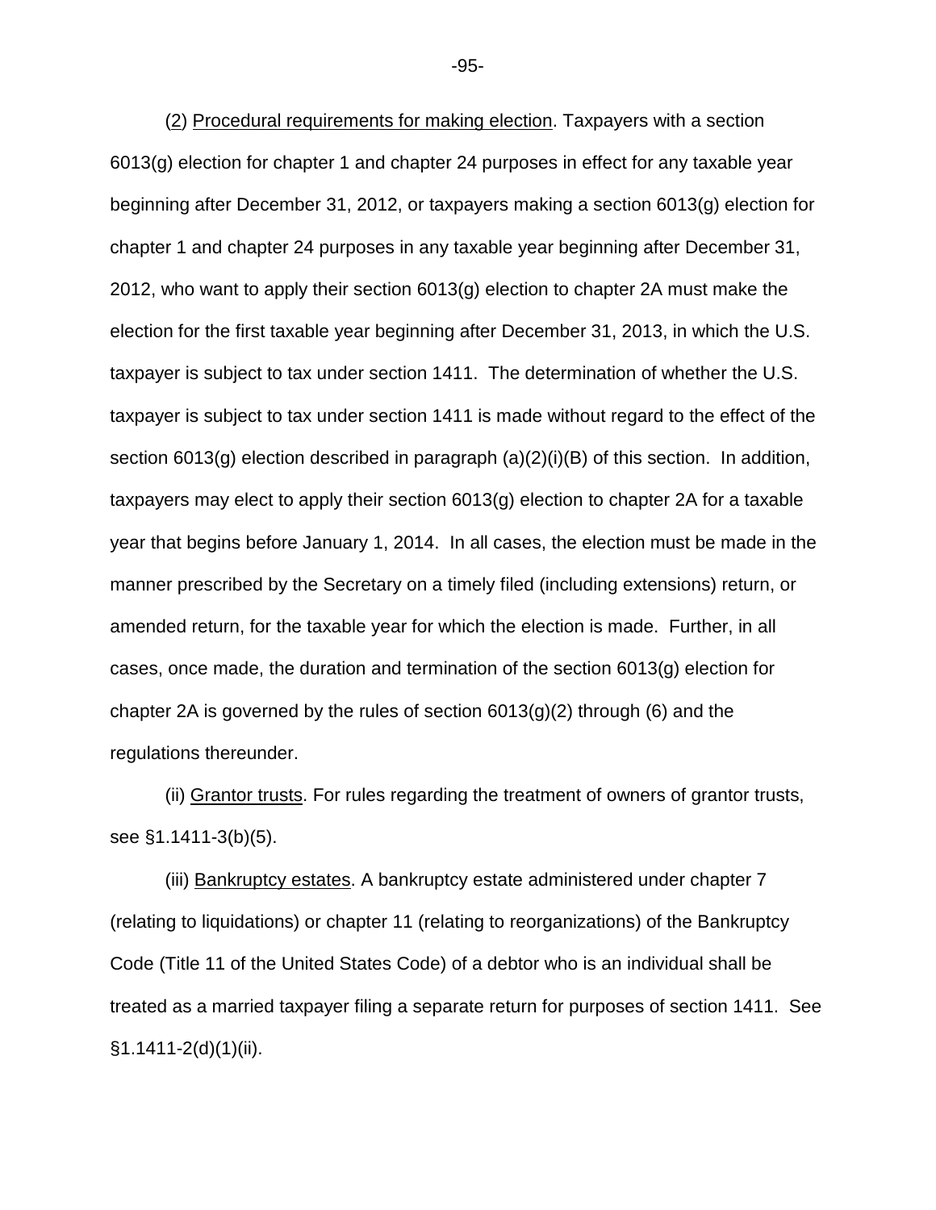(2) Procedural requirements for making election. Taxpayers with a section 6013(g) election for chapter 1 and chapter 24 purposes in effect for any taxable year beginning after December 31, 2012, or taxpayers making a section 6013(g) election for chapter 1 and chapter 24 purposes in any taxable year beginning after December 31, 2012, who want to apply their section 6013(g) election to chapter 2A must make the election for the first taxable year beginning after December 31, 2013, in which the U.S. taxpayer is subject to tax under section 1411. The determination of whether the U.S. taxpayer is subject to tax under section 1411 is made without regard to the effect of the section 6013(g) election described in paragraph (a)(2)(i)(B) of this section. In addition, taxpayers may elect to apply their section 6013(g) election to chapter 2A for a taxable year that begins before January 1, 2014. In all cases, the election must be made in the manner prescribed by the Secretary on a timely filed (including extensions) return, or amended return, for the taxable year for which the election is made. Further, in all cases, once made, the duration and termination of the section 6013(g) election for chapter 2A is governed by the rules of section 6013(g)(2) through (6) and the regulations thereunder.

(ii) Grantor trusts. For rules regarding the treatment of owners of grantor trusts, see §1.1411-3(b)(5).

(iii) Bankruptcy estates. A bankruptcy estate administered under chapter 7 (relating to liquidations) or chapter 11 (relating to reorganizations) of the Bankruptcy Code (Title 11 of the United States Code) of a debtor who is an individual shall be treated as a married taxpayer filing a separate return for purposes of section 1411. See §1.1411-2(d)(1)(ii).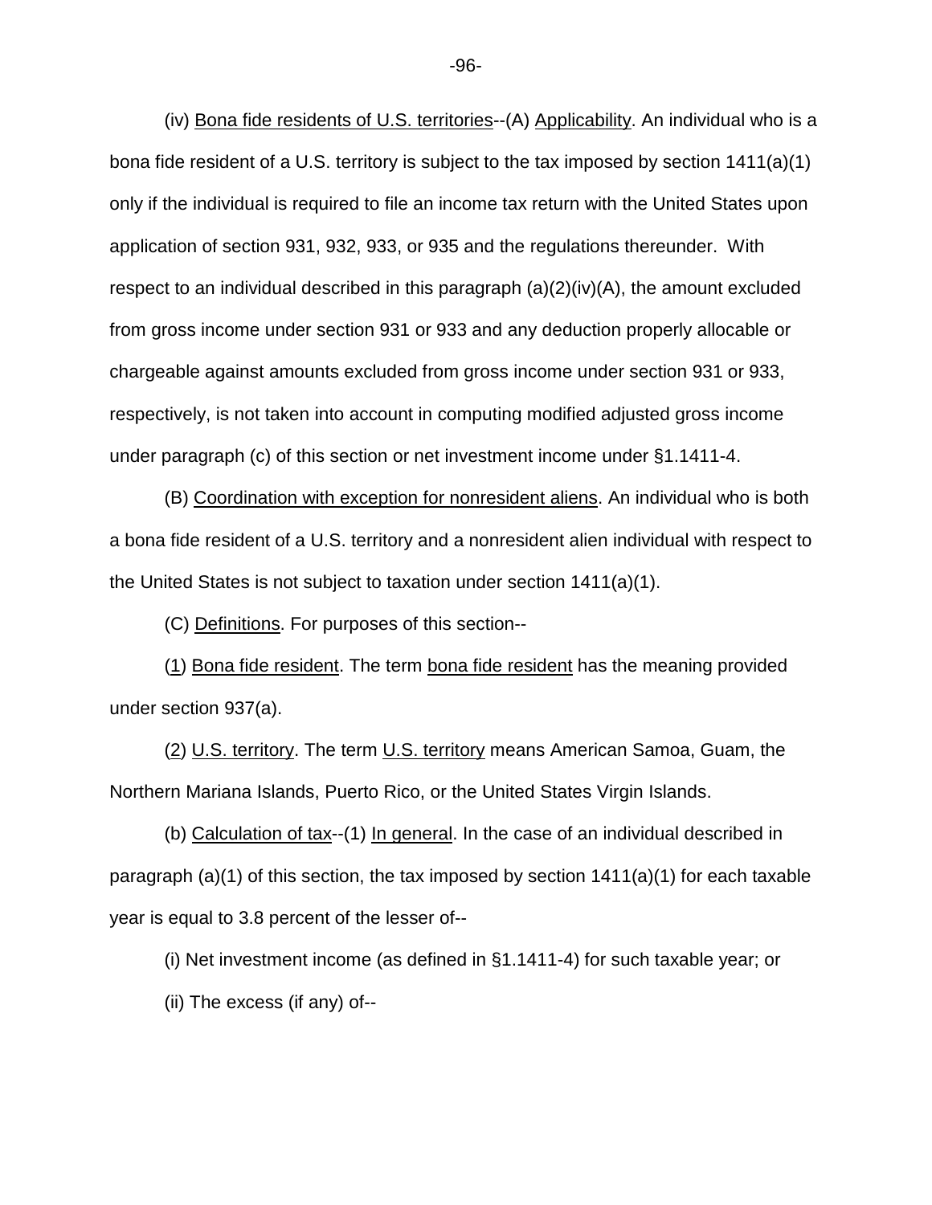(iv) Bona fide residents of U.S. territories--(A) Applicability. An individual who is a bona fide resident of a U.S. territory is subject to the tax imposed by section 1411(a)(1) only if the individual is required to file an income tax return with the United States upon application of section 931, 932, 933, or 935 and the regulations thereunder. With respect to an individual described in this paragraph (a)(2)(iv)(A), the amount excluded from gross income under section 931 or 933 and any deduction properly allocable or chargeable against amounts excluded from gross income under section 931 or 933, respectively, is not taken into account in computing modified adjusted gross income under paragraph (c) of this section or net investment income under §1.1411-4.

(B) Coordination with exception for nonresident aliens. An individual who is both a bona fide resident of a U.S. territory and a nonresident alien individual with respect to the United States is not subject to taxation under section 1411(a)(1).

(C) Definitions. For purposes of this section--

(1) Bona fide resident. The term bona fide resident has the meaning provided under section 937(a).

(2) U.S. territory. The term U.S. territory means American Samoa, Guam, the Northern Mariana Islands, Puerto Rico, or the United States Virgin Islands.

(b) Calculation of tax--(1) In general. In the case of an individual described in paragraph (a)(1) of this section, the tax imposed by section 1411(a)(1) for each taxable year is equal to 3.8 percent of the lesser of--

(i) Net investment income (as defined in §1.1411-4) for such taxable year; or

(ii) The excess (if any) of--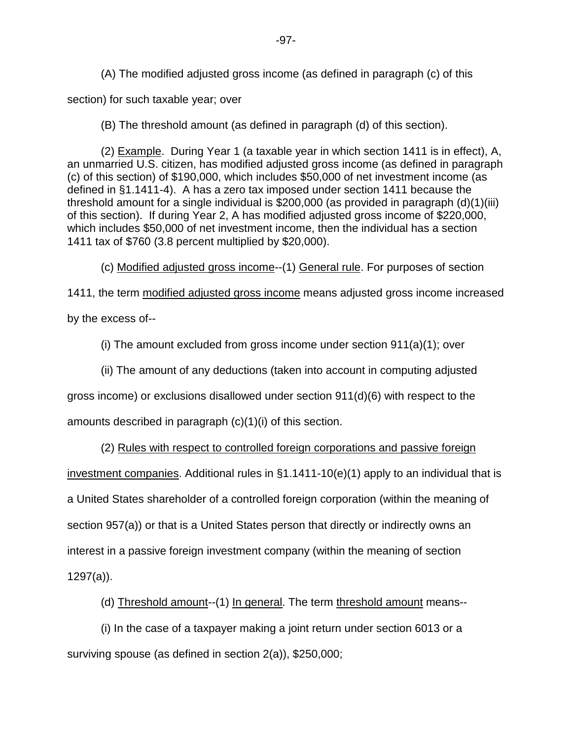(A) The modified adjusted gross income (as defined in paragraph (c) of this section) for such taxable year; over

(B) The threshold amount (as defined in paragraph (d) of this section).

(2) Example. During Year 1 (a taxable year in which section 1411 is in effect), A, an unmarried U.S. citizen, has modified adjusted gross income (as defined in paragraph (c) of this section) of $190,000, which includes $50,000 of net investment income (as defined in §1.1411-4). A has a zero tax imposed under section 1411 because the threshold amount for a single individual is $200,000 (as provided in paragraph (d)(1)(iii) of this section). If during Year 2, A has modified adjusted gross income of $220,000, which includes $50,000 of net investment income, then the individual has a section 1411 tax of $760 (3.8 percent multiplied by $20,000).

(c) Modified adjusted gross income--(1) General rule. For purposes of section 1411, the term modified adjusted gross income means adjusted gross income increased by the excess of--

(i) The amount excluded from gross income under section 911(a)(1); over

(ii) The amount of any deductions (taken into account in computing adjusted gross income) or exclusions disallowed under section 911(d)(6) with respect to the amounts described in paragraph (c)(1)(i) of this section.

(2) Rules with respect to controlled foreign corporations and passive foreign investment companies. Additional rules in §1.1411-10(e)(1) apply to an individual that is a United States shareholder of a controlled foreign corporation (within the meaning of section 957(a)) or that is a United States person that directly or indirectly owns an interest in a passive foreign investment company (within the meaning of section 1297(a)).

(d) Threshold amount--(1) In general. The term threshold amount means--

(i) In the case of a taxpayer making a joint return under section 6013 or a surviving spouse (as defined in section 2(a)), $250,000;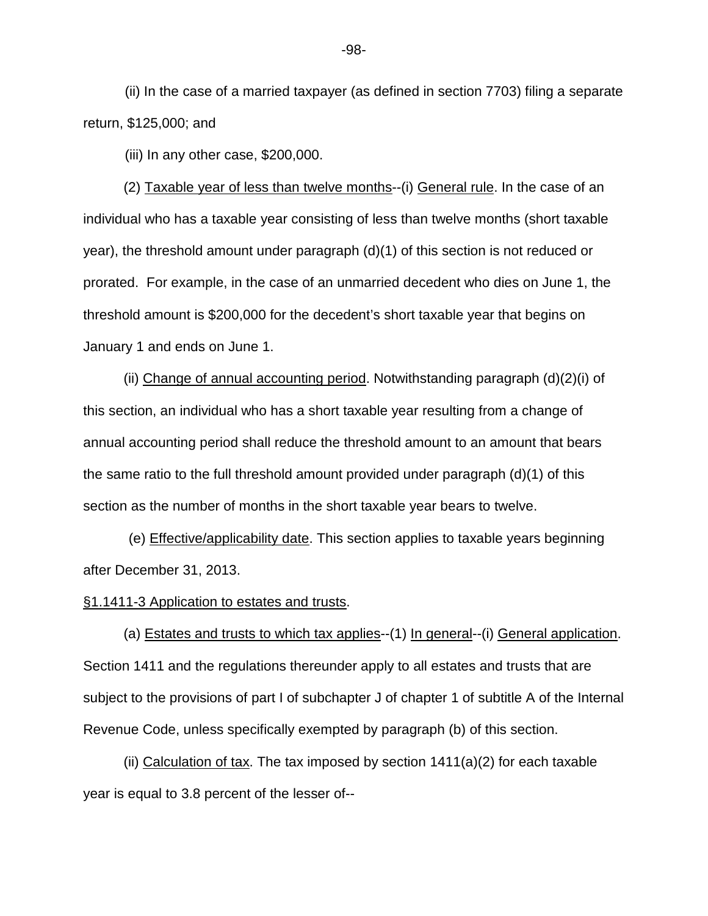(ii) In the case of a married taxpayer (as defined in section 7703) filing a separate return, $125,000; and

(iii) In any other case, $200,000.

(2) Taxable year of less than twelve months--(i) General rule. In the case of an individual who has a taxable year consisting of less than twelve months (short taxable year), the threshold amount under paragraph (d)(1) of this section is not reduced or prorated. For example, in the case of an unmarried decedent who dies on June 1, the threshold amount is $200,000 for the decedent's short taxable year that begins on January 1 and ends on June 1.

(ii) Change of annual accounting period. Notwithstanding paragraph (d)(2)(i) of this section, an individual who has a short taxable year resulting from a change of annual accounting period shall reduce the threshold amount to an amount that bears the same ratio to the full threshold amount provided under paragraph (d)(1) of this section as the number of months in the short taxable year bears to twelve.

(e) Effective/applicability date. This section applies to taxable years beginning after December 31, 2013.

§1.1411-3 Application to estates and trusts.

(a) Estates and trusts to which tax applies--(1) In general--(i) General application. Section 1411 and the regulations thereunder apply to all estates and trusts that are subject to the provisions of part I of subchapter J of chapter 1 of subtitle A of the Internal Revenue Code, unless specifically exempted by paragraph (b) of this section.

(ii) Calculation of tax. The tax imposed by section 1411(a)(2) for each taxable year is equal to 3.8 percent of the lesser of--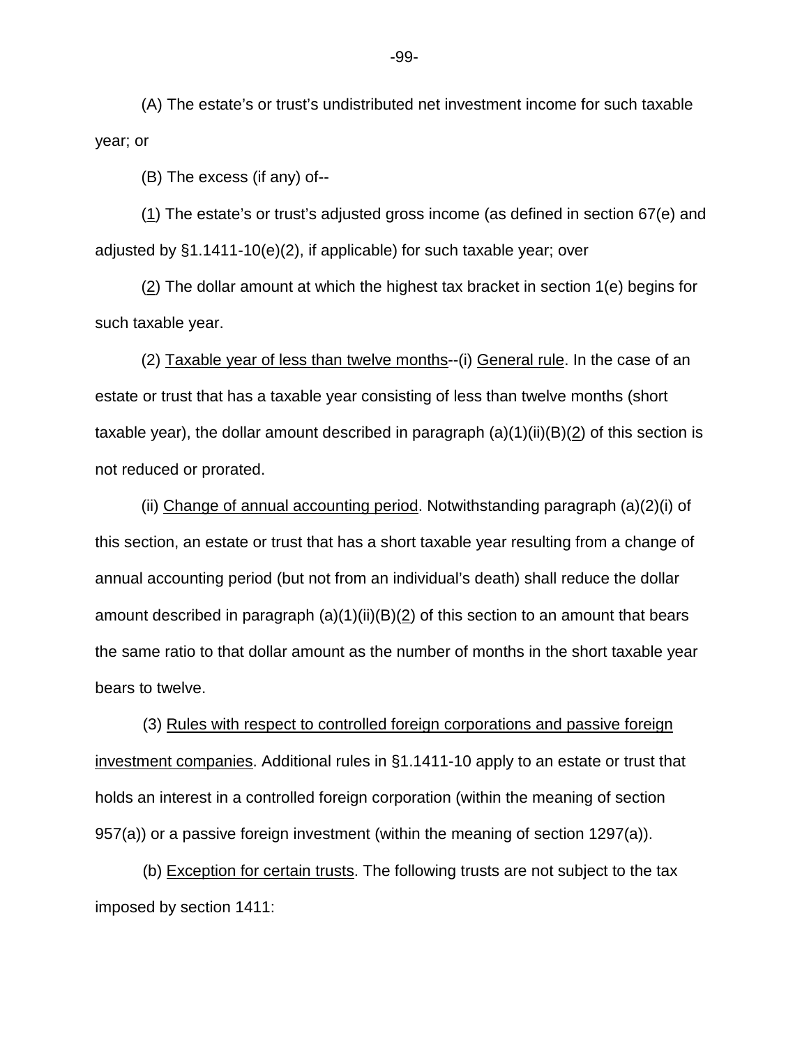(A) The estate's or trust's undistributed net investment income for such taxable year; or

(B) The excess (if any) of--

(_1_) The estate's or trust's adjusted gross income (as defined in section 67(e) and adjusted by §1.1411-10(e)(2), if applicable) for such taxable year; over

(_2_) The dollar amount at which the highest tax bracket in section 1(e) begins for such taxable year.

(2) _Taxable year of less than twelve months_--(i) _General rule_. In the case of an estate or trust that has a taxable year consisting of less than twelve months (short taxable year), the dollar amount described in paragraph (a)(1)(ii)(B)(_2_) of this section is not reduced or prorated.

(ii) _Change of annual accounting period_. Notwithstanding paragraph (a)(2)(i) of this section, an estate or trust that has a short taxable year resulting from a change of annual accounting period (but not from an individual's death) shall reduce the dollar amount described in paragraph (a)(1)(ii)(B)(_2_) of this section to an amount that bears the same ratio to that dollar amount as the number of months in the short taxable year bears to twelve.

(3) _Rules with respect to controlled foreign corporations and passive foreign investment companies_. Additional rules in §1.1411-10 apply to an estate or trust that holds an interest in a controlled foreign corporation (within the meaning of section 957(a)) or a passive foreign investment (within the meaning of section 1297(a)).

(b) _Exception for certain trusts_. The following trusts are not subject to the tax imposed by section 1411: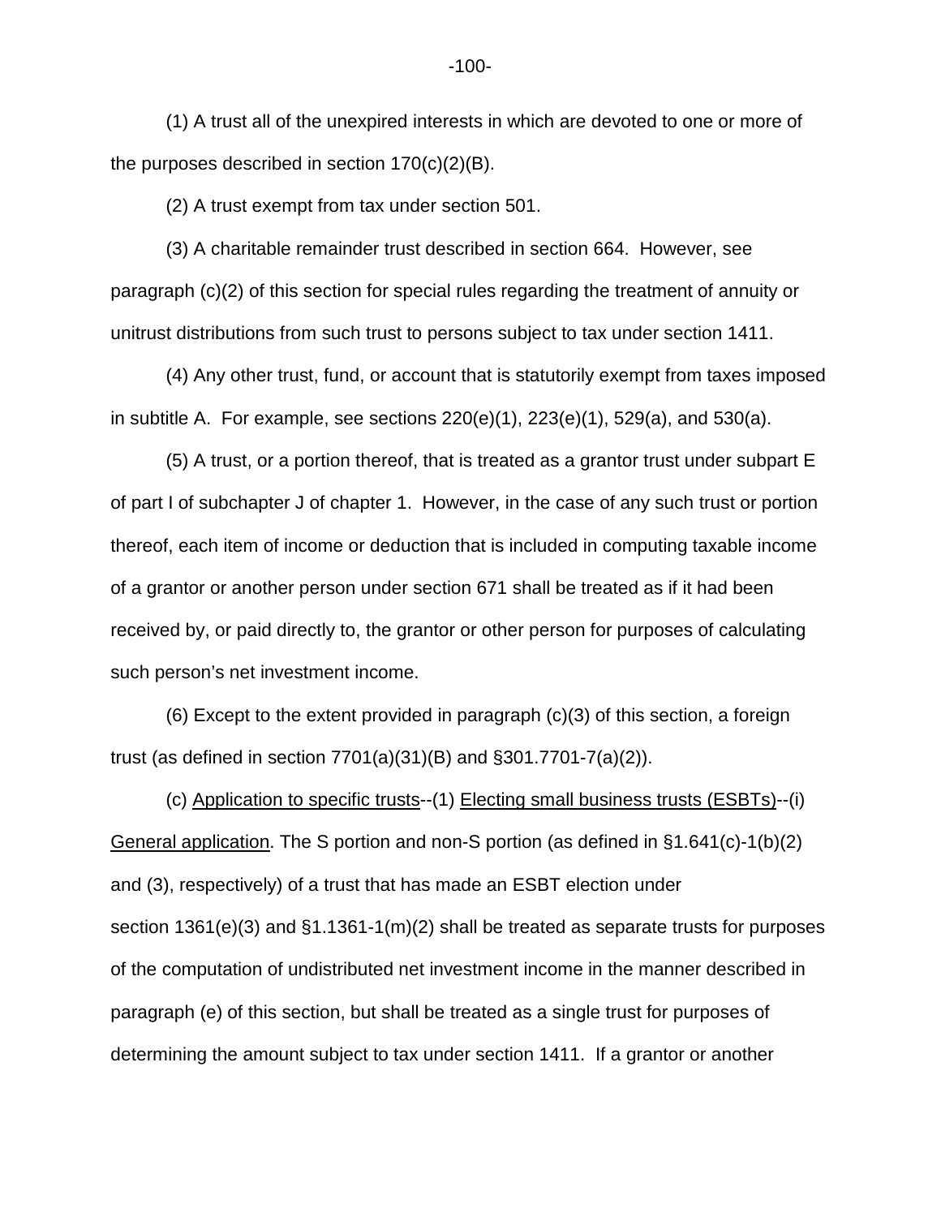(1) A trust all of the unexpired interests in which are devoted to one or more of the purposes described in section 170(c)(2)(B).

(2) A trust exempt from tax under section 501.

(3) A charitable remainder trust described in section 664. However, see paragraph (c)(2) of this section for special rules regarding the treatment of annuity or unitrust distributions from such trust to persons subject to tax under section 1411.

(4) Any other trust, fund, or account that is statutorily exempt from taxes imposed in subtitle A. For example, see sections 220(e)(1), 223(e)(1), 529(a), and 530(a).

(5) A trust, or a portion thereof, that is treated as a grantor trust under subpart E of part I of subchapter J of chapter 1. However, in the case of any such trust or portion thereof, each item of income or deduction that is included in computing taxable income of a grantor or another person under section 671 shall be treated as if it had been received by, or paid directly to, the grantor or other person for purposes of calculating such person's net investment income.

(6) Except to the extent provided in paragraph (c)(3) of this section, a foreign trust (as defined in section 7701(a)(31)(B) and §301.7701-7(a)(2)).

(c) Application to specific trusts--(1) Electing small business trusts (ESBTs)--(i) General application. The S portion and non-S portion (as defined in §1.641(c)-1(b)(2) and (3), respectively) of a trust that has made an ESBT election under section 1361(e)(3) and §1.1361-1(m)(2) shall be treated as separate trusts for purposes of the computation of undistributed net investment income in the manner described in paragraph (e) of this section, but shall be treated as a single trust for purposes of determining the amount subject to tax under section 1411. If a grantor or another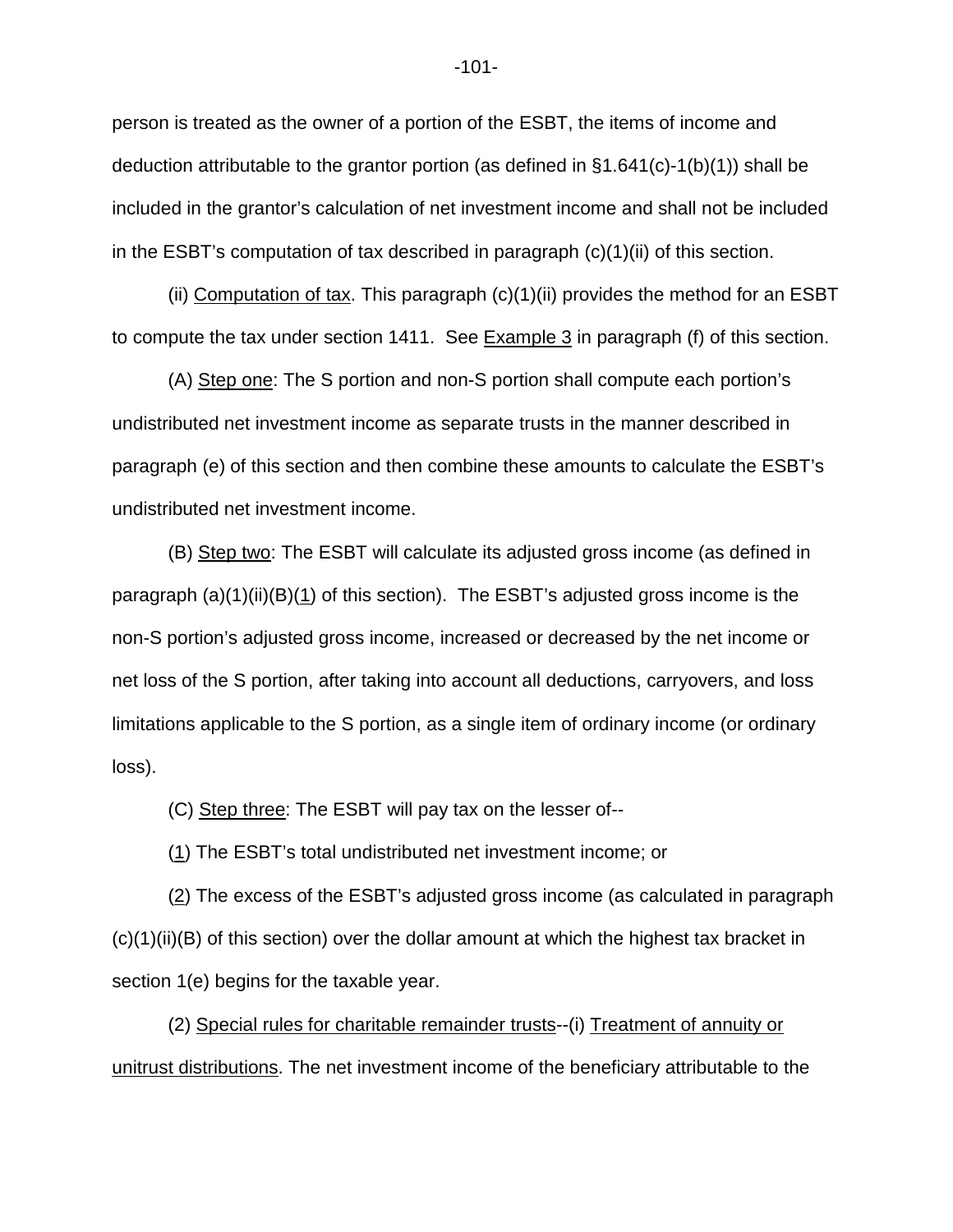person is treated as the owner of a portion of the ESBT, the items of income and deduction attributable to the grantor portion (as defined in §1.641(c)-1(b)(1)) shall be included in the grantor's calculation of net investment income and shall not be included in the ESBT's computation of tax described in paragraph (c)(1)(ii) of this section.

(ii) Computation of tax. This paragraph (c)(1)(ii) provides the method for an ESBT to compute the tax under section 1411. See Example 3 in paragraph (f) of this section.

(A) Step one: The S portion and non-S portion shall compute each portion's undistributed net investment income as separate trusts in the manner described in paragraph (e) of this section and then combine these amounts to calculate the ESBT's undistributed net investment income.

(B) Step two: The ESBT will calculate its adjusted gross income (as defined in paragraph (a)(1)(ii)(B)(1) of this section). The ESBT's adjusted gross income is the non-S portion's adjusted gross income, increased or decreased by the net income or net loss of the S portion, after taking into account all deductions, carryovers, and loss limitations applicable to the S portion, as a single item of ordinary income (or ordinary loss).

(C) Step three: The ESBT will pay tax on the lesser of--

(1) The ESBT's total undistributed net investment income; or

(2) The excess of the ESBT's adjusted gross income (as calculated in paragraph (c)(1)(ii)(B) of this section) over the dollar amount at which the highest tax bracket in section 1(e) begins for the taxable year.

(2) Special rules for charitable remainder trusts--(i) Treatment of annuity or unitrust distributions. The net investment income of the beneficiary attributable to the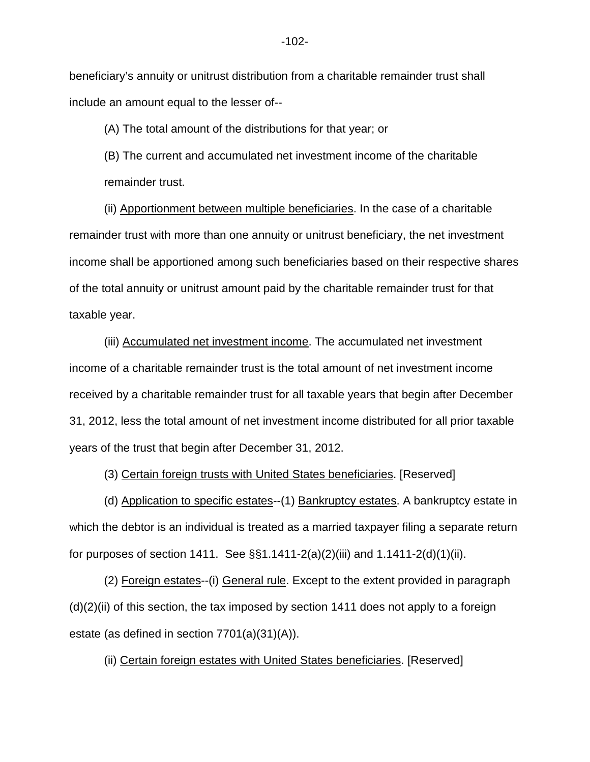beneficiary's annuity or unitrust distribution from a charitable remainder trust shall include an amount equal to the lesser of--

(A) The total amount of the distributions for that year; or

(B) The current and accumulated net investment income of the charitable remainder trust.

(ii) Apportionment between multiple beneficiaries. In the case of a charitable remainder trust with more than one annuity or unitrust beneficiary, the net investment income shall be apportioned among such beneficiaries based on their respective shares of the total annuity or unitrust amount paid by the charitable remainder trust for that taxable year.

(iii) Accumulated net investment income. The accumulated net investment income of a charitable remainder trust is the total amount of net investment income received by a charitable remainder trust for all taxable years that begin after December 31, 2012, less the total amount of net investment income distributed for all prior taxable years of the trust that begin after December 31, 2012.

(3) Certain foreign trusts with United States beneficiaries. [Reserved]

(d) Application to specific estates--(1) Bankruptcy estates. A bankruptcy estate in which the debtor is an individual is treated as a married taxpayer filing a separate return for purposes of section 1411. See §§1.1411-2(a)(2)(iii) and 1.1411-2(d)(1)(ii).

(2) Foreign estates--(i) General rule. Except to the extent provided in paragraph (d)(2)(ii) of this section, the tax imposed by section 1411 does not apply to a foreign estate (as defined in section 7701(a)(31)(A)).

(ii) Certain foreign estates with United States beneficiaries. [Reserved]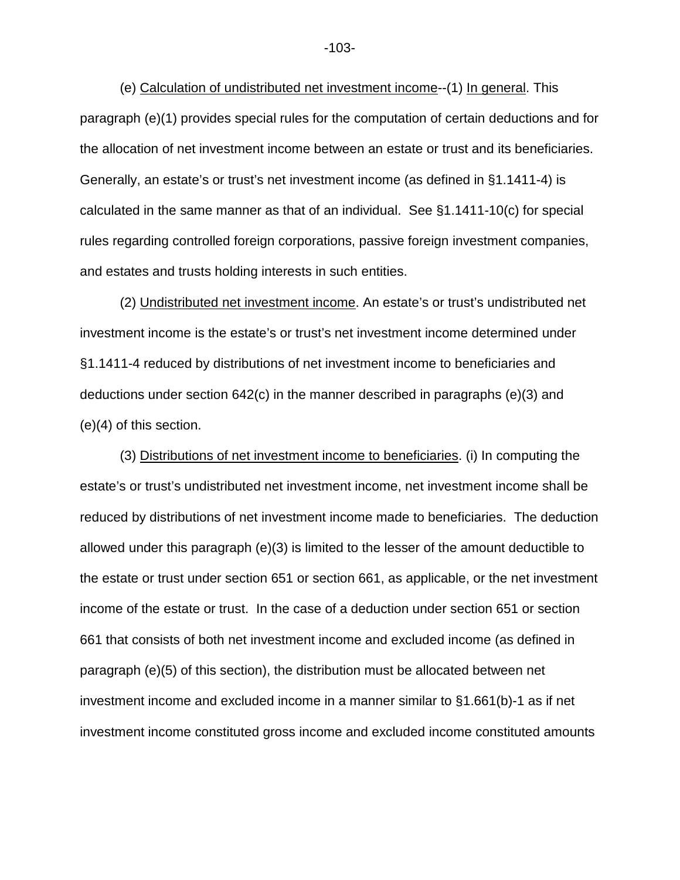(e) Calculation of undistributed net investment income--(1) In general. This paragraph (e)(1) provides special rules for the computation of certain deductions and for the allocation of net investment income between an estate or trust and its beneficiaries. Generally, an estate's or trust's net investment income (as defined in §1.1411-4) is calculated in the same manner as that of an individual. See §1.1411-10(c) for special rules regarding controlled foreign corporations, passive foreign investment companies, and estates and trusts holding interests in such entities.

(2) Undistributed net investment income. An estate's or trust's undistributed net investment income is the estate's or trust's net investment income determined under §1.1411-4 reduced by distributions of net investment income to beneficiaries and deductions under section 642(c) in the manner described in paragraphs (e)(3) and (e)(4) of this section.

(3) Distributions of net investment income to beneficiaries. (i) In computing the estate's or trust's undistributed net investment income, net investment income shall be reduced by distributions of net investment income made to beneficiaries. The deduction allowed under this paragraph (e)(3) is limited to the lesser of the amount deductible to the estate or trust under section 651 or section 661, as applicable, or the net investment income of the estate or trust. In the case of a deduction under section 651 or section 661 that consists of both net investment income and excluded income (as defined in paragraph (e)(5) of this section), the distribution must be allocated between net investment income and excluded income in a manner similar to §1.661(b)-1 as if net investment income constituted gross income and excluded income constituted amounts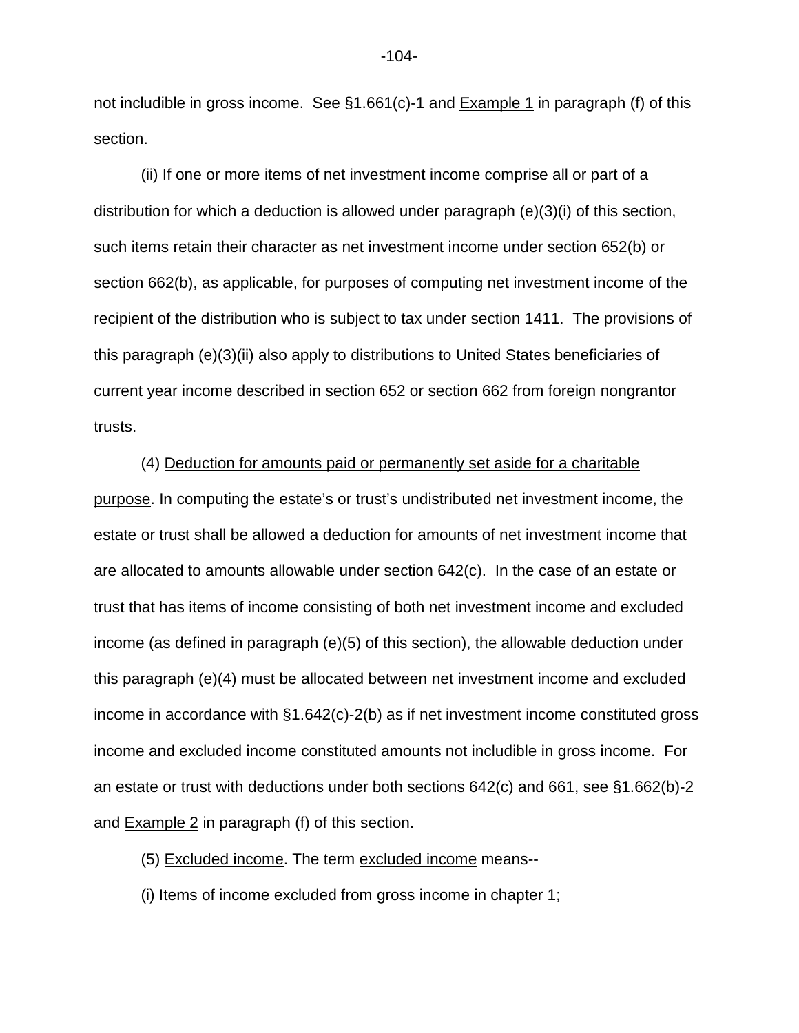not includible in gross income. See §1.661(c)-1 and Example 1 in paragraph (f) of this section.

(ii) If one or more items of net investment income comprise all or part of a distribution for which a deduction is allowed under paragraph (e)(3)(i) of this section, such items retain their character as net investment income under section 652(b) or section 662(b), as applicable, for purposes of computing net investment income of the recipient of the distribution who is subject to tax under section 1411. The provisions of this paragraph (e)(3)(ii) also apply to distributions to United States beneficiaries of current year income described in section 652 or section 662 from foreign nongrantor trusts.

(4) Deduction for amounts paid or permanently set aside for a charitable purpose. In computing the estate's or trust's undistributed net investment income, the estate or trust shall be allowed a deduction for amounts of net investment income that are allocated to amounts allowable under section 642(c). In the case of an estate or trust that has items of income consisting of both net investment income and excluded income (as defined in paragraph (e)(5) of this section), the allowable deduction under this paragraph (e)(4) must be allocated between net investment income and excluded income in accordance with §1.642(c)-2(b) as if net investment income constituted gross income and excluded income constituted amounts not includible in gross income. For an estate or trust with deductions under both sections 642(c) and 661, see §1.662(b)-2 and Example 2 in paragraph (f) of this section.

(5) Excluded income. The term excluded income means--

(i) Items of income excluded from gross income in chapter 1;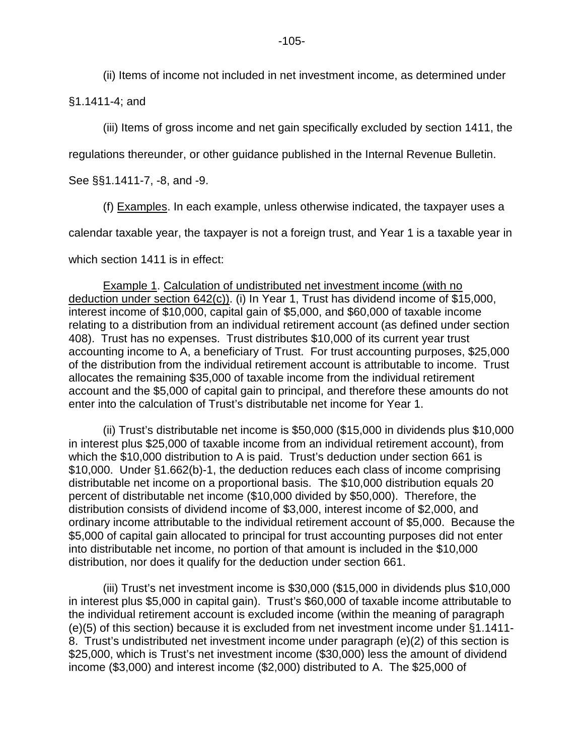(ii) Items of income not included in net investment income, as determined under §1.1411-4; and

(iii) Items of gross income and net gain specifically excluded by section 1411, the regulations thereunder, or other guidance published in the Internal Revenue Bulletin. See §§1.1411-7, -8, and -9.

(f) Examples. In each example, unless otherwise indicated, the taxpayer uses a calendar taxable year, the taxpayer is not a foreign trust, and Year 1 is a taxable year in which section 1411 is in effect:

Example 1. Calculation of undistributed net investment income (with no deduction under section 642(c)). (i) In Year 1, Trust has dividend income of $15,000, interest income of $10,000, capital gain of $5,000, and $60,000 of taxable income relating to a distribution from an individual retirement account (as defined under section 408). Trust has no expenses. Trust distributes $10,000 of its current year trust accounting income to A, a beneficiary of Trust. For trust accounting purposes, $25,000 of the distribution from the individual retirement account is attributable to income. Trust allocates the remaining $35,000 of taxable income from the individual retirement account and the $5,000 of capital gain to principal, and therefore these amounts do not enter into the calculation of Trust's distributable net income for Year 1.

(ii) Trust's distributable net income is $50,000 ($15,000 in dividends plus $10,000 in interest plus $25,000 of taxable income from an individual retirement account), from which the $10,000 distribution to A is paid. Trust's deduction under section 661 is $10,000. Under §1.662(b)-1, the deduction reduces each class of income comprising distributable net income on a proportional basis. The $10,000 distribution equals 20 percent of distributable net income ($10,000 divided by $50,000). Therefore, the distribution consists of dividend income of $3,000, interest income of $2,000, and ordinary income attributable to the individual retirement account of $5,000. Because the $5,000 of capital gain allocated to principal for trust accounting purposes did not enter into distributable net income, no portion of that amount is included in the $10,000 distribution, nor does it qualify for the deduction under section 661.

(iii) Trust's net investment income is $30,000 ($15,000 in dividends plus $10,000 in interest plus $5,000 in capital gain). Trust's $60,000 of taxable income attributable to the individual retirement account is excluded income (within the meaning of paragraph (e)(5) of this section) because it is excluded from net investment income under §1.1411-8. Trust's undistributed net investment income under paragraph (e)(2) of this section is $25,000, which is Trust's net investment income ($30,000) less the amount of dividend income ($3,000) and interest income ($2,000) distributed to A. The $25,000 of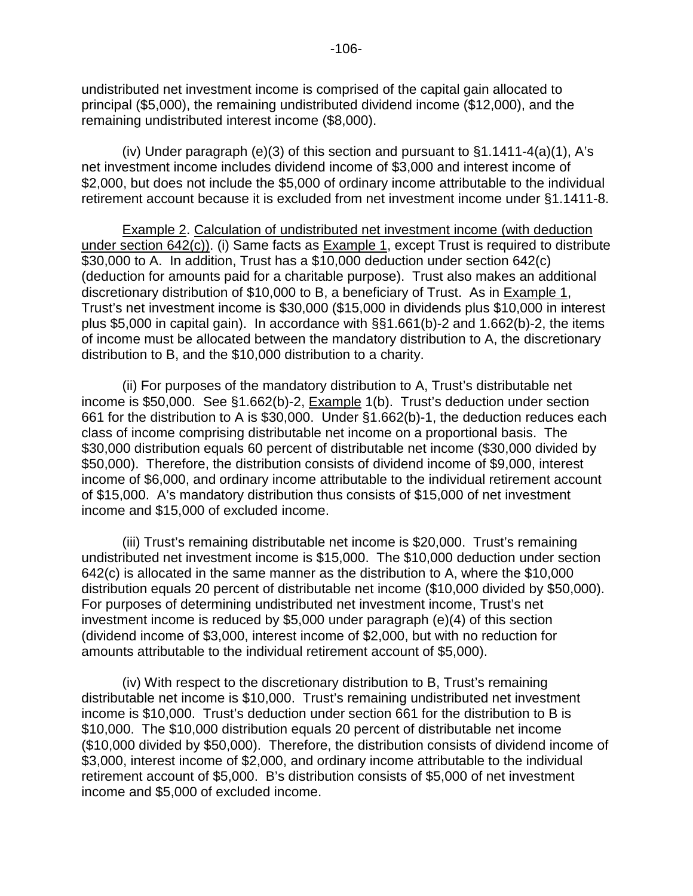undistributed net investment income is comprised of the capital gain allocated to principal ($5,000), the remaining undistributed dividend income ($12,000), and the remaining undistributed interest income ($8,000).

(iv) Under paragraph (e)(3) of this section and pursuant to §1.1411-4(a)(1), A's net investment income includes dividend income of $3,000 and interest income of $2,000, but does not include the $5,000 of ordinary income attributable to the individual retirement account because it is excluded from net investment income under §1.1411-8.

Example 2. Calculation of undistributed net investment income (with deduction under section 642(c)). (i) Same facts as Example 1, except Trust is required to distribute $30,000 to A. In addition, Trust has a $10,000 deduction under section 642(c) (deduction for amounts paid for a charitable purpose). Trust also makes an additional discretionary distribution of $10,000 to B, a beneficiary of Trust. As in Example 1, Trust's net investment income is $30,000 ($15,000 in dividends plus $10,000 in interest plus $5,000 in capital gain). In accordance with §§1.661(b)-2 and 1.662(b)-2, the items of income must be allocated between the mandatory distribution to A, the discretionary distribution to B, and the $10,000 distribution to a charity.

(ii) For purposes of the mandatory distribution to A, Trust's distributable net income is $50,000. See §1.662(b)-2, Example 1(b). Trust's deduction under section 661 for the distribution to A is $30,000. Under §1.662(b)-1, the deduction reduces each class of income comprising distributable net income on a proportional basis. The $30,000 distribution equals 60 percent of distributable net income ($30,000 divided by $50,000). Therefore, the distribution consists of dividend income of $9,000, interest income of $6,000, and ordinary income attributable to the individual retirement account of $15,000. A's mandatory distribution thus consists of $15,000 of net investment income and $15,000 of excluded income.

(iii) Trust's remaining distributable net income is $20,000. Trust's remaining undistributed net investment income is $15,000. The $10,000 deduction under section 642(c) is allocated in the same manner as the distribution to A, where the $10,000 distribution equals 20 percent of distributable net income ($10,000 divided by $50,000). For purposes of determining undistributed net investment income, Trust's net investment income is reduced by $5,000 under paragraph (e)(4) of this section (dividend income of $3,000, interest income of $2,000, but with no reduction for amounts attributable to the individual retirement account of $5,000).

(iv) With respect to the discretionary distribution to B, Trust's remaining distributable net income is $10,000. Trust's remaining undistributed net investment income is $10,000. Trust's deduction under section 661 for the distribution to B is $10,000. The $10,000 distribution equals 20 percent of distributable net income ($10,000 divided by $50,000). Therefore, the distribution consists of dividend income of $3,000, interest income of $2,000, and ordinary income attributable to the individual retirement account of $5,000. B's distribution consists of $5,000 of net investment income and $5,000 of excluded income.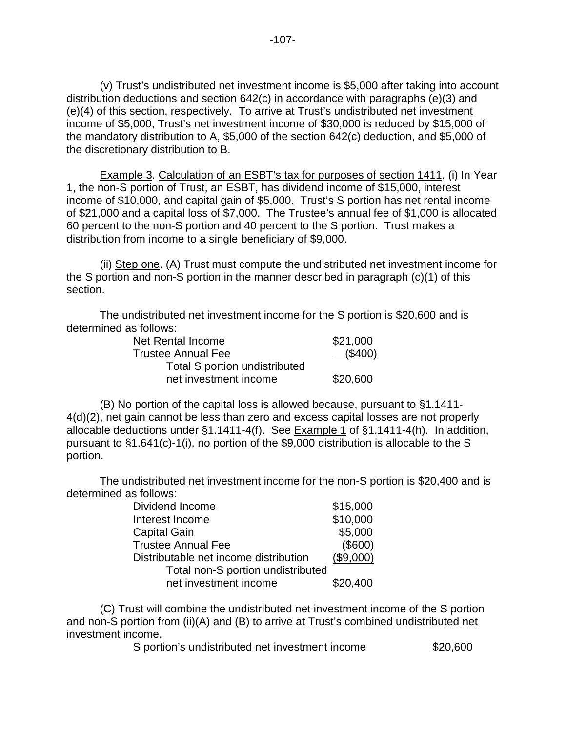(v) Trust's undistributed net investment income is $5,000 after taking into account distribution deductions and section 642(c) in accordance with paragraphs (e)(3) and (e)(4) of this section, respectively. To arrive at Trust's undistributed net investment income of $5,000, Trust's net investment income of $30,000 is reduced by $15,000 of the mandatory distribution to A, $5,000 of the section 642(c) deduction, and $5,000 of the discretionary distribution to B.

Example 3. Calculation of an ESBT's tax for purposes of section 1411. (i) In Year 1, the non-S portion of Trust, an ESBT, has dividend income of $15,000, interest income of $10,000, and capital gain of $5,000. Trust's S portion has net rental income of $21,000 and a capital loss of $7,000. The Trustee's annual fee of $1,000 is allocated 60 percent to the non-S portion and 40 percent to the S portion. Trust makes a distribution from income to a single beneficiary of $9,000.

(ii) Step one. (A) Trust must compute the undistributed net investment income for the S portion and non-S portion in the manner described in paragraph (c)(1) of this section.

The undistributed net investment income for the S portion is $20,600 and is determined as follows:

| | |
|---|---|
| Net Rental Income | $21,000 |
| Trustee Annual Fee | ($400) |
| Total S portion undistributed net investment income | $20,600 |

(B) No portion of the capital loss is allowed because, pursuant to §1.1411-4(d)(2), net gain cannot be less than zero and excess capital losses are not properly allocable deductions under §1.1411-4(f). See Example 1 of §1.1411-4(h). In addition, pursuant to §1.641(c)-1(i), no portion of the $9,000 distribution is allocable to the S portion.

The undistributed net investment income for the non-S portion is $20,400 and is determined as follows:

| | |
|---|---|
| Dividend Income | $15,000 |
| Interest Income | $10,000 |
| Capital Gain | $5,000 |
| Trustee Annual Fee | ($600) |
| Distributable net income distribution | ($9,000) |
| Total non-S portion undistributed net investment income | $20,400 |

(C) Trust will combine the undistributed net investment income of the S portion and non-S portion from (ii)(A) and (B) to arrive at Trust's combined undistributed net investment income.

| | |
|---|---|
| S portion's undistributed net investment income | $20,600 |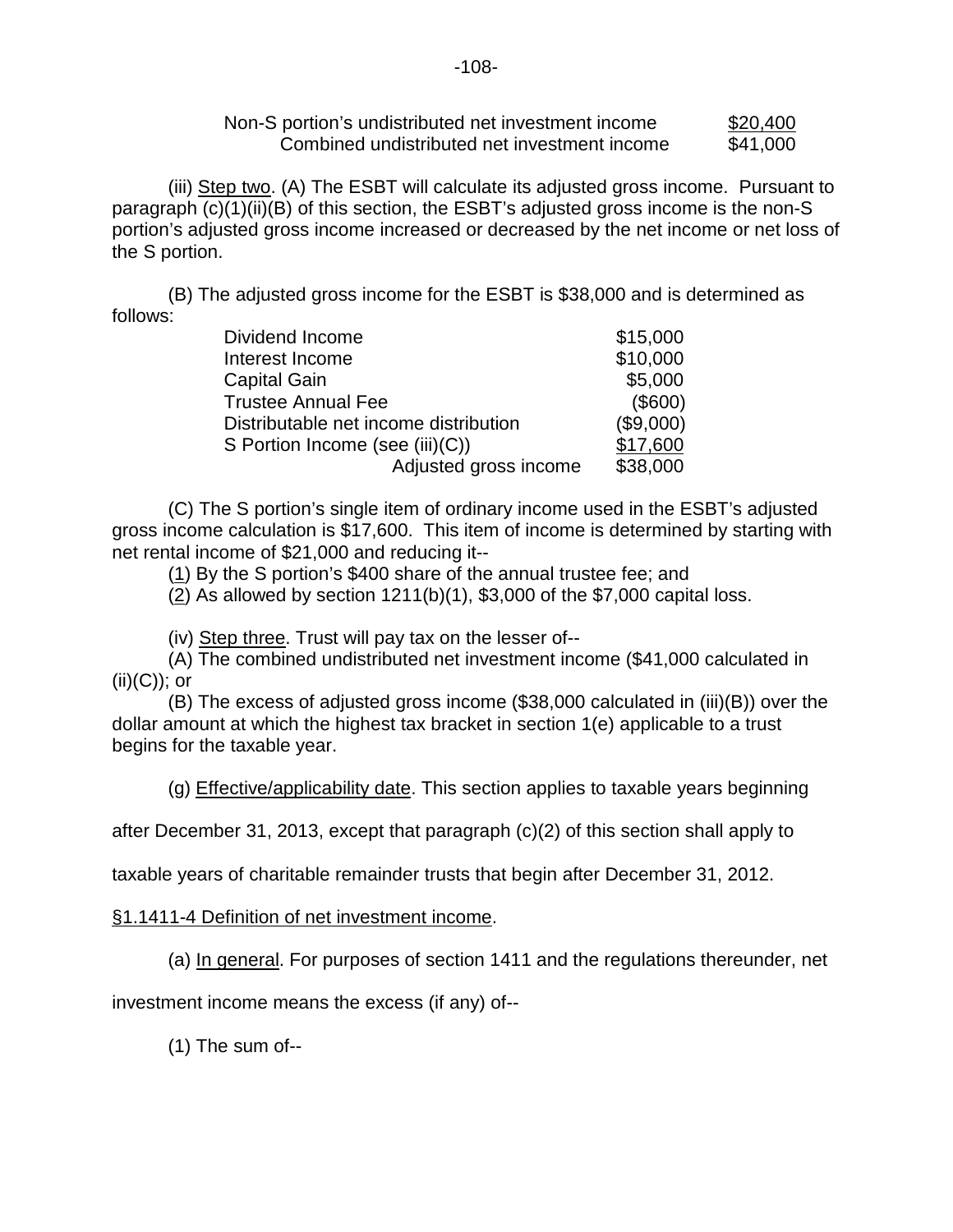| | |
|---|---|
| Non-S portion's undistributed net investment income | $20,400 |
| Combined undistributed net investment income | $41,000 |

(iii) Step two. (A) The ESBT will calculate its adjusted gross income. Pursuant to paragraph (c)(1)(ii)(B) of this section, the ESBT's adjusted gross income is the non-S portion's adjusted gross income increased or decreased by the net income or net loss of the S portion.

(B) The adjusted gross income for the ESBT is $38,000 and is determined as follows:

| | |
|---|---|
| Dividend Income | $15,000 |
| Interest Income | $10,000 |
| Capital Gain | $5,000 |
| Trustee Annual Fee | ($600) |
| Distributable net income distribution | ($9,000) |
| S Portion Income (see (iii)(C)) | $17,600 |
| Adjusted gross income | $38,000 |

(C) The S portion's single item of ordinary income used in the ESBT's adjusted gross income calculation is $17,600. This item of income is determined by starting with net rental income of $21,000 and reducing it--

(1) By the S portion's $400 share of the annual trustee fee; and

(2) As allowed by section 1211(b)(1), $3,000 of the $7,000 capital loss.

(iv) Step three. Trust will pay tax on the lesser of--

(A) The combined undistributed net investment income ($41,000 calculated in (ii)(C)); or

(B) The excess of adjusted gross income ($38,000 calculated in (iii)(B)) over the dollar amount at which the highest tax bracket in section 1(e) applicable to a trust begins for the taxable year.

(g) Effective/applicability date. This section applies to taxable years beginning after December 31, 2013, except that paragraph (c)(2) of this section shall apply to taxable years of charitable remainder trusts that begin after December 31, 2012.

§1.1411-4 Definition of net investment income.

(a) In general. For purposes of section 1411 and the regulations thereunder, net investment income means the excess (if any) of--

(1) The sum of--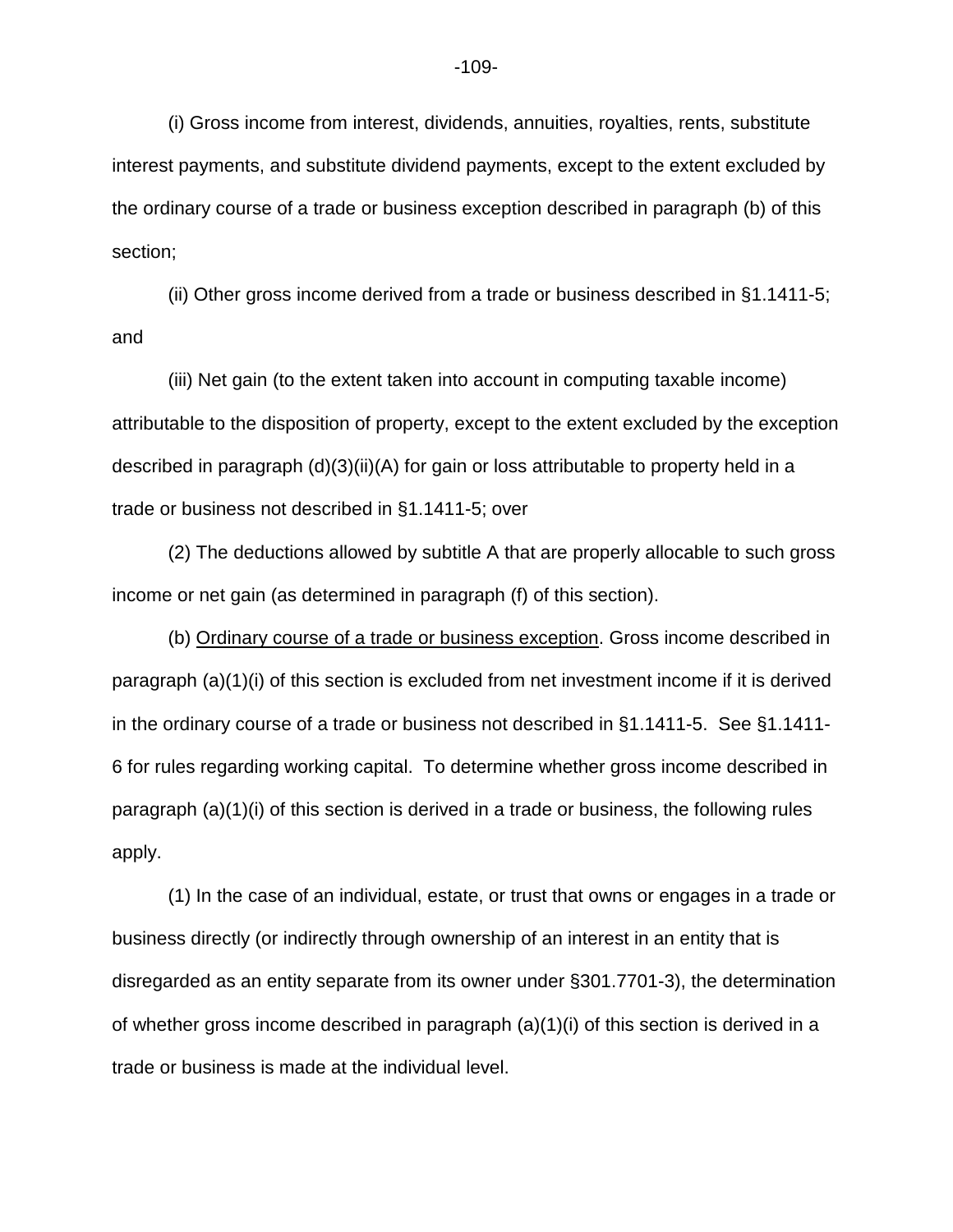(i) Gross income from interest, dividends, annuities, royalties, rents, substitute interest payments, and substitute dividend payments, except to the extent excluded by the ordinary course of a trade or business exception described in paragraph (b) of this section;

(ii) Other gross income derived from a trade or business described in §1.1411-5; and

(iii) Net gain (to the extent taken into account in computing taxable income) attributable to the disposition of property, except to the extent excluded by the exception described in paragraph (d)(3)(ii)(A) for gain or loss attributable to property held in a trade or business not described in §1.1411-5; over

(2) The deductions allowed by subtitle A that are properly allocable to such gross income or net gain (as determined in paragraph (f) of this section).

(b) Ordinary course of a trade or business exception. Gross income described in paragraph (a)(1)(i) of this section is excluded from net investment income if it is derived in the ordinary course of a trade or business not described in §1.1411-5. See §1.1411-6 for rules regarding working capital. To determine whether gross income described in paragraph (a)(1)(i) of this section is derived in a trade or business, the following rules apply.

(1) In the case of an individual, estate, or trust that owns or engages in a trade or business directly (or indirectly through ownership of an interest in an entity that is disregarded as an entity separate from its owner under §301.7701-3), the determination of whether gross income described in paragraph (a)(1)(i) of this section is derived in a trade or business is made at the individual level.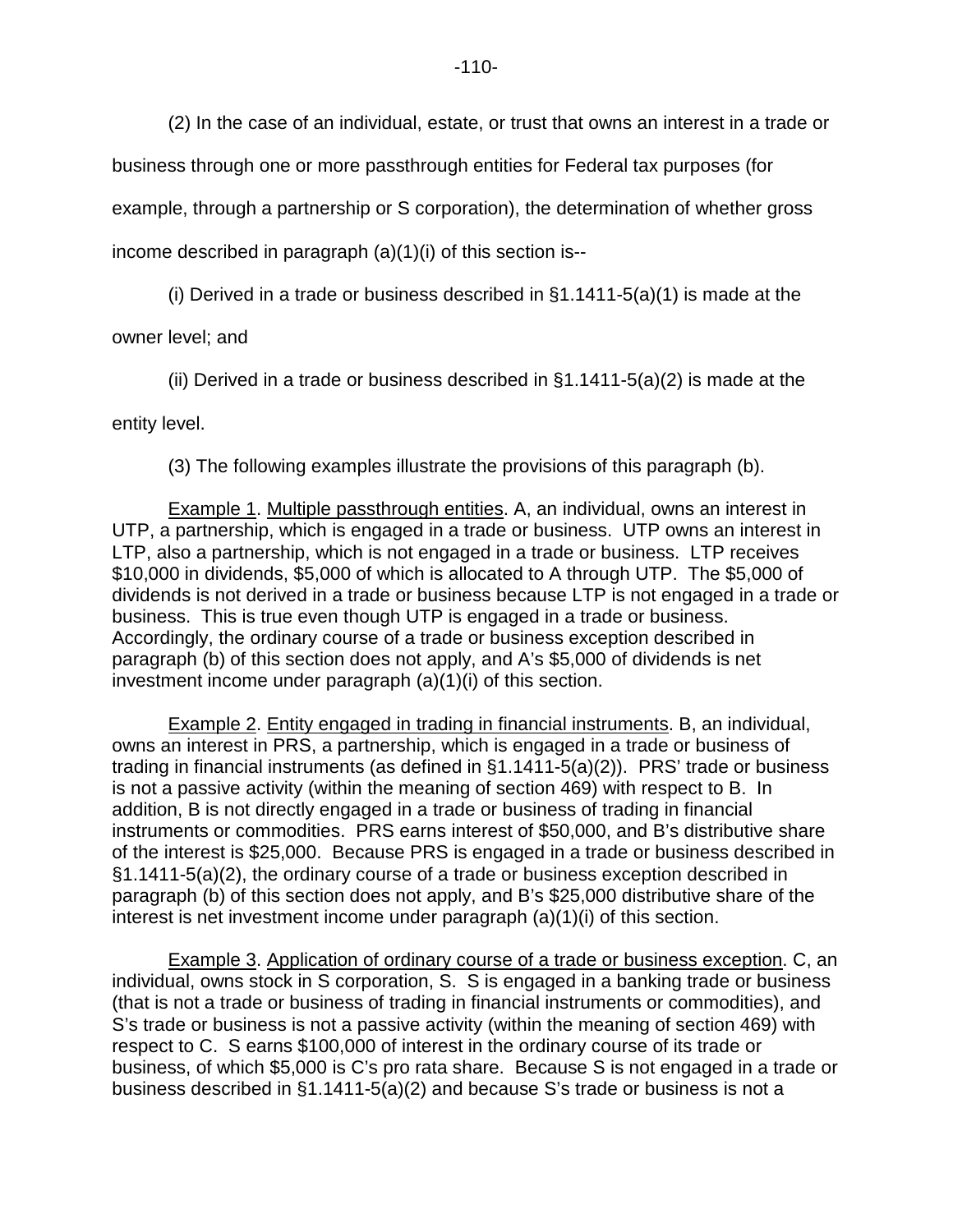(2) In the case of an individual, estate, or trust that owns an interest in a trade or business through one or more passthrough entities for Federal tax purposes (for example, through a partnership or S corporation), the determination of whether gross income described in paragraph (a)(1)(i) of this section is--

(i) Derived in a trade or business described in §1.1411-5(a)(1) is made at the owner level; and

(ii) Derived in a trade or business described in §1.1411-5(a)(2) is made at the entity level.

(3) The following examples illustrate the provisions of this paragraph (b).

Example 1. Multiple passthrough entities. A, an individual, owns an interest in UTP, a partnership, which is engaged in a trade or business. UTP owns an interest in LTP, also a partnership, which is not engaged in a trade or business. LTP receives $10,000 in dividends, $5,000 of which is allocated to A through UTP. The $5,000 of dividends is not derived in a trade or business because LTP is not engaged in a trade or business. This is true even though UTP is engaged in a trade or business. Accordingly, the ordinary course of a trade or business exception described in paragraph (b) of this section does not apply, and A's $5,000 of dividends is net investment income under paragraph (a)(1)(i) of this section.

Example 2. Entity engaged in trading in financial instruments. B, an individual, owns an interest in PRS, a partnership, which is engaged in a trade or business of trading in financial instruments (as defined in §1.1411-5(a)(2)). PRS' trade or business is not a passive activity (within the meaning of section 469) with respect to B. In addition, B is not directly engaged in a trade or business of trading in financial instruments or commodities. PRS earns interest of $50,000, and B's distributive share of the interest is $25,000. Because PRS is engaged in a trade or business described in §1.1411-5(a)(2), the ordinary course of a trade or business exception described in paragraph (b) of this section does not apply, and B's $25,000 distributive share of the interest is net investment income under paragraph (a)(1)(i) of this section.

Example 3. Application of ordinary course of a trade or business exception. C, an individual, owns stock in S corporation, S. S is engaged in a banking trade or business (that is not a trade or business of trading in financial instruments or commodities), and S's trade or business is not a passive activity (within the meaning of section 469) with respect to C. S earns $100,000 of interest in the ordinary course of its trade or business, of which $5,000 is C's pro rata share. Because S is not engaged in a trade or business described in §1.1411-5(a)(2) and because S's trade or business is not a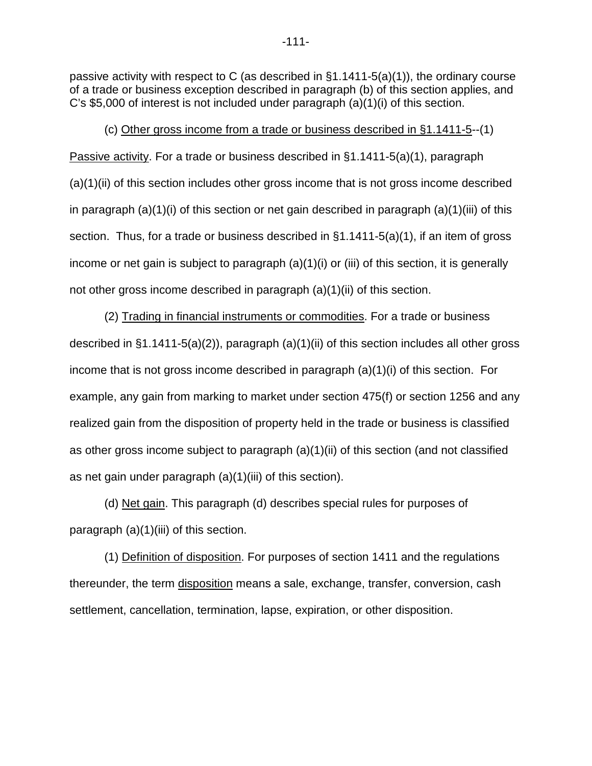passive activity with respect to C (as described in §1.1411-5(a)(1)), the ordinary course of a trade or business exception described in paragraph (b) of this section applies, and C's $5,000 of interest is not included under paragraph (a)(1)(i) of this section.

(c) Other gross income from a trade or business described in §1.1411-5--(1) Passive activity. For a trade or business described in §1.1411-5(a)(1), paragraph (a)(1)(ii) of this section includes other gross income that is not gross income described in paragraph (a)(1)(i) of this section or net gain described in paragraph (a)(1)(iii) of this section. Thus, for a trade or business described in §1.1411-5(a)(1), if an item of gross income or net gain is subject to paragraph (a)(1)(i) or (iii) of this section, it is generally not other gross income described in paragraph (a)(1)(ii) of this section.

(2) Trading in financial instruments or commodities. For a trade or business described in §1.1411-5(a)(2)), paragraph (a)(1)(ii) of this section includes all other gross income that is not gross income described in paragraph (a)(1)(i) of this section. For example, any gain from marking to market under section 475(f) or section 1256 and any realized gain from the disposition of property held in the trade or business is classified as other gross income subject to paragraph (a)(1)(ii) of this section (and not classified as net gain under paragraph (a)(1)(iii) of this section).

(d) Net gain. This paragraph (d) describes special rules for purposes of paragraph (a)(1)(iii) of this section.

(1) Definition of disposition. For purposes of section 1411 and the regulations thereunder, the term disposition means a sale, exchange, transfer, conversion, cash settlement, cancellation, termination, lapse, expiration, or other disposition.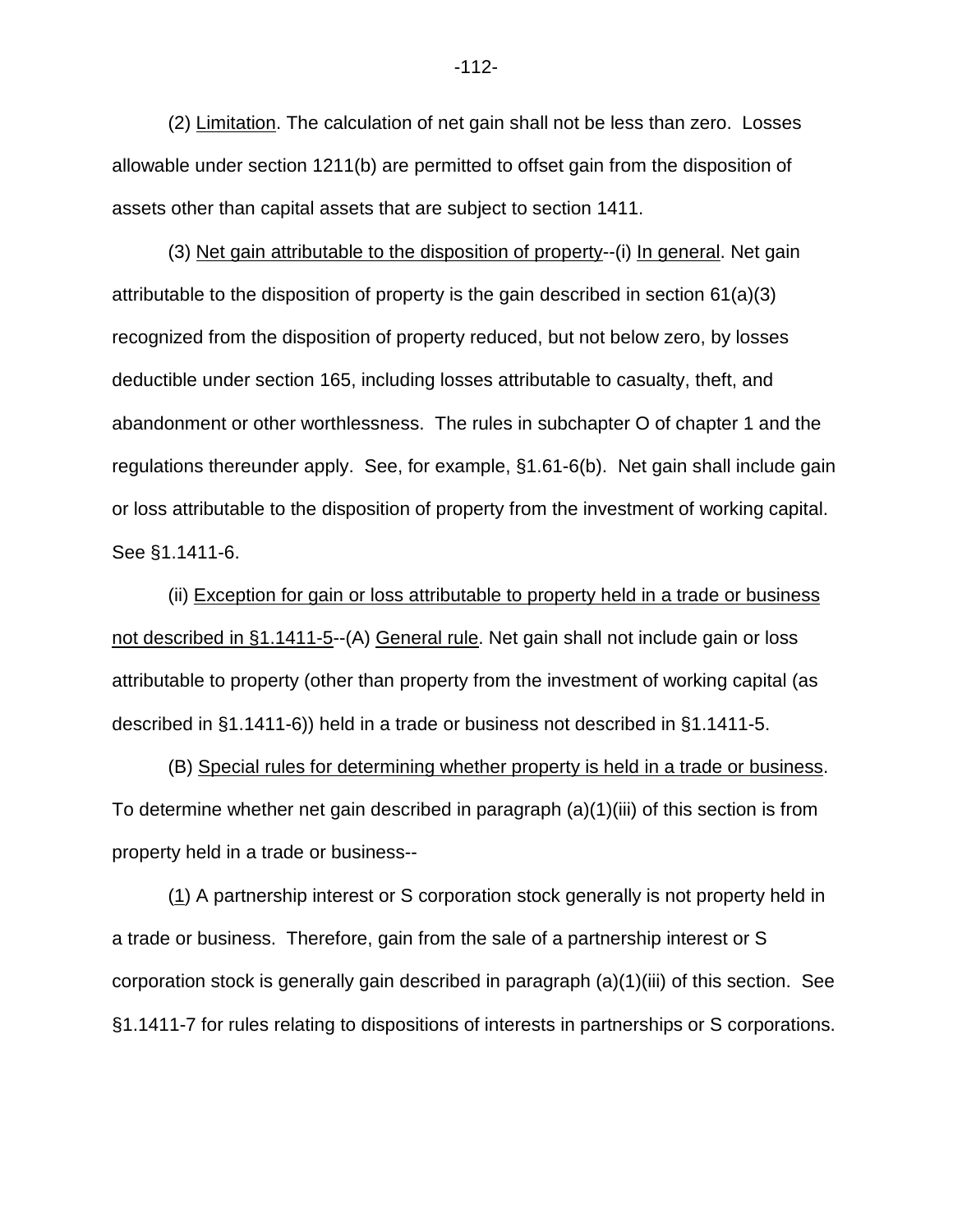(2) Limitation. The calculation of net gain shall not be less than zero. Losses allowable under section 1211(b) are permitted to offset gain from the disposition of assets other than capital assets that are subject to section 1411.

(3) Net gain attributable to the disposition of property--(i) In general. Net gain attributable to the disposition of property is the gain described in section 61(a)(3) recognized from the disposition of property reduced, but not below zero, by losses deductible under section 165, including losses attributable to casualty, theft, and abandonment or other worthlessness. The rules in subchapter O of chapter 1 and the regulations thereunder apply. See, for example, §1.61-6(b). Net gain shall include gain or loss attributable to the disposition of property from the investment of working capital. See §1.1411-6.

(ii) Exception for gain or loss attributable to property held in a trade or business not described in §1.1411-5--(A) General rule. Net gain shall not include gain or loss attributable to property (other than property from the investment of working capital (as described in §1.1411-6)) held in a trade or business not described in §1.1411-5.

(B) Special rules for determining whether property is held in a trade or business. To determine whether net gain described in paragraph (a)(1)(iii) of this section is from property held in a trade or business--

(1) A partnership interest or S corporation stock generally is not property held in a trade or business. Therefore, gain from the sale of a partnership interest or S corporation stock is generally gain described in paragraph (a)(1)(iii) of this section. See §1.1411-7 for rules relating to dispositions of interests in partnerships or S corporations.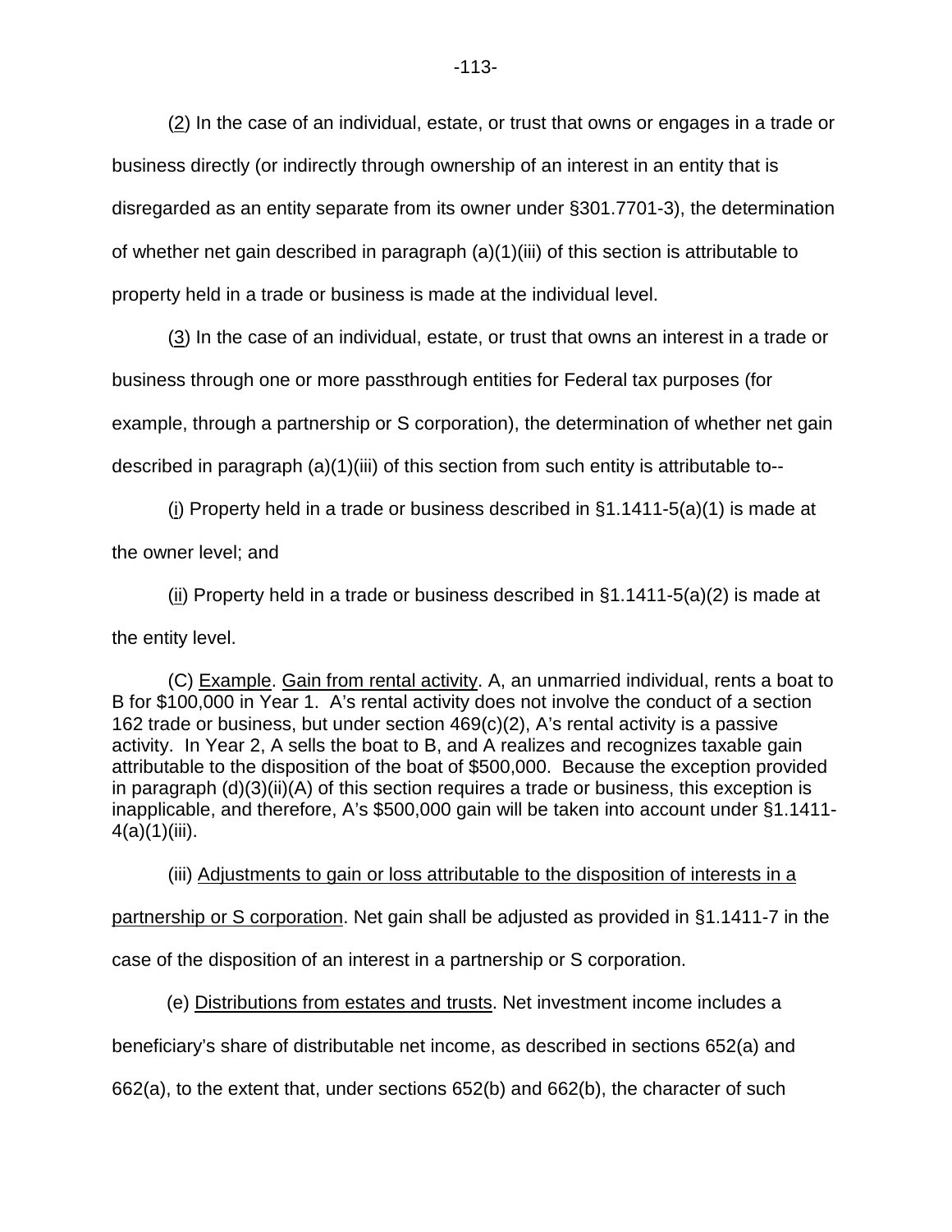(_2_) In the case of an individual, estate, or trust that owns or engages in a trade or business directly (or indirectly through ownership of an interest in an entity that is disregarded as an entity separate from its owner under §301.7701-3), the determination of whether net gain described in paragraph (a)(1)(iii) of this section is attributable to property held in a trade or business is made at the individual level.

(_3_) In the case of an individual, estate, or trust that owns an interest in a trade or business through one or more passthrough entities for Federal tax purposes (for example, through a partnership or S corporation), the determination of whether net gain described in paragraph (a)(1)(iii) of this section from such entity is attributable to--

(_i_) Property held in a trade or business described in §1.1411-5(a)(1) is made at the owner level; and

(_ii_) Property held in a trade or business described in §1.1411-5(a)(2) is made at the entity level.

(C) Example. Gain from rental activity. A, an unmarried individual, rents a boat to B for $100,000 in Year 1. A's rental activity does not involve the conduct of a section 162 trade or business, but under section 469(c)(2), A's rental activity is a passive activity. In Year 2, A sells the boat to B, and A realizes and recognizes taxable gain attributable to the disposition of the boat of $500,000. Because the exception provided in paragraph (d)(3)(ii)(A) of this section requires a trade or business, this exception is inapplicable, and therefore, A's $500,000 gain will be taken into account under §1.1411-4(a)(1)(iii).

(iii) Adjustments to gain or loss attributable to the disposition of interests in a partnership or S corporation. Net gain shall be adjusted as provided in §1.1411-7 in the case of the disposition of an interest in a partnership or S corporation.

(e) Distributions from estates and trusts. Net investment income includes a beneficiary's share of distributable net income, as described in sections 652(a) and 662(a), to the extent that, under sections 652(b) and 662(b), the character of such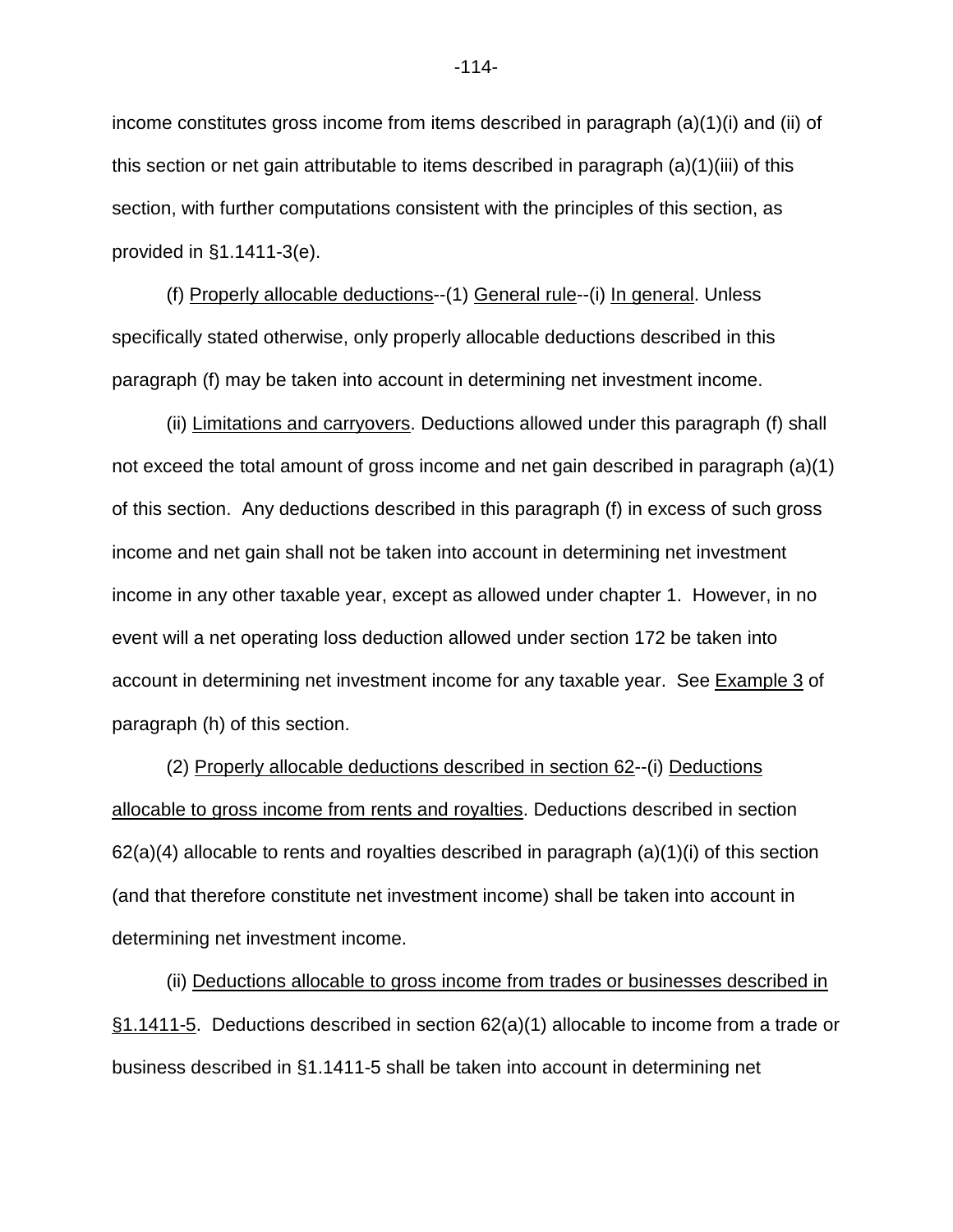income constitutes gross income from items described in paragraph (a)(1)(i) and (ii) of this section or net gain attributable to items described in paragraph (a)(1)(iii) of this section, with further computations consistent with the principles of this section, as provided in §1.1411-3(e).

(f) Properly allocable deductions--(1) General rule--(i) In general. Unless specifically stated otherwise, only properly allocable deductions described in this paragraph (f) may be taken into account in determining net investment income.

(ii) Limitations and carryovers. Deductions allowed under this paragraph (f) shall not exceed the total amount of gross income and net gain described in paragraph (a)(1) of this section. Any deductions described in this paragraph (f) in excess of such gross income and net gain shall not be taken into account in determining net investment income in any other taxable year, except as allowed under chapter 1. However, in no event will a net operating loss deduction allowed under section 172 be taken into account in determining net investment income for any taxable year. See Example 3 of paragraph (h) of this section.

(2) Properly allocable deductions described in section 62--(i) Deductions allocable to gross income from rents and royalties. Deductions described in section 62(a)(4) allocable to rents and royalties described in paragraph (a)(1)(i) of this section (and that therefore constitute net investment income) shall be taken into account in determining net investment income.

(ii) Deductions allocable to gross income from trades or businesses described in §1.1411-5. Deductions described in section 62(a)(1) allocable to income from a trade or business described in §1.1411-5 shall be taken into account in determining net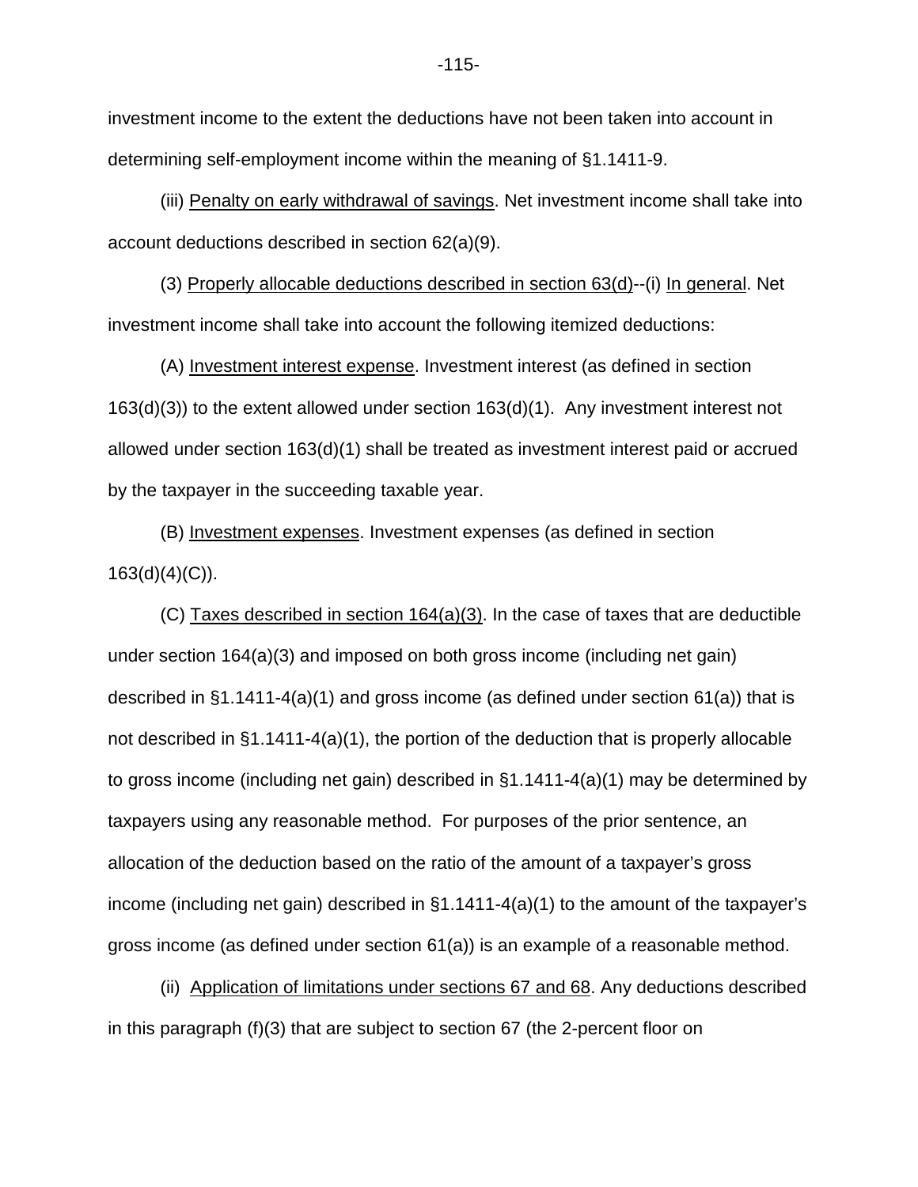investment income to the extent the deductions have not been taken into account in determining self-employment income within the meaning of §1.1411-9.

(iii) Penalty on early withdrawal of savings. Net investment income shall take into account deductions described in section 62(a)(9).

(3) Properly allocable deductions described in section 63(d)--(i) In general. Net investment income shall take into account the following itemized deductions:

(A) Investment interest expense. Investment interest (as defined in section 163(d)(3)) to the extent allowed under section 163(d)(1). Any investment interest not allowed under section 163(d)(1) shall be treated as investment interest paid or accrued by the taxpayer in the succeeding taxable year.

(B) Investment expenses. Investment expenses (as defined in section 163(d)(4)(C)).

(C) Taxes described in section 164(a)(3). In the case of taxes that are deductible under section 164(a)(3) and imposed on both gross income (including net gain) described in §1.1411-4(a)(1) and gross income (as defined under section 61(a)) that is not described in §1.1411-4(a)(1), the portion of the deduction that is properly allocable to gross income (including net gain) described in §1.1411-4(a)(1) may be determined by taxpayers using any reasonable method. For purposes of the prior sentence, an allocation of the deduction based on the ratio of the amount of a taxpayer's gross income (including net gain) described in §1.1411-4(a)(1) to the amount of the taxpayer's gross income (as defined under section 61(a)) is an example of a reasonable method.

(ii) Application of limitations under sections 67 and 68. Any deductions described in this paragraph (f)(3) that are subject to section 67 (the 2-percent floor on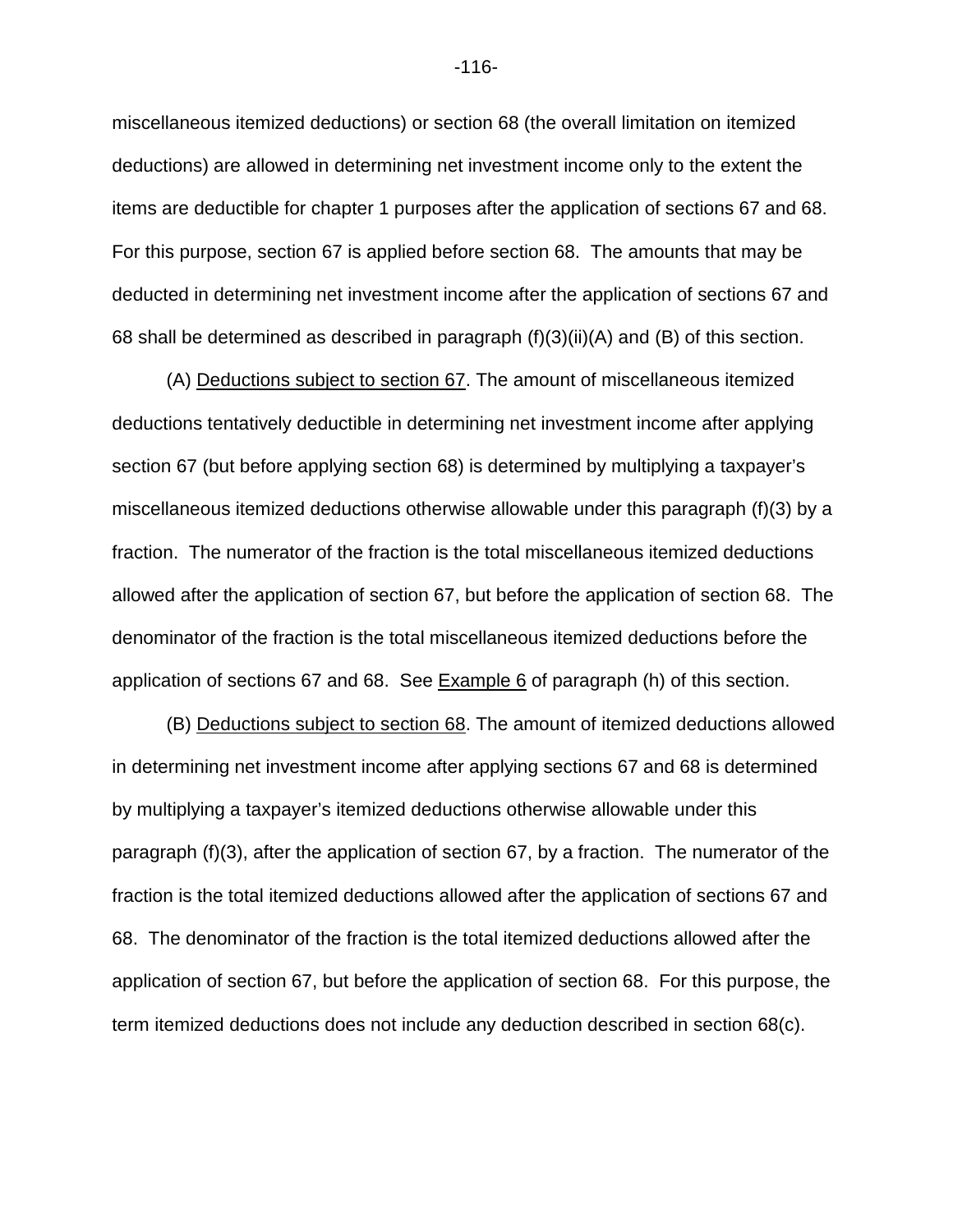miscellaneous itemized deductions) or section 68 (the overall limitation on itemized deductions) are allowed in determining net investment income only to the extent the items are deductible for chapter 1 purposes after the application of sections 67 and 68. For this purpose, section 67 is applied before section 68. The amounts that may be deducted in determining net investment income after the application of sections 67 and 68 shall be determined as described in paragraph (f)(3)(ii)(A) and (B) of this section.

(A) Deductions subject to section 67. The amount of miscellaneous itemized deductions tentatively deductible in determining net investment income after applying section 67 (but before applying section 68) is determined by multiplying a taxpayer's miscellaneous itemized deductions otherwise allowable under this paragraph (f)(3) by a fraction. The numerator of the fraction is the total miscellaneous itemized deductions allowed after the application of section 67, but before the application of section 68. The denominator of the fraction is the total miscellaneous itemized deductions before the application of sections 67 and 68. See Example 6 of paragraph (h) of this section.

(B) Deductions subject to section 68. The amount of itemized deductions allowed in determining net investment income after applying sections 67 and 68 is determined by multiplying a taxpayer's itemized deductions otherwise allowable under this paragraph (f)(3), after the application of section 67, by a fraction. The numerator of the fraction is the total itemized deductions allowed after the application of sections 67 and 68. The denominator of the fraction is the total itemized deductions allowed after the application of section 67, but before the application of section 68. For this purpose, the term itemized deductions does not include any deduction described in section 68(c).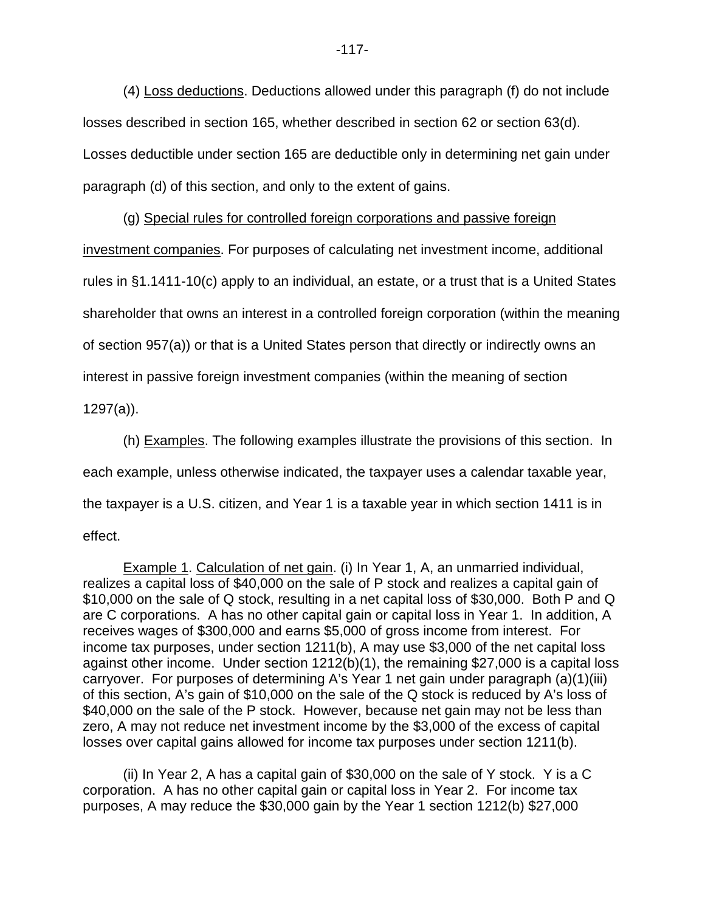(4) Loss deductions. Deductions allowed under this paragraph (f) do not include losses described in section 165, whether described in section 62 or section 63(d). Losses deductible under section 165 are deductible only in determining net gain under paragraph (d) of this section, and only to the extent of gains.

(g) Special rules for controlled foreign corporations and passive foreign investment companies. For purposes of calculating net investment income, additional rules in §1.1411-10(c) apply to an individual, an estate, or a trust that is a United States shareholder that owns an interest in a controlled foreign corporation (within the meaning of section 957(a)) or that is a United States person that directly or indirectly owns an interest in passive foreign investment companies (within the meaning of section 1297(a)).

(h) Examples. The following examples illustrate the provisions of this section. In each example, unless otherwise indicated, the taxpayer uses a calendar taxable year, the taxpayer is a U.S. citizen, and Year 1 is a taxable year in which section 1411 is in effect.

Example 1. Calculation of net gain. (i) In Year 1, A, an unmarried individual, realizes a capital loss of $40,000 on the sale of P stock and realizes a capital gain of $10,000 on the sale of Q stock, resulting in a net capital loss of $30,000. Both P and Q are C corporations. A has no other capital gain or capital loss in Year 1. In addition, A receives wages of $300,000 and earns $5,000 of gross income from interest. For income tax purposes, under section 1211(b), A may use $3,000 of the net capital loss against other income. Under section 1212(b)(1), the remaining $27,000 is a capital loss carryover. For purposes of determining A's Year 1 net gain under paragraph (a)(1)(iii) of this section, A's gain of $10,000 on the sale of the Q stock is reduced by A's loss of $40,000 on the sale of the P stock. However, because net gain may not be less than zero, A may not reduce net investment income by the $3,000 of the excess of capital losses over capital gains allowed for income tax purposes under section 1211(b).

(ii) In Year 2, A has a capital gain of $30,000 on the sale of Y stock. Y is a C corporation. A has no other capital gain or capital loss in Year 2. For income tax purposes, A may reduce the $30,000 gain by the Year 1 section 1212(b) $27,000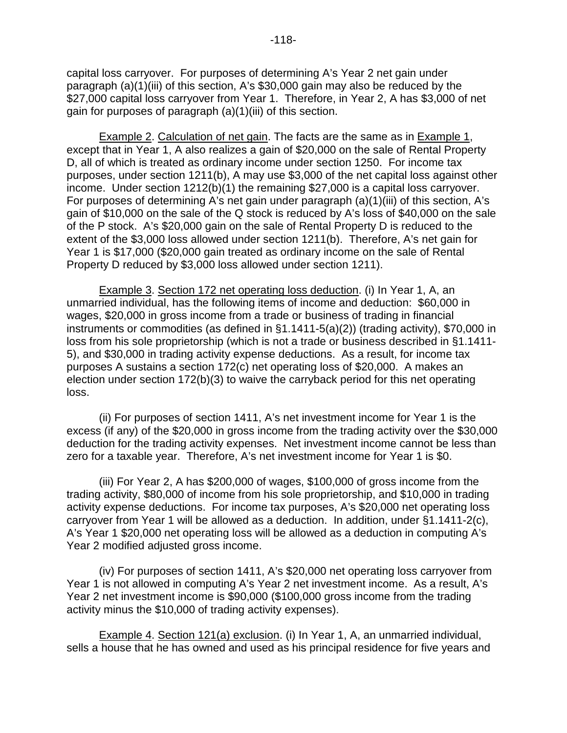capital loss carryover. For purposes of determining A's Year 2 net gain under paragraph (a)(1)(iii) of this section, A's $30,000 gain may also be reduced by the $27,000 capital loss carryover from Year 1. Therefore, in Year 2, A has $3,000 of net gain for purposes of paragraph (a)(1)(iii) of this section.

Example 2. Calculation of net gain. The facts are the same as in Example 1, except that in Year 1, A also realizes a gain of $20,000 on the sale of Rental Property D, all of which is treated as ordinary income under section 1250. For income tax purposes, under section 1211(b), A may use $3,000 of the net capital loss against other income. Under section 1212(b)(1) the remaining $27,000 is a capital loss carryover. For purposes of determining A's net gain under paragraph (a)(1)(iii) of this section, A's gain of $10,000 on the sale of the Q stock is reduced by A's loss of $40,000 on the sale of the P stock. A's $20,000 gain on the sale of Rental Property D is reduced to the extent of the $3,000 loss allowed under section 1211(b). Therefore, A's net gain for Year 1 is $17,000 ($20,000 gain treated as ordinary income on the sale of Rental Property D reduced by $3,000 loss allowed under section 1211).

Example 3. Section 172 net operating loss deduction. (i) In Year 1, A, an unmarried individual, has the following items of income and deduction: $60,000 in wages, $20,000 in gross income from a trade or business of trading in financial instruments or commodities (as defined in §1.1411-5(a)(2)) (trading activity), $70,000 in loss from his sole proprietorship (which is not a trade or business described in §1.1411-5), and $30,000 in trading activity expense deductions. As a result, for income tax purposes A sustains a section 172(c) net operating loss of $20,000. A makes an election under section 172(b)(3) to waive the carryback period for this net operating loss.

(ii) For purposes of section 1411, A's net investment income for Year 1 is the excess (if any) of the $20,000 in gross income from the trading activity over the $30,000 deduction for the trading activity expenses. Net investment income cannot be less than zero for a taxable year. Therefore, A's net investment income for Year 1 is $0.

(iii) For Year 2, A has $200,000 of wages, $100,000 of gross income from the trading activity, $80,000 of income from his sole proprietorship, and $10,000 in trading activity expense deductions. For income tax purposes, A's $20,000 net operating loss carryover from Year 1 will be allowed as a deduction. In addition, under §1.1411-2(c), A's Year 1 $20,000 net operating loss will be allowed as a deduction in computing A's Year 2 modified adjusted gross income.

(iv) For purposes of section 1411, A's $20,000 net operating loss carryover from Year 1 is not allowed in computing A's Year 2 net investment income. As a result, A's Year 2 net investment income is $90,000 ($100,000 gross income from the trading activity minus the $10,000 of trading activity expenses).

Example 4. Section 121(a) exclusion. (i) In Year 1, A, an unmarried individual, sells a house that he has owned and used as his principal residence for five years and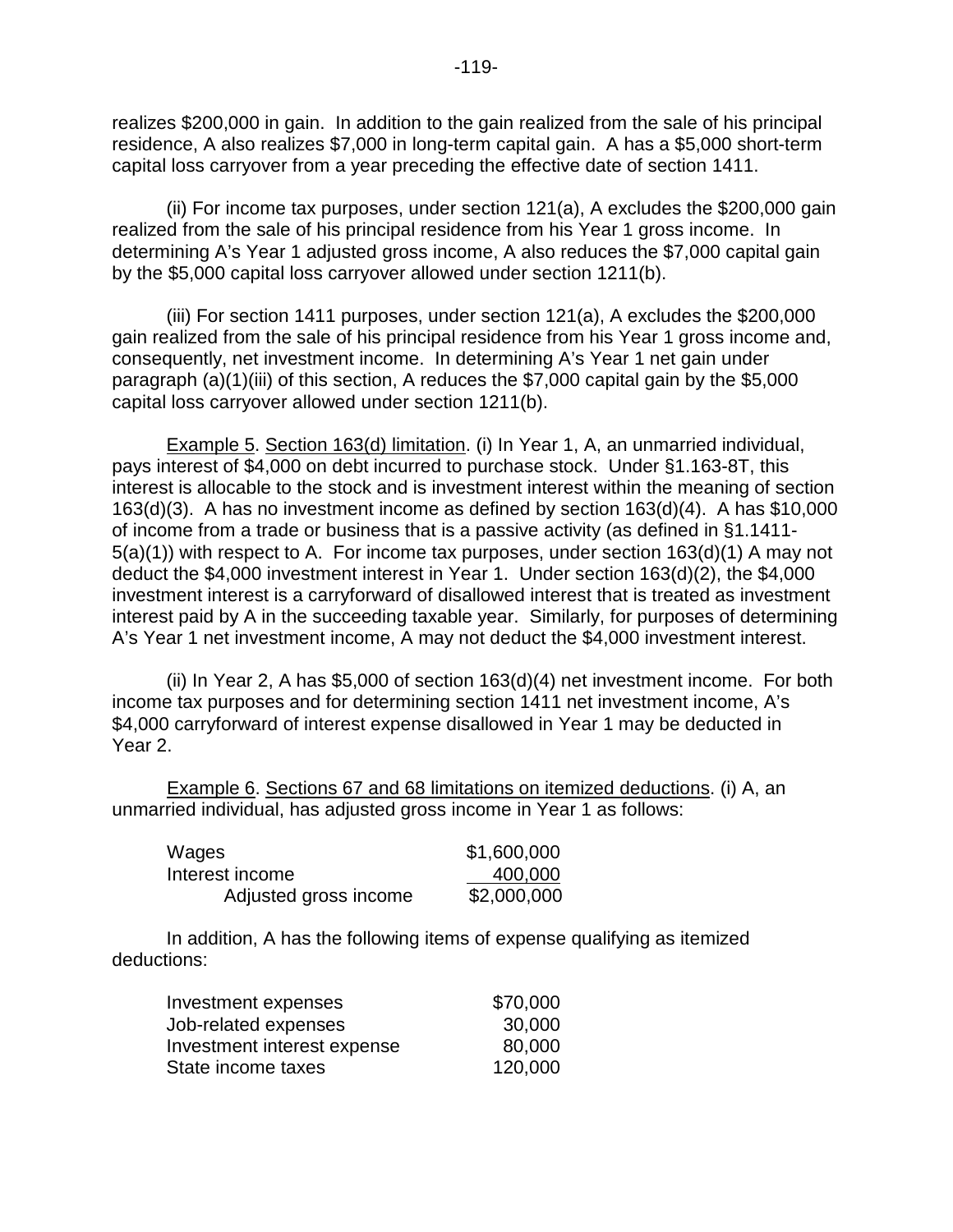realizes $200,000 in gain. In addition to the gain realized from the sale of his principal residence, A also realizes $7,000 in long-term capital gain. A has a $5,000 short-term capital loss carryover from a year preceding the effective date of section 1411.

(ii) For income tax purposes, under section 121(a), A excludes the $200,000 gain realized from the sale of his principal residence from his Year 1 gross income. In determining A's Year 1 adjusted gross income, A also reduces the $7,000 capital gain by the $5,000 capital loss carryover allowed under section 1211(b).

(iii) For section 1411 purposes, under section 121(a), A excludes the $200,000 gain realized from the sale of his principal residence from his Year 1 gross income and, consequently, net investment income. In determining A's Year 1 net gain under paragraph (a)(1)(iii) of this section, A reduces the $7,000 capital gain by the $5,000 capital loss carryover allowed under section 1211(b).

Example 5. Section 163(d) limitation. (i) In Year 1, A, an unmarried individual, pays interest of $4,000 on debt incurred to purchase stock. Under §1.163-8T, this interest is allocable to the stock and is investment interest within the meaning of section 163(d)(3). A has no investment income as defined by section 163(d)(4). A has $10,000 of income from a trade or business that is a passive activity (as defined in §1.1411-5(a)(1)) with respect to A. For income tax purposes, under section 163(d)(1) A may not deduct the $4,000 investment interest in Year 1. Under section 163(d)(2), the $4,000 investment interest is a carryforward of disallowed interest that is treated as investment interest paid by A in the succeeding taxable year. Similarly, for purposes of determining A's Year 1 net investment income, A may not deduct the $4,000 investment interest.

(ii) In Year 2, A has $5,000 of section 163(d)(4) net investment income. For both income tax purposes and for determining section 1411 net investment income, A's $4,000 carryforward of interest expense disallowed in Year 1 may be deducted in Year 2.

Example 6. Sections 67 and 68 limitations on itemized deductions. (i) A, an unmarried individual, has adjusted gross income in Year 1 as follows:

| | |
|---|---|
| Wages | $1,600,000 |
| Interest income | 400,000 |
| Adjusted gross income | $2,000,000 |

In addition, A has the following items of expense qualifying as itemized deductions:

| | |
|---|---|
| Investment expenses | $70,000 |
| Job-related expenses | 30,000 |
| Investment interest expense | 80,000 |
| State income taxes | 120,000 |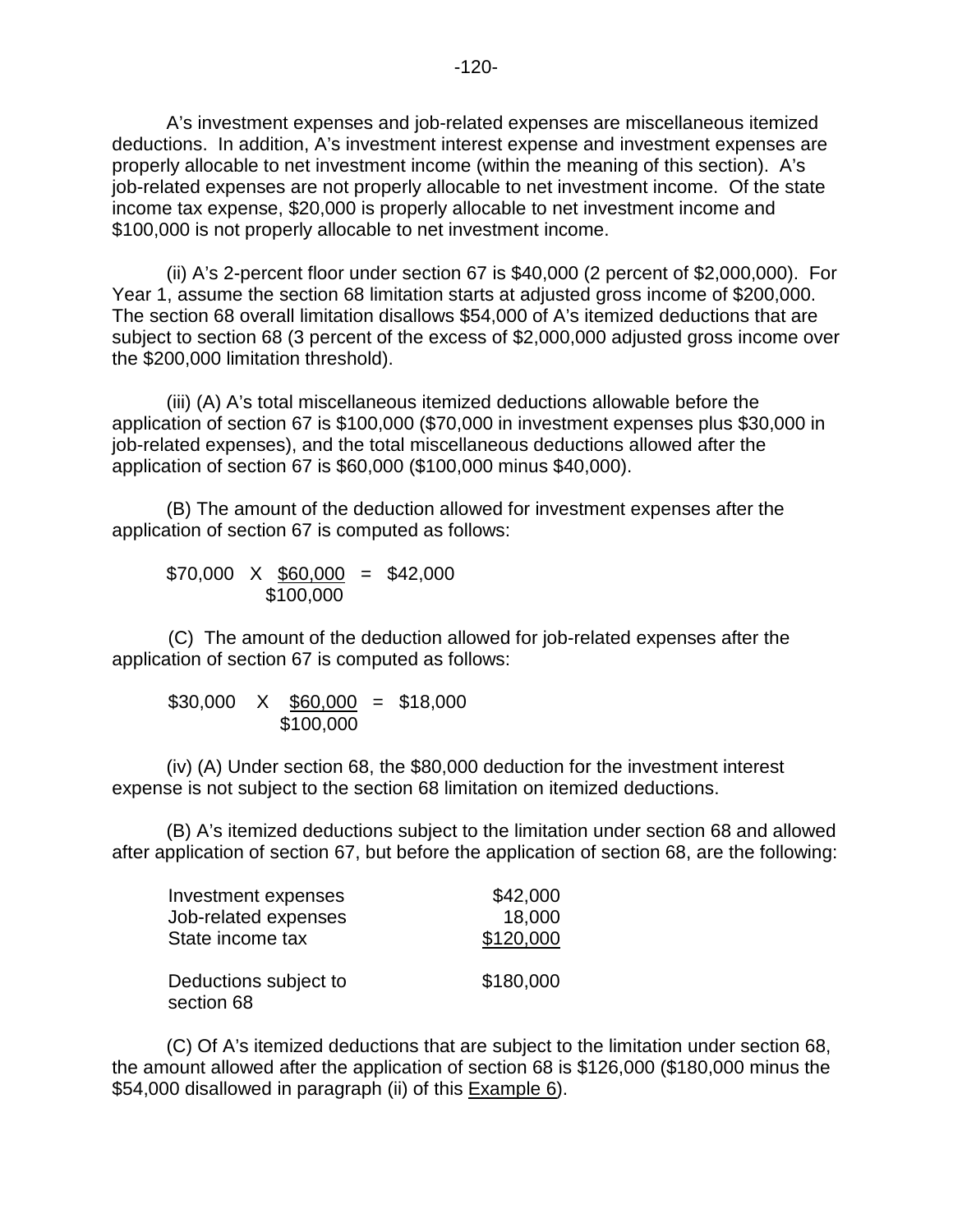A's investment expenses and job-related expenses are miscellaneous itemized deductions. In addition, A's investment interest expense and investment expenses are properly allocable to net investment income (within the meaning of this section). A's job-related expenses are not properly allocable to net investment income. Of the state income tax expense, \$20,000 is properly allocable to net investment income and \$100,000 is not properly allocable to net investment income.

(ii) A's 2-percent floor under section 67 is \$40,000 (2 percent of \$2,000,000). For Year 1, assume the section 68 limitation starts at adjusted gross income of \$200,000. The section 68 overall limitation disallows \$54,000 of A's itemized deductions that are subject to section 68 (3 percent of the excess of \$2,000,000 adjusted gross income over the \$200,000 limitation threshold).

(iii) (A) A's total miscellaneous itemized deductions allowable before the application of section 67 is \$100,000 (\$70,000 in investment expenses plus \$30,000 in job-related expenses), and the total miscellaneous deductions allowed after the application of section 67 is \$60,000 (\$100,000 minus \$40,000).

(B) The amount of the deduction allowed for investment expenses after the application of section 67 is computed as follows:

$$\$70{,}000 \times \frac{\$60{,}000}{\$100{,}000} = \$42{,}000$$

(C) The amount of the deduction allowed for job-related expenses after the application of section 67 is computed as follows:

$$\$30{,}000 \times \frac{\$60{,}000}{\$100{,}000} = \$18{,}000$$

(iv) (A) Under section 68, the \$80,000 deduction for the investment interest expense is not subject to the section 68 limitation on itemized deductions.

(B) A's itemized deductions subject to the limitation under section 68 and allowed after application of section 67, but before the application of section 68, are the following:

| | |
|---|---:|
| Investment expenses | \$42,000 |
| Job-related expenses | 18,000 |
| State income tax | \$120,000 |
| Deductions subject to section 68 | \$180,000 |

(C) Of A's itemized deductions that are subject to the limitation under section 68, the amount allowed after the application of section 68 is \$126,000 (\$180,000 minus the \$54,000 disallowed in paragraph (ii) of this Example 6).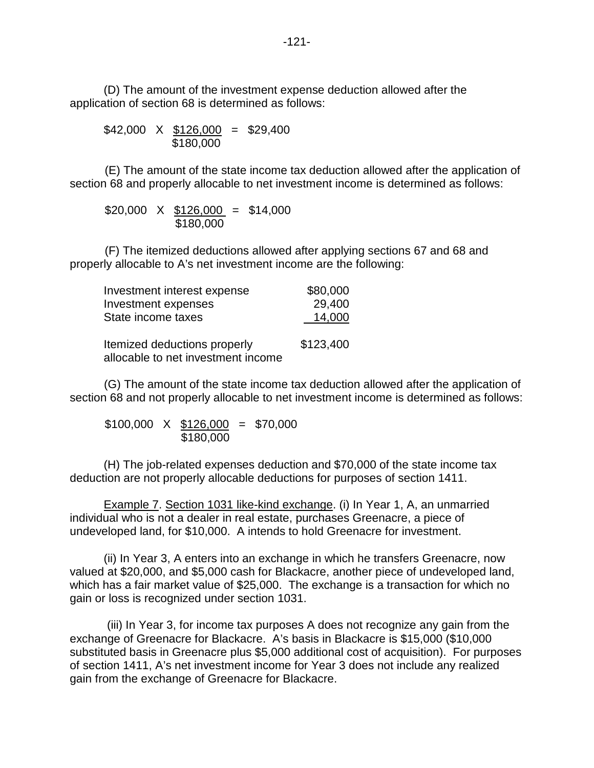(D) The amount of the investment expense deduction allowed after the application of section 68 is determined as follows:

$$\$42{,}000 \times \frac{\$126{,}000}{\$180{,}000} = \$29{,}400$$

(E) The amount of the state income tax deduction allowed after the application of section 68 and properly allocable to net investment income is determined as follows:

$$\$20{,}000 \times \frac{\$126{,}000}{\$180{,}000} = \$14{,}000$$

(F) The itemized deductions allowed after applying sections 67 and 68 and properly allocable to A's net investment income are the following:

| | |
|---|---|
| Investment interest expense | $80,000 |
| Investment expenses | 29,400 |
| State income taxes | 14,000 |
| Itemized deductions properly allocable to net investment income | $123,400 |

(G) The amount of the state income tax deduction allowed after the application of section 68 and not properly allocable to net investment income is determined as follows:

$$\$100{,}000 \times \frac{\$126{,}000}{\$180{,}000} = \$70{,}000$$

(H) The job-related expenses deduction and $70,000 of the state income tax deduction are not properly allocable deductions for purposes of section 1411.

Example 7. Section 1031 like-kind exchange. (i) In Year 1, A, an unmarried individual who is not a dealer in real estate, purchases Greenacre, a piece of undeveloped land, for $10,000. A intends to hold Greenacre for investment.

(ii) In Year 3, A enters into an exchange in which he transfers Greenacre, now valued at $20,000, and $5,000 cash for Blackacre, another piece of undeveloped land, which has a fair market value of $25,000. The exchange is a transaction for which no gain or loss is recognized under section 1031.

(iii) In Year 3, for income tax purposes A does not recognize any gain from the exchange of Greenacre for Blackacre. A's basis in Blackacre is $15,000 ($10,000 substituted basis in Greenacre plus $5,000 additional cost of acquisition). For purposes of section 1411, A's net investment income for Year 3 does not include any realized gain from the exchange of Greenacre for Blackacre.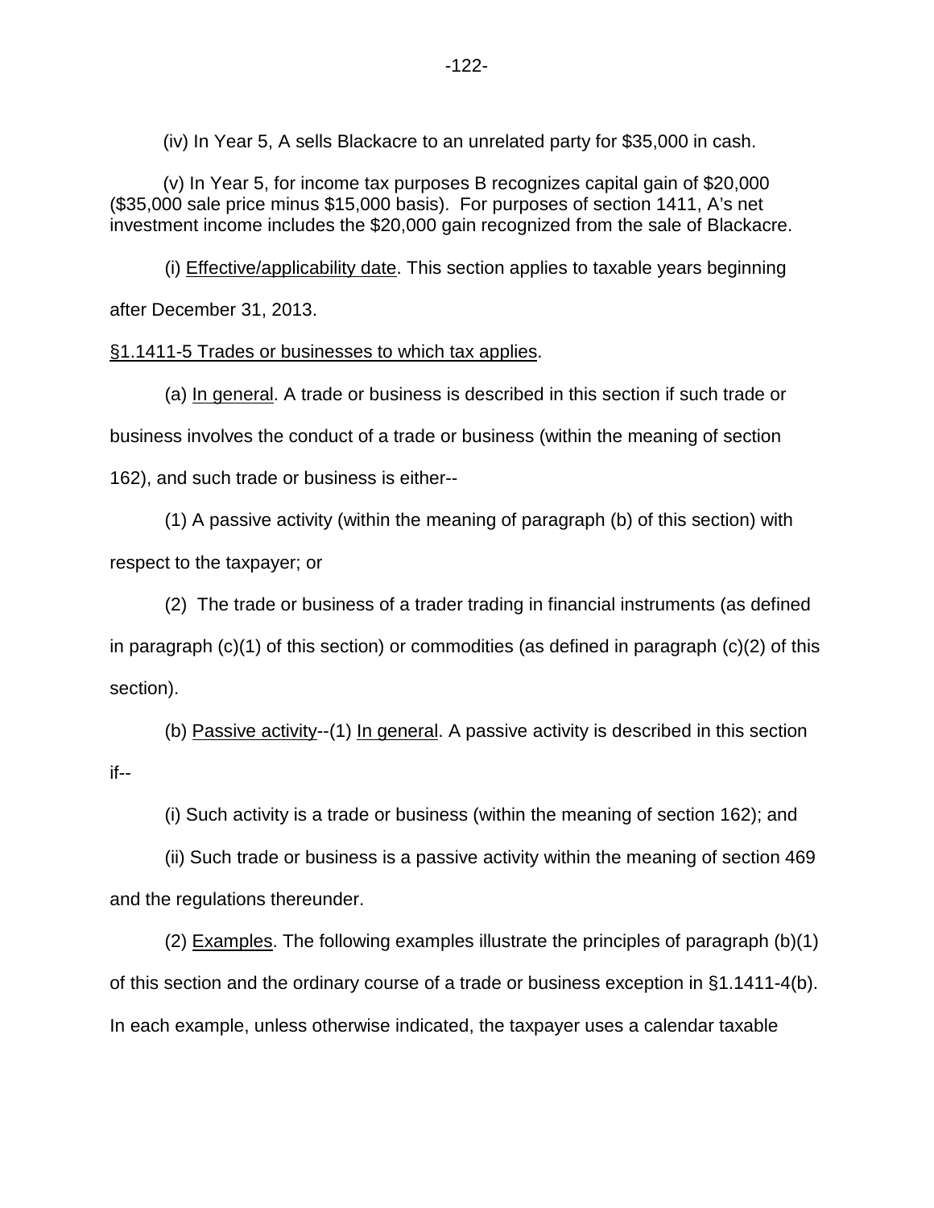(iv) In Year 5, A sells Blackacre to an unrelated party for $35,000 in cash.

(v) In Year 5, for income tax purposes B recognizes capital gain of $20,000 ($35,000 sale price minus $15,000 basis). For purposes of section 1411, A's net investment income includes the $20,000 gain recognized from the sale of Blackacre.

(i) Effective/applicability date. This section applies to taxable years beginning after December 31, 2013.

§1.1411-5 Trades or businesses to which tax applies.

(a) In general. A trade or business is described in this section if such trade or business involves the conduct of a trade or business (within the meaning of section 162), and such trade or business is either--

(1) A passive activity (within the meaning of paragraph (b) of this section) with respect to the taxpayer; or

(2) The trade or business of a trader trading in financial instruments (as defined in paragraph (c)(1) of this section) or commodities (as defined in paragraph (c)(2) of this section).

(b) Passive activity--(1) In general. A passive activity is described in this section if--

(i) Such activity is a trade or business (within the meaning of section 162); and

(ii) Such trade or business is a passive activity within the meaning of section 469 and the regulations thereunder.

(2) Examples. The following examples illustrate the principles of paragraph (b)(1) of this section and the ordinary course of a trade or business exception in §1.1411-4(b). In each example, unless otherwise indicated, the taxpayer uses a calendar taxable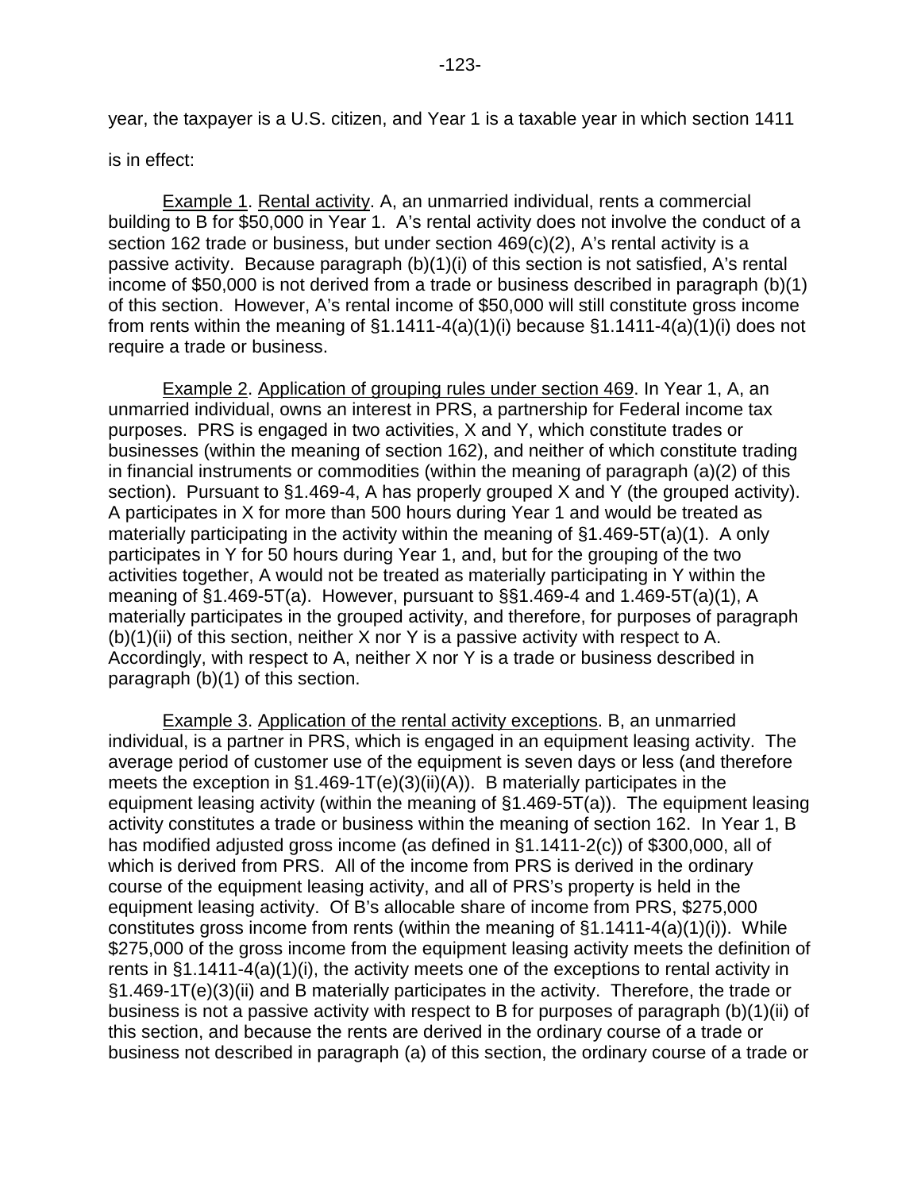year, the taxpayer is a U.S. citizen, and Year 1 is a taxable year in which section 1411 is in effect:

Example 1. Rental activity. A, an unmarried individual, rents a commercial building to B for $50,000 in Year 1. A's rental activity does not involve the conduct of a section 162 trade or business, but under section 469(c)(2), A's rental activity is a passive activity. Because paragraph (b)(1)(i) of this section is not satisfied, A's rental income of $50,000 is not derived from a trade or business described in paragraph (b)(1) of this section. However, A's rental income of $50,000 will still constitute gross income from rents within the meaning of §1.1411-4(a)(1)(i) because §1.1411-4(a)(1)(i) does not require a trade or business.

Example 2. Application of grouping rules under section 469. In Year 1, A, an unmarried individual, owns an interest in PRS, a partnership for Federal income tax purposes. PRS is engaged in two activities, X and Y, which constitute trades or businesses (within the meaning of section 162), and neither of which constitute trading in financial instruments or commodities (within the meaning of paragraph (a)(2) of this section). Pursuant to §1.469-4, A has properly grouped X and Y (the grouped activity). A participates in X for more than 500 hours during Year 1 and would be treated as materially participating in the activity within the meaning of §1.469-5T(a)(1). A only participates in Y for 50 hours during Year 1, and, but for the grouping of the two activities together, A would not be treated as materially participating in Y within the meaning of §1.469-5T(a). However, pursuant to §§1.469-4 and 1.469-5T(a)(1), A materially participates in the grouped activity, and therefore, for purposes of paragraph (b)(1)(ii) of this section, neither X nor Y is a passive activity with respect to A. Accordingly, with respect to A, neither X nor Y is a trade or business described in paragraph (b)(1) of this section.

Example 3. Application of the rental activity exceptions. B, an unmarried individual, is a partner in PRS, which is engaged in an equipment leasing activity. The average period of customer use of the equipment is seven days or less (and therefore meets the exception in §1.469-1T(e)(3)(ii)(A)). B materially participates in the equipment leasing activity (within the meaning of §1.469-5T(a)). The equipment leasing activity constitutes a trade or business within the meaning of section 162. In Year 1, B has modified adjusted gross income (as defined in §1.1411-2(c)) of $300,000, all of which is derived from PRS. All of the income from PRS is derived in the ordinary course of the equipment leasing activity, and all of PRS's property is held in the equipment leasing activity. Of B's allocable share of income from PRS, $275,000 constitutes gross income from rents (within the meaning of §1.1411-4(a)(1)(i)). While $275,000 of the gross income from the equipment leasing activity meets the definition of rents in §1.1411-4(a)(1)(i), the activity meets one of the exceptions to rental activity in §1.469-1T(e)(3)(ii) and B materially participates in the activity. Therefore, the trade or business is not a passive activity with respect to B for purposes of paragraph (b)(1)(ii) of this section, and because the rents are derived in the ordinary course of a trade or business not described in paragraph (a) of this section, the ordinary course of a trade or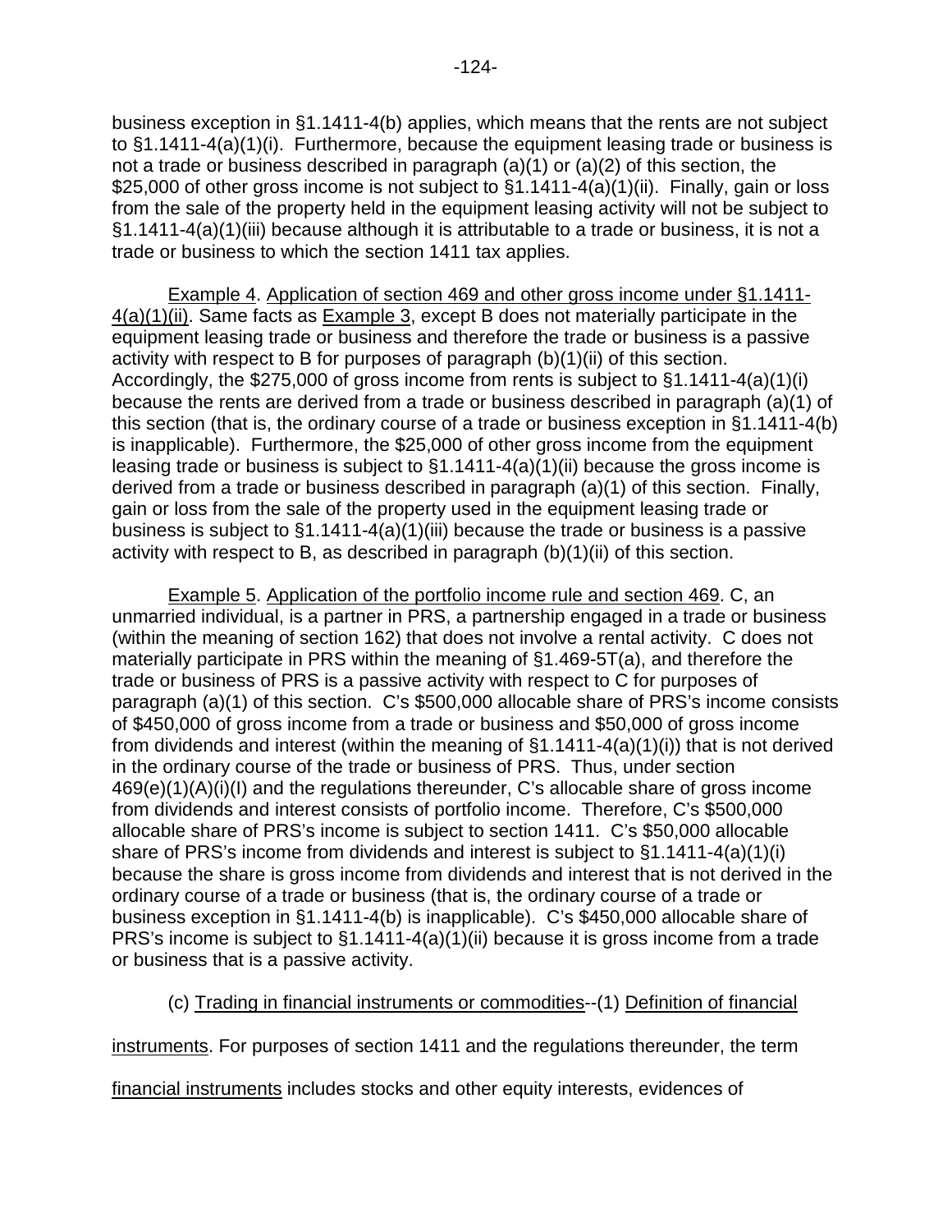business exception in §1.1411-4(b) applies, which means that the rents are not subject to §1.1411-4(a)(1)(i). Furthermore, because the equipment leasing trade or business is not a trade or business described in paragraph (a)(1) or (a)(2) of this section, the $25,000 of other gross income is not subject to §1.1411-4(a)(1)(ii). Finally, gain or loss from the sale of the property held in the equipment leasing activity will not be subject to §1.1411-4(a)(1)(iii) because although it is attributable to a trade or business, it is not a trade or business to which the section 1411 tax applies.

Example 4. Application of section 469 and other gross income under §1.1411-4(a)(1)(ii). Same facts as Example 3, except B does not materially participate in the equipment leasing trade or business and therefore the trade or business is a passive activity with respect to B for purposes of paragraph (b)(1)(ii) of this section. Accordingly, the $275,000 of gross income from rents is subject to §1.1411-4(a)(1)(i) because the rents are derived from a trade or business described in paragraph (a)(1) of this section (that is, the ordinary course of a trade or business exception in §1.1411-4(b) is inapplicable). Furthermore, the $25,000 of other gross income from the equipment leasing trade or business is subject to §1.1411-4(a)(1)(ii) because the gross income is derived from a trade or business described in paragraph (a)(1) of this section. Finally, gain or loss from the sale of the property used in the equipment leasing trade or business is subject to §1.1411-4(a)(1)(iii) because the trade or business is a passive activity with respect to B, as described in paragraph (b)(1)(ii) of this section.

Example 5. Application of the portfolio income rule and section 469. C, an unmarried individual, is a partner in PRS, a partnership engaged in a trade or business (within the meaning of section 162) that does not involve a rental activity. C does not materially participate in PRS within the meaning of §1.469-5T(a), and therefore the trade or business of PRS is a passive activity with respect to C for purposes of paragraph (a)(1) of this section. C's $500,000 allocable share of PRS's income consists of $450,000 of gross income from a trade or business and $50,000 of gross income from dividends and interest (within the meaning of §1.1411-4(a)(1)(i)) that is not derived in the ordinary course of the trade or business of PRS. Thus, under section 469(e)(1)(A)(i)(I) and the regulations thereunder, C's allocable share of gross income from dividends and interest consists of portfolio income. Therefore, C's $500,000 allocable share of PRS's income is subject to section 1411. C's $50,000 allocable share of PRS's income from dividends and interest is subject to §1.1411-4(a)(1)(i) because the share is gross income from dividends and interest that is not derived in the ordinary course of a trade or business (that is, the ordinary course of a trade or business exception in §1.1411-4(b) is inapplicable). C's $450,000 allocable share of PRS's income is subject to §1.1411-4(a)(1)(ii) because it is gross income from a trade or business that is a passive activity.

(c) Trading in financial instruments or commodities--(1) Definition of financial instruments. For purposes of section 1411 and the regulations thereunder, the term financial instruments includes stocks and other equity interests, evidences of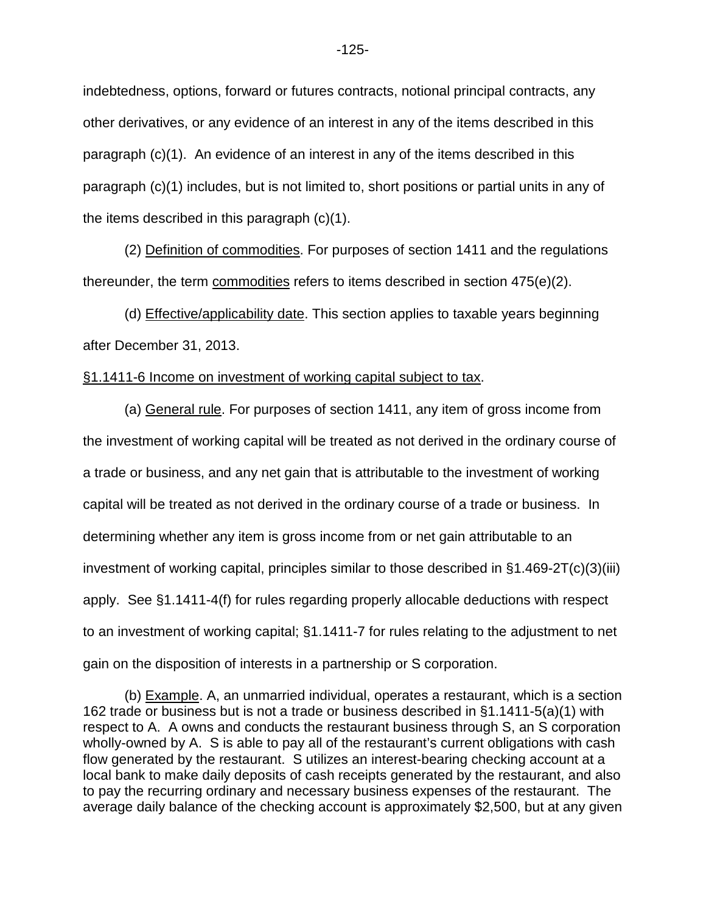indebtedness, options, forward or futures contracts, notional principal contracts, any other derivatives, or any evidence of an interest in any of the items described in this paragraph (c)(1). An evidence of an interest in any of the items described in this paragraph (c)(1) includes, but is not limited to, short positions or partial units in any of the items described in this paragraph (c)(1).

(2) Definition of commodities. For purposes of section 1411 and the regulations thereunder, the term commodities refers to items described in section 475(e)(2).

(d) Effective/applicability date. This section applies to taxable years beginning after December 31, 2013.

§1.1411-6 Income on investment of working capital subject to tax.

(a) General rule. For purposes of section 1411, any item of gross income from the investment of working capital will be treated as not derived in the ordinary course of a trade or business, and any net gain that is attributable to the investment of working capital will be treated as not derived in the ordinary course of a trade or business. In determining whether any item is gross income from or net gain attributable to an investment of working capital, principles similar to those described in §1.469-2T(c)(3)(iii) apply. See §1.1411-4(f) for rules regarding properly allocable deductions with respect to an investment of working capital; §1.1411-7 for rules relating to the adjustment to net gain on the disposition of interests in a partnership or S corporation.

(b) Example. A, an unmarried individual, operates a restaurant, which is a section 162 trade or business but is not a trade or business described in §1.1411-5(a)(1) with respect to A. A owns and conducts the restaurant business through S, an S corporation wholly-owned by A. S is able to pay all of the restaurant's current obligations with cash flow generated by the restaurant. S utilizes an interest-bearing checking account at a local bank to make daily deposits of cash receipts generated by the restaurant, and also to pay the recurring ordinary and necessary business expenses of the restaurant. The average daily balance of the checking account is approximately $2,500, but at any given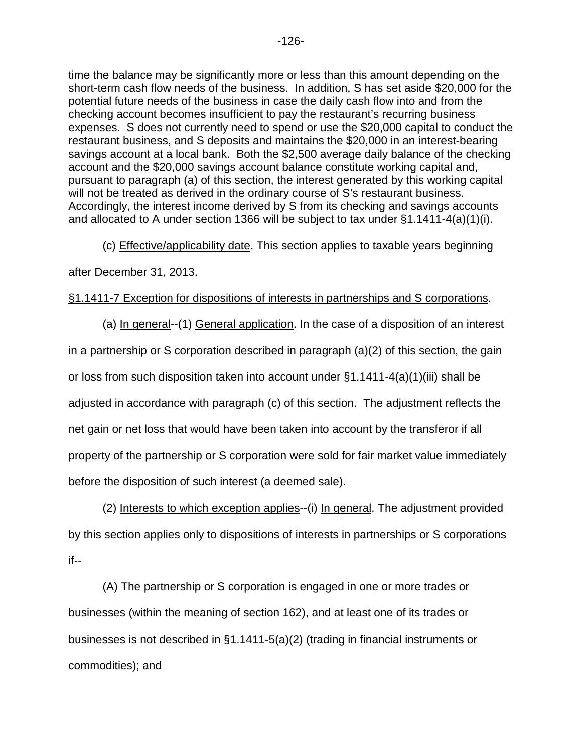time the balance may be significantly more or less than this amount depending on the short-term cash flow needs of the business. In addition, S has set aside $20,000 for the potential future needs of the business in case the daily cash flow into and from the checking account becomes insufficient to pay the restaurant's recurring business expenses. S does not currently need to spend or use the $20,000 capital to conduct the restaurant business, and S deposits and maintains the $20,000 in an interest-bearing savings account at a local bank. Both the $2,500 average daily balance of the checking account and the $20,000 savings account balance constitute working capital and, pursuant to paragraph (a) of this section, the interest generated by this working capital will not be treated as derived in the ordinary course of S's restaurant business. Accordingly, the interest income derived by S from its checking and savings accounts and allocated to A under section 1366 will be subject to tax under §1.1411-4(a)(1)(i).

(c) Effective/applicability date. This section applies to taxable years beginning after December 31, 2013.

§1.1411-7 Exception for dispositions of interests in partnerships and S corporations.

(a) In general--(1) General application. In the case of a disposition of an interest in a partnership or S corporation described in paragraph (a)(2) of this section, the gain or loss from such disposition taken into account under §1.1411-4(a)(1)(iii) shall be adjusted in accordance with paragraph (c) of this section. The adjustment reflects the net gain or net loss that would have been taken into account by the transferor if all property of the partnership or S corporation were sold for fair market value immediately before the disposition of such interest (a deemed sale).

(2) Interests to which exception applies--(i) In general. The adjustment provided by this section applies only to dispositions of interests in partnerships or S corporations if--

(A) The partnership or S corporation is engaged in one or more trades or businesses (within the meaning of section 162), and at least one of its trades or businesses is not described in §1.1411-5(a)(2) (trading in financial instruments or commodities); and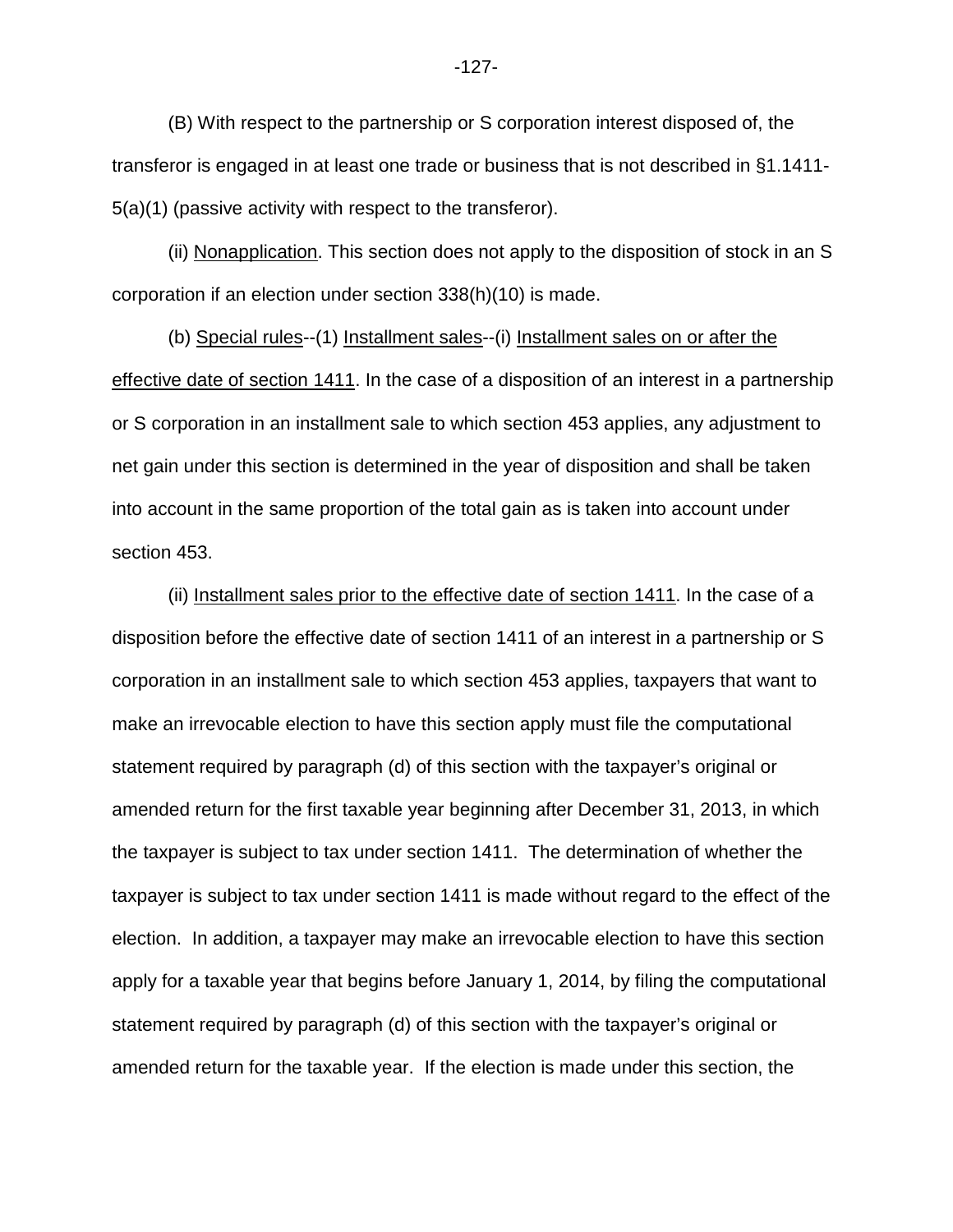(B) With respect to the partnership or S corporation interest disposed of, the transferor is engaged in at least one trade or business that is not described in §1.1411-5(a)(1) (passive activity with respect to the transferor).

(ii) Nonapplication. This section does not apply to the disposition of stock in an S corporation if an election under section 338(h)(10) is made.

(b) Special rules--(1) Installment sales--(i) Installment sales on or after the effective date of section 1411. In the case of a disposition of an interest in a partnership or S corporation in an installment sale to which section 453 applies, any adjustment to net gain under this section is determined in the year of disposition and shall be taken into account in the same proportion of the total gain as is taken into account under section 453.

(ii) Installment sales prior to the effective date of section 1411. In the case of a disposition before the effective date of section 1411 of an interest in a partnership or S corporation in an installment sale to which section 453 applies, taxpayers that want to make an irrevocable election to have this section apply must file the computational statement required by paragraph (d) of this section with the taxpayer's original or amended return for the first taxable year beginning after December 31, 2013, in which the taxpayer is subject to tax under section 1411. The determination of whether the taxpayer is subject to tax under section 1411 is made without regard to the effect of the election. In addition, a taxpayer may make an irrevocable election to have this section apply for a taxable year that begins before January 1, 2014, by filing the computational statement required by paragraph (d) of this section with the taxpayer's original or amended return for the taxable year. If the election is made under this section, the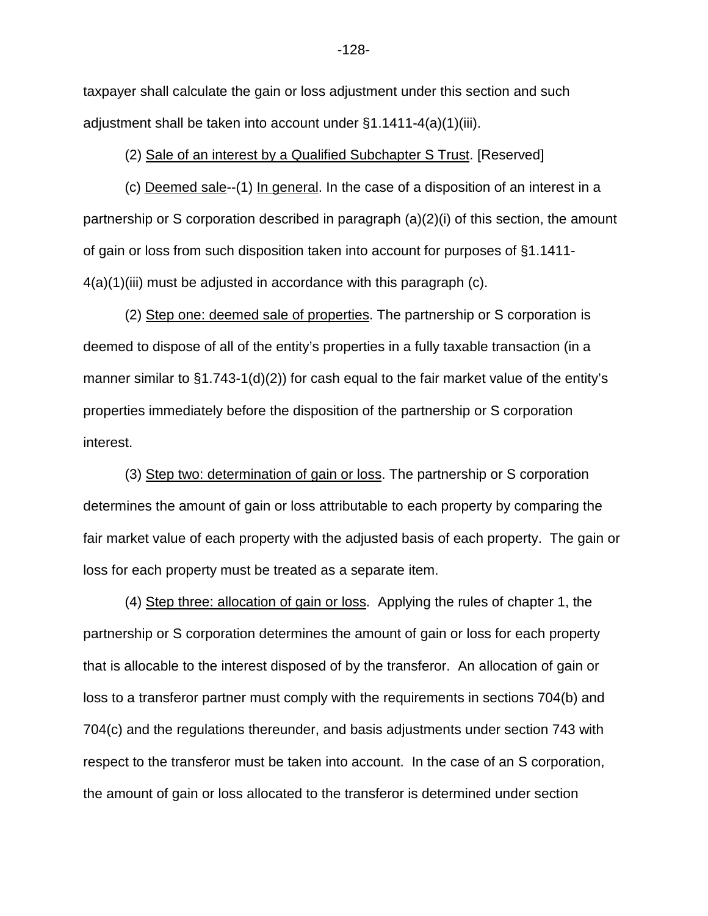taxpayer shall calculate the gain or loss adjustment under this section and such adjustment shall be taken into account under §1.1411-4(a)(1)(iii).

(2) Sale of an interest by a Qualified Subchapter S Trust. [Reserved]

(c) Deemed sale--(1) In general. In the case of a disposition of an interest in a partnership or S corporation described in paragraph (a)(2)(i) of this section, the amount of gain or loss from such disposition taken into account for purposes of §1.1411-4(a)(1)(iii) must be adjusted in accordance with this paragraph (c).

(2) Step one: deemed sale of properties. The partnership or S corporation is deemed to dispose of all of the entity's properties in a fully taxable transaction (in a manner similar to §1.743-1(d)(2)) for cash equal to the fair market value of the entity's properties immediately before the disposition of the partnership or S corporation interest.

(3) Step two: determination of gain or loss. The partnership or S corporation determines the amount of gain or loss attributable to each property by comparing the fair market value of each property with the adjusted basis of each property. The gain or loss for each property must be treated as a separate item.

(4) Step three: allocation of gain or loss. Applying the rules of chapter 1, the partnership or S corporation determines the amount of gain or loss for each property that is allocable to the interest disposed of by the transferor. An allocation of gain or loss to a transferor partner must comply with the requirements in sections 704(b) and 704(c) and the regulations thereunder, and basis adjustments under section 743 with respect to the transferor must be taken into account. In the case of an S corporation, the amount of gain or loss allocated to the transferor is determined under section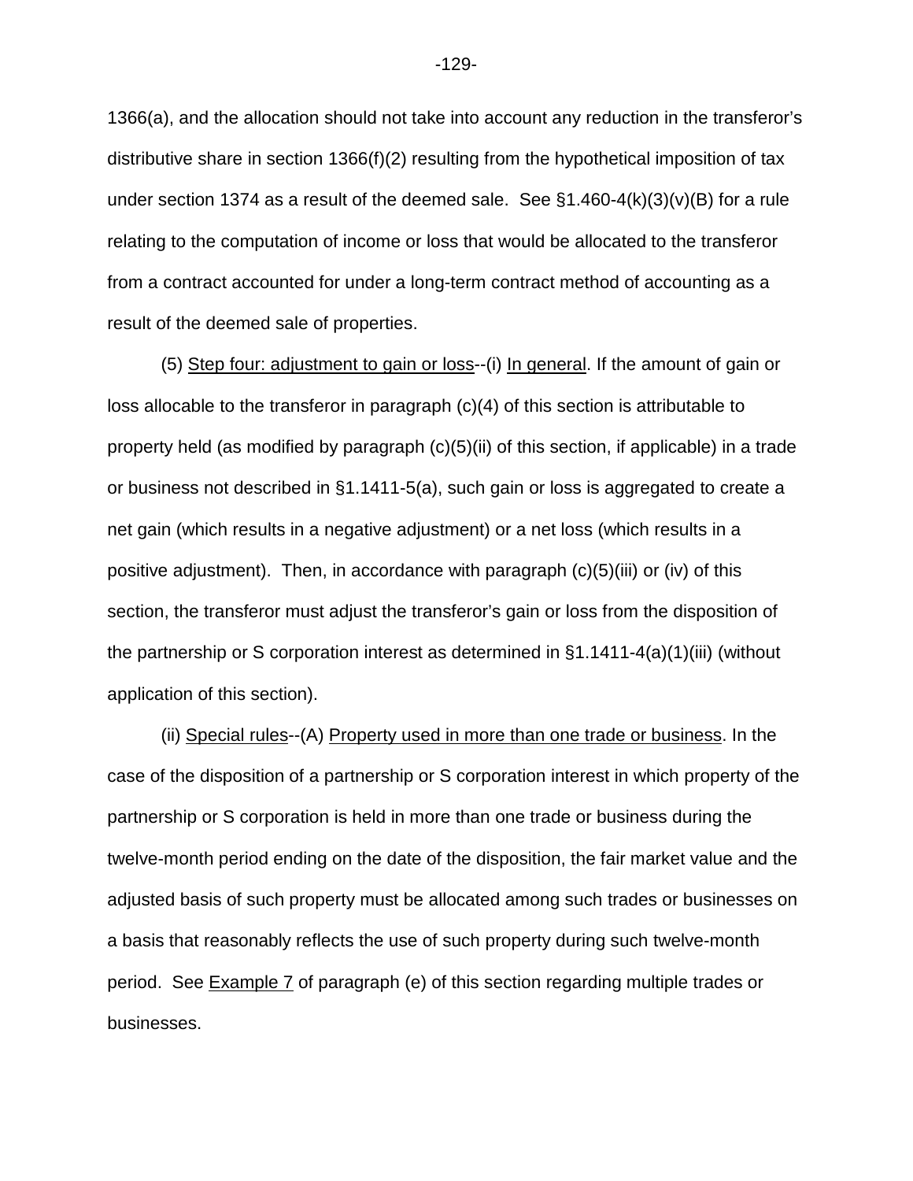1366(a), and the allocation should not take into account any reduction in the transferor's distributive share in section 1366(f)(2) resulting from the hypothetical imposition of tax under section 1374 as a result of the deemed sale. See §1.460-4(k)(3)(v)(B) for a rule relating to the computation of income or loss that would be allocated to the transferor from a contract accounted for under a long-term contract method of accounting as a result of the deemed sale of properties.

(5) Step four: adjustment to gain or loss--(i) In general. If the amount of gain or loss allocable to the transferor in paragraph (c)(4) of this section is attributable to property held (as modified by paragraph (c)(5)(ii) of this section, if applicable) in a trade or business not described in §1.1411-5(a), such gain or loss is aggregated to create a net gain (which results in a negative adjustment) or a net loss (which results in a positive adjustment). Then, in accordance with paragraph (c)(5)(iii) or (iv) of this section, the transferor must adjust the transferor's gain or loss from the disposition of the partnership or S corporation interest as determined in §1.1411-4(a)(1)(iii) (without application of this section).

(ii) Special rules--(A) Property used in more than one trade or business. In the case of the disposition of a partnership or S corporation interest in which property of the partnership or S corporation is held in more than one trade or business during the twelve-month period ending on the date of the disposition, the fair market value and the adjusted basis of such property must be allocated among such trades or businesses on a basis that reasonably reflects the use of such property during such twelve-month period. See Example 7 of paragraph (e) of this section regarding multiple trades or businesses.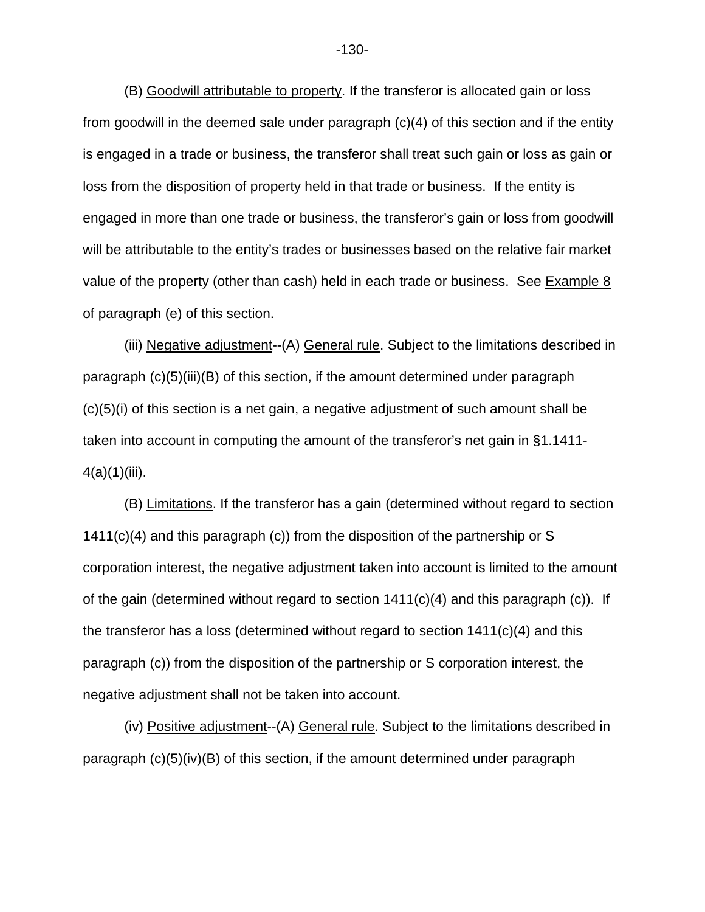(B) Goodwill attributable to property. If the transferor is allocated gain or loss from goodwill in the deemed sale under paragraph (c)(4) of this section and if the entity is engaged in a trade or business, the transferor shall treat such gain or loss as gain or loss from the disposition of property held in that trade or business. If the entity is engaged in more than one trade or business, the transferor's gain or loss from goodwill will be attributable to the entity's trades or businesses based on the relative fair market value of the property (other than cash) held in each trade or business. See Example 8 of paragraph (e) of this section.

(iii) Negative adjustment--(A) General rule. Subject to the limitations described in paragraph (c)(5)(iii)(B) of this section, if the amount determined under paragraph (c)(5)(i) of this section is a net gain, a negative adjustment of such amount shall be taken into account in computing the amount of the transferor's net gain in §1.1411-4(a)(1)(iii).

(B) Limitations. If the transferor has a gain (determined without regard to section 1411(c)(4) and this paragraph (c)) from the disposition of the partnership or S corporation interest, the negative adjustment taken into account is limited to the amount of the gain (determined without regard to section 1411(c)(4) and this paragraph (c)). If the transferor has a loss (determined without regard to section 1411(c)(4) and this paragraph (c)) from the disposition of the partnership or S corporation interest, the negative adjustment shall not be taken into account.

(iv) Positive adjustment--(A) General rule. Subject to the limitations described in paragraph (c)(5)(iv)(B) of this section, if the amount determined under paragraph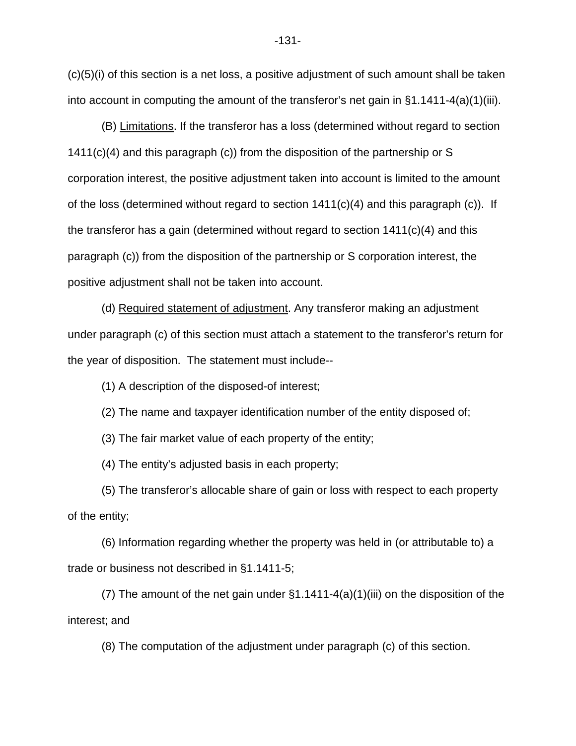(c)(5)(i) of this section is a net loss, a positive adjustment of such amount shall be taken into account in computing the amount of the transferor's net gain in §1.1411-4(a)(1)(iii).

(B) Limitations. If the transferor has a loss (determined without regard to section 1411(c)(4) and this paragraph (c)) from the disposition of the partnership or S corporation interest, the positive adjustment taken into account is limited to the amount of the loss (determined without regard to section 1411(c)(4) and this paragraph (c)). If the transferor has a gain (determined without regard to section 1411(c)(4) and this paragraph (c)) from the disposition of the partnership or S corporation interest, the positive adjustment shall not be taken into account.

(d) Required statement of adjustment. Any transferor making an adjustment under paragraph (c) of this section must attach a statement to the transferor's return for the year of disposition. The statement must include--

(1) A description of the disposed-of interest;

(2) The name and taxpayer identification number of the entity disposed of;

(3) The fair market value of each property of the entity;

(4) The entity's adjusted basis in each property;

(5) The transferor's allocable share of gain or loss with respect to each property of the entity;

(6) Information regarding whether the property was held in (or attributable to) a trade or business not described in §1.1411-5;

(7) The amount of the net gain under §1.1411-4(a)(1)(iii) on the disposition of the interest; and

(8) The computation of the adjustment under paragraph (c) of this section.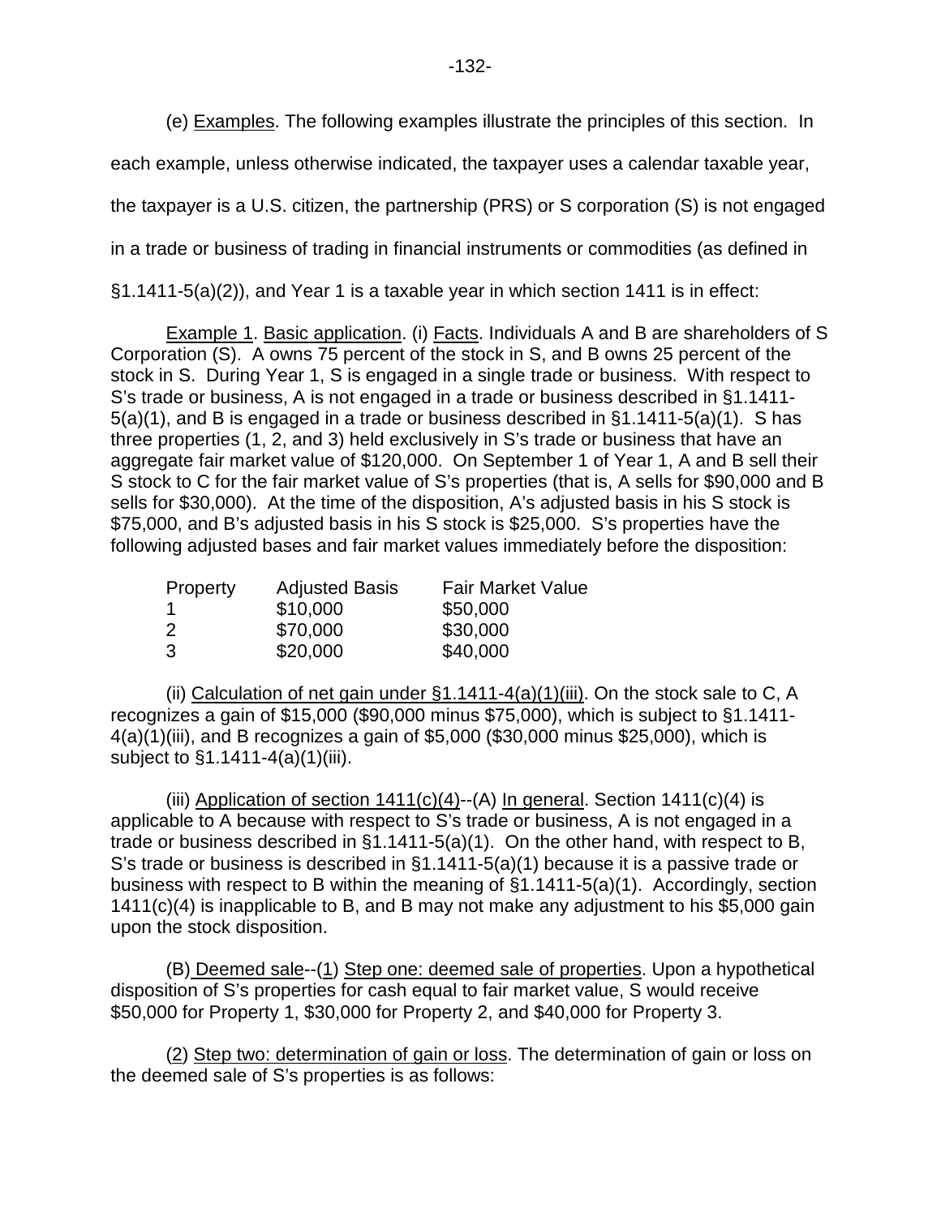(e) Examples. The following examples illustrate the principles of this section. In each example, unless otherwise indicated, the taxpayer uses a calendar taxable year, the taxpayer is a U.S. citizen, the partnership (PRS) or S corporation (S) is not engaged in a trade or business of trading in financial instruments or commodities (as defined in §1.1411-5(a)(2)), and Year 1 is a taxable year in which section 1411 is in effect:

Example 1. Basic application. (i) Facts. Individuals A and B are shareholders of S Corporation (S). A owns 75 percent of the stock in S, and B owns 25 percent of the stock in S. During Year 1, S is engaged in a single trade or business. With respect to S's trade or business, A is not engaged in a trade or business described in §1.1411-5(a)(1), and B is engaged in a trade or business described in §1.1411-5(a)(1). S has three properties (1, 2, and 3) held exclusively in S's trade or business that have an aggregate fair market value of $120,000. On September 1 of Year 1, A and B sell their S stock to C for the fair market value of S's properties (that is, A sells for $90,000 and B sells for $30,000). At the time of the disposition, A's adjusted basis in his S stock is $75,000, and B's adjusted basis in his S stock is $25,000. S's properties have the following adjusted bases and fair market values immediately before the disposition:

| Property | Adjusted Basis | Fair Market Value |
|---|---|---|
| 1 | $10,000 | $50,000 |
| 2 | $70,000 | $30,000 |
| 3 | $20,000 | $40,000 |

(ii) Calculation of net gain under §1.1411-4(a)(1)(iii). On the stock sale to C, A recognizes a gain of $15,000 ($90,000 minus $75,000), which is subject to §1.1411-4(a)(1)(iii), and B recognizes a gain of $5,000 ($30,000 minus $25,000), which is subject to §1.1411-4(a)(1)(iii).

(iii) Application of section 1411(c)(4)--(A) In general. Section 1411(c)(4) is applicable to A because with respect to S's trade or business, A is not engaged in a trade or business described in §1.1411-5(a)(1). On the other hand, with respect to B, S's trade or business is described in §1.1411-5(a)(1) because it is a passive trade or business with respect to B within the meaning of §1.1411-5(a)(1). Accordingly, section 1411(c)(4) is inapplicable to B, and B may not make any adjustment to his $5,000 gain upon the stock disposition.

(B) Deemed sale--(1) Step one: deemed sale of properties. Upon a hypothetical disposition of S's properties for cash equal to fair market value, S would receive $50,000 for Property 1, $30,000 for Property 2, and $40,000 for Property 3.

(2) Step two: determination of gain or loss. The determination of gain or loss on the deemed sale of S's properties is as follows: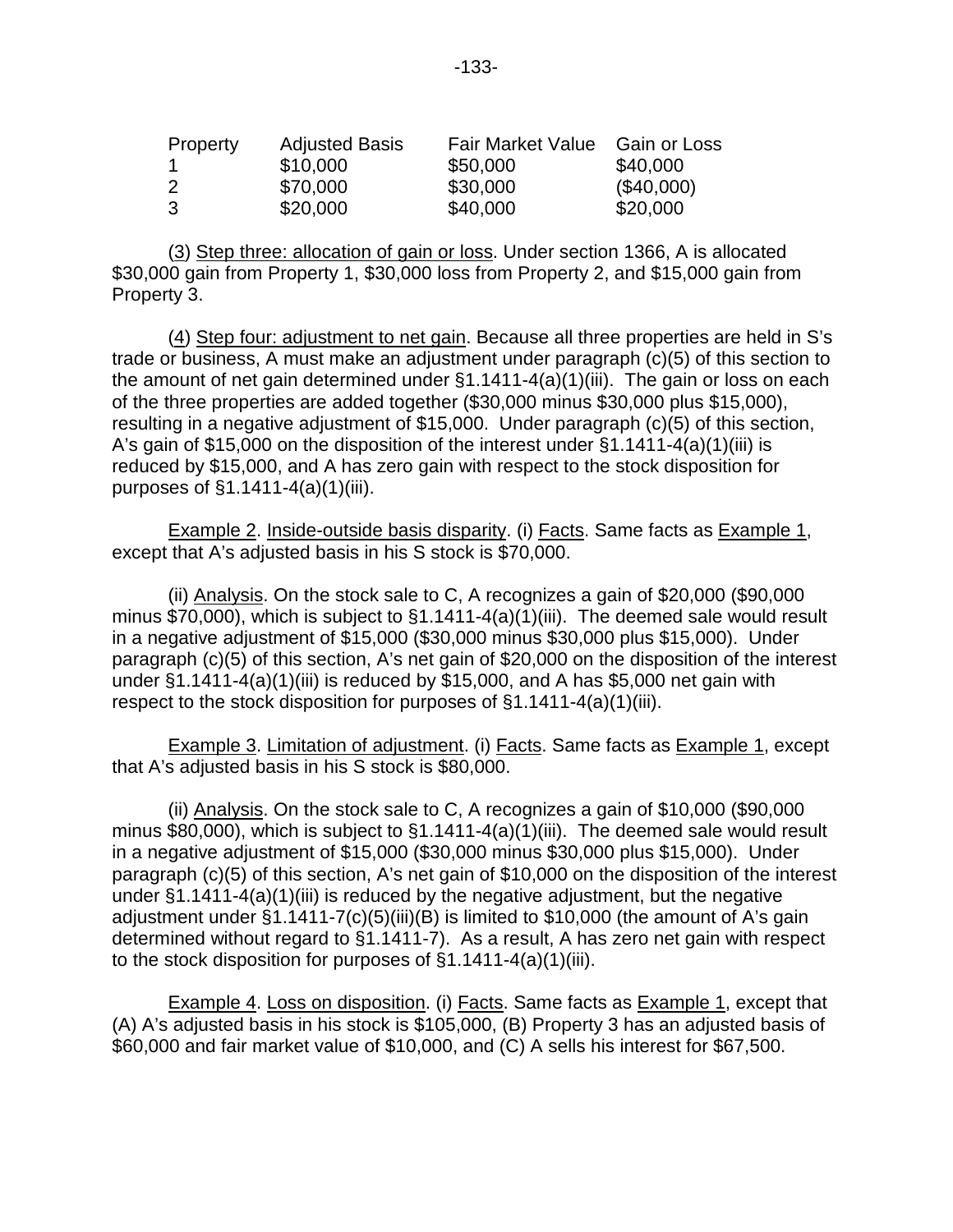| Property | Adjusted Basis | Fair Market Value | Gain or Loss |
|---|---|---|---|
| 1 | $10,000 | $50,000 | $40,000 |
| 2 | $70,000 | $30,000 | ($40,000) |
| 3 | $20,000 | $40,000 | $20,000 |

(3) Step three: allocation of gain or loss. Under section 1366, A is allocated $30,000 gain from Property 1, $30,000 loss from Property 2, and $15,000 gain from Property 3.

(4) Step four: adjustment to net gain. Because all three properties are held in S's trade or business, A must make an adjustment under paragraph (c)(5) of this section to the amount of net gain determined under §1.1411-4(a)(1)(iii). The gain or loss on each of the three properties are added together ($30,000 minus $30,000 plus $15,000), resulting in a negative adjustment of $15,000. Under paragraph (c)(5) of this section, A's gain of $15,000 on the disposition of the interest under §1.1411-4(a)(1)(iii) is reduced by $15,000, and A has zero gain with respect to the stock disposition for purposes of §1.1411-4(a)(1)(iii).

Example 2. Inside-outside basis disparity. (i) Facts. Same facts as Example 1, except that A's adjusted basis in his S stock is $70,000.

(ii) Analysis. On the stock sale to C, A recognizes a gain of $20,000 ($90,000 minus $70,000), which is subject to §1.1411-4(a)(1)(iii). The deemed sale would result in a negative adjustment of $15,000 ($30,000 minus $30,000 plus $15,000). Under paragraph (c)(5) of this section, A's net gain of $20,000 on the disposition of the interest under §1.1411-4(a)(1)(iii) is reduced by $15,000, and A has $5,000 net gain with respect to the stock disposition for purposes of §1.1411-4(a)(1)(iii).

Example 3. Limitation of adjustment. (i) Facts. Same facts as Example 1, except that A's adjusted basis in his S stock is $80,000.

(ii) Analysis. On the stock sale to C, A recognizes a gain of $10,000 ($90,000 minus $80,000), which is subject to §1.1411-4(a)(1)(iii). The deemed sale would result in a negative adjustment of $15,000 ($30,000 minus $30,000 plus $15,000). Under paragraph (c)(5) of this section, A's net gain of $10,000 on the disposition of the interest under §1.1411-4(a)(1)(iii) is reduced by the negative adjustment, but the negative adjustment under §1.1411-7(c)(5)(iii)(B) is limited to $10,000 (the amount of A's gain determined without regard to §1.1411-7). As a result, A has zero net gain with respect to the stock disposition for purposes of §1.1411-4(a)(1)(iii).

Example 4. Loss on disposition. (i) Facts. Same facts as Example 1, except that (A) A's adjusted basis in his stock is $105,000, (B) Property 3 has an adjusted basis of $60,000 and fair market value of $10,000, and (C) A sells his interest for $67,500.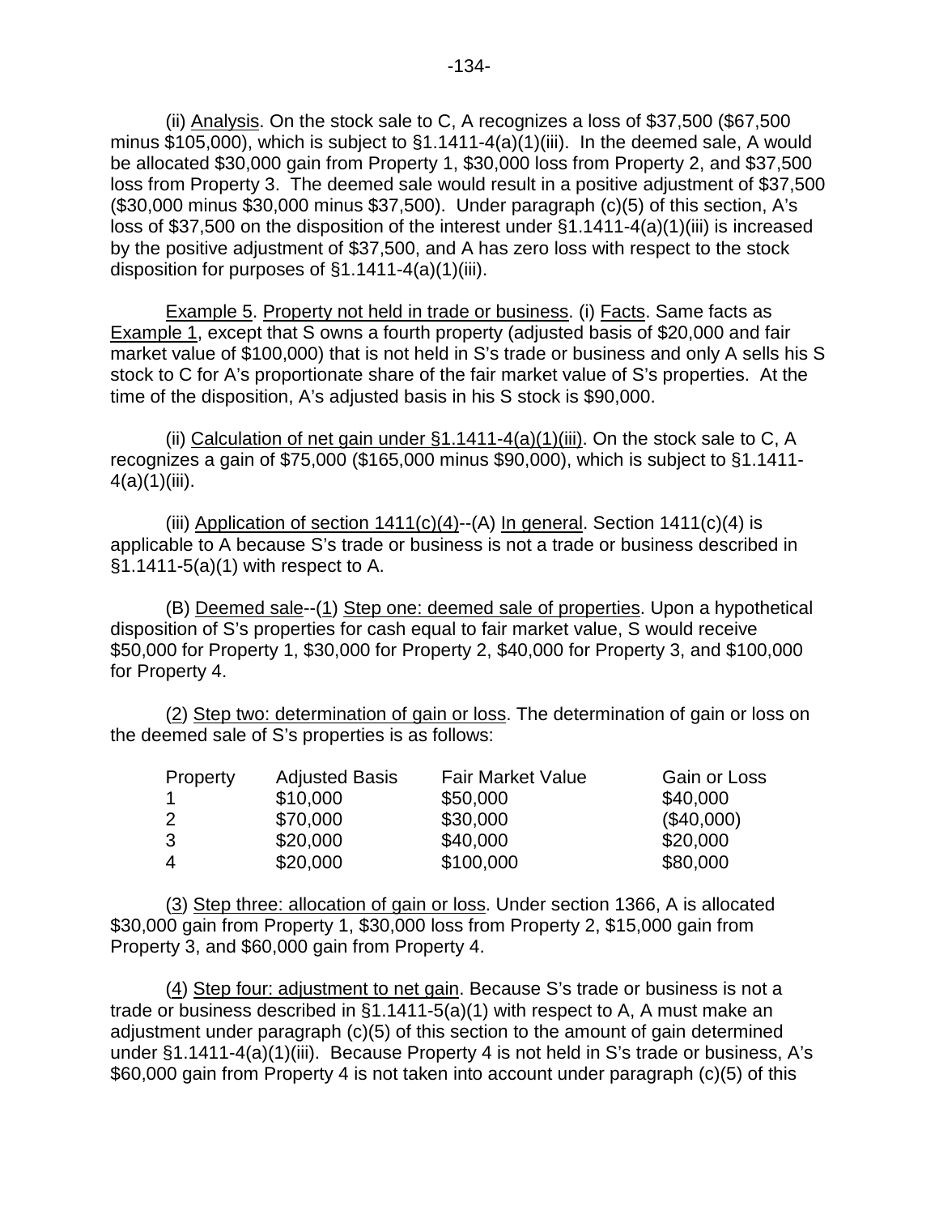(ii) Analysis. On the stock sale to C, A recognizes a loss of $37,500 ($67,500 minus $105,000), which is subject to §1.1411-4(a)(1)(iii). In the deemed sale, A would be allocated $30,000 gain from Property 1, $30,000 loss from Property 2, and $37,500 loss from Property 3. The deemed sale would result in a positive adjustment of $37,500 ($30,000 minus $30,000 minus $37,500). Under paragraph (c)(5) of this section, A's loss of $37,500 on the disposition of the interest under §1.1411-4(a)(1)(iii) is increased by the positive adjustment of $37,500, and A has zero loss with respect to the stock disposition for purposes of §1.1411-4(a)(1)(iii).

Example 5. Property not held in trade or business. (i) Facts. Same facts as Example 1, except that S owns a fourth property (adjusted basis of $20,000 and fair market value of $100,000) that is not held in S's trade or business and only A sells his S stock to C for A's proportionate share of the fair market value of S's properties. At the time of the disposition, A's adjusted basis in his S stock is $90,000.

(ii) Calculation of net gain under §1.1411-4(a)(1)(iii). On the stock sale to C, A recognizes a gain of $75,000 ($165,000 minus $90,000), which is subject to §1.1411-4(a)(1)(iii).

(iii) Application of section 1411(c)(4)--(A) In general. Section 1411(c)(4) is applicable to A because S's trade or business is not a trade or business described in §1.1411-5(a)(1) with respect to A.

(B) Deemed sale--(1) Step one: deemed sale of properties. Upon a hypothetical disposition of S's properties for cash equal to fair market value, S would receive $50,000 for Property 1, $30,000 for Property 2, $40,000 for Property 3, and $100,000 for Property 4.

(2) Step two: determination of gain or loss. The determination of gain or loss on the deemed sale of S's properties is as follows:

| Property | Adjusted Basis | Fair Market Value | Gain or Loss |
|---|---|---|---|
| 1 | $10,000 | $50,000 | $40,000 |
| 2 | $70,000 | $30,000 | ($40,000) |
| 3 | $20,000 | $40,000 | $20,000 |
| 4 | $20,000 | $100,000 | $80,000 |

(3) Step three: allocation of gain or loss. Under section 1366, A is allocated $30,000 gain from Property 1, $30,000 loss from Property 2, $15,000 gain from Property 3, and $60,000 gain from Property 4.

(4) Step four: adjustment to net gain. Because S's trade or business is not a trade or business described in §1.1411-5(a)(1) with respect to A, A must make an adjustment under paragraph (c)(5) of this section to the amount of gain determined under §1.1411-4(a)(1)(iii). Because Property 4 is not held in S's trade or business, A's $60,000 gain from Property 4 is not taken into account under paragraph (c)(5) of this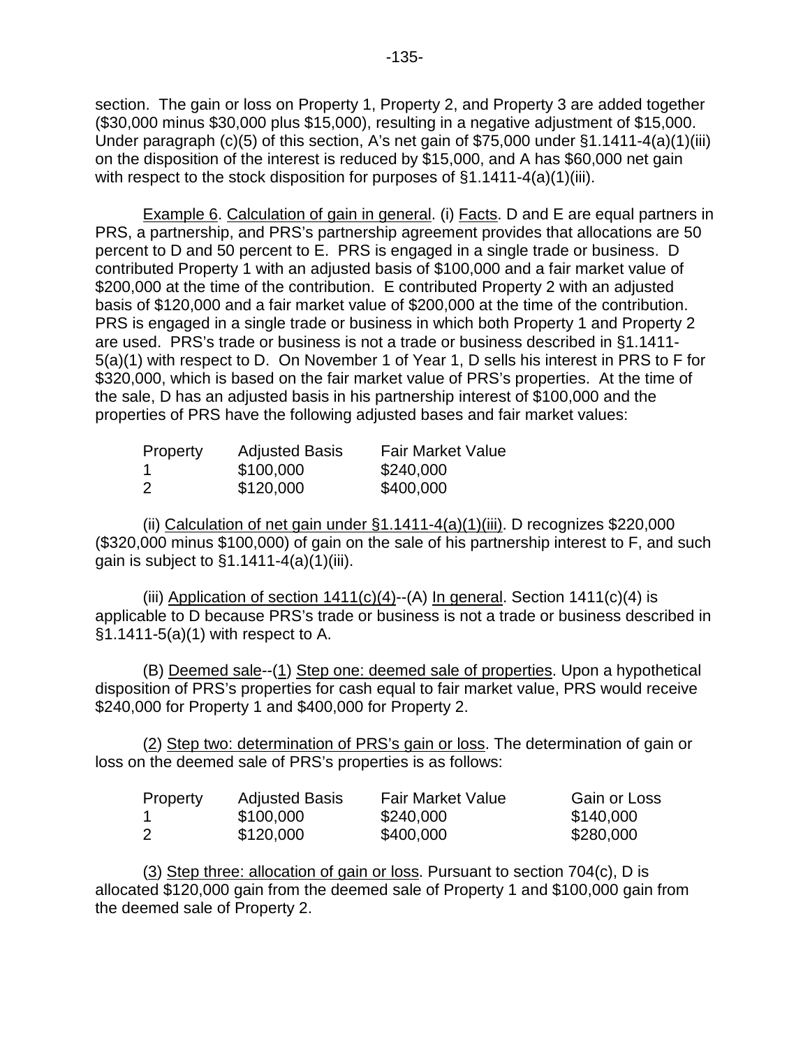section. The gain or loss on Property 1, Property 2, and Property 3 are added together ($30,000 minus $30,000 plus $15,000), resulting in a negative adjustment of $15,000. Under paragraph (c)(5) of this section, A's net gain of $75,000 under §1.1411-4(a)(1)(iii) on the disposition of the interest is reduced by $15,000, and A has $60,000 net gain with respect to the stock disposition for purposes of §1.1411-4(a)(1)(iii).

Example 6. Calculation of gain in general. (i) Facts. D and E are equal partners in PRS, a partnership, and PRS's partnership agreement provides that allocations are 50 percent to D and 50 percent to E. PRS is engaged in a single trade or business. D contributed Property 1 with an adjusted basis of $100,000 and a fair market value of $200,000 at the time of the contribution. E contributed Property 2 with an adjusted basis of $120,000 and a fair market value of $200,000 at the time of the contribution. PRS is engaged in a single trade or business in which both Property 1 and Property 2 are used. PRS's trade or business is not a trade or business described in §1.1411-5(a)(1) with respect to D. On November 1 of Year 1, D sells his interest in PRS to F for $320,000, which is based on the fair market value of PRS's properties. At the time of the sale, D has an adjusted basis in his partnership interest of $100,000 and the properties of PRS have the following adjusted bases and fair market values:

| Property | Adjusted Basis | Fair Market Value |
|---|---|---|
| 1 | $100,000 | $240,000 |
| 2 | $120,000 | $400,000 |

(ii) Calculation of net gain under §1.1411-4(a)(1)(iii). D recognizes $220,000 ($320,000 minus $100,000) of gain on the sale of his partnership interest to F, and such gain is subject to §1.1411-4(a)(1)(iii).

(iii) Application of section 1411(c)(4)--(A) In general. Section 1411(c)(4) is applicable to D because PRS's trade or business is not a trade or business described in §1.1411-5(a)(1) with respect to A.

(B) Deemed sale--(1) Step one: deemed sale of properties. Upon a hypothetical disposition of PRS's properties for cash equal to fair market value, PRS would receive $240,000 for Property 1 and $400,000 for Property 2.

(2) Step two: determination of PRS's gain or loss. The determination of gain or loss on the deemed sale of PRS's properties is as follows:

| Property | Adjusted Basis | Fair Market Value | Gain or Loss |
|---|---|---|---|
| 1 | $100,000 | $240,000 | $140,000 |
| 2 | $120,000 | $400,000 | $280,000 |

(3) Step three: allocation of gain or loss. Pursuant to section 704(c), D is allocated $120,000 gain from the deemed sale of Property 1 and $100,000 gain from the deemed sale of Property 2.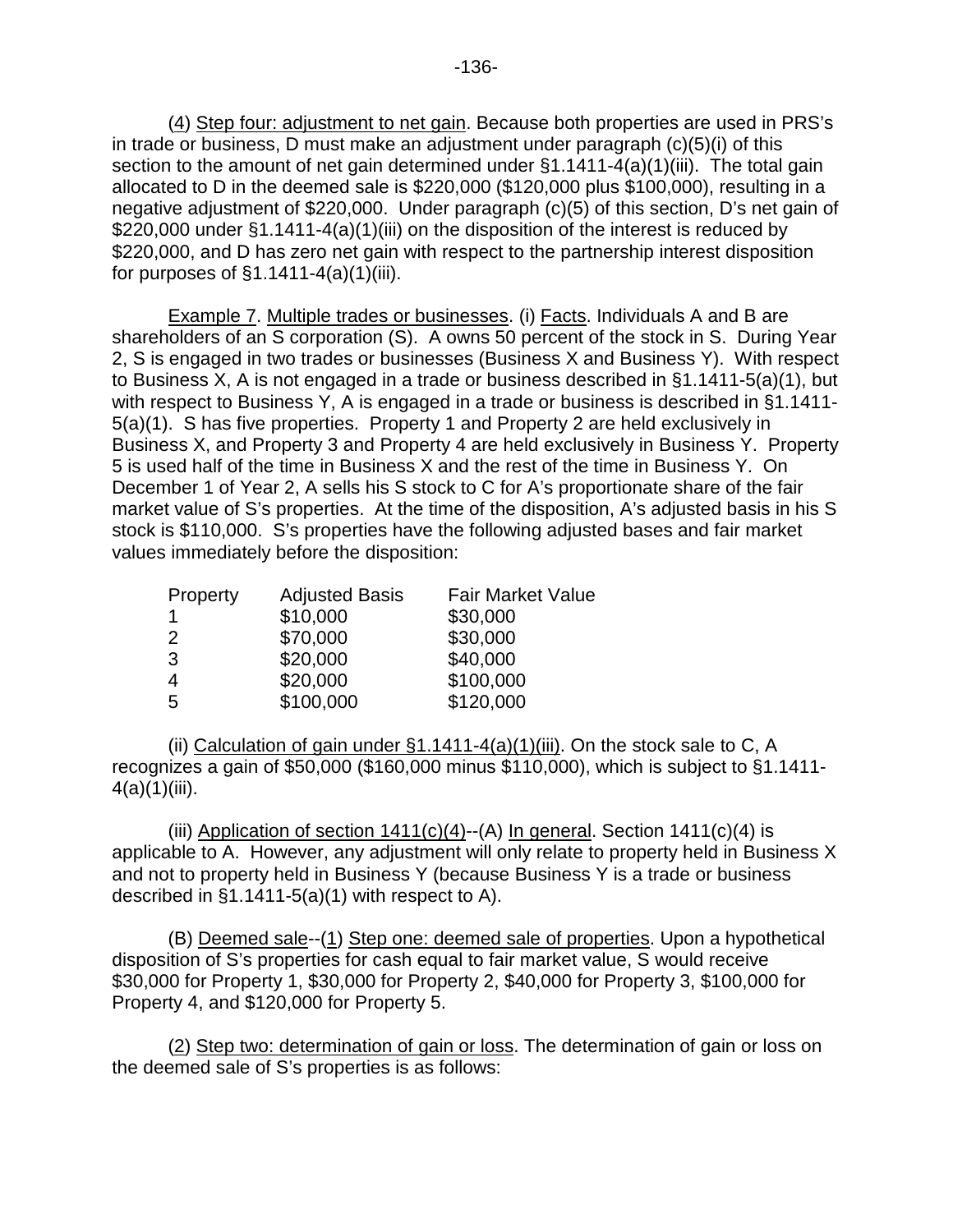(4) Step four: adjustment to net gain. Because both properties are used in PRS's in trade or business, D must make an adjustment under paragraph (c)(5)(i) of this section to the amount of net gain determined under §1.1411-4(a)(1)(iii). The total gain allocated to D in the deemed sale is $220,000 ($120,000 plus $100,000), resulting in a negative adjustment of $220,000. Under paragraph (c)(5) of this section, D's net gain of $220,000 under §1.1411-4(a)(1)(iii) on the disposition of the interest is reduced by $220,000, and D has zero net gain with respect to the partnership interest disposition for purposes of §1.1411-4(a)(1)(iii).

Example 7. Multiple trades or businesses. (i) Facts. Individuals A and B are shareholders of an S corporation (S). A owns 50 percent of the stock in S. During Year 2, S is engaged in two trades or businesses (Business X and Business Y). With respect to Business X, A is not engaged in a trade or business described in §1.1411-5(a)(1), but with respect to Business Y, A is engaged in a trade or business is described in §1.1411-5(a)(1). S has five properties. Property 1 and Property 2 are held exclusively in Business X, and Property 3 and Property 4 are held exclusively in Business Y. Property 5 is used half of the time in Business X and the rest of the time in Business Y. On December 1 of Year 2, A sells his S stock to C for A's proportionate share of the fair market value of S's properties. At the time of the disposition, A's adjusted basis in his S stock is $110,000. S's properties have the following adjusted bases and fair market values immediately before the disposition:

| Property | Adjusted Basis | Fair Market Value |
|---|---|---|
| 1 | $10,000 | $30,000 |
| 2 | $70,000 | $30,000 |
| 3 | $20,000 | $40,000 |
| 4 | $20,000 | $100,000 |
| 5 | $100,000 | $120,000 |

(ii) Calculation of gain under §1.1411-4(a)(1)(iii). On the stock sale to C, A recognizes a gain of $50,000 ($160,000 minus $110,000), which is subject to §1.1411-4(a)(1)(iii).

(iii) Application of section 1411(c)(4)--(A) In general. Section 1411(c)(4) is applicable to A. However, any adjustment will only relate to property held in Business X and not to property held in Business Y (because Business Y is a trade or business described in §1.1411-5(a)(1) with respect to A).

(B) Deemed sale--(1) Step one: deemed sale of properties. Upon a hypothetical disposition of S's properties for cash equal to fair market value, S would receive $30,000 for Property 1, $30,000 for Property 2, $40,000 for Property 3, $100,000 for Property 4, and $120,000 for Property 5.

(2) Step two: determination of gain or loss. The determination of gain or loss on the deemed sale of S's properties is as follows: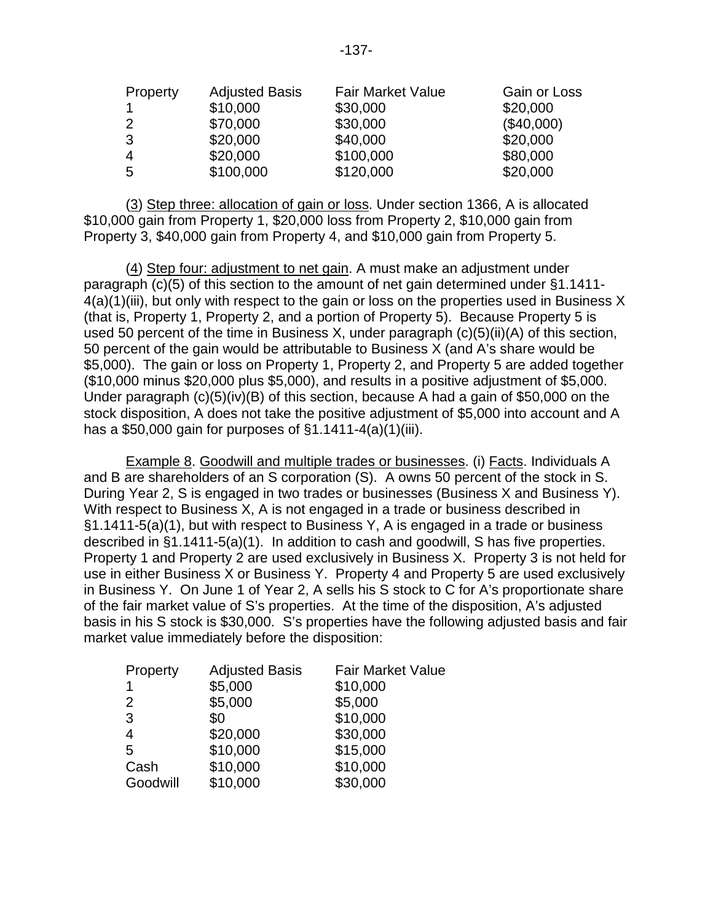| Property | Adjusted Basis | Fair Market Value | Gain or Loss |
|---|---|---|---|
| 1 | $10,000 | $30,000 | $20,000 |
| 2 | $70,000 | $30,000 | ($40,000) |
| 3 | $20,000 | $40,000 | $20,000 |
| 4 | $20,000 | $100,000 | $80,000 |
| 5 | $100,000 | $120,000 | $20,000 |

(3) Step three: allocation of gain or loss. Under section 1366, A is allocated $10,000 gain from Property 1, $20,000 loss from Property 2, $10,000 gain from Property 3, $40,000 gain from Property 4, and $10,000 gain from Property 5.

(4) Step four: adjustment to net gain. A must make an adjustment under paragraph (c)(5) of this section to the amount of net gain determined under §1.1411-4(a)(1)(iii), but only with respect to the gain or loss on the properties used in Business X (that is, Property 1, Property 2, and a portion of Property 5). Because Property 5 is used 50 percent of the time in Business X, under paragraph (c)(5)(ii)(A) of this section, 50 percent of the gain would be attributable to Business X (and A's share would be $5,000). The gain or loss on Property 1, Property 2, and Property 5 are added together ($10,000 minus $20,000 plus $5,000), and results in a positive adjustment of $5,000. Under paragraph (c)(5)(iv)(B) of this section, because A had a gain of $50,000 on the stock disposition, A does not take the positive adjustment of $5,000 into account and A has a $50,000 gain for purposes of §1.1411-4(a)(1)(iii).

Example 8. Goodwill and multiple trades or businesses. (i) Facts. Individuals A and B are shareholders of an S corporation (S). A owns 50 percent of the stock in S. During Year 2, S is engaged in two trades or businesses (Business X and Business Y). With respect to Business X, A is not engaged in a trade or business described in §1.1411-5(a)(1), but with respect to Business Y, A is engaged in a trade or business described in §1.1411-5(a)(1). In addition to cash and goodwill, S has five properties. Property 1 and Property 2 are used exclusively in Business X. Property 3 is not held for use in either Business X or Business Y. Property 4 and Property 5 are used exclusively in Business Y. On June 1 of Year 2, A sells his S stock to C for A's proportionate share of the fair market value of S's properties. At the time of the disposition, A's adjusted basis in his S stock is $30,000. S's properties have the following adjusted basis and fair market value immediately before the disposition:

| Property | Adjusted Basis | Fair Market Value |
|---|---|---|
| 1 | $5,000 | $10,000 |
| 2 | $5,000 | $5,000 |
| 3 | $0 | $10,000 |
| 4 | $20,000 | $30,000 |
| 5 | $10,000 | $15,000 |
| Cash | $10,000 | $10,000 |
| Goodwill | $10,000 | $30,000 |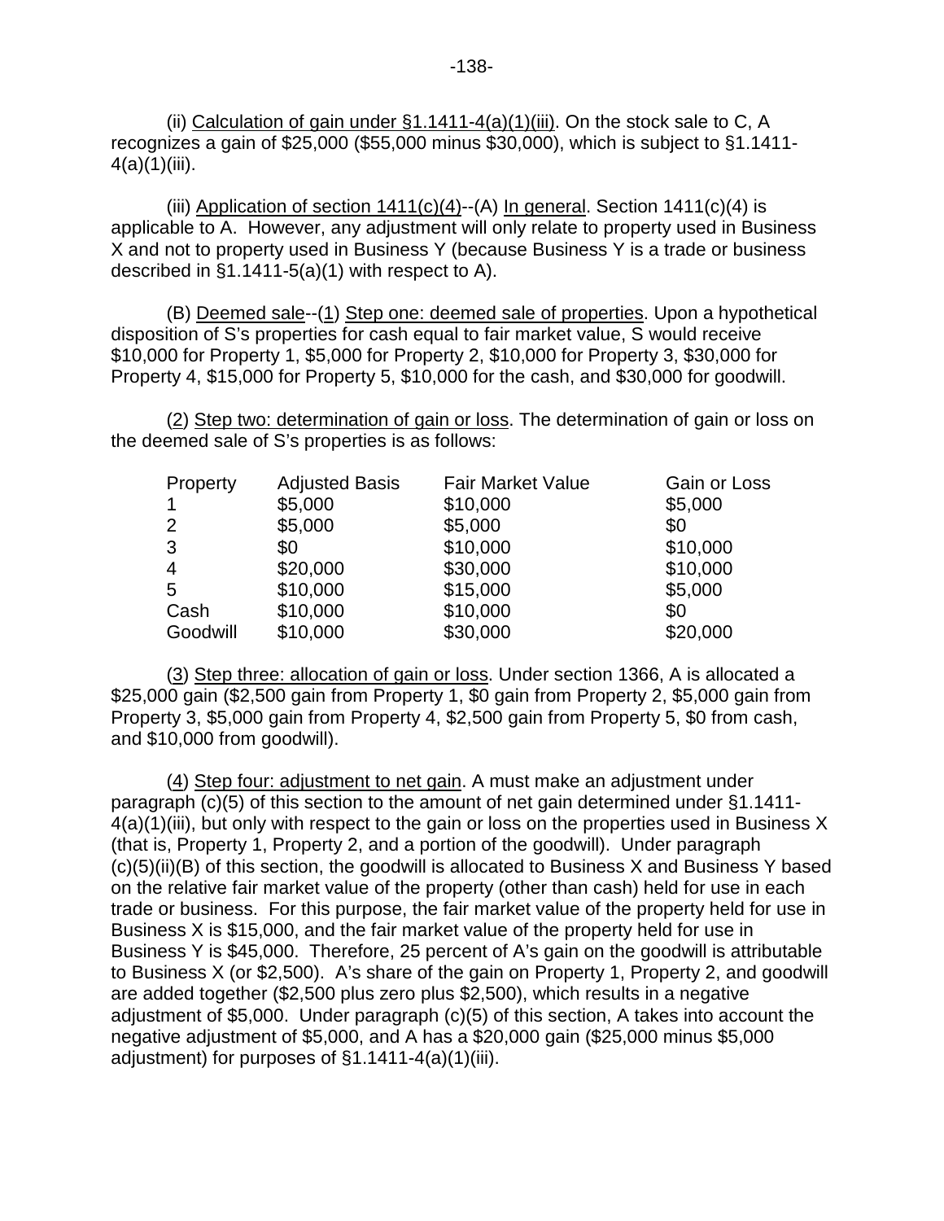(ii) Calculation of gain under §1.1411-4(a)(1)(iii). On the stock sale to C, A recognizes a gain of $25,000 ($55,000 minus $30,000), which is subject to §1.1411-4(a)(1)(iii).

(iii) Application of section 1411(c)(4)--(A) In general. Section 1411(c)(4) is applicable to A. However, any adjustment will only relate to property used in Business X and not to property used in Business Y (because Business Y is a trade or business described in §1.1411-5(a)(1) with respect to A).

(B) Deemed sale--(1) Step one: deemed sale of properties. Upon a hypothetical disposition of S's properties for cash equal to fair market value, S would receive $10,000 for Property 1, $5,000 for Property 2, $10,000 for Property 3, $30,000 for Property 4, $15,000 for Property 5, $10,000 for the cash, and $30,000 for goodwill.

(2) Step two: determination of gain or loss. The determination of gain or loss on the deemed sale of S's properties is as follows:

| Property | Adjusted Basis | Fair Market Value | Gain or Loss |
|---|---|---|---|
| 1 | $5,000 | $10,000 | $5,000 |
| 2 | $5,000 | $5,000 | $0 |
| 3 | $0 | $10,000 | $10,000 |
| 4 | $20,000 | $30,000 | $10,000 |
| 5 | $10,000 | $15,000 | $5,000 |
| Cash | $10,000 | $10,000 | $0 |
| Goodwill | $10,000 | $30,000 | $20,000 |

(3) Step three: allocation of gain or loss. Under section 1366, A is allocated a $25,000 gain ($2,500 gain from Property 1, $0 gain from Property 2, $5,000 gain from Property 3, $5,000 gain from Property 4, $2,500 gain from Property 5, $0 from cash, and $10,000 from goodwill).

(4) Step four: adjustment to net gain. A must make an adjustment under paragraph (c)(5) of this section to the amount of net gain determined under §1.1411-4(a)(1)(iii), but only with respect to the gain or loss on the properties used in Business X (that is, Property 1, Property 2, and a portion of the goodwill). Under paragraph (c)(5)(ii)(B) of this section, the goodwill is allocated to Business X and Business Y based on the relative fair market value of the property (other than cash) held for use in each trade or business. For this purpose, the fair market value of the property held for use in Business X is $15,000, and the fair market value of the property held for use in Business Y is $45,000. Therefore, 25 percent of A's gain on the goodwill is attributable to Business X (or $2,500). A's share of the gain on Property 1, Property 2, and goodwill are added together ($2,500 plus zero plus $2,500), which results in a negative adjustment of $5,000. Under paragraph (c)(5) of this section, A takes into account the negative adjustment of $5,000, and A has a $20,000 gain ($25,000 minus $5,000 adjustment) for purposes of §1.1411-4(a)(1)(iii).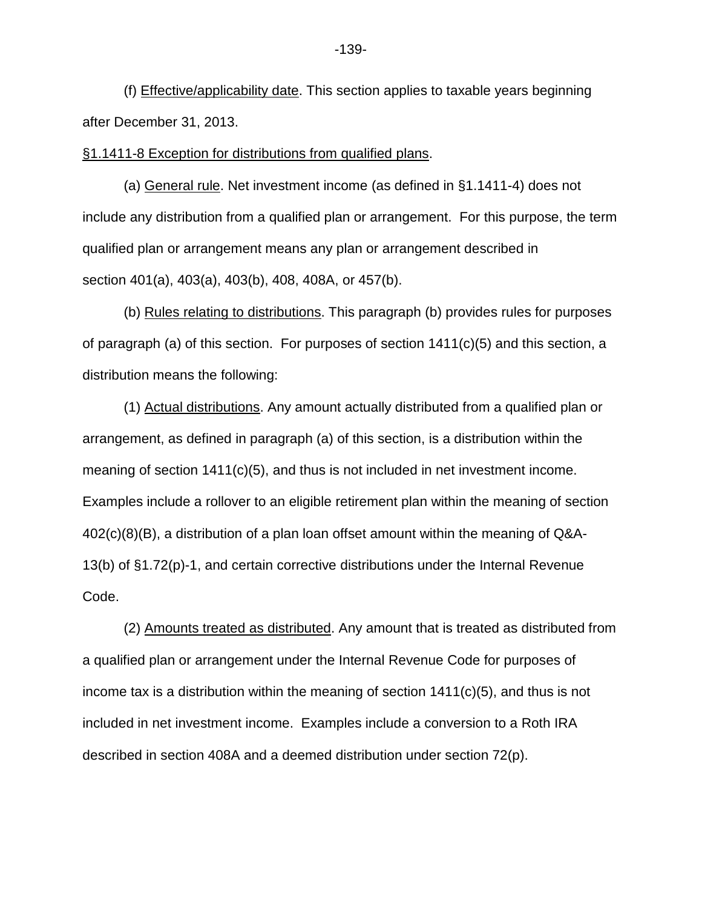(f) Effective/applicability date. This section applies to taxable years beginning after December 31, 2013.

§1.1411-8 Exception for distributions from qualified plans.

(a) General rule. Net investment income (as defined in §1.1411-4) does not include any distribution from a qualified plan or arrangement. For this purpose, the term qualified plan or arrangement means any plan or arrangement described in section 401(a), 403(a), 403(b), 408, 408A, or 457(b).

(b) Rules relating to distributions. This paragraph (b) provides rules for purposes of paragraph (a) of this section. For purposes of section 1411(c)(5) and this section, a distribution means the following:

(1) Actual distributions. Any amount actually distributed from a qualified plan or arrangement, as defined in paragraph (a) of this section, is a distribution within the meaning of section 1411(c)(5), and thus is not included in net investment income. Examples include a rollover to an eligible retirement plan within the meaning of section 402(c)(8)(B), a distribution of a plan loan offset amount within the meaning of Q&A-13(b) of §1.72(p)-1, and certain corrective distributions under the Internal Revenue Code.

(2) Amounts treated as distributed. Any amount that is treated as distributed from a qualified plan or arrangement under the Internal Revenue Code for purposes of income tax is a distribution within the meaning of section 1411(c)(5), and thus is not included in net investment income. Examples include a conversion to a Roth IRA described in section 408A and a deemed distribution under section 72(p).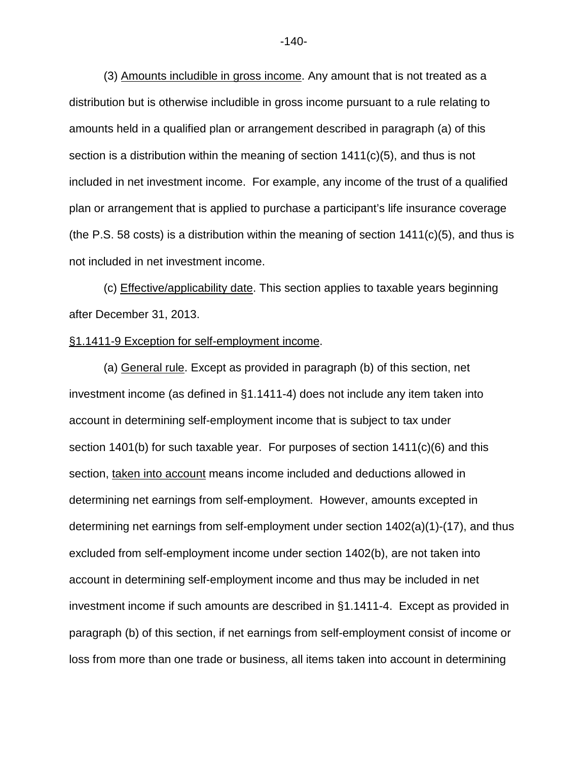(3) Amounts includible in gross income. Any amount that is not treated as a distribution but is otherwise includible in gross income pursuant to a rule relating to amounts held in a qualified plan or arrangement described in paragraph (a) of this section is a distribution within the meaning of section 1411(c)(5), and thus is not included in net investment income. For example, any income of the trust of a qualified plan or arrangement that is applied to purchase a participant's life insurance coverage (the P.S. 58 costs) is a distribution within the meaning of section 1411(c)(5), and thus is not included in net investment income.

(c) Effective/applicability date. This section applies to taxable years beginning after December 31, 2013.

§1.1411-9 Exception for self-employment income.

(a) General rule. Except as provided in paragraph (b) of this section, net investment income (as defined in §1.1411-4) does not include any item taken into account in determining self-employment income that is subject to tax under section 1401(b) for such taxable year. For purposes of section 1411(c)(6) and this section, taken into account means income included and deductions allowed in determining net earnings from self-employment. However, amounts excepted in determining net earnings from self-employment under section 1402(a)(1)-(17), and thus excluded from self-employment income under section 1402(b), are not taken into account in determining self-employment income and thus may be included in net investment income if such amounts are described in §1.1411-4. Except as provided in paragraph (b) of this section, if net earnings from self-employment consist of income or loss from more than one trade or business, all items taken into account in determining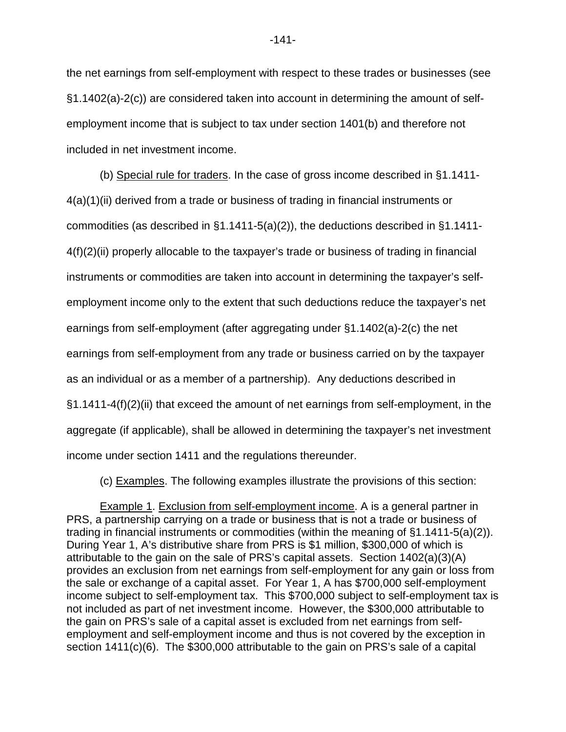the net earnings from self-employment with respect to these trades or businesses (see §1.1402(a)-2(c)) are considered taken into account in determining the amount of self-employment income that is subject to tax under section 1401(b) and therefore not included in net investment income.

(b) Special rule for traders. In the case of gross income described in §1.1411-4(a)(1)(ii) derived from a trade or business of trading in financial instruments or commodities (as described in §1.1411-5(a)(2)), the deductions described in §1.1411-4(f)(2)(ii) properly allocable to the taxpayer's trade or business of trading in financial instruments or commodities are taken into account in determining the taxpayer's self-employment income only to the extent that such deductions reduce the taxpayer's net earnings from self-employment (after aggregating under §1.1402(a)-2(c) the net earnings from self-employment from any trade or business carried on by the taxpayer as an individual or as a member of a partnership). Any deductions described in §1.1411-4(f)(2)(ii) that exceed the amount of net earnings from self-employment, in the aggregate (if applicable), shall be allowed in determining the taxpayer's net investment income under section 1411 and the regulations thereunder.

(c) Examples. The following examples illustrate the provisions of this section:

Example 1. Exclusion from self-employment income. A is a general partner in PRS, a partnership carrying on a trade or business that is not a trade or business of trading in financial instruments or commodities (within the meaning of §1.1411-5(a)(2)). During Year 1, A's distributive share from PRS is $1 million, $300,000 of which is attributable to the gain on the sale of PRS's capital assets. Section 1402(a)(3)(A) provides an exclusion from net earnings from self-employment for any gain or loss from the sale or exchange of a capital asset. For Year 1, A has $700,000 self-employment income subject to self-employment tax. This $700,000 subject to self-employment tax is not included as part of net investment income. However, the $300,000 attributable to the gain on PRS's sale of a capital asset is excluded from net earnings from self-employment and self-employment income and thus is not covered by the exception in section 1411(c)(6). The $300,000 attributable to the gain on PRS's sale of a capital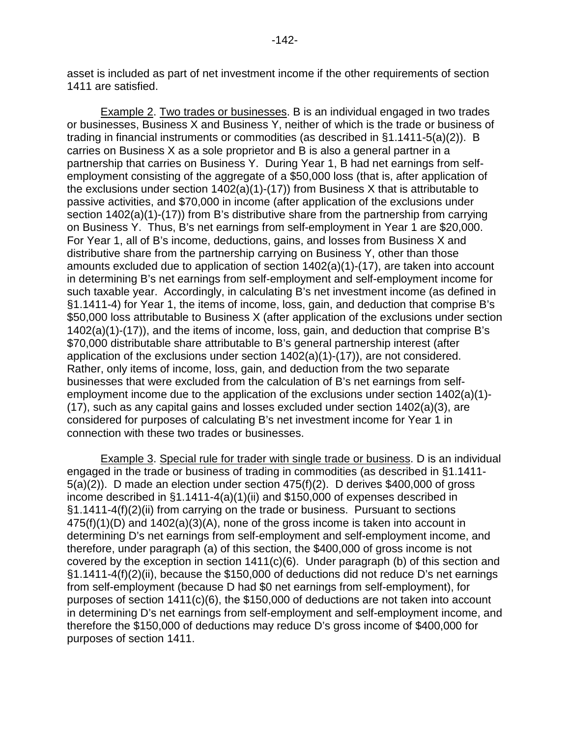asset is included as part of net investment income if the other requirements of section 1411 are satisfied.

Example 2. Two trades or businesses. B is an individual engaged in two trades or businesses, Business X and Business Y, neither of which is the trade or business of trading in financial instruments or commodities (as described in §1.1411-5(a)(2)). B carries on Business X as a sole proprietor and B is also a general partner in a partnership that carries on Business Y. During Year 1, B had net earnings from self-employment consisting of the aggregate of a $50,000 loss (that is, after application of the exclusions under section 1402(a)(1)-(17)) from Business X that is attributable to passive activities, and $70,000 in income (after application of the exclusions under section 1402(a)(1)-(17)) from B's distributive share from the partnership from carrying on Business Y. Thus, B's net earnings from self-employment in Year 1 are $20,000. For Year 1, all of B's income, deductions, gains, and losses from Business X and distributive share from the partnership carrying on Business Y, other than those amounts excluded due to application of section 1402(a)(1)-(17), are taken into account in determining B's net earnings from self-employment and self-employment income for such taxable year. Accordingly, in calculating B's net investment income (as defined in §1.1411-4) for Year 1, the items of income, loss, gain, and deduction that comprise B's $50,000 loss attributable to Business X (after application of the exclusions under section 1402(a)(1)-(17)), and the items of income, loss, gain, and deduction that comprise B's $70,000 distributable share attributable to B's general partnership interest (after application of the exclusions under section 1402(a)(1)-(17)), are not considered. Rather, only items of income, loss, gain, and deduction from the two separate businesses that were excluded from the calculation of B's net earnings from self-employment income due to the application of the exclusions under section 1402(a)(1)-(17), such as any capital gains and losses excluded under section 1402(a)(3), are considered for purposes of calculating B's net investment income for Year 1 in connection with these two trades or businesses.

Example 3. Special rule for trader with single trade or business. D is an individual engaged in the trade or business of trading in commodities (as described in §1.1411-5(a)(2)). D made an election under section 475(f)(2). D derives $400,000 of gross income described in §1.1411-4(a)(1)(ii) and $150,000 of expenses described in §1.1411-4(f)(2)(ii) from carrying on the trade or business. Pursuant to sections 475(f)(1)(D) and 1402(a)(3)(A), none of the gross income is taken into account in determining D's net earnings from self-employment and self-employment income, and therefore, under paragraph (a) of this section, the $400,000 of gross income is not covered by the exception in section 1411(c)(6). Under paragraph (b) of this section and §1.1411-4(f)(2)(ii), because the $150,000 of deductions did not reduce D's net earnings from self-employment (because D had $0 net earnings from self-employment), for purposes of section 1411(c)(6), the $150,000 of deductions are not taken into account in determining D's net earnings from self-employment and self-employment income, and therefore the $150,000 of deductions may reduce D's gross income of $400,000 for purposes of section 1411.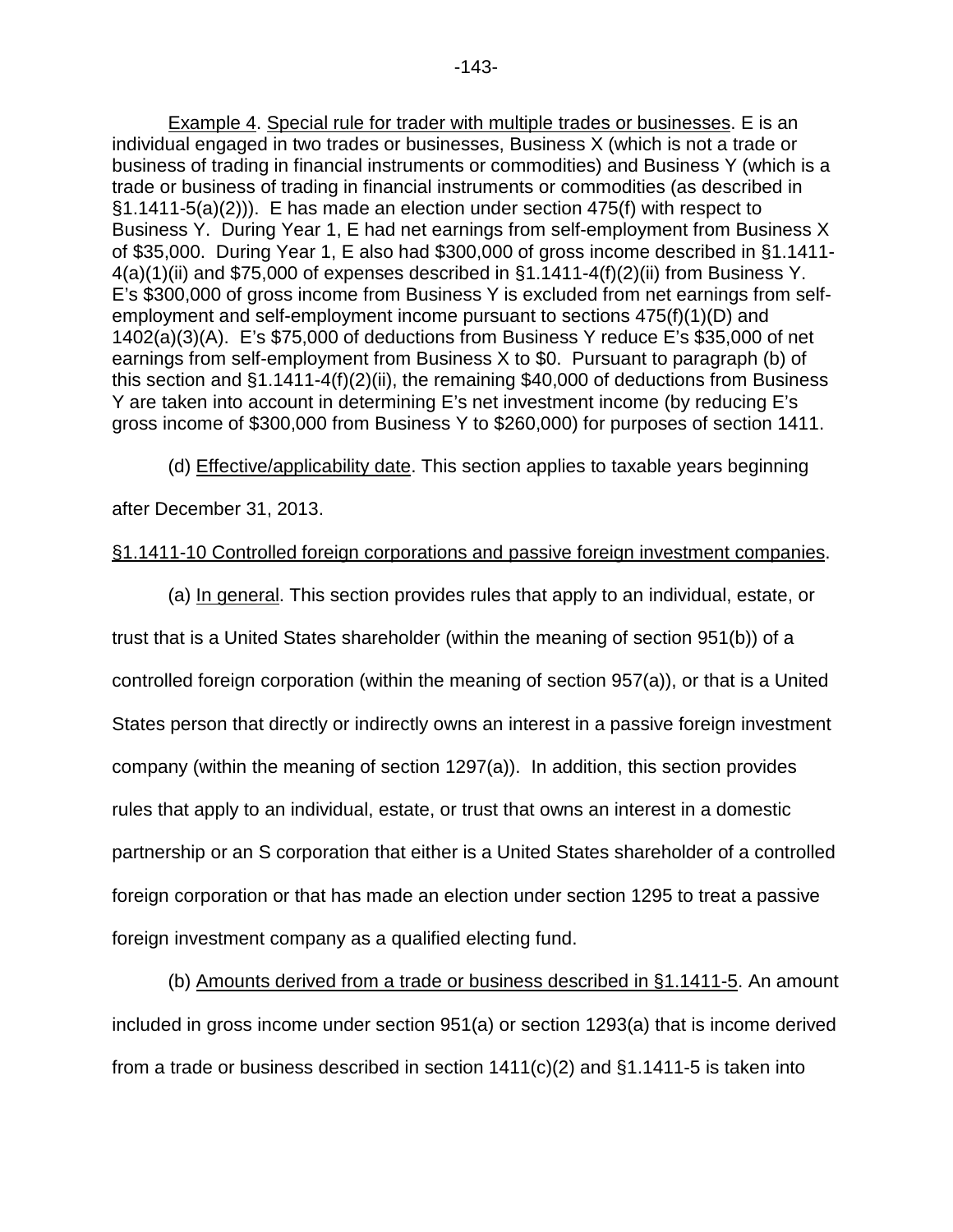Example 4. Special rule for trader with multiple trades or businesses. E is an individual engaged in two trades or businesses, Business X (which is not a trade or business of trading in financial instruments or commodities) and Business Y (which is a trade or business of trading in financial instruments or commodities (as described in §1.1411-5(a)(2))). E has made an election under section 475(f) with respect to Business Y. During Year 1, E had net earnings from self-employment from Business X of $35,000. During Year 1, E also had $300,000 of gross income described in §1.1411-4(a)(1)(ii) and $75,000 of expenses described in §1.1411-4(f)(2)(ii) from Business Y. E's $300,000 of gross income from Business Y is excluded from net earnings from self-employment and self-employment income pursuant to sections 475(f)(1)(D) and 1402(a)(3)(A). E's $75,000 of deductions from Business Y reduce E's $35,000 of net earnings from self-employment from Business X to $0. Pursuant to paragraph (b) of this section and §1.1411-4(f)(2)(ii), the remaining $40,000 of deductions from Business Y are taken into account in determining E's net investment income (by reducing E's gross income of $300,000 from Business Y to $260,000) for purposes of section 1411.

(d) Effective/applicability date. This section applies to taxable years beginning after December 31, 2013.

§1.1411-10 Controlled foreign corporations and passive foreign investment companies.

(a) In general. This section provides rules that apply to an individual, estate, or trust that is a United States shareholder (within the meaning of section 951(b)) of a controlled foreign corporation (within the meaning of section 957(a)), or that is a United States person that directly or indirectly owns an interest in a passive foreign investment company (within the meaning of section 1297(a)). In addition, this section provides rules that apply to an individual, estate, or trust that owns an interest in a domestic partnership or an S corporation that either is a United States shareholder of a controlled foreign corporation or that has made an election under section 1295 to treat a passive foreign investment company as a qualified electing fund.

(b) Amounts derived from a trade or business described in §1.1411-5. An amount included in gross income under section 951(a) or section 1293(a) that is income derived from a trade or business described in section 1411(c)(2) and §1.1411-5 is taken into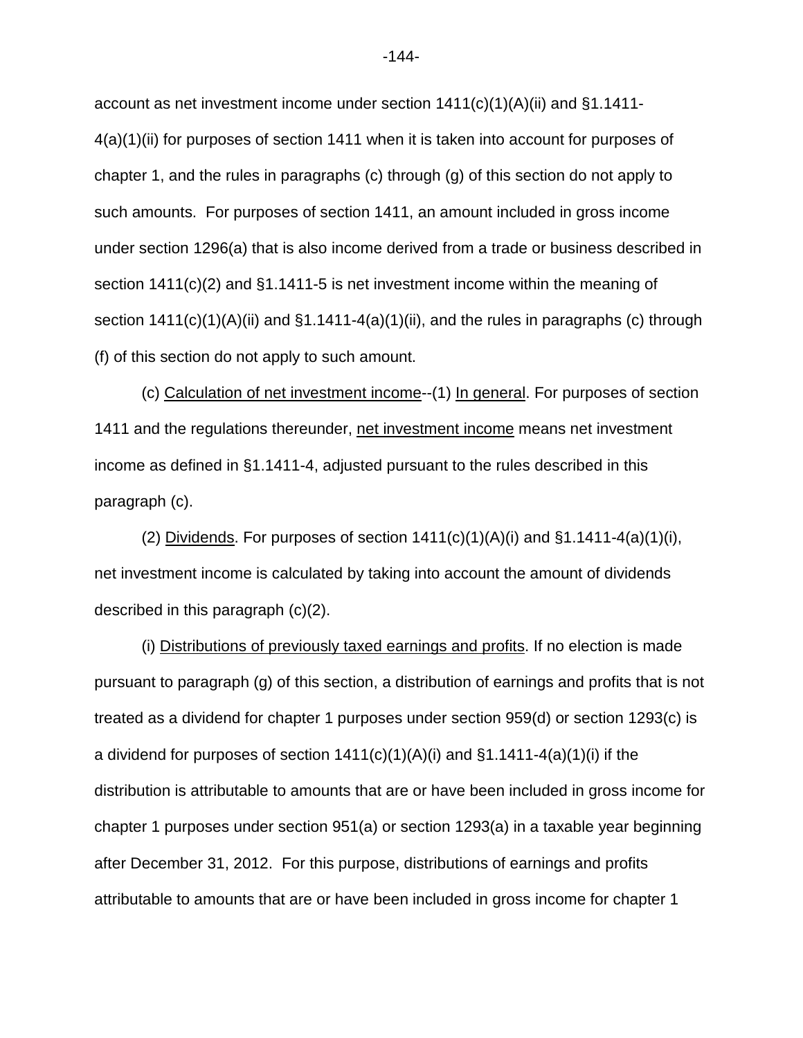account as net investment income under section 1411(c)(1)(A)(ii) and §1.1411-4(a)(1)(ii) for purposes of section 1411 when it is taken into account for purposes of chapter 1, and the rules in paragraphs (c) through (g) of this section do not apply to such amounts. For purposes of section 1411, an amount included in gross income under section 1296(a) that is also income derived from a trade or business described in section 1411(c)(2) and §1.1411-5 is net investment income within the meaning of section 1411(c)(1)(A)(ii) and §1.1411-4(a)(1)(ii), and the rules in paragraphs (c) through (f) of this section do not apply to such amount.

(c) Calculation of net investment income--(1) In general. For purposes of section 1411 and the regulations thereunder, net investment income means net investment income as defined in §1.1411-4, adjusted pursuant to the rules described in this paragraph (c).

(2) Dividends. For purposes of section 1411(c)(1)(A)(i) and §1.1411-4(a)(1)(i), net investment income is calculated by taking into account the amount of dividends described in this paragraph (c)(2).

(i) Distributions of previously taxed earnings and profits. If no election is made pursuant to paragraph (g) of this section, a distribution of earnings and profits that is not treated as a dividend for chapter 1 purposes under section 959(d) or section 1293(c) is a dividend for purposes of section 1411(c)(1)(A)(i) and §1.1411-4(a)(1)(i) if the distribution is attributable to amounts that are or have been included in gross income for chapter 1 purposes under section 951(a) or section 1293(a) in a taxable year beginning after December 31, 2012. For this purpose, distributions of earnings and profits attributable to amounts that are or have been included in gross income for chapter 1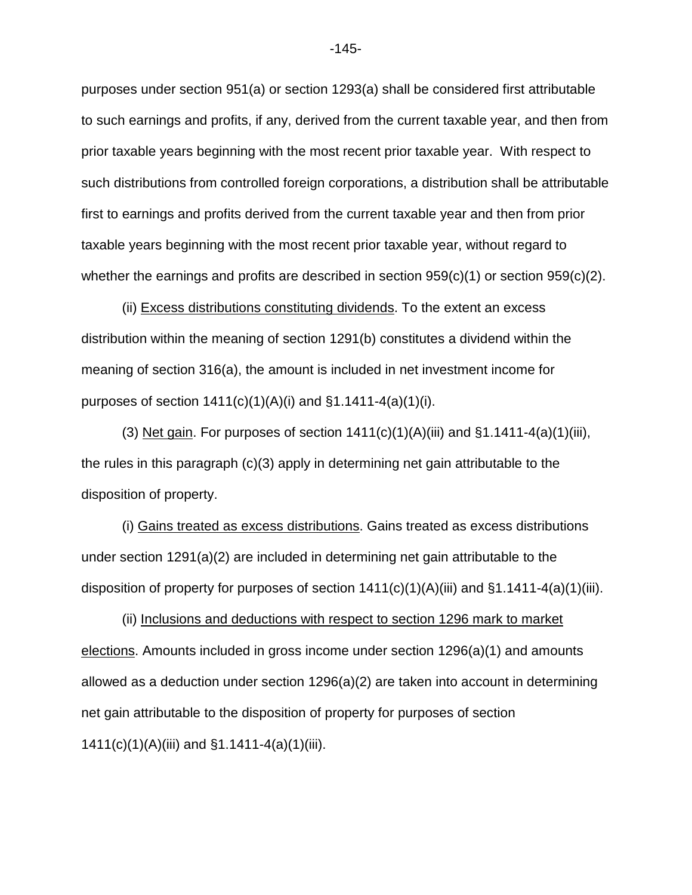purposes under section 951(a) or section 1293(a) shall be considered first attributable to such earnings and profits, if any, derived from the current taxable year, and then from prior taxable years beginning with the most recent prior taxable year. With respect to such distributions from controlled foreign corporations, a distribution shall be attributable first to earnings and profits derived from the current taxable year and then from prior taxable years beginning with the most recent prior taxable year, without regard to whether the earnings and profits are described in section 959(c)(1) or section 959(c)(2).

(ii) Excess distributions constituting dividends. To the extent an excess distribution within the meaning of section 1291(b) constitutes a dividend within the meaning of section 316(a), the amount is included in net investment income for purposes of section 1411(c)(1)(A)(i) and §1.1411-4(a)(1)(i).

(3) Net gain. For purposes of section 1411(c)(1)(A)(iii) and §1.1411-4(a)(1)(iii), the rules in this paragraph (c)(3) apply in determining net gain attributable to the disposition of property.

(i) Gains treated as excess distributions. Gains treated as excess distributions under section 1291(a)(2) are included in determining net gain attributable to the disposition of property for purposes of section 1411(c)(1)(A)(iii) and §1.1411-4(a)(1)(iii).

(ii) Inclusions and deductions with respect to section 1296 mark to market elections. Amounts included in gross income under section 1296(a)(1) and amounts allowed as a deduction under section 1296(a)(2) are taken into account in determining net gain attributable to the disposition of property for purposes of section 1411(c)(1)(A)(iii) and §1.1411-4(a)(1)(iii).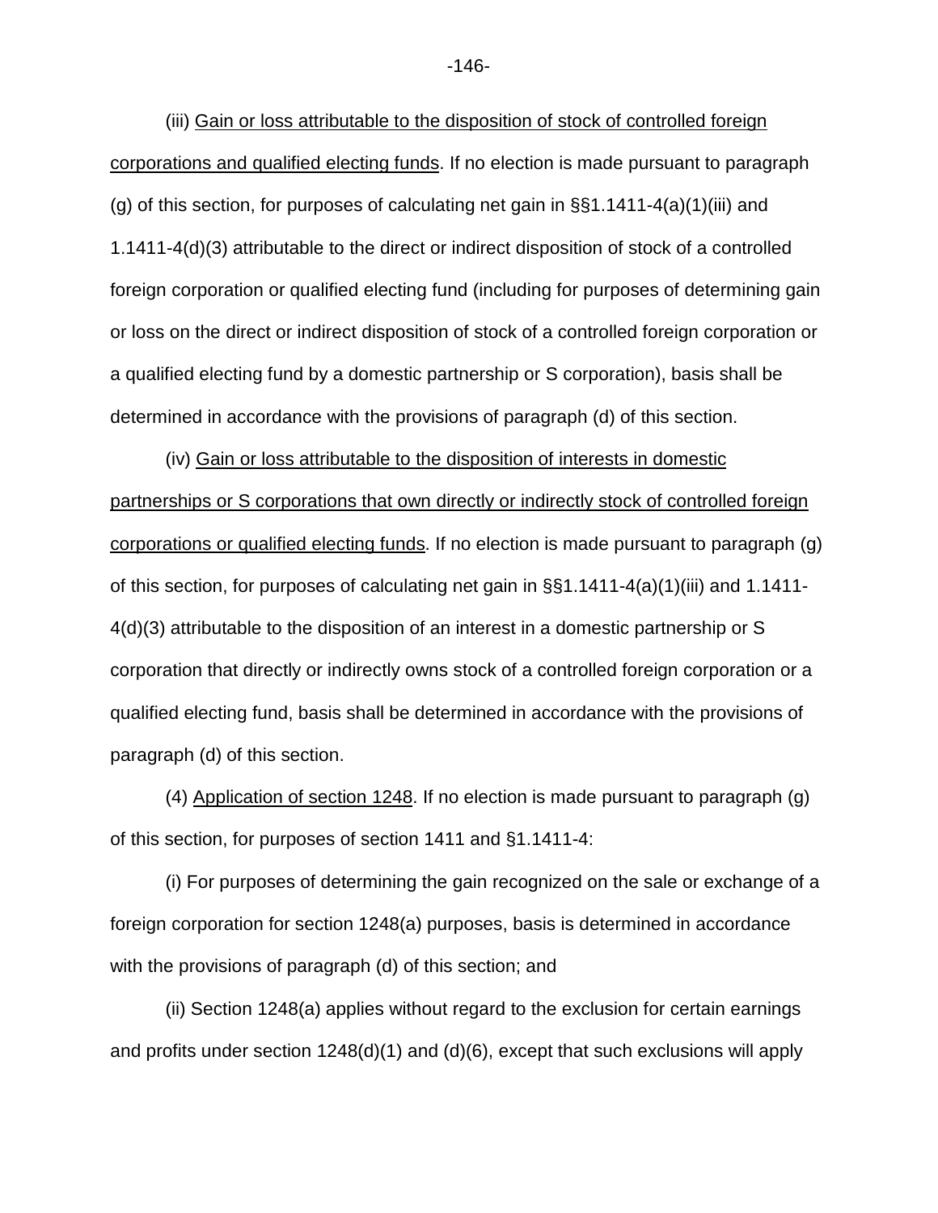(iii) Gain or loss attributable to the disposition of stock of controlled foreign corporations and qualified electing funds. If no election is made pursuant to paragraph (g) of this section, for purposes of calculating net gain in §§1.1411-4(a)(1)(iii) and 1.1411-4(d)(3) attributable to the direct or indirect disposition of stock of a controlled foreign corporation or qualified electing fund (including for purposes of determining gain or loss on the direct or indirect disposition of stock of a controlled foreign corporation or a qualified electing fund by a domestic partnership or S corporation), basis shall be determined in accordance with the provisions of paragraph (d) of this section.

(iv) Gain or loss attributable to the disposition of interests in domestic partnerships or S corporations that own directly or indirectly stock of controlled foreign corporations or qualified electing funds. If no election is made pursuant to paragraph (g) of this section, for purposes of calculating net gain in §§1.1411-4(a)(1)(iii) and 1.1411-4(d)(3) attributable to the disposition of an interest in a domestic partnership or S corporation that directly or indirectly owns stock of a controlled foreign corporation or a qualified electing fund, basis shall be determined in accordance with the provisions of paragraph (d) of this section.

(4) Application of section 1248. If no election is made pursuant to paragraph (g) of this section, for purposes of section 1411 and §1.1411-4:

(i) For purposes of determining the gain recognized on the sale or exchange of a foreign corporation for section 1248(a) purposes, basis is determined in accordance with the provisions of paragraph (d) of this section; and

(ii) Section 1248(a) applies without regard to the exclusion for certain earnings and profits under section 1248(d)(1) and (d)(6), except that such exclusions will apply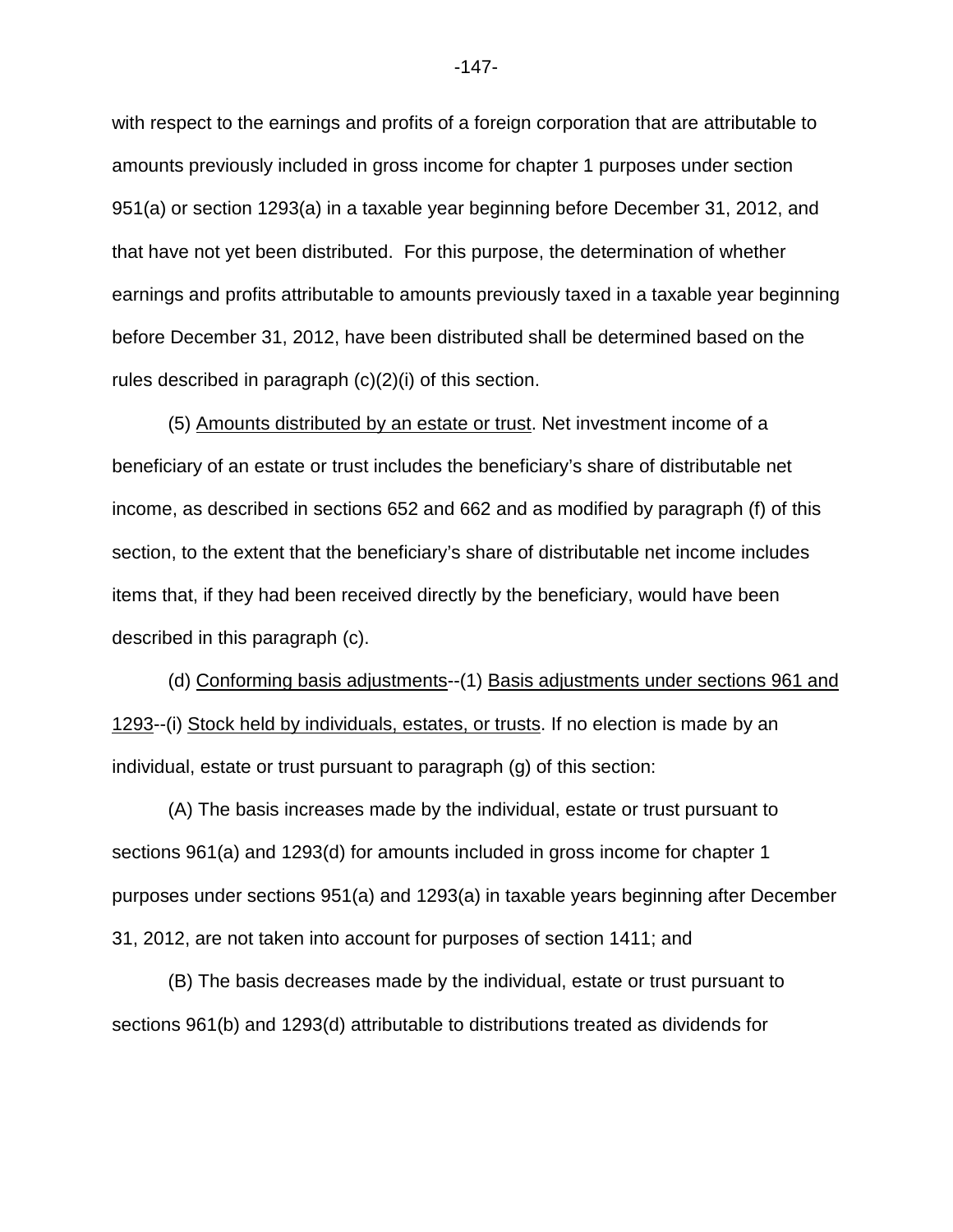with respect to the earnings and profits of a foreign corporation that are attributable to amounts previously included in gross income for chapter 1 purposes under section 951(a) or section 1293(a) in a taxable year beginning before December 31, 2012, and that have not yet been distributed. For this purpose, the determination of whether earnings and profits attributable to amounts previously taxed in a taxable year beginning before December 31, 2012, have been distributed shall be determined based on the rules described in paragraph (c)(2)(i) of this section.

(5) Amounts distributed by an estate or trust. Net investment income of a beneficiary of an estate or trust includes the beneficiary's share of distributable net income, as described in sections 652 and 662 and as modified by paragraph (f) of this section, to the extent that the beneficiary's share of distributable net income includes items that, if they had been received directly by the beneficiary, would have been described in this paragraph (c).

(d) Conforming basis adjustments--(1) Basis adjustments under sections 961 and 1293--(i) Stock held by individuals, estates, or trusts. If no election is made by an individual, estate or trust pursuant to paragraph (g) of this section:

(A) The basis increases made by the individual, estate or trust pursuant to sections 961(a) and 1293(d) for amounts included in gross income for chapter 1 purposes under sections 951(a) and 1293(a) in taxable years beginning after December 31, 2012, are not taken into account for purposes of section 1411; and

(B) The basis decreases made by the individual, estate or trust pursuant to sections 961(b) and 1293(d) attributable to distributions treated as dividends for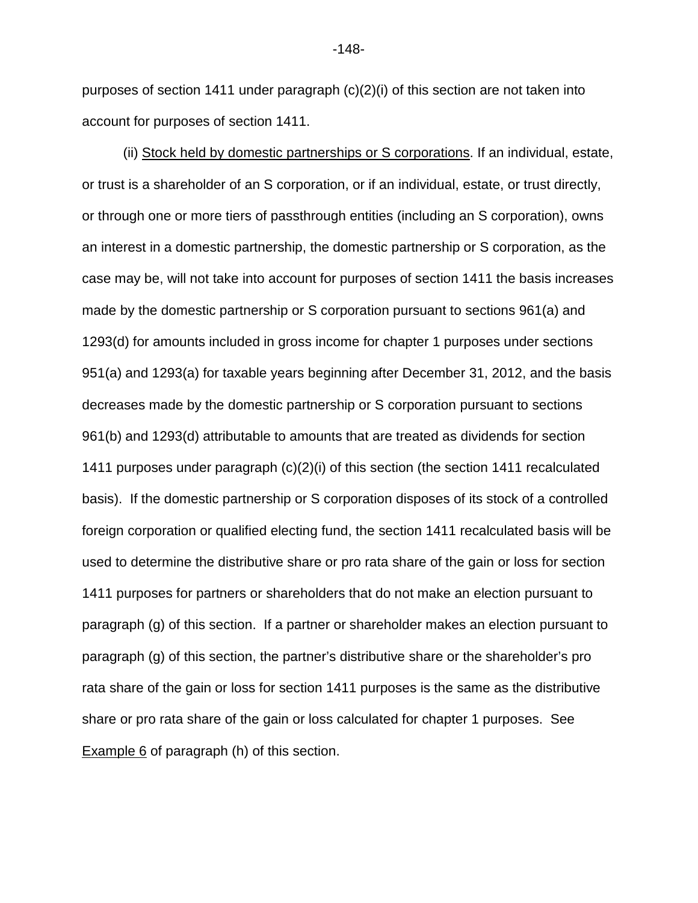purposes of section 1411 under paragraph (c)(2)(i) of this section are not taken into account for purposes of section 1411.

(ii) Stock held by domestic partnerships or S corporations. If an individual, estate, or trust is a shareholder of an S corporation, or if an individual, estate, or trust directly, or through one or more tiers of passthrough entities (including an S corporation), owns an interest in a domestic partnership, the domestic partnership or S corporation, as the case may be, will not take into account for purposes of section 1411 the basis increases made by the domestic partnership or S corporation pursuant to sections 961(a) and 1293(d) for amounts included in gross income for chapter 1 purposes under sections 951(a) and 1293(a) for taxable years beginning after December 31, 2012, and the basis decreases made by the domestic partnership or S corporation pursuant to sections 961(b) and 1293(d) attributable to amounts that are treated as dividends for section 1411 purposes under paragraph (c)(2)(i) of this section (the section 1411 recalculated basis). If the domestic partnership or S corporation disposes of its stock of a controlled foreign corporation or qualified electing fund, the section 1411 recalculated basis will be used to determine the distributive share or pro rata share of the gain or loss for section 1411 purposes for partners or shareholders that do not make an election pursuant to paragraph (g) of this section. If a partner or shareholder makes an election pursuant to paragraph (g) of this section, the partner's distributive share or the shareholder's pro rata share of the gain or loss for section 1411 purposes is the same as the distributive share or pro rata share of the gain or loss calculated for chapter 1 purposes. See Example 6 of paragraph (h) of this section.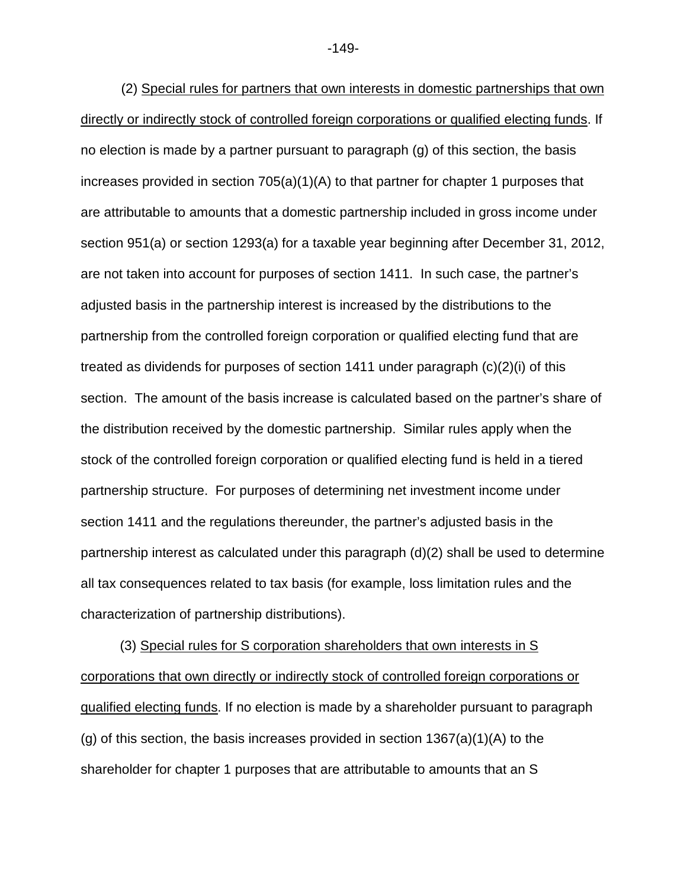(2) <u>Special rules for partners that own interests in domestic partnerships that own directly or indirectly stock of controlled foreign corporations or qualified electing funds</u>. If no election is made by a partner pursuant to paragraph (g) of this section, the basis increases provided in section 705(a)(1)(A) to that partner for chapter 1 purposes that are attributable to amounts that a domestic partnership included in gross income under section 951(a) or section 1293(a) for a taxable year beginning after December 31, 2012, are not taken into account for purposes of section 1411. In such case, the partner's adjusted basis in the partnership interest is increased by the distributions to the partnership from the controlled foreign corporation or qualified electing fund that are treated as dividends for purposes of section 1411 under paragraph (c)(2)(i) of this section. The amount of the basis increase is calculated based on the partner's share of the distribution received by the domestic partnership. Similar rules apply when the stock of the controlled foreign corporation or qualified electing fund is held in a tiered partnership structure. For purposes of determining net investment income under section 1411 and the regulations thereunder, the partner's adjusted basis in the partnership interest as calculated under this paragraph (d)(2) shall be used to determine all tax consequences related to tax basis (for example, loss limitation rules and the characterization of partnership distributions).

(3) <u>Special rules for S corporation shareholders that own interests in S corporations that own directly or indirectly stock of controlled foreign corporations or qualified electing funds</u>. If no election is made by a shareholder pursuant to paragraph (g) of this section, the basis increases provided in section 1367(a)(1)(A) to the shareholder for chapter 1 purposes that are attributable to amounts that an S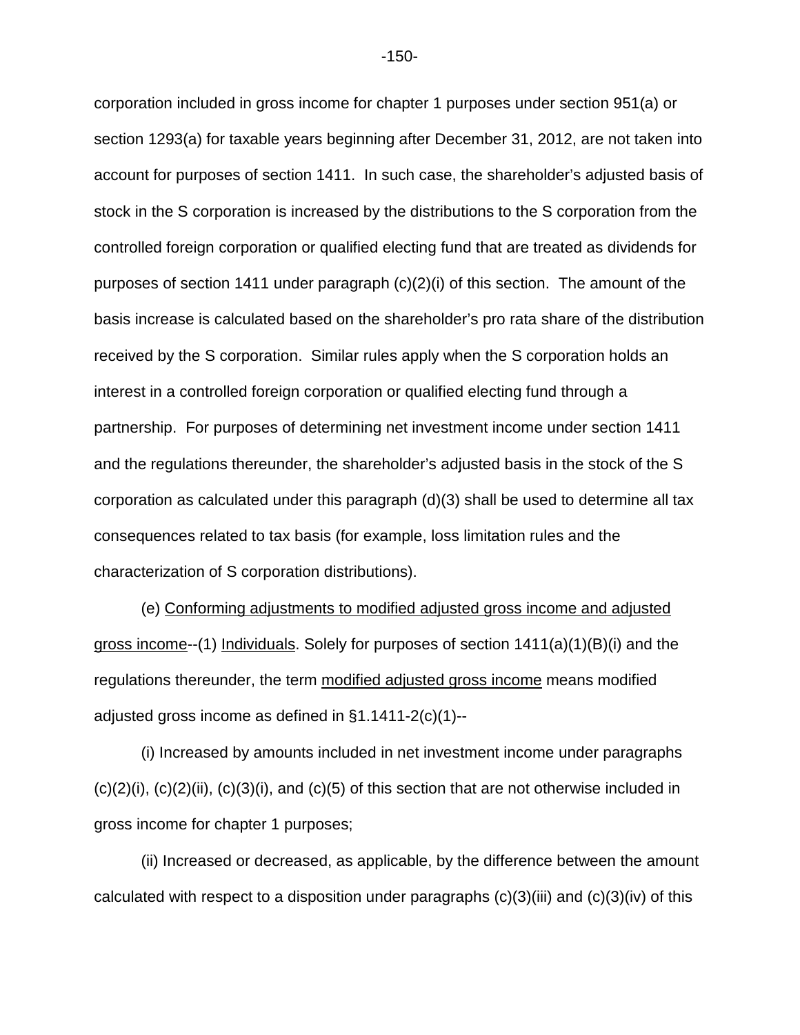corporation included in gross income for chapter 1 purposes under section 951(a) or section 1293(a) for taxable years beginning after December 31, 2012, are not taken into account for purposes of section 1411. In such case, the shareholder's adjusted basis of stock in the S corporation is increased by the distributions to the S corporation from the controlled foreign corporation or qualified electing fund that are treated as dividends for purposes of section 1411 under paragraph (c)(2)(i) of this section. The amount of the basis increase is calculated based on the shareholder's pro rata share of the distribution received by the S corporation. Similar rules apply when the S corporation holds an interest in a controlled foreign corporation or qualified electing fund through a partnership. For purposes of determining net investment income under section 1411 and the regulations thereunder, the shareholder's adjusted basis in the stock of the S corporation as calculated under this paragraph (d)(3) shall be used to determine all tax consequences related to tax basis (for example, loss limitation rules and the characterization of S corporation distributions).

(e) Conforming adjustments to modified adjusted gross income and adjusted gross income--(1) Individuals. Solely for purposes of section 1411(a)(1)(B)(i) and the regulations thereunder, the term modified adjusted gross income means modified adjusted gross income as defined in §1.1411-2(c)(1)--

(i) Increased by amounts included in net investment income under paragraphs (c)(2)(i), (c)(2)(ii), (c)(3)(i), and (c)(5) of this section that are not otherwise included in gross income for chapter 1 purposes;

(ii) Increased or decreased, as applicable, by the difference between the amount calculated with respect to a disposition under paragraphs (c)(3)(iii) and (c)(3)(iv) of this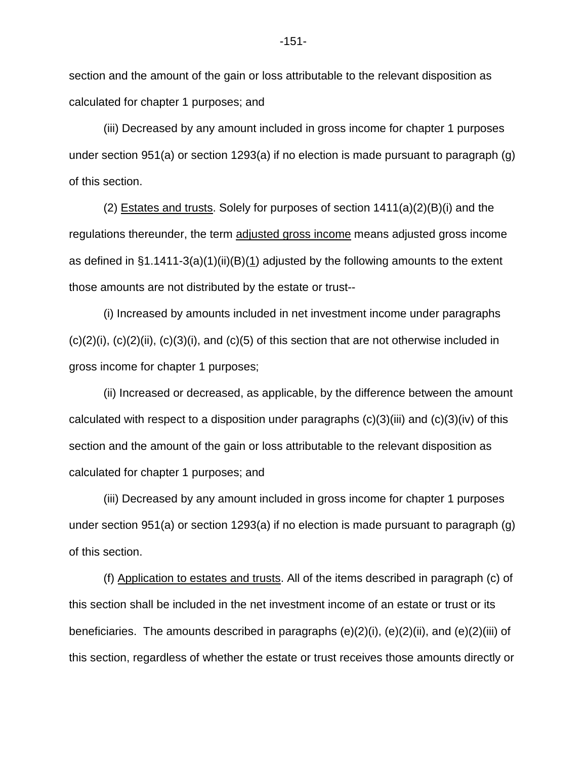section and the amount of the gain or loss attributable to the relevant disposition as calculated for chapter 1 purposes; and

(iii) Decreased by any amount included in gross income for chapter 1 purposes under section 951(a) or section 1293(a) if no election is made pursuant to paragraph (g) of this section.

(2) Estates and trusts. Solely for purposes of section 1411(a)(2)(B)(i) and the regulations thereunder, the term adjusted gross income means adjusted gross income as defined in §1.1411-3(a)(1)(ii)(B)(1) adjusted by the following amounts to the extent those amounts are not distributed by the estate or trust--

(i) Increased by amounts included in net investment income under paragraphs (c)(2)(i), (c)(2)(ii), (c)(3)(i), and (c)(5) of this section that are not otherwise included in gross income for chapter 1 purposes;

(ii) Increased or decreased, as applicable, by the difference between the amount calculated with respect to a disposition under paragraphs (c)(3)(iii) and (c)(3)(iv) of this section and the amount of the gain or loss attributable to the relevant disposition as calculated for chapter 1 purposes; and

(iii) Decreased by any amount included in gross income for chapter 1 purposes under section 951(a) or section 1293(a) if no election is made pursuant to paragraph (g) of this section.

(f) Application to estates and trusts. All of the items described in paragraph (c) of this section shall be included in the net investment income of an estate or trust or its beneficiaries. The amounts described in paragraphs (e)(2)(i), (e)(2)(ii), and (e)(2)(iii) of this section, regardless of whether the estate or trust receives those amounts directly or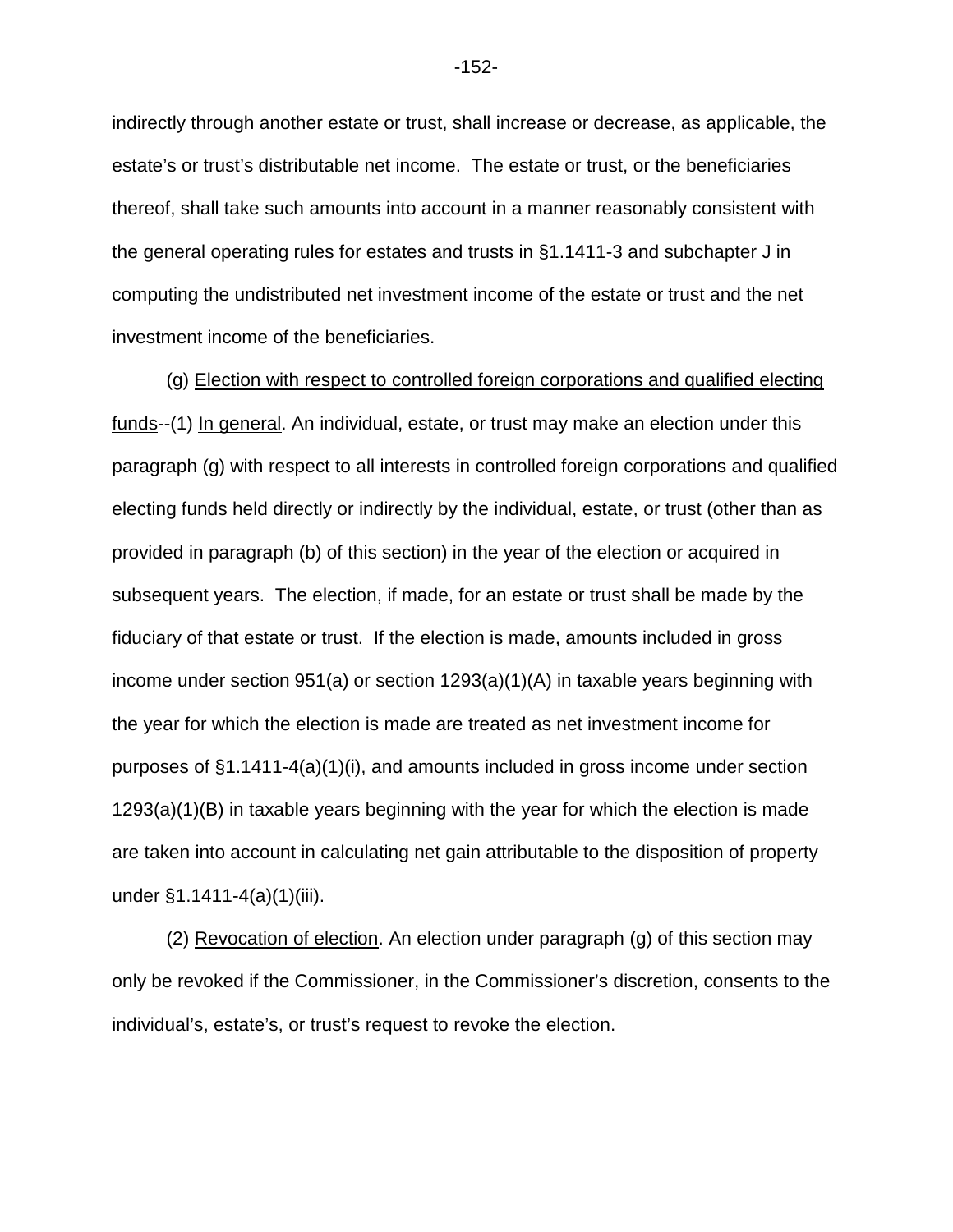indirectly through another estate or trust, shall increase or decrease, as applicable, the estate's or trust's distributable net income. The estate or trust, or the beneficiaries thereof, shall take such amounts into account in a manner reasonably consistent with the general operating rules for estates and trusts in §1.1411-3 and subchapter J in computing the undistributed net investment income of the estate or trust and the net investment income of the beneficiaries.

(g) Election with respect to controlled foreign corporations and qualified electing funds--(1) In general. An individual, estate, or trust may make an election under this paragraph (g) with respect to all interests in controlled foreign corporations and qualified electing funds held directly or indirectly by the individual, estate, or trust (other than as provided in paragraph (b) of this section) in the year of the election or acquired in subsequent years. The election, if made, for an estate or trust shall be made by the fiduciary of that estate or trust. If the election is made, amounts included in gross income under section 951(a) or section 1293(a)(1)(A) in taxable years beginning with the year for which the election is made are treated as net investment income for purposes of §1.1411-4(a)(1)(i), and amounts included in gross income under section 1293(a)(1)(B) in taxable years beginning with the year for which the election is made are taken into account in calculating net gain attributable to the disposition of property under §1.1411-4(a)(1)(iii).

(2) Revocation of election. An election under paragraph (g) of this section may only be revoked if the Commissioner, in the Commissioner's discretion, consents to the individual's, estate's, or trust's request to revoke the election.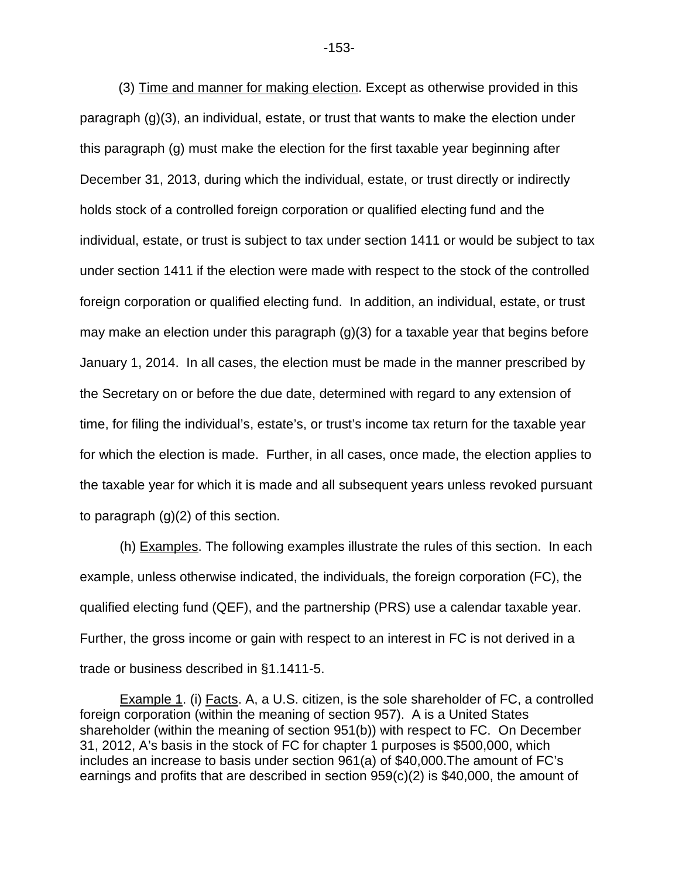(3) Time and manner for making election. Except as otherwise provided in this paragraph (g)(3), an individual, estate, or trust that wants to make the election under this paragraph (g) must make the election for the first taxable year beginning after December 31, 2013, during which the individual, estate, or trust directly or indirectly holds stock of a controlled foreign corporation or qualified electing fund and the individual, estate, or trust is subject to tax under section 1411 or would be subject to tax under section 1411 if the election were made with respect to the stock of the controlled foreign corporation or qualified electing fund. In addition, an individual, estate, or trust may make an election under this paragraph (g)(3) for a taxable year that begins before January 1, 2014. In all cases, the election must be made in the manner prescribed by the Secretary on or before the due date, determined with regard to any extension of time, for filing the individual's, estate's, or trust's income tax return for the taxable year for which the election is made. Further, in all cases, once made, the election applies to the taxable year for which it is made and all subsequent years unless revoked pursuant to paragraph (g)(2) of this section.

(h) Examples. The following examples illustrate the rules of this section. In each example, unless otherwise indicated, the individuals, the foreign corporation (FC), the qualified electing fund (QEF), and the partnership (PRS) use a calendar taxable year. Further, the gross income or gain with respect to an interest in FC is not derived in a trade or business described in §1.1411-5.

Example 1. (i) Facts. A, a U.S. citizen, is the sole shareholder of FC, a controlled foreign corporation (within the meaning of section 957). A is a United States shareholder (within the meaning of section 951(b)) with respect to FC. On December 31, 2012, A's basis in the stock of FC for chapter 1 purposes is \$500,000, which includes an increase to basis under section 961(a) of \$40,000.The amount of FC's earnings and profits that are described in section 959(c)(2) is \$40,000, the amount of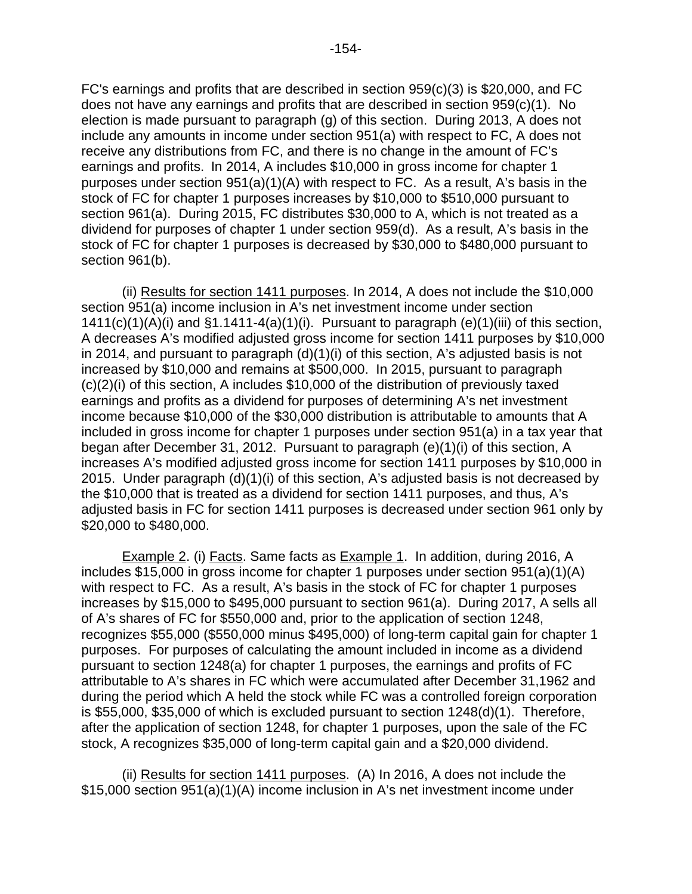FC's earnings and profits that are described in section 959(c)(3) is $20,000, and FC does not have any earnings and profits that are described in section 959(c)(1). No election is made pursuant to paragraph (g) of this section. During 2013, A does not include any amounts in income under section 951(a) with respect to FC, A does not receive any distributions from FC, and there is no change in the amount of FC's earnings and profits. In 2014, A includes $10,000 in gross income for chapter 1 purposes under section 951(a)(1)(A) with respect to FC. As a result, A's basis in the stock of FC for chapter 1 purposes increases by $10,000 to $510,000 pursuant to section 961(a). During 2015, FC distributes $30,000 to A, which is not treated as a dividend for purposes of chapter 1 under section 959(d). As a result, A's basis in the stock of FC for chapter 1 purposes is decreased by $30,000 to $480,000 pursuant to section 961(b).

(ii) Results for section 1411 purposes. In 2014, A does not include the $10,000 section 951(a) income inclusion in A's net investment income under section 1411(c)(1)(A)(i) and §1.1411-4(a)(1)(i). Pursuant to paragraph (e)(1)(iii) of this section, A decreases A's modified adjusted gross income for section 1411 purposes by $10,000 in 2014, and pursuant to paragraph (d)(1)(i) of this section, A's adjusted basis is not increased by $10,000 and remains at $500,000. In 2015, pursuant to paragraph (c)(2)(i) of this section, A includes $10,000 of the distribution of previously taxed earnings and profits as a dividend for purposes of determining A's net investment income because $10,000 of the $30,000 distribution is attributable to amounts that A included in gross income for chapter 1 purposes under section 951(a) in a tax year that began after December 31, 2012. Pursuant to paragraph (e)(1)(i) of this section, A increases A's modified adjusted gross income for section 1411 purposes by $10,000 in 2015. Under paragraph (d)(1)(i) of this section, A's adjusted basis is not decreased by the $10,000 that is treated as a dividend for section 1411 purposes, and thus, A's adjusted basis in FC for section 1411 purposes is decreased under section 961 only by $20,000 to $480,000.

Example 2. (i) Facts. Same facts as Example 1. In addition, during 2016, A includes $15,000 in gross income for chapter 1 purposes under section 951(a)(1)(A) with respect to FC. As a result, A's basis in the stock of FC for chapter 1 purposes increases by $15,000 to $495,000 pursuant to section 961(a). During 2017, A sells all of A's shares of FC for $550,000 and, prior to the application of section 1248, recognizes $55,000 ($550,000 minus $495,000) of long-term capital gain for chapter 1 purposes. For purposes of calculating the amount included in income as a dividend pursuant to section 1248(a) for chapter 1 purposes, the earnings and profits of FC attributable to A's shares in FC which were accumulated after December 31,1962 and during the period which A held the stock while FC was a controlled foreign corporation is $55,000, $35,000 of which is excluded pursuant to section 1248(d)(1). Therefore, after the application of section 1248, for chapter 1 purposes, upon the sale of the FC stock, A recognizes $35,000 of long-term capital gain and a $20,000 dividend.

(ii) Results for section 1411 purposes. (A) In 2016, A does not include the $15,000 section 951(a)(1)(A) income inclusion in A's net investment income under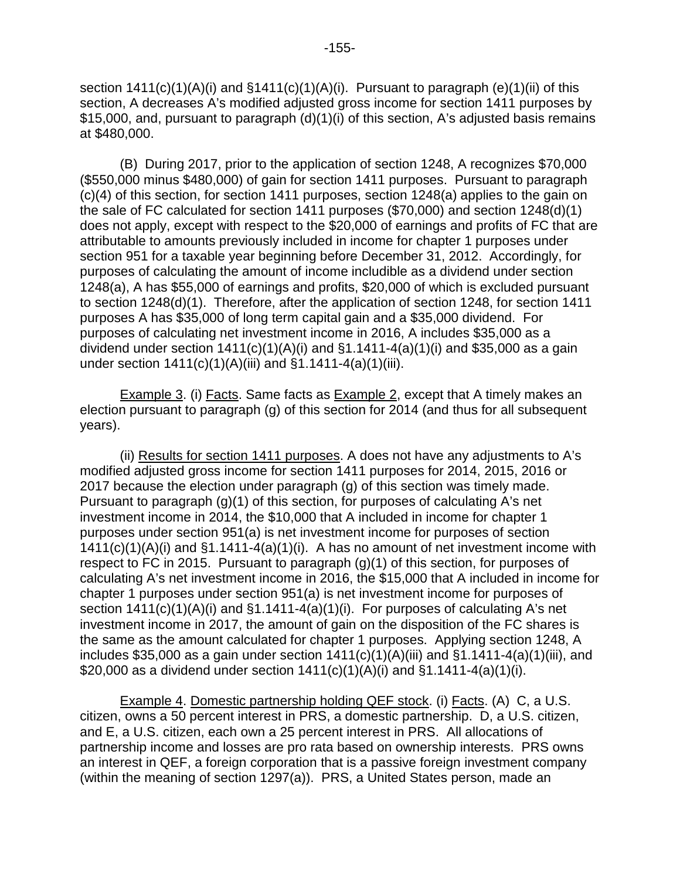section 1411(c)(1)(A)(i) and §1411(c)(1)(A)(i). Pursuant to paragraph (e)(1)(ii) of this section, A decreases A's modified adjusted gross income for section 1411 purposes by $15,000, and, pursuant to paragraph (d)(1)(i) of this section, A's adjusted basis remains at $480,000.

(B) During 2017, prior to the application of section 1248, A recognizes $70,000 ($550,000 minus $480,000) of gain for section 1411 purposes. Pursuant to paragraph (c)(4) of this section, for section 1411 purposes, section 1248(a) applies to the gain on the sale of FC calculated for section 1411 purposes ($70,000) and section 1248(d)(1) does not apply, except with respect to the $20,000 of earnings and profits of FC that are attributable to amounts previously included in income for chapter 1 purposes under section 951 for a taxable year beginning before December 31, 2012. Accordingly, for purposes of calculating the amount of income includible as a dividend under section 1248(a), A has $55,000 of earnings and profits, $20,000 of which is excluded pursuant to section 1248(d)(1). Therefore, after the application of section 1248, for section 1411 purposes A has $35,000 of long term capital gain and a $35,000 dividend. For purposes of calculating net investment income in 2016, A includes $35,000 as a dividend under section 1411(c)(1)(A)(i) and §1.1411-4(a)(1)(i) and $35,000 as a gain under section 1411(c)(1)(A)(iii) and §1.1411-4(a)(1)(iii).

Example 3. (i) Facts. Same facts as Example 2, except that A timely makes an election pursuant to paragraph (g) of this section for 2014 (and thus for all subsequent years).

(ii) Results for section 1411 purposes. A does not have any adjustments to A's modified adjusted gross income for section 1411 purposes for 2014, 2015, 2016 or 2017 because the election under paragraph (g) of this section was timely made. Pursuant to paragraph (g)(1) of this section, for purposes of calculating A's net investment income in 2014, the $10,000 that A included in income for chapter 1 purposes under section 951(a) is net investment income for purposes of section 1411(c)(1)(A)(i) and §1.1411-4(a)(1)(i). A has no amount of net investment income with respect to FC in 2015. Pursuant to paragraph (g)(1) of this section, for purposes of calculating A's net investment income in 2016, the $15,000 that A included in income for chapter 1 purposes under section 951(a) is net investment income for purposes of section 1411(c)(1)(A)(i) and §1.1411-4(a)(1)(i). For purposes of calculating A's net investment income in 2017, the amount of gain on the disposition of the FC shares is the same as the amount calculated for chapter 1 purposes. Applying section 1248, A includes $35,000 as a gain under section 1411(c)(1)(A)(iii) and §1.1411-4(a)(1)(iii), and $20,000 as a dividend under section 1411(c)(1)(A)(i) and §1.1411-4(a)(1)(i).

Example 4. Domestic partnership holding QEF stock. (i) Facts. (A) C, a U.S. citizen, owns a 50 percent interest in PRS, a domestic partnership. D, a U.S. citizen, and E, a U.S. citizen, each own a 25 percent interest in PRS. All allocations of partnership income and losses are pro rata based on ownership interests. PRS owns an interest in QEF, a foreign corporation that is a passive foreign investment company (within the meaning of section 1297(a)). PRS, a United States person, made an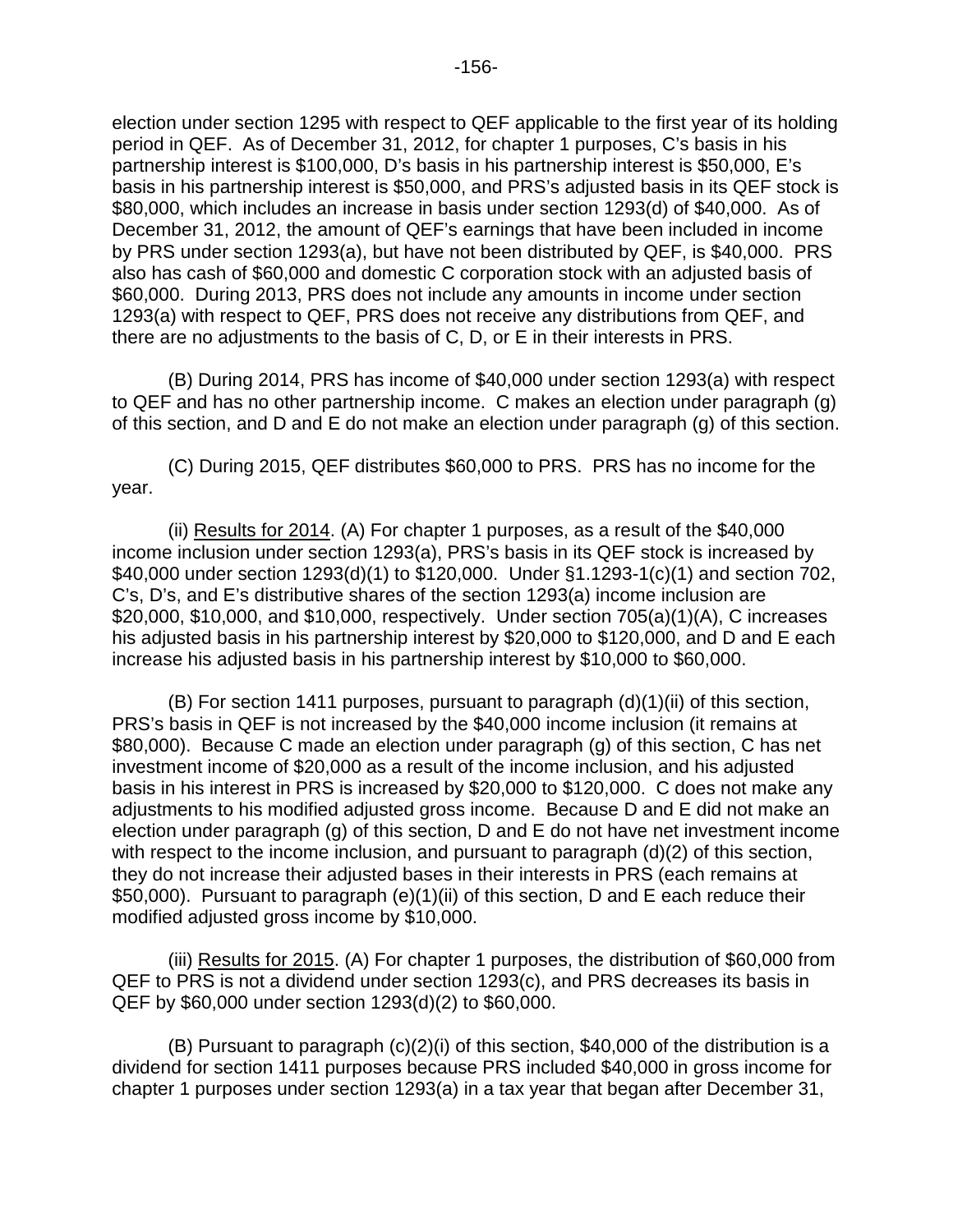election under section 1295 with respect to QEF applicable to the first year of its holding period in QEF. As of December 31, 2012, for chapter 1 purposes, C's basis in his partnership interest is $100,000, D's basis in his partnership interest is $50,000, E's basis in his partnership interest is $50,000, and PRS's adjusted basis in its QEF stock is $80,000, which includes an increase in basis under section 1293(d) of $40,000. As of December 31, 2012, the amount of QEF's earnings that have been included in income by PRS under section 1293(a), but have not been distributed by QEF, is $40,000. PRS also has cash of $60,000 and domestic C corporation stock with an adjusted basis of $60,000. During 2013, PRS does not include any amounts in income under section 1293(a) with respect to QEF, PRS does not receive any distributions from QEF, and there are no adjustments to the basis of C, D, or E in their interests in PRS.

(B) During 2014, PRS has income of $40,000 under section 1293(a) with respect to QEF and has no other partnership income. C makes an election under paragraph (g) of this section, and D and E do not make an election under paragraph (g) of this section.

(C) During 2015, QEF distributes $60,000 to PRS. PRS has no income for the year.

(ii) Results for 2014. (A) For chapter 1 purposes, as a result of the $40,000 income inclusion under section 1293(a), PRS's basis in its QEF stock is increased by $40,000 under section 1293(d)(1) to $120,000. Under §1.1293-1(c)(1) and section 702, C's, D's, and E's distributive shares of the section 1293(a) income inclusion are $20,000, $10,000, and $10,000, respectively. Under section 705(a)(1)(A), C increases his adjusted basis in his partnership interest by $20,000 to $120,000, and D and E each increase his adjusted basis in his partnership interest by $10,000 to $60,000.

(B) For section 1411 purposes, pursuant to paragraph (d)(1)(ii) of this section, PRS's basis in QEF is not increased by the $40,000 income inclusion (it remains at $80,000). Because C made an election under paragraph (g) of this section, C has net investment income of $20,000 as a result of the income inclusion, and his adjusted basis in his interest in PRS is increased by $20,000 to $120,000. C does not make any adjustments to his modified adjusted gross income. Because D and E did not make an election under paragraph (g) of this section, D and E do not have net investment income with respect to the income inclusion, and pursuant to paragraph (d)(2) of this section, they do not increase their adjusted bases in their interests in PRS (each remains at $50,000). Pursuant to paragraph (e)(1)(ii) of this section, D and E each reduce their modified adjusted gross income by $10,000.

(iii) Results for 2015. (A) For chapter 1 purposes, the distribution of $60,000 from QEF to PRS is not a dividend under section 1293(c), and PRS decreases its basis in QEF by $60,000 under section 1293(d)(2) to $60,000.

(B) Pursuant to paragraph (c)(2)(i) of this section, $40,000 of the distribution is a dividend for section 1411 purposes because PRS included $40,000 in gross income for chapter 1 purposes under section 1293(a) in a tax year that began after December 31,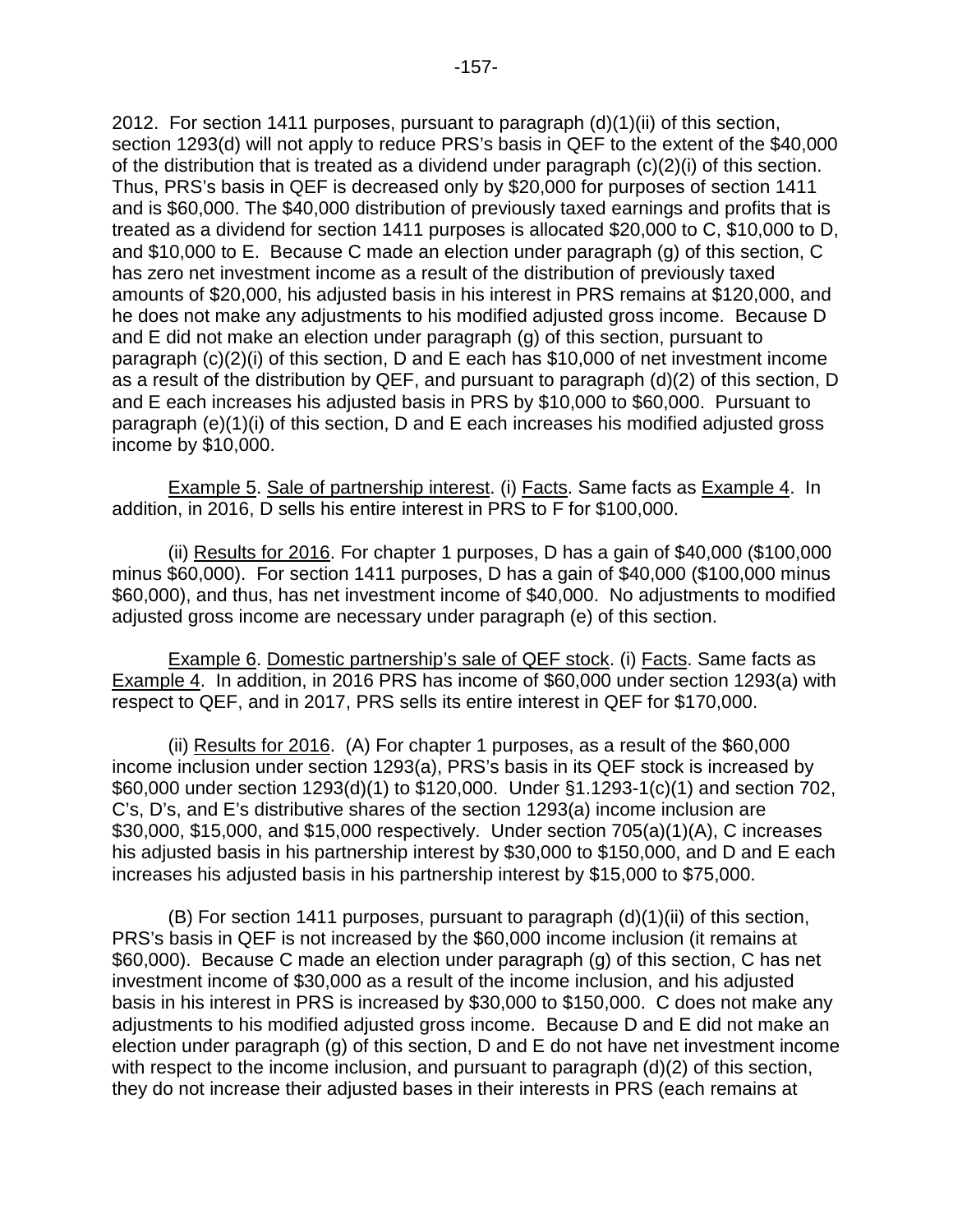2012. For section 1411 purposes, pursuant to paragraph (d)(1)(ii) of this section, section 1293(d) will not apply to reduce PRS's basis in QEF to the extent of the $40,000 of the distribution that is treated as a dividend under paragraph (c)(2)(i) of this section. Thus, PRS's basis in QEF is decreased only by $20,000 for purposes of section 1411 and is $60,000. The $40,000 distribution of previously taxed earnings and profits that is treated as a dividend for section 1411 purposes is allocated $20,000 to C, $10,000 to D, and $10,000 to E. Because C made an election under paragraph (g) of this section, C has zero net investment income as a result of the distribution of previously taxed amounts of $20,000, his adjusted basis in his interest in PRS remains at $120,000, and he does not make any adjustments to his modified adjusted gross income. Because D and E did not make an election under paragraph (g) of this section, pursuant to paragraph (c)(2)(i) of this section, D and E each has $10,000 of net investment income as a result of the distribution by QEF, and pursuant to paragraph (d)(2) of this section, D and E each increases his adjusted basis in PRS by $10,000 to $60,000. Pursuant to paragraph (e)(1)(i) of this section, D and E each increases his modified adjusted gross income by $10,000.

Example 5. Sale of partnership interest. (i) Facts. Same facts as Example 4. In addition, in 2016, D sells his entire interest in PRS to F for $100,000.

(ii) Results for 2016. For chapter 1 purposes, D has a gain of $40,000 ($100,000 minus $60,000). For section 1411 purposes, D has a gain of $40,000 ($100,000 minus $60,000), and thus, has net investment income of $40,000. No adjustments to modified adjusted gross income are necessary under paragraph (e) of this section.

Example 6. Domestic partnership's sale of QEF stock. (i) Facts. Same facts as Example 4. In addition, in 2016 PRS has income of $60,000 under section 1293(a) with respect to QEF, and in 2017, PRS sells its entire interest in QEF for $170,000.

(ii) Results for 2016. (A) For chapter 1 purposes, as a result of the $60,000 income inclusion under section 1293(a), PRS's basis in its QEF stock is increased by $60,000 under section 1293(d)(1) to $120,000. Under §1.1293-1(c)(1) and section 702, C's, D's, and E's distributive shares of the section 1293(a) income inclusion are $30,000, $15,000, and $15,000 respectively. Under section 705(a)(1)(A), C increases his adjusted basis in his partnership interest by $30,000 to $150,000, and D and E each increases his adjusted basis in his partnership interest by $15,000 to $75,000.

(B) For section 1411 purposes, pursuant to paragraph (d)(1)(ii) of this section, PRS's basis in QEF is not increased by the $60,000 income inclusion (it remains at $60,000). Because C made an election under paragraph (g) of this section, C has net investment income of $30,000 as a result of the income inclusion, and his adjusted basis in his interest in PRS is increased by $30,000 to $150,000. C does not make any adjustments to his modified adjusted gross income. Because D and E did not make an election under paragraph (g) of this section, D and E do not have net investment income with respect to the income inclusion, and pursuant to paragraph (d)(2) of this section, they do not increase their adjusted bases in their interests in PRS (each remains at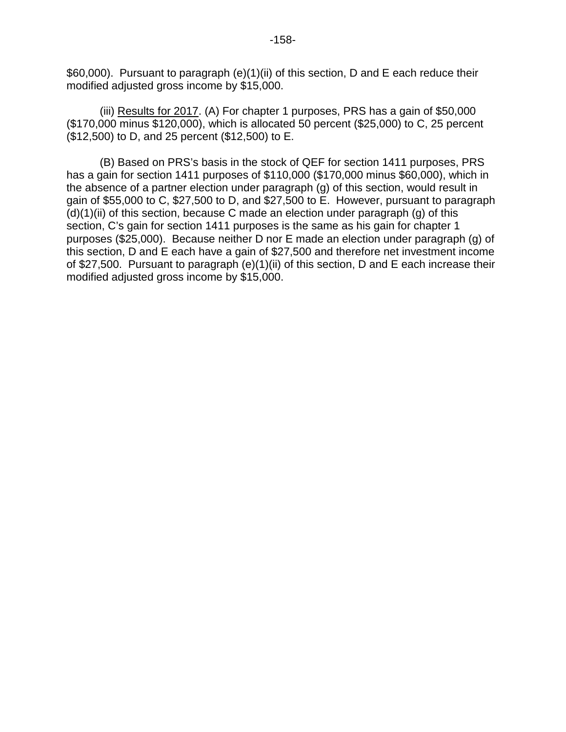$60,000). Pursuant to paragraph (e)(1)(ii) of this section, D and E each reduce their modified adjusted gross income by $15,000.

(iii) Results for 2017. (A) For chapter 1 purposes, PRS has a gain of $50,000 ($170,000 minus $120,000), which is allocated 50 percent ($25,000) to C, 25 percent ($12,500) to D, and 25 percent ($12,500) to E.

(B) Based on PRS's basis in the stock of QEF for section 1411 purposes, PRS has a gain for section 1411 purposes of $110,000 ($170,000 minus $60,000), which in the absence of a partner election under paragraph (g) of this section, would result in gain of $55,000 to C, $27,500 to D, and $27,500 to E. However, pursuant to paragraph (d)(1)(ii) of this section, because C made an election under paragraph (g) of this section, C's gain for section 1411 purposes is the same as his gain for chapter 1 purposes ($25,000). Because neither D nor E made an election under paragraph (g) of this section, D and E each have a gain of $27,500 and therefore net investment income of $27,500. Pursuant to paragraph (e)(1)(ii) of this section, D and E each increase their modified adjusted gross income by $15,000.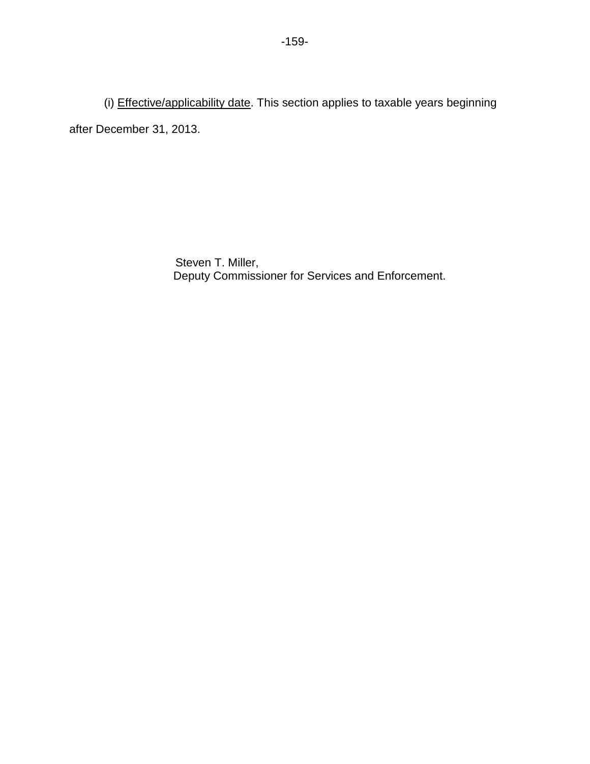(i) Effective/applicability date. This section applies to taxable years beginning after December 31, 2013.

Steven T. Miller,
Deputy Commissioner for Services and Enforcement.